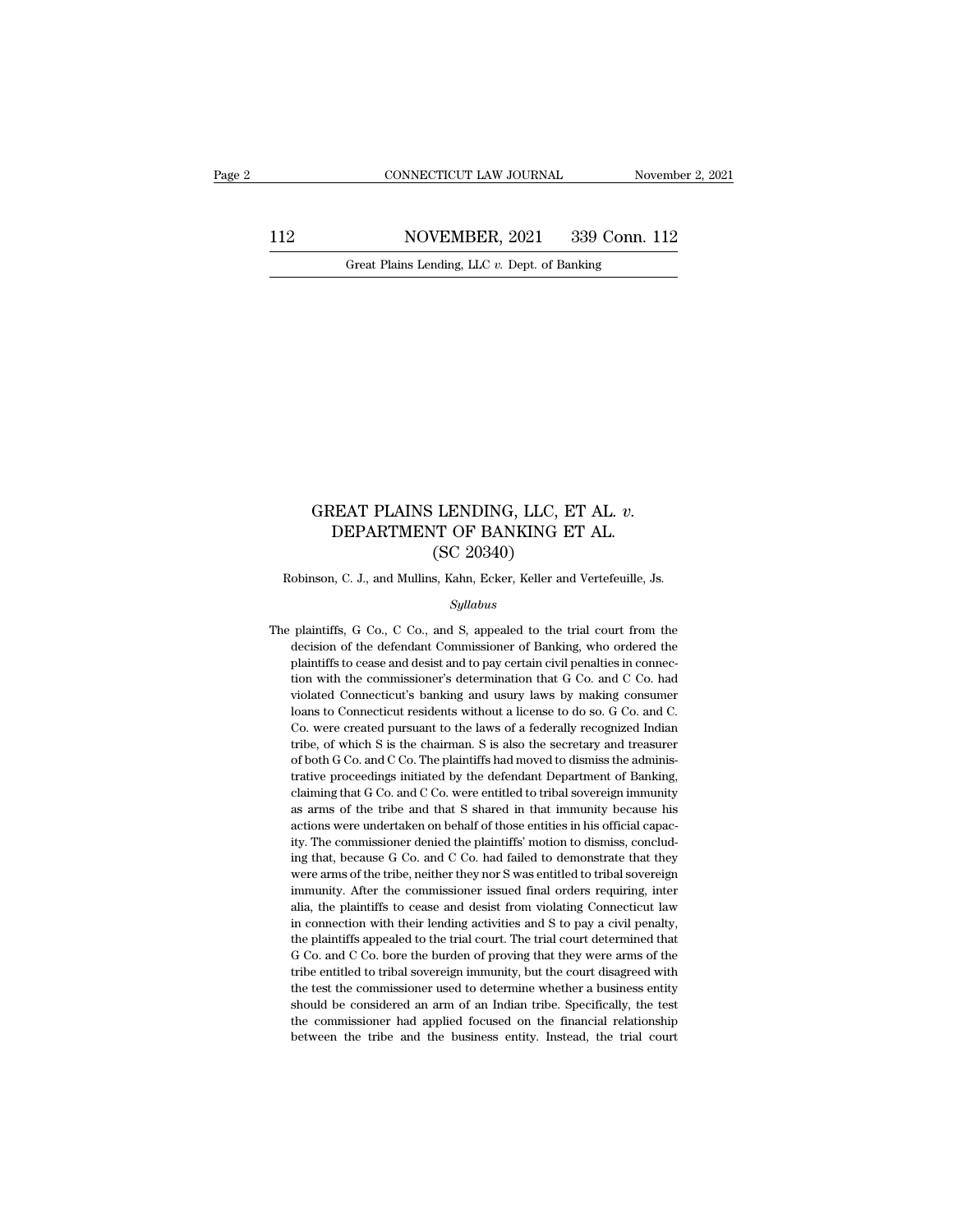# GREAT PLAINS LENDING, LLC, ET AL. *v.* DEPARTMENT OF BANKING ET AL.

(SC 20340)

Robinson, C. J., and Mullins, Kahn, Ecker, Keller and Vertefeuille, Js.

*Syllabus*

The plaintiffs, G Co., C Co., and S, appealed to the trial court from the decision of the defendant Commissioner of Banking, who ordered the plaintiffs to cease and desist and to pay certain civil penalties in connection with the commissioner's determination that G Co. and C Co. had violated Connecticut's banking and usury laws by making consumer loans to Connecticut residents without a license to do so. G Co. and C. Co. were created pursuant to the laws of a federally recognized Indian tribe, of which S is the chairman. S is also the secretary and treasurer of both G Co. and C Co. The plaintiffs had moved to dismiss the administrative proceedings initiated by the defendant Department of Banking, claiming that G Co. and C Co. were entitled to tribal sovereign immunity as arms of the tribe and that S shared in that immunity because his actions were undertaken on behalf of those entities in his official capacity. The commissioner denied the plaintiffs' motion to dismiss, concluding that, because G Co. and C Co. had failed to demonstrate that they were arms of the tribe, neither they nor S was entitled to tribal sovereign immunity. After the commissioner issued final orders requiring, inter alia, the plaintiffs to cease and desist from violating Connecticut law in connection with their lending activities and S to pay a civil penalty, the plaintiffs appealed to the trial court. The trial court determined that G Co. and C Co. bore the burden of proving that they were arms of the tribe entitled to tribal sovereign immunity, but the court disagreed with the test the commissioner used to determine whether a business entity should be considered an arm of an Indian tribe. Specifically, the test the commissioner had applied focused on the financial relationship between the tribe and the business entity. Instead, the trial court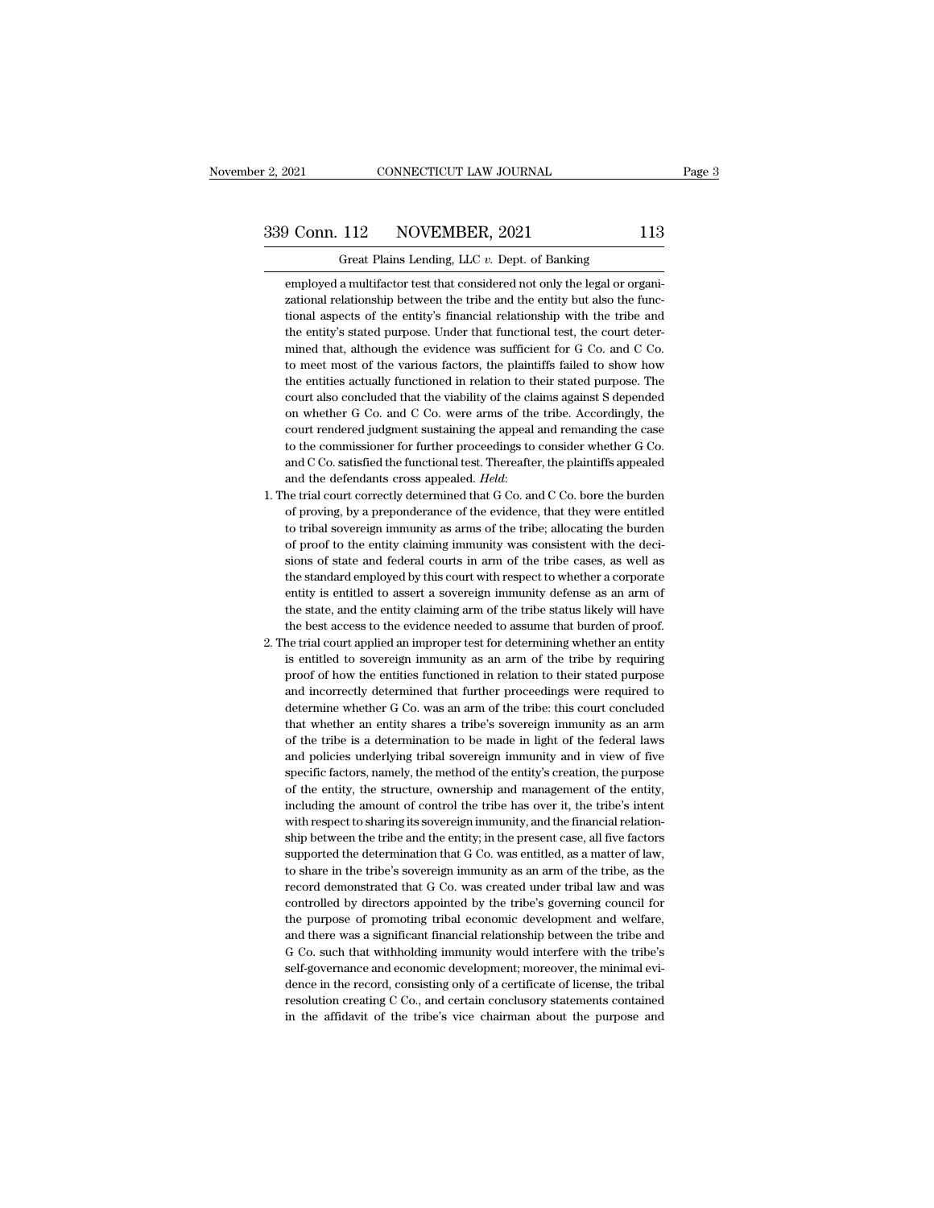employed a multifactor test that considered not only the legal or organizational relationship between the tribe and the entity but also the functional aspects of the entity's financial relationship with the tribe and the entity's stated purpose. Under that functional test, the court determined that, although the evidence was sufficient for G Co. and C Co. to meet most of the various factors, the plaintiffs failed to show how the entities actually functioned in relation to their stated purpose. The court also concluded that the viability of the claims against S depended on whether G Co. and C Co. were arms of the tribe. Accordingly, the court rendered judgment sustaining the appeal and remanding the case to the commissioner for further proceedings to consider whether G Co. and C Co. satisfied the functional test. Thereafter, the plaintiffs appealed and the defendants cross appealed. *Held*:

1. The trial court correctly determined that G Co. and C Co. bore the burden of proving, by a preponderance of the evidence, that they were entitled to tribal sovereign immunity as arms of the tribe; allocating the burden of proof to the entity claiming immunity was consistent with the decisions of state and federal courts in arm of the tribe cases, as well as the standard employed by this court with respect to whether a corporate entity is entitled to assert a sovereign immunity defense as an arm of the state, and the entity claiming arm of the tribe status likely will have the best access to the evidence needed to assume that burden of proof.
2. The trial court applied an improper test for determining whether an entity is entitled to sovereign immunity as an arm of the tribe by requiring proof of how the entities functioned in relation to their stated purpose and incorrectly determined that further proceedings were required to determine whether G Co. was an arm of the tribe: this court concluded that whether an entity shares a tribe's sovereign immunity as an arm of the tribe is a determination to be made in light of the federal laws and policies underlying tribal sovereign immunity and in view of five specific factors, namely, the method of the entity's creation, the purpose of the entity, the structure, ownership and management of the entity, including the amount of control the tribe has over it, the tribe's intent with respect to sharing its sovereign immunity, and the financial relationship between the tribe and the entity; in the present case, all five factors supported the determination that G Co. was entitled, as a matter of law, to share in the tribe's sovereign immunity as an arm of the tribe, as the record demonstrated that G Co. was created under tribal law and was controlled by directors appointed by the tribe's governing council for the purpose of promoting tribal economic development and welfare, and there was a significant financial relationship between the tribe and G Co. such that withholding immunity would interfere with the tribe's self-governance and economic development; moreover, the minimal evidence in the record, consisting only of a certificate of license, the tribal resolution creating C Co., and certain conclusory statements contained in the affidavit of the tribe's vice chairman about the purpose and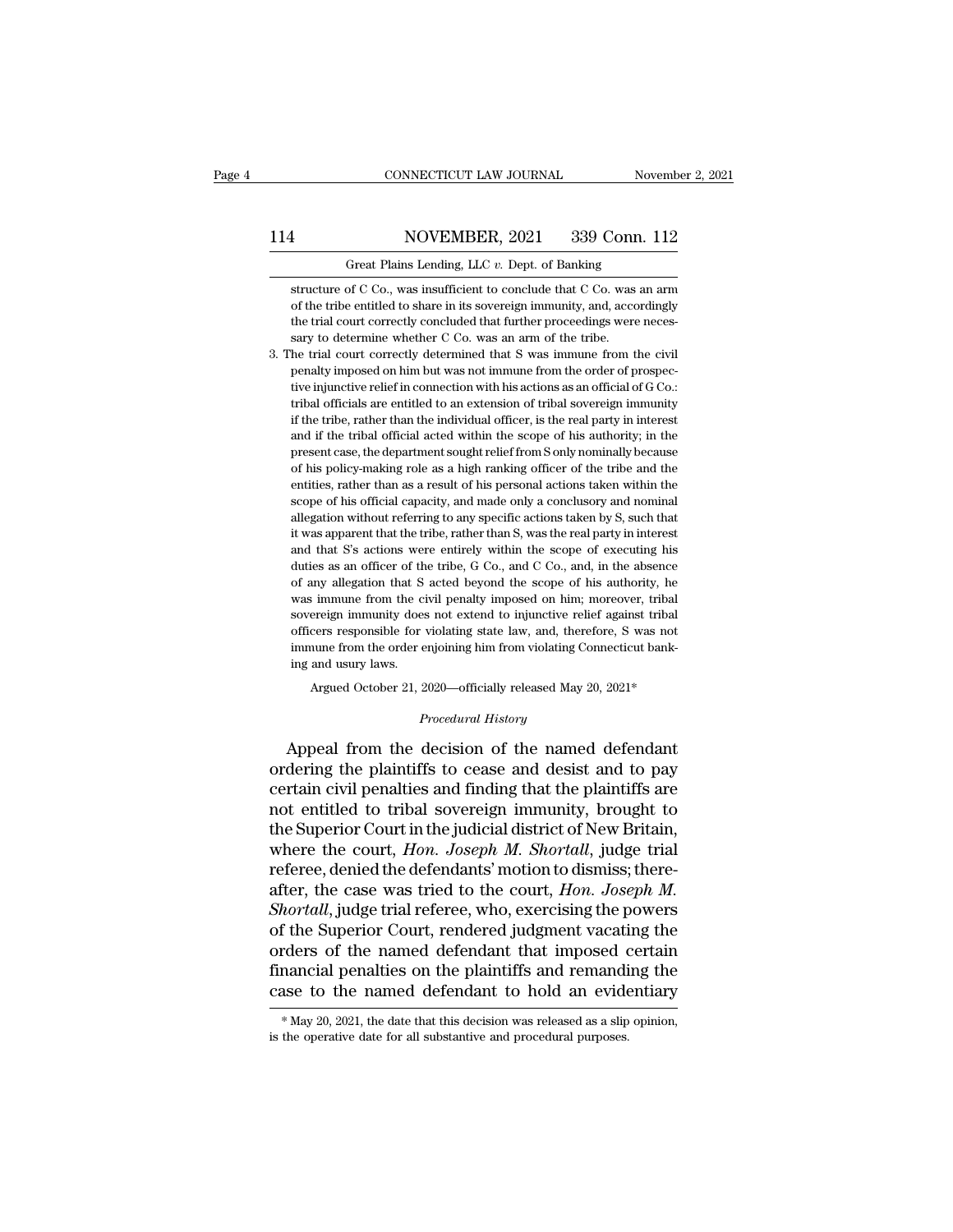structure of C Co., was insufficient to conclude that C Co. was an arm of the tribe entitled to share in its sovereign immunity, and, accordingly the trial court correctly concluded that further proceedings were necessary to determine whether C Co. was an arm of the tribe.

3. The trial court correctly determined that S was immune from the civil penalty imposed on him but was not immune from the order of prospective injunctive relief in connection with his actions as an official of G Co.: tribal officials are entitled to an extension of tribal sovereign immunity if the tribe, rather than the individual officer, is the real party in interest and if the tribal official acted within the scope of his authority; in the present case, the department sought relief from S only nominally because of his policy-making role as a high ranking officer of the tribe and the entities, rather than as a result of his personal actions taken within the scope of his official capacity, and made only a conclusory and nominal allegation without referring to any specific actions taken by S, such that it was apparent that the tribe, rather than S, was the real party in interest and that S's actions were entirely within the scope of executing his duties as an officer of the tribe, G Co., and C Co., and, in the absence of any allegation that S acted beyond the scope of his authority, he was immune from the civil penalty imposed on him; moreover, tribal sovereign immunity does not extend to injunctive relief against tribal officers responsible for violating state law, and, therefore, S was not immune from the order enjoining him from violating Connecticut banking and usury laws.

Argued October 21, 2020—officially released May 20, 2021*

*Procedural History*

Appeal from the decision of the named defendant ordering the plaintiffs to cease and desist and to pay certain civil penalties and finding that the plaintiffs are not entitled to tribal sovereign immunity, brought to the Superior Court in the judicial district of New Britain, where the court, *Hon. Joseph M. Shortall*, judge trial referee, denied the defendants' motion to dismiss; thereafter, the case was tried to the court, *Hon. Joseph M. Shortall*, judge trial referee, who, exercising the powers of the Superior Court, rendered judgment vacating the orders of the named defendant that imposed certain financial penalties on the plaintiffs and remanding the case to the named defendant to hold an evidentiary

* May 20, 2021, the date that this decision was released as a slip opinion, is the operative date for all substantive and procedural purposes.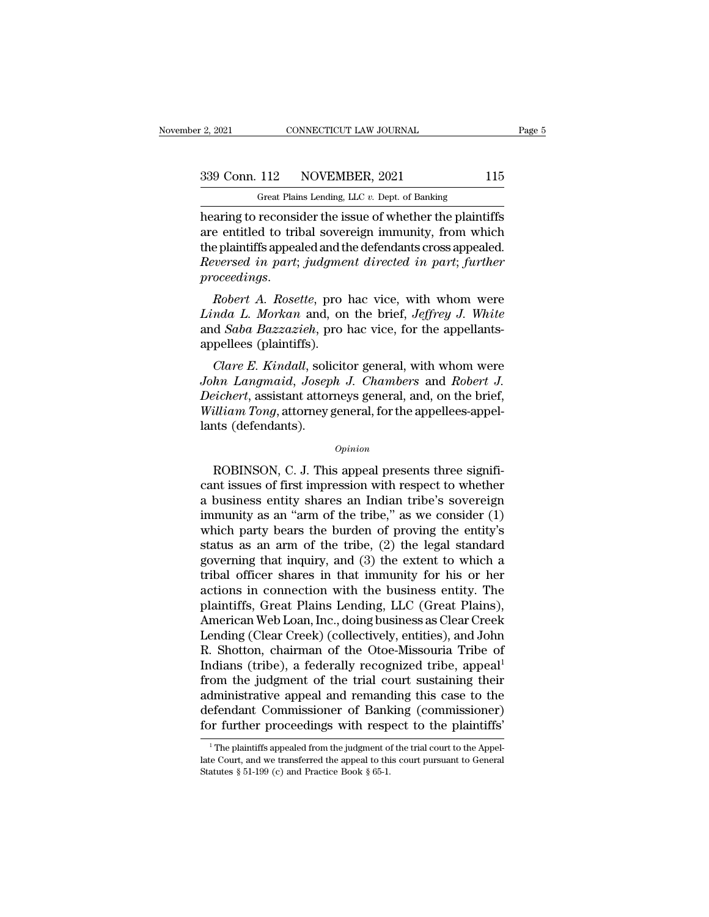hearing to reconsider the issue of whether the plaintiffs are entitled to tribal sovereign immunity, from which the plaintiffs appealed and the defendants cross appealed. *Reversed in part*; *judgment directed in part*; *further proceedings*.

*Robert A. Rosette*, pro hac vice, with whom were *Linda L. Morkan* and, on the brief, *Jeffrey J. White* and *Saba Bazzazieh*, pro hac vice, for the appellants-appellees (plaintiffs).

*Clare E. Kindall*, solicitor general, with whom were *John Langmaid*, *Joseph J. Chambers* and *Robert J. Deichert*, assistant attorneys general, and, on the brief, *William Tong*, attorney general, for the appellees-appellants (defendants).

*Opinion*

ROBINSON, C. J. This appeal presents three significant issues of first impression with respect to whether a business entity shares an Indian tribe's sovereign immunity as an "arm of the tribe," as we consider (1) which party bears the burden of proving the entity's status as an arm of the tribe, (2) the legal standard governing that inquiry, and (3) the extent to which a tribal officer shares in that immunity for his or her actions in connection with the business entity. The plaintiffs, Great Plains Lending, LLC (Great Plains), American Web Loan, Inc., doing business as Clear Creek Lending (Clear Creek) (collectively, entities), and John R. Shotton, chairman of the Otoe-Missouria Tribe of Indians (tribe), a federally recognized tribe, appeal[1] from the judgment of the trial court sustaining their administrative appeal and remanding this case to the defendant Commissioner of Banking (commissioner) for further proceedings with respect to the plaintiffs'

[1] The plaintiffs appealed from the judgment of the trial court to the Appellate Court, and we transferred the appeal to this court pursuant to General Statutes § 51-199 (c) and Practice Book § 65-1.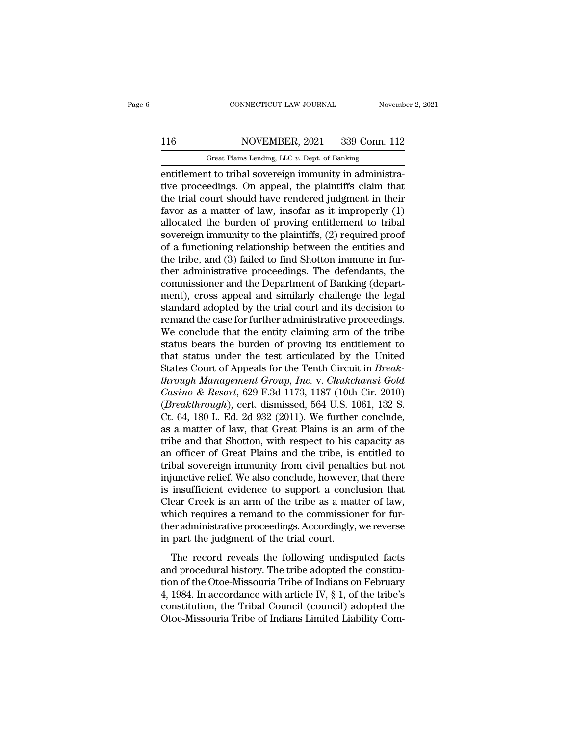entitlement to tribal sovereign immunity in administrative proceedings. On appeal, the plaintiffs claim that the trial court should have rendered judgment in their favor as a matter of law, insofar as it improperly (1) allocated the burden of proving entitlement to tribal sovereign immunity to the plaintiffs, (2) required proof of a functioning relationship between the entities and the tribe, and (3) failed to find Shotton immune in further administrative proceedings. The defendants, the commissioner and the Department of Banking (department), cross appeal and similarly challenge the legal standard adopted by the trial court and its decision to remand the case for further administrative proceedings. We conclude that the entity claiming arm of the tribe status bears the burden of proving its entitlement to that status under the test articulated by the United States Court of Appeals for the Tenth Circuit in *Breakthrough Management Group, Inc.* v. *Chukchansi Gold Casino & Resort*, 629 F.3d 1173, 1187 (10th Cir. 2010) (*Breakthrough*), cert. dismissed, 564 U.S. 1061, 132 S. Ct. 64, 180 L. Ed. 2d 932 (2011). We further conclude, as a matter of law, that Great Plains is an arm of the tribe and that Shotton, with respect to his capacity as an officer of Great Plains and the tribe, is entitled to tribal sovereign immunity from civil penalties but not injunctive relief. We also conclude, however, that there is insufficient evidence to support a conclusion that Clear Creek is an arm of the tribe as a matter of law, which requires a remand to the commissioner for further administrative proceedings. Accordingly, we reverse in part the judgment of the trial court.

The record reveals the following undisputed facts and procedural history. The tribe adopted the constitution of the Otoe-Missouria Tribe of Indians on February 4, 1984. In accordance with article IV, § 1, of the tribe's constitution, the Tribal Council (council) adopted the Otoe-Missouria Tribe of Indians Limited Liability Com-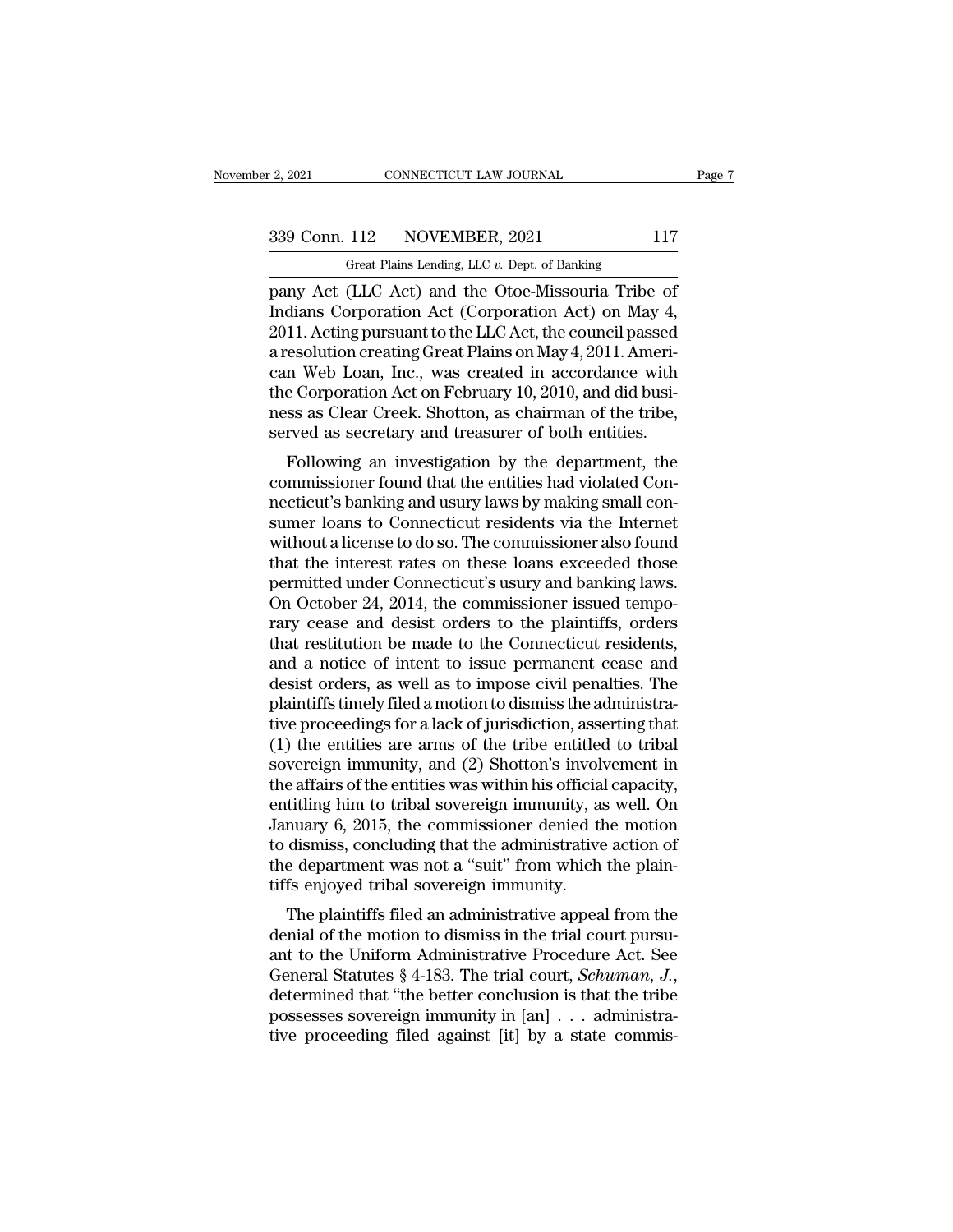pany Act (LLC Act) and the Otoe-Missouria Tribe of Indians Corporation Act (Corporation Act) on May 4, 2011. Acting pursuant to the LLC Act, the council passed a resolution creating Great Plains on May 4, 2011. American Web Loan, Inc., was created in accordance with the Corporation Act on February 10, 2010, and did business as Clear Creek. Shotton, as chairman of the tribe, served as secretary and treasurer of both entities.

Following an investigation by the department, the commissioner found that the entities had violated Connecticut's banking and usury laws by making small consumer loans to Connecticut residents via the Internet without a license to do so. The commissioner also found that the interest rates on these loans exceeded those permitted under Connecticut's usury and banking laws. On October 24, 2014, the commissioner issued temporary cease and desist orders to the plaintiffs, orders that restitution be made to the Connecticut residents, and a notice of intent to issue permanent cease and desist orders, as well as to impose civil penalties. The plaintiffs timely filed a motion to dismiss the administrative proceedings for a lack of jurisdiction, asserting that (1) the entities are arms of the tribe entitled to tribal sovereign immunity, and (2) Shotton's involvement in the affairs of the entities was within his official capacity, entitling him to tribal sovereign immunity, as well. On January 6, 2015, the commissioner denied the motion to dismiss, concluding that the administrative action of the department was not a "suit" from which the plaintiffs enjoyed tribal sovereign immunity.

The plaintiffs filed an administrative appeal from the denial of the motion to dismiss in the trial court pursuant to the Uniform Administrative Procedure Act. See General Statutes § 4-183. The trial court, *Schuman, J.*, determined that "the better conclusion is that the tribe possesses sovereign immunity in [an] . . . administrative proceeding filed against [it] by a state commis-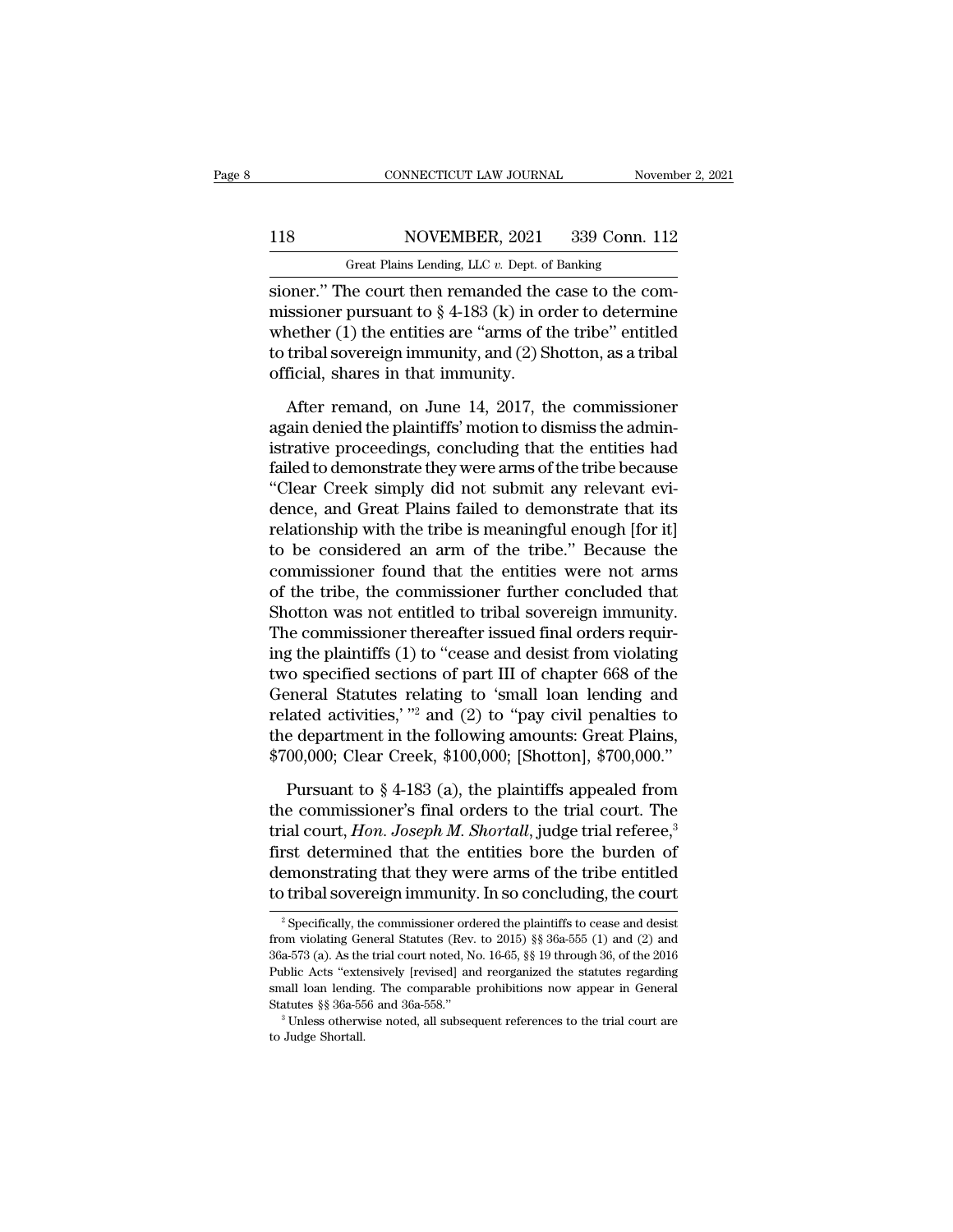sioner." The court then remanded the case to the commissioner pursuant to § 4-183 (k) in order to determine whether (1) the entities are "arms of the tribe" entitled to tribal sovereign immunity, and (2) Shotton, as a tribal official, shares in that immunity.

After remand, on June 14, 2017, the commissioner again denied the plaintiffs' motion to dismiss the administrative proceedings, concluding that the entities had failed to demonstrate they were arms of the tribe because "Clear Creek simply did not submit any relevant evidence, and Great Plains failed to demonstrate that its relationship with the tribe is meaningful enough [for it] to be considered an arm of the tribe." Because the commissioner found that the entities were not arms of the tribe, the commissioner further concluded that Shotton was not entitled to tribal sovereign immunity. The commissioner thereafter issued final orders requiring the plaintiffs (1) to "cease and desist from violating two specified sections of part III of chapter 668 of the General Statutes relating to 'small loan lending and related activities,' "[2] and (2) to "pay civil penalties to the department in the following amounts: Great Plains, $700,000; Clear Creek, $100,000; [Shotton], $700,000."

Pursuant to § 4-183 (a), the plaintiffs appealed from the commissioner's final orders to the trial court. The trial court, *Hon. Joseph M. Shortall*, judge trial referee,[3] first determined that the entities bore the burden of demonstrating that they were arms of the tribe entitled to tribal sovereign immunity. In so concluding, the court

---

[2] Specifically, the commissioner ordered the plaintiffs to cease and desist from violating General Statutes (Rev. to 2015) §§ 36a-555 (1) and (2) and 36a-573 (a). As the trial court noted, No. 16-65, §§ 19 through 36, of the 2016 Public Acts "extensively [revised] and reorganized the statutes regarding small loan lending. The comparable prohibitions now appear in General Statutes §§ 36a-556 and 36a-558."

[3] Unless otherwise noted, all subsequent references to the trial court are to Judge Shortall.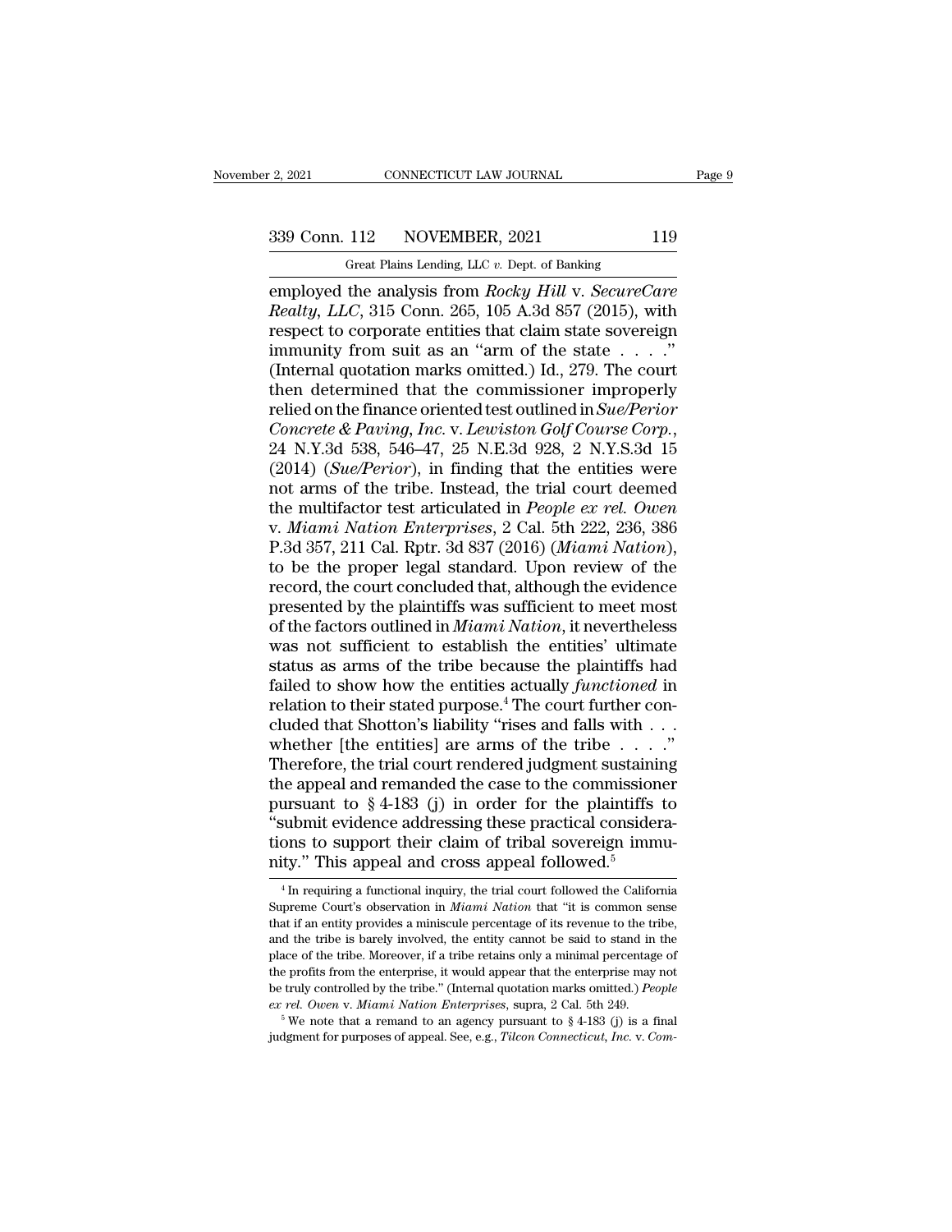employed the analysis from *Rocky Hill* v. *SecureCare Realty, LLC*, 315 Conn. 265, 105 A.3d 857 (2015), with respect to corporate entities that claim state sovereign immunity from suit as an "arm of the state . . . ." (Internal quotation marks omitted.) Id., 279. The court then determined that the commissioner improperly relied on the finance oriented test outlined in *Sue/Perior Concrete & Paving, Inc.* v. *Lewiston Golf Course Corp.*, 24 N.Y.3d 538, 546–47, 25 N.E.3d 928, 2 N.Y.S.3d 15 (2014) (*Sue/Perior*), in finding that the entities were not arms of the tribe. Instead, the trial court deemed the multifactor test articulated in *People ex rel. Owen* v. *Miami Nation Enterprises*, 2 Cal. 5th 222, 236, 386 P.3d 357, 211 Cal. Rptr. 3d 837 (2016) (*Miami Nation*), to be the proper legal standard. Upon review of the record, the court concluded that, although the evidence presented by the plaintiffs was sufficient to meet most of the factors outlined in *Miami Nation*, it nevertheless was not sufficient to establish the entities' ultimate status as arms of the tribe because the plaintiffs had failed to show how the entities actually *functioned* in relation to their stated purpose.[4] The court further concluded that Shotton's liability "rises and falls with . . . whether [the entities] are arms of the tribe . . . ." Therefore, the trial court rendered judgment sustaining the appeal and remanded the case to the commissioner pursuant to § 4-183 (j) in order for the plaintiffs to "submit evidence addressing these practical considerations to support their claim of tribal sovereign immunity." This appeal and cross appeal followed.[5]

[4] In requiring a functional inquiry, the trial court followed the California Supreme Court's observation in *Miami Nation* that "it is common sense that if an entity provides a miniscule percentage of its revenue to the tribe, and the tribe is barely involved, the entity cannot be said to stand in the place of the tribe. Moreover, if a tribe retains only a minimal percentage of the profits from the enterprise, it would appear that the enterprise may not be truly controlled by the tribe." (Internal quotation marks omitted.) *People ex rel. Owen* v. *Miami Nation Enterprises*, supra, 2 Cal. 5th 249.

[5] We note that a remand to an agency pursuant to § 4-183 (j) is a final judgment for purposes of appeal. See, e.g., *Tilcon Connecticut, Inc.* v. *Com-*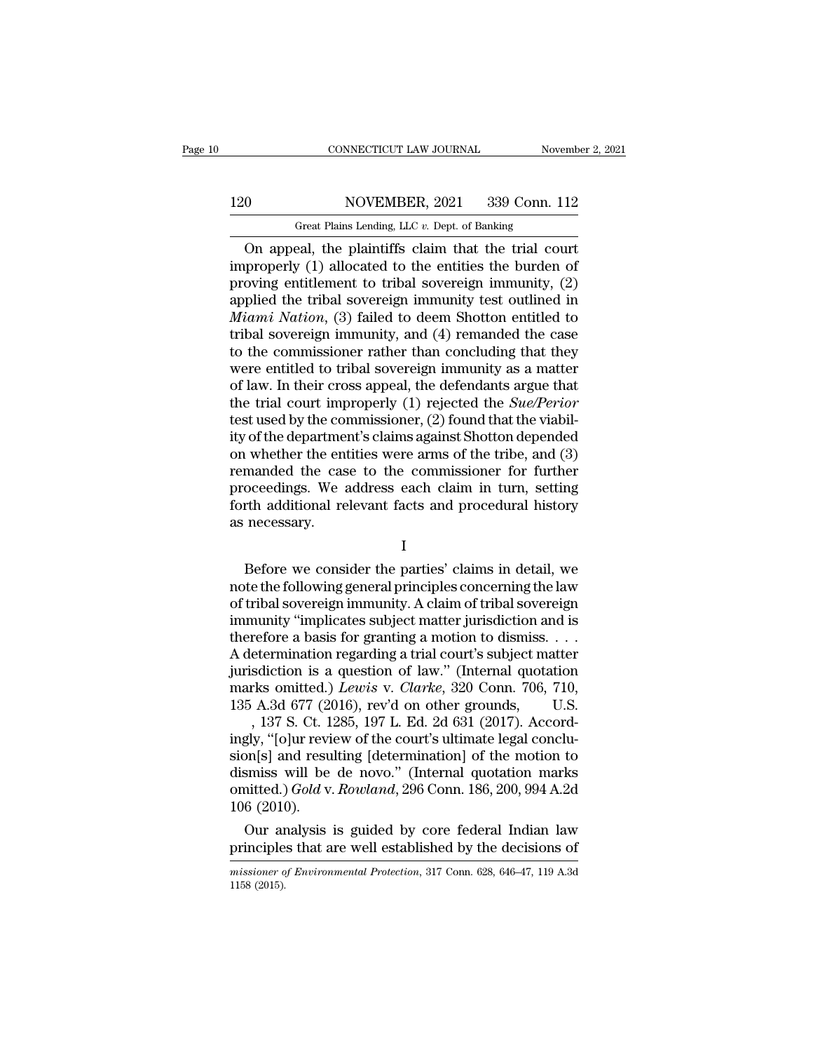On appeal, the plaintiffs claim that the trial court improperly (1) allocated to the entities the burden of proving entitlement to tribal sovereign immunity, (2) applied the tribal sovereign immunity test outlined in *Miami Nation*, (3) failed to deem Shotton entitled to tribal sovereign immunity, and (4) remanded the case to the commissioner rather than concluding that they were entitled to tribal sovereign immunity as a matter of law. In their cross appeal, the defendants argue that the trial court improperly (1) rejected the *Sue/Perior* test used by the commissioner, (2) found that the viability of the department's claims against Shotton depended on whether the entities were arms of the tribe, and (3) remanded the case to the commissioner for further proceedings. We address each claim in turn, setting forth additional relevant facts and procedural history as necessary.

I

Before we consider the parties' claims in detail, we note the following general principles concerning the law of tribal sovereign immunity. A claim of tribal sovereign immunity "implicates subject matter jurisdiction and is therefore a basis for granting a motion to dismiss. . . . A determination regarding a trial court's subject matter jurisdiction is a question of law." (Internal quotation marks omitted.) *Lewis* v. *Clarke*, 320 Conn. 706, 710, 135 A.3d 677 (2016), rev'd on other grounds, U.S. , 137 S. Ct. 1285, 197 L. Ed. 2d 631 (2017). Accordingly, "[o]ur review of the court's ultimate legal conclusion[s] and resulting [determination] of the motion to dismiss will be de novo." (Internal quotation marks omitted.) *Gold* v. *Rowland*, 296 Conn. 186, 200, 994 A.2d 106 (2010).

Our analysis is guided by core federal Indian law principles that are well established by the decisions of

*missioner of Environmental Protection*, 317 Conn. 628, 646–47, 119 A.3d 1158 (2015).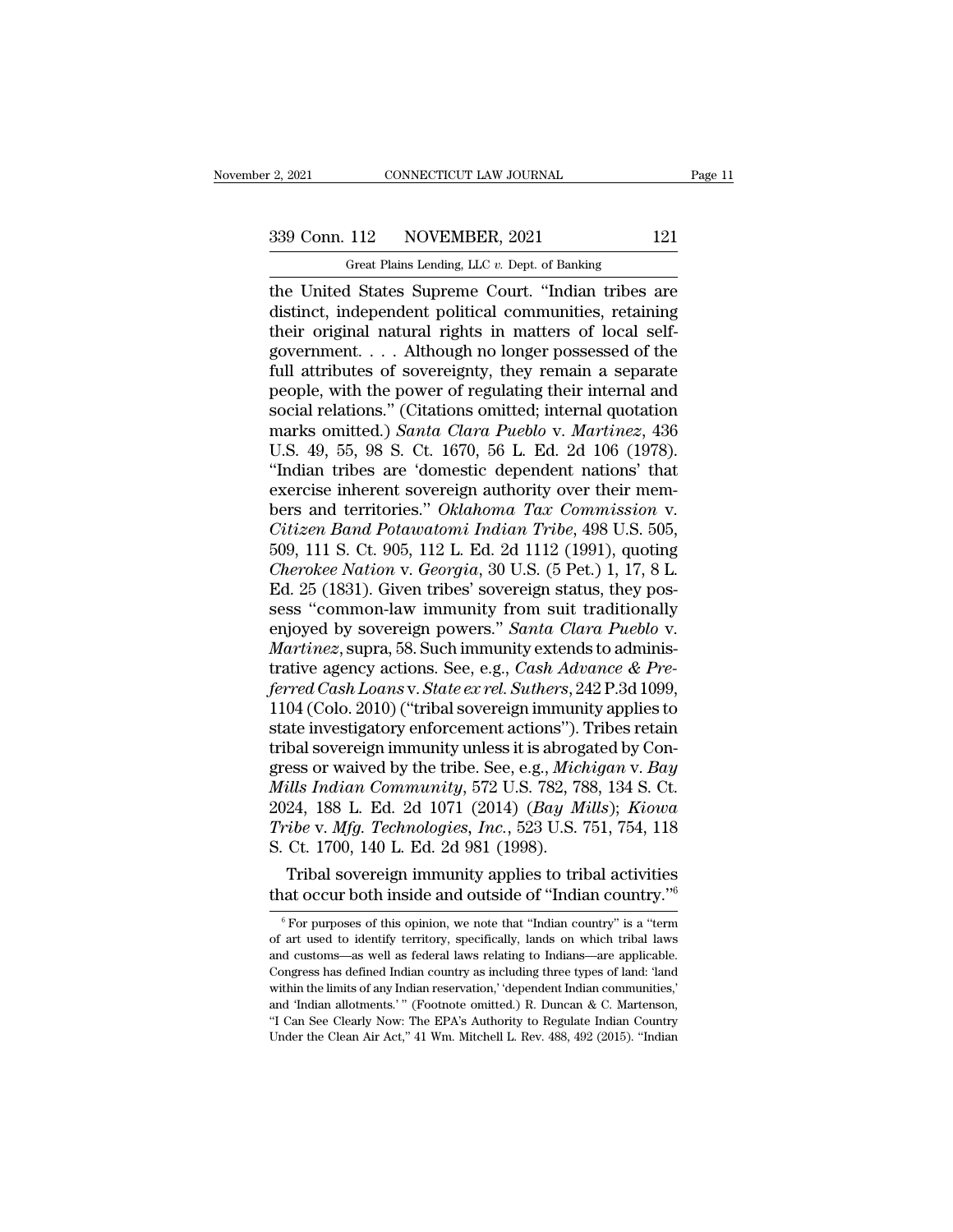the United States Supreme Court. "Indian tribes are distinct, independent political communities, retaining their original natural rights in matters of local self-government. . . . Although no longer possessed of the full attributes of sovereignty, they remain a separate people, with the power of regulating their internal and social relations." (Citations omitted; internal quotation marks omitted.) *Santa Clara Pueblo* v. *Martinez*, 436 U.S. 49, 55, 98 S. Ct. 1670, 56 L. Ed. 2d 106 (1978). "Indian tribes are 'domestic dependent nations' that exercise inherent sovereign authority over their members and territories." *Oklahoma Tax Commission* v. *Citizen Band Potawatomi Indian Tribe*, 498 U.S. 505, 509, 111 S. Ct. 905, 112 L. Ed. 2d 1112 (1991), quoting *Cherokee Nation* v. *Georgia*, 30 U.S. (5 Pet.) 1, 17, 8 L. Ed. 25 (1831). Given tribes' sovereign status, they possess "common-law immunity from suit traditionally enjoyed by sovereign powers." *Santa Clara Pueblo* v. *Martinez*, supra, 58. Such immunity extends to administrative agency actions. See, e.g., *Cash Advance & Preferred Cash Loans* v. *State ex rel. Suthers*, 242 P.3d 1099, 1104 (Colo. 2010) ("tribal sovereign immunity applies to state investigatory enforcement actions"). Tribes retain tribal sovereign immunity unless it is abrogated by Congress or waived by the tribe. See, e.g., *Michigan* v. *Bay Mills Indian Community*, 572 U.S. 782, 788, 134 S. Ct. 2024, 188 L. Ed. 2d 1071 (2014) (*Bay Mills*); *Kiowa Tribe* v. *Mfg. Technologies, Inc.*, 523 U.S. 751, 754, 118 S. Ct. 1700, 140 L. Ed. 2d 981 (1998).

Tribal sovereign immunity applies to tribal activities that occur both inside and outside of "Indian country."[6]

[6] For purposes of this opinion, we note that "Indian country" is a "term of art used to identify territory, specifically, lands on which tribal laws and customs—as well as federal laws relating to Indians—are applicable. Congress has defined Indian country as including three types of land: 'land within the limits of any Indian reservation,' 'dependent Indian communities,' and 'Indian allotments.' " (Footnote omitted.) R. Duncan & C. Martenson, "I Can See Clearly Now: The EPA's Authority to Regulate Indian Country Under the Clean Air Act," 41 Wm. Mitchell L. Rev. 488, 492 (2015). "Indian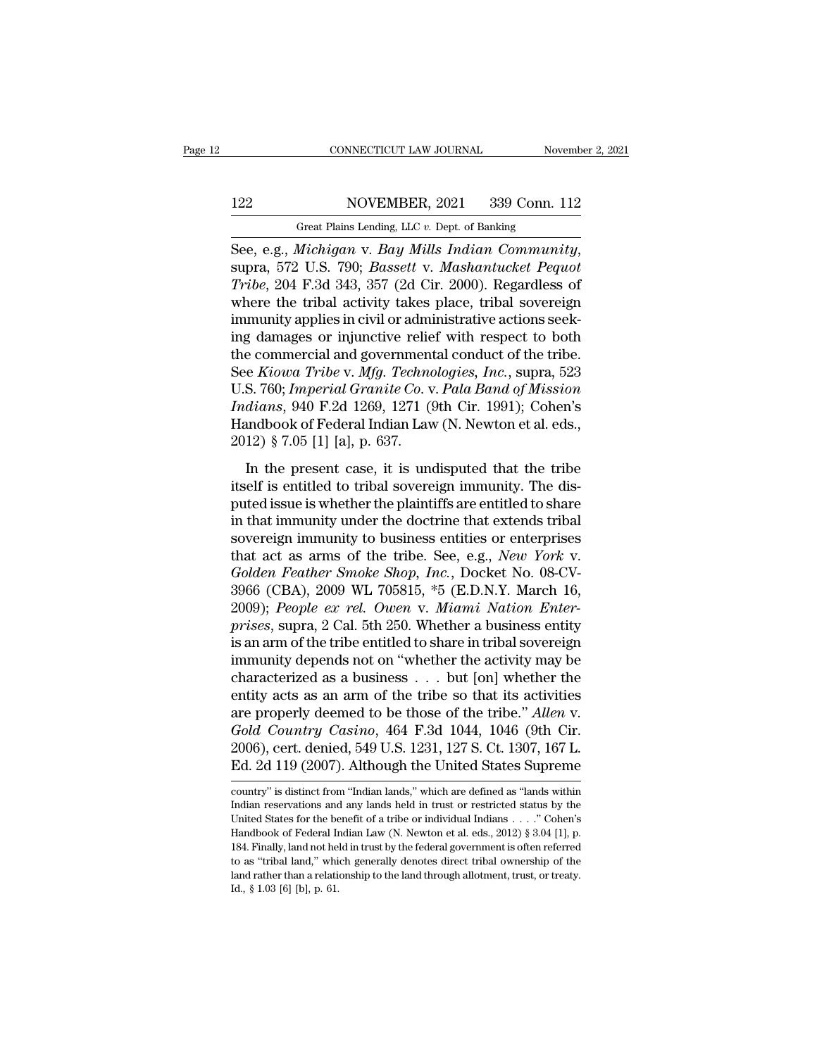See, e.g., *Michigan* v. *Bay Mills Indian Community*, supra, 572 U.S. 790; *Bassett* v. *Mashantucket Pequot Tribe*, 204 F.3d 343, 357 (2d Cir. 2000). Regardless of where the tribal activity takes place, tribal sovereign immunity applies in civil or administrative actions seeking damages or injunctive relief with respect to both the commercial and governmental conduct of the tribe. See *Kiowa Tribe* v. *Mfg. Technologies, Inc.*, supra, 523 U.S. 760; *Imperial Granite Co.* v. *Pala Band of Mission Indians*, 940 F.2d 1269, 1271 (9th Cir. 1991); Cohen's Handbook of Federal Indian Law (N. Newton et al. eds., 2012) § 7.05 [1] [a], p. 637.

In the present case, it is undisputed that the tribe itself is entitled to tribal sovereign immunity. The disputed issue is whether the plaintiffs are entitled to share in that immunity under the doctrine that extends tribal sovereign immunity to business entities or enterprises that act as arms of the tribe. See, e.g., *New York* v. *Golden Feather Smoke Shop, Inc.*, Docket No. 08-CV-3966 (CBA), 2009 WL 705815, *5 (E.D.N.Y. March 16, 2009); *People ex rel. Owen* v. *Miami Nation Enterprises*, supra, 2 Cal. 5th 250. Whether a business entity is an arm of the tribe entitled to share in tribal sovereign immunity depends not on "whether the activity may be characterized as a business . . . but [on] whether the entity acts as an arm of the tribe so that its activities are properly deemed to be those of the tribe." *Allen* v. *Gold Country Casino*, 464 F.3d 1044, 1046 (9th Cir. 2006), cert. denied, 549 U.S. 1231, 127 S. Ct. 1307, 167 L. Ed. 2d 119 (2007). Although the United States Supreme

country" is distinct from "Indian lands," which are defined as "lands within Indian reservations and any lands held in trust or restricted status by the United States for the benefit of a tribe or individual Indians . . . ." Cohen's Handbook of Federal Indian Law (N. Newton et al. eds., 2012) § 3.04 [1], p. 184. Finally, land not held in trust by the federal government is often referred to as "tribal land," which generally denotes direct tribal ownership of the land rather than a relationship to the land through allotment, trust, or treaty. Id., § 1.03 [6] [b], p. 61.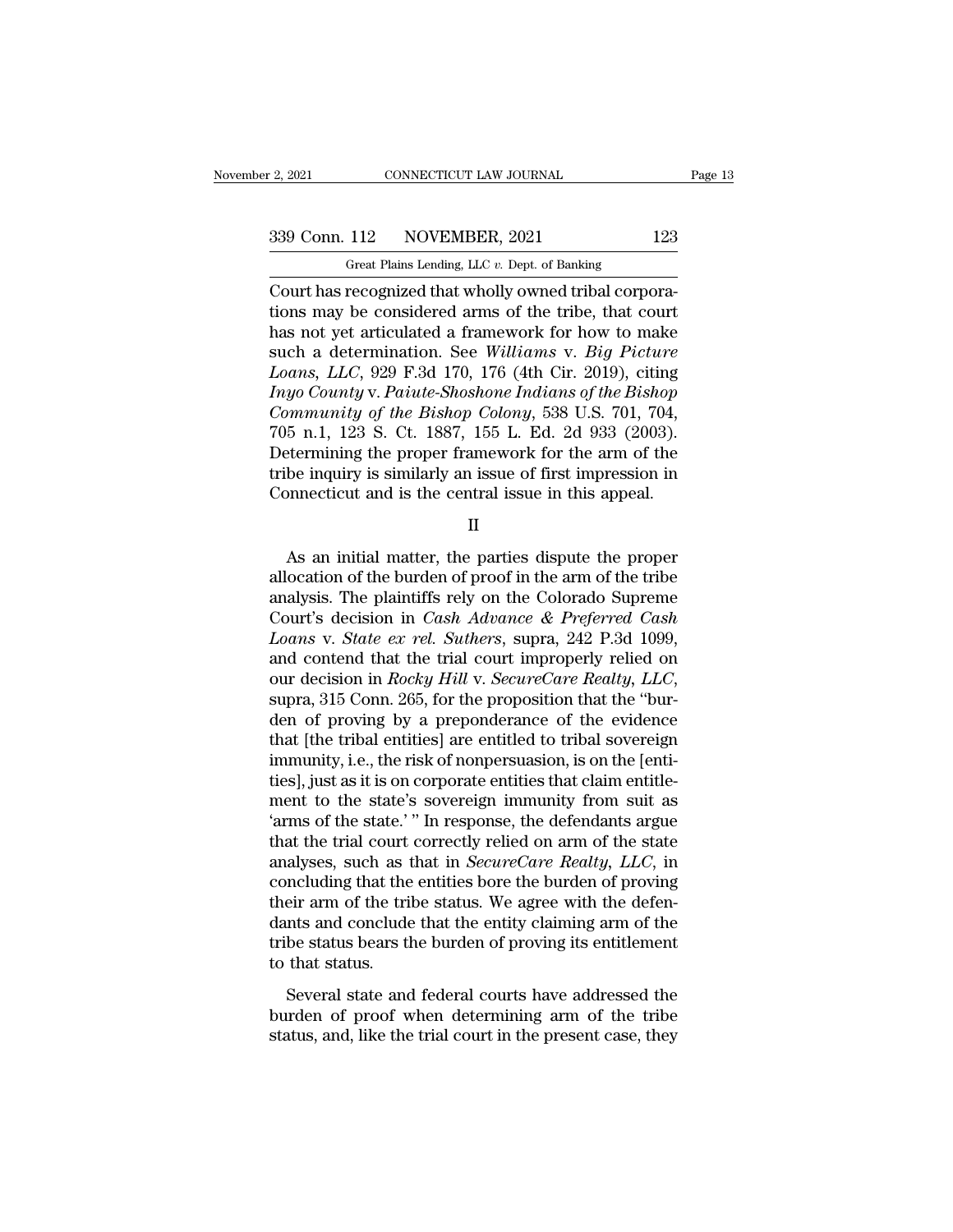Court has recognized that wholly owned tribal corporations may be considered arms of the tribe, that court has not yet articulated a framework for how to make such a determination. See *Williams* v. *Big Picture Loans, LLC*, 929 F.3d 170, 176 (4th Cir. 2019), citing *Inyo County* v. *Paiute-Shoshone Indians of the Bishop Community of the Bishop Colony*, 538 U.S. 701, 704, 705 n.1, 123 S. Ct. 1887, 155 L. Ed. 2d 933 (2003). Determining the proper framework for the arm of the tribe inquiry is similarly an issue of first impression in Connecticut and is the central issue in this appeal.

II

As an initial matter, the parties dispute the proper allocation of the burden of proof in the arm of the tribe analysis. The plaintiffs rely on the Colorado Supreme Court's decision in *Cash Advance & Preferred Cash Loans* v. *State ex rel. Suthers*, supra, 242 P.3d 1099, and contend that the trial court improperly relied on our decision in *Rocky Hill* v. *SecureCare Realty, LLC*, supra, 315 Conn. 265, for the proposition that the "burden of proving by a preponderance of the evidence that [the tribal entities] are entitled to tribal sovereign immunity, i.e., the risk of nonpersuasion, is on the [entities], just as it is on corporate entities that claim entitlement to the state's sovereign immunity from suit as 'arms of the state.' " In response, the defendants argue that the trial court correctly relied on arm of the state analyses, such as that in *SecureCare Realty, LLC*, in concluding that the entities bore the burden of proving their arm of the tribe status. We agree with the defendants and conclude that the entity claiming arm of the tribe status bears the burden of proving its entitlement to that status.

Several state and federal courts have addressed the burden of proof when determining arm of the tribe status, and, like the trial court in the present case, they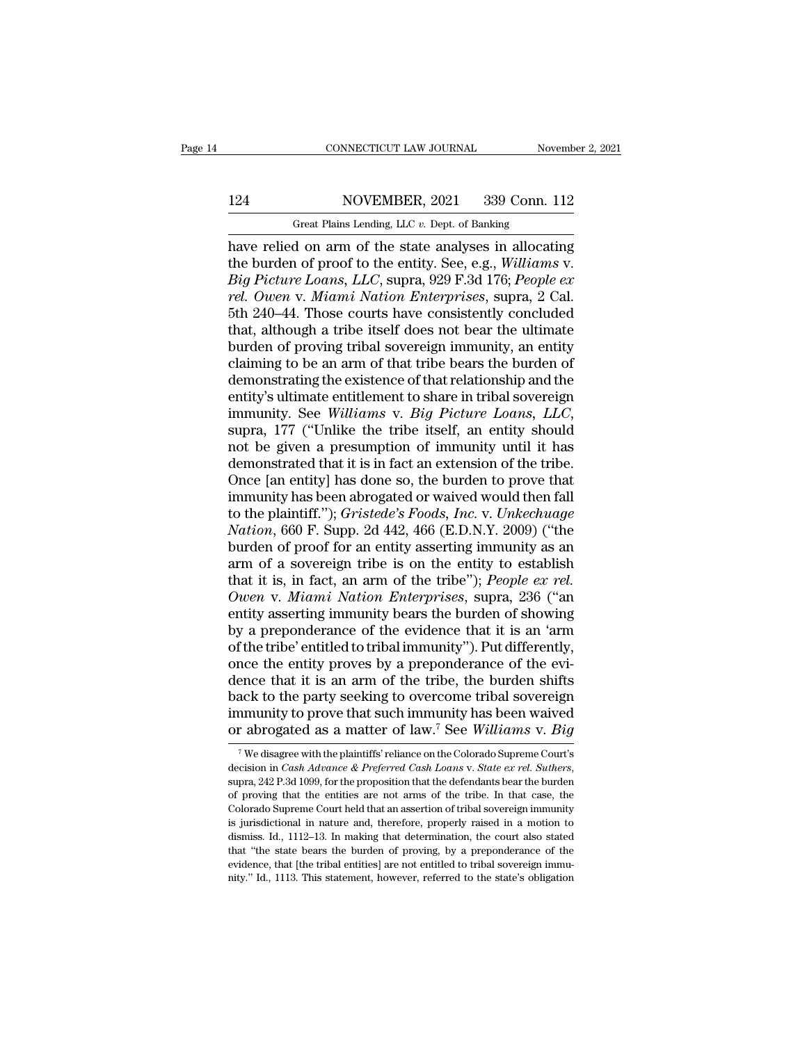have relied on arm of the state analyses in allocating the burden of proof to the entity. See, e.g., *Williams* v. *Big Picture Loans, LLC*, supra, 929 F.3d 176; *People ex rel. Owen* v. *Miami Nation Enterprises*, supra, 2 Cal. 5th 240–44. Those courts have consistently concluded that, although a tribe itself does not bear the ultimate burden of proving tribal sovereign immunity, an entity claiming to be an arm of that tribe bears the burden of demonstrating the existence of that relationship and the entity's ultimate entitlement to share in tribal sovereign immunity. See *Williams* v. *Big Picture Loans, LLC*, supra, 177 ("Unlike the tribe itself, an entity should not be given a presumption of immunity until it has demonstrated that it is in fact an extension of the tribe. Once [an entity] has done so, the burden to prove that immunity has been abrogated or waived would then fall to the plaintiff."); *Gristede's Foods, Inc.* v. *Unkechuage Nation*, 660 F. Supp. 2d 442, 466 (E.D.N.Y. 2009) ("the burden of proof for an entity asserting immunity as an arm of a sovereign tribe is on the entity to establish that it is, in fact, an arm of the tribe"); *People ex rel. Owen* v. *Miami Nation Enterprises*, supra, 236 ("an entity asserting immunity bears the burden of showing by a preponderance of the evidence that it is an 'arm of the tribe' entitled to tribal immunity"). Put differently, once the entity proves by a preponderance of the evidence that it is an arm of the tribe, the burden shifts back to the party seeking to overcome tribal sovereign immunity to prove that such immunity has been waived or abrogated as a matter of law.[7] See *Williams* v. *Big*

[7] We disagree with the plaintiffs' reliance on the Colorado Supreme Court's decision in *Cash Advance & Preferred Cash Loans* v. *State ex rel. Suthers*, supra, 242 P.3d 1099, for the proposition that the defendants bear the burden of proving that the entities are not arms of the tribe. In that case, the Colorado Supreme Court held that an assertion of tribal sovereign immunity is jurisdictional in nature and, therefore, properly raised in a motion to dismiss. Id., 1112–13. In making that determination, the court also stated that "the state bears the burden of proving, by a preponderance of the evidence, that [the tribal entities] are not entitled to tribal sovereign immunity." Id., 1113. This statement, however, referred to the state's obligation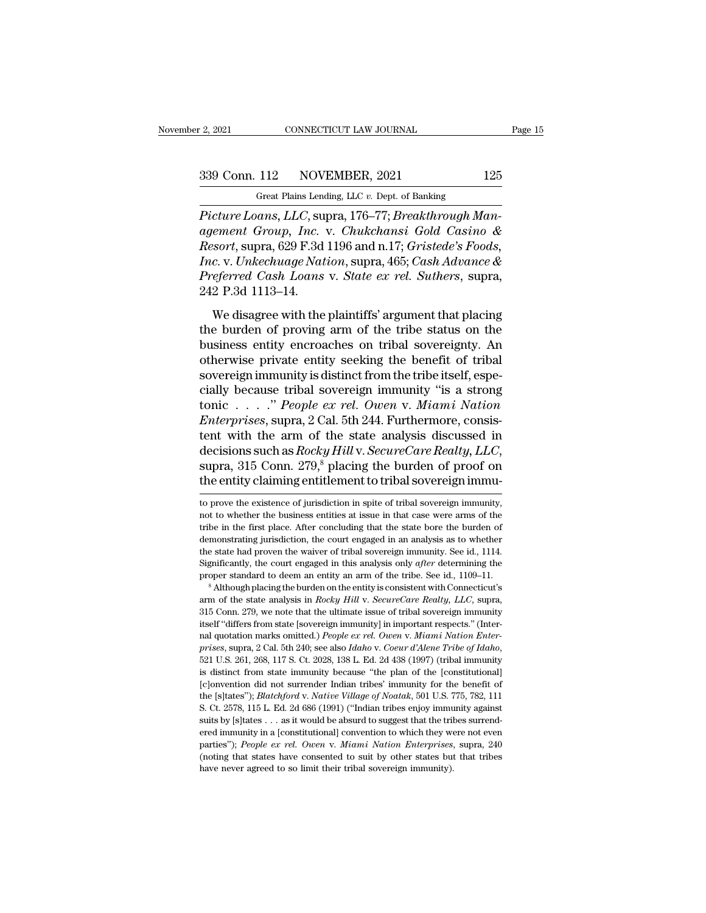*Picture Loans, LLC*, supra, 176–77; *Breakthrough Management Group, Inc.* v. *Chukchansi Gold Casino & Resort*, supra, 629 F.3d 1196 and n.17; *Gristede's Foods, Inc.* v. *Unkechuage Nation*, supra, 465; *Cash Advance & Preferred Cash Loans* v. *State ex rel. Suthers*, supra, 242 P.3d 1113–14.

We disagree with the plaintiffs' argument that placing the burden of proving arm of the tribe status on the business entity encroaches on tribal sovereignty. An otherwise private entity seeking the benefit of tribal sovereign immunity is distinct from the tribe itself, especially because tribal sovereign immunity "is a strong tonic . . . ." *People ex rel. Owen* v. *Miami Nation Enterprises*, supra, 2 Cal. 5th 244. Furthermore, consistent with the arm of the state analysis discussed in decisions such as *Rocky Hill* v. *SecureCare Realty, LLC*, supra, 315 Conn. 279,[8] placing the burden of proof on the entity claiming entitlement to tribal sovereign immu-

---

to prove the existence of jurisdiction in spite of tribal sovereign immunity, not to whether the business entities at issue in that case were arms of the tribe in the first place. After concluding that the state bore the burden of demonstrating jurisdiction, the court engaged in an analysis as to whether the state had proven the waiver of tribal sovereign immunity. See id., 1114. Significantly, the court engaged in this analysis only *after* determining the proper standard to deem an entity an arm of the tribe. See id., 1109–11.

[8] Although placing the burden on the entity is consistent with Connecticut's arm of the state analysis in *Rocky Hill* v. *SecureCare Realty, LLC*, supra, 315 Conn. 279, we note that the ultimate issue of tribal sovereign immunity itself "differs from state [sovereign immunity] in important respects." (Internal quotation marks omitted.) *People ex rel. Owen* v. *Miami Nation Enterprises*, supra, 2 Cal. 5th 240; see also *Idaho* v. *Coeur d'Alene Tribe of Idaho*, 521 U.S. 261, 268, 117 S. Ct. 2028, 138 L. Ed. 2d 438 (1997) (tribal immunity is distinct from state immunity because "the plan of the [constitutional] [c]onvention did not surrender Indian tribes' immunity for the benefit of the [s]tates"); *Blatchford* v. *Native Village of Noatak*, 501 U.S. 775, 782, 111 S. Ct. 2578, 115 L. Ed. 2d 686 (1991) ("Indian tribes enjoy immunity against suits by [s]tates . . . as it would be absurd to suggest that the tribes surrendered immunity in a [constitutional] convention to which they were not even parties"); *People ex rel. Owen* v. *Miami Nation Enterprises*, supra, 240 (noting that states have consented to suit by other states but that tribes have never agreed to so limit their tribal sovereign immunity).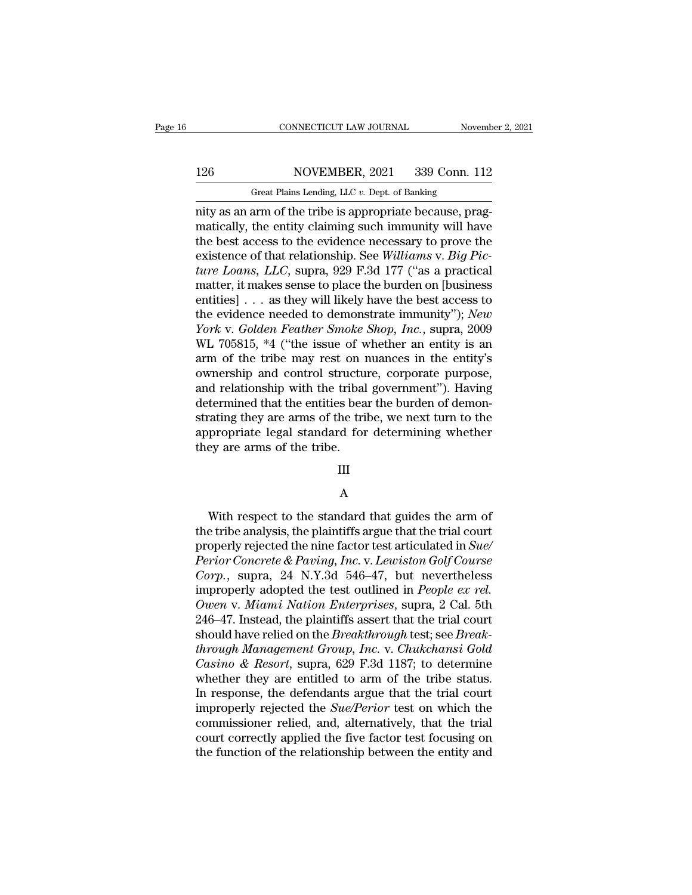nity as an arm of the tribe is appropriate because, pragmatically, the entity claiming such immunity will have the best access to the evidence necessary to prove the existence of that relationship. See *Williams* v. *Big Picture Loans, LLC*, supra, 929 F.3d 177 ("as a practical matter, it makes sense to place the burden on [business entities] . . . as they will likely have the best access to the evidence needed to demonstrate immunity"); *New York* v. *Golden Feather Smoke Shop, Inc.*, supra, 2009 WL 705815, *4 ("the issue of whether an entity is an arm of the tribe may rest on nuances in the entity's ownership and control structure, corporate purpose, and relationship with the tribal government"). Having determined that the entities bear the burden of demonstrating they are arms of the tribe, we next turn to the appropriate legal standard for determining whether they are arms of the tribe.

## III

### A

With respect to the standard that guides the arm of the tribe analysis, the plaintiffs argue that the trial court properly rejected the nine factor test articulated in *Sue/Perior Concrete & Paving, Inc.* v. *Lewiston Golf Course Corp.*, supra, 24 N.Y.3d 546–47, but nevertheless improperly adopted the test outlined in *People ex rel. Owen* v. *Miami Nation Enterprises*, supra, 2 Cal. 5th 246–47. Instead, the plaintiffs assert that the trial court should have relied on the *Breakthrough* test; see *Breakthrough Management Group, Inc.* v. *Chukchansi Gold Casino & Resort*, supra, 629 F.3d 1187; to determine whether they are entitled to arm of the tribe status. In response, the defendants argue that the trial court improperly rejected the *Sue/Perior* test on which the commissioner relied, and, alternatively, that the trial court correctly applied the five factor test focusing on the function of the relationship between the entity and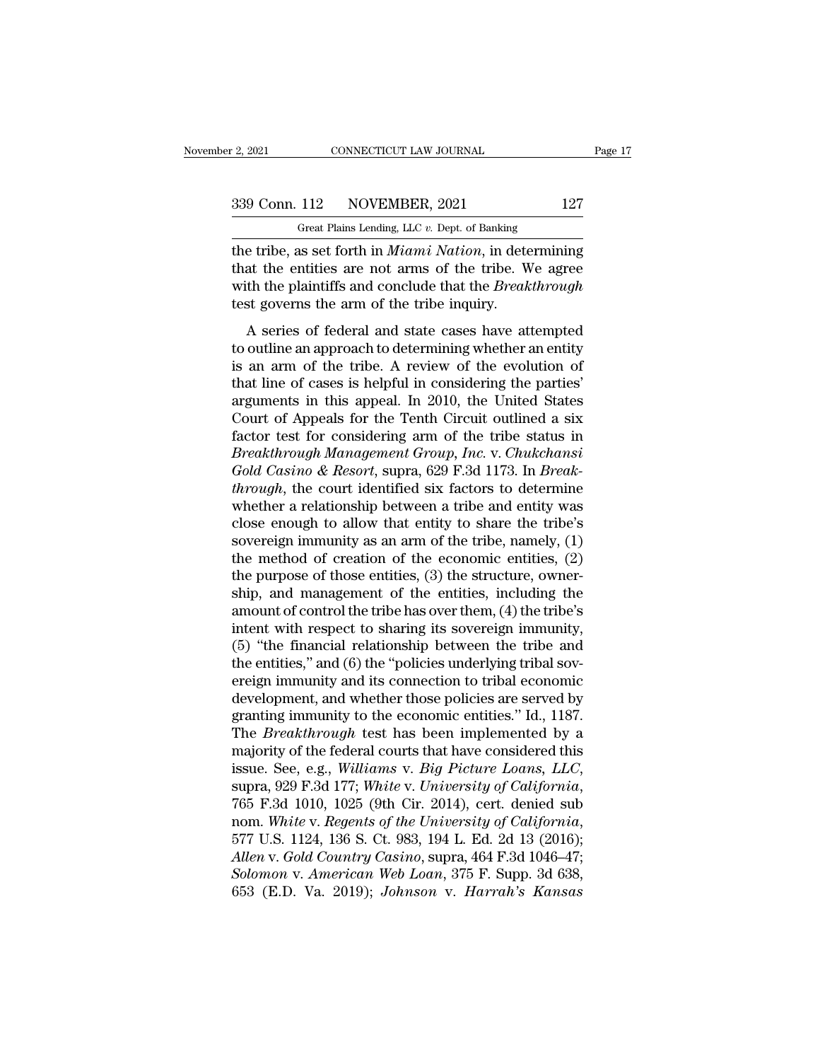the tribe, as set forth in *Miami Nation*, in determining that the entities are not arms of the tribe. We agree with the plaintiffs and conclude that the *Breakthrough* test governs the arm of the tribe inquiry.

A series of federal and state cases have attempted to outline an approach to determining whether an entity is an arm of the tribe. A review of the evolution of that line of cases is helpful in considering the parties' arguments in this appeal. In 2010, the United States Court of Appeals for the Tenth Circuit outlined a six factor test for considering arm of the tribe status in *Breakthrough Management Group, Inc.* v. *Chukchansi Gold Casino & Resort*, supra, 629 F.3d 1173. In *Breakthrough*, the court identified six factors to determine whether a relationship between a tribe and entity was close enough to allow that entity to share the tribe's sovereign immunity as an arm of the tribe, namely, (1) the method of creation of the economic entities, (2) the purpose of those entities, (3) the structure, ownership, and management of the entities, including the amount of control the tribe has over them, (4) the tribe's intent with respect to sharing its sovereign immunity, (5) "the financial relationship between the tribe and the entities," and (6) the "policies underlying tribal sovereign immunity and its connection to tribal economic development, and whether those policies are served by granting immunity to the economic entities." Id., 1187. The *Breakthrough* test has been implemented by a majority of the federal courts that have considered this issue. See, e.g., *Williams* v. *Big Picture Loans, LLC*, supra, 929 F.3d 177; *White* v. *University of California*, 765 F.3d 1010, 1025 (9th Cir. 2014), cert. denied sub nom. *White* v. *Regents of the University of California*, 577 U.S. 1124, 136 S. Ct. 983, 194 L. Ed. 2d 13 (2016); *Allen* v. *Gold Country Casino*, supra, 464 F.3d 1046–47; *Solomon* v. *American Web Loan*, 375 F. Supp. 3d 638, 653 (E.D. Va. 2019); *Johnson* v. *Harrah's Kansas*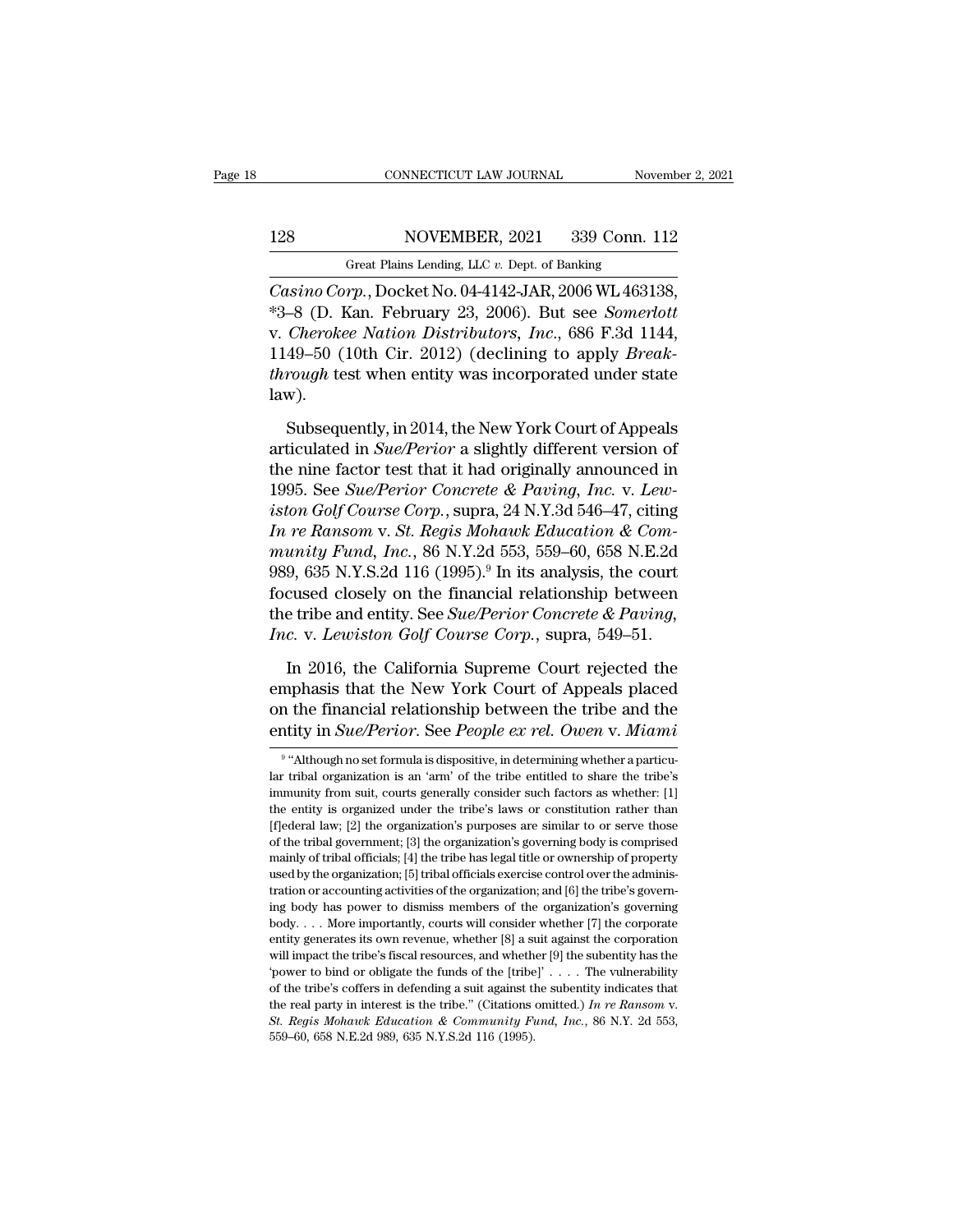*Casino Corp.*, Docket No. 04-4142-JAR, 2006 WL 463138, *3–8 (D. Kan. February 23, 2006). But see *Somerlott* v. *Cherokee Nation Distributors, Inc.*, 686 F.3d 1144, 1149–50 (10th Cir. 2012) (declining to apply *Breakthrough* test when entity was incorporated under state law).

Subsequently, in 2014, the New York Court of Appeals articulated in *Sue/Perior* a slightly different version of the nine factor test that it had originally announced in 1995. See *Sue/Perior Concrete & Paving, Inc.* v. *Lewiston Golf Course Corp.*, supra, 24 N.Y.3d 546–47, citing *In re Ransom* v. *St. Regis Mohawk Education & Community Fund, Inc.*, 86 N.Y.2d 553, 559–60, 658 N.E.2d 989, 635 N.Y.S.2d 116 (1995).[9] In its analysis, the court focused closely on the financial relationship between the tribe and entity. See *Sue/Perior Concrete & Paving, Inc.* v. *Lewiston Golf Course Corp.*, supra, 549–51.

In 2016, the California Supreme Court rejected the emphasis that the New York Court of Appeals placed on the financial relationship between the tribe and the entity in *Sue/Perior*. See *People ex rel. Owen* v. *Miami*

---

[9] "Although no set formula is dispositive, in determining whether a particular tribal organization is an 'arm' of the tribe entitled to share the tribe's immunity from suit, courts generally consider such factors as whether: [1] the entity is organized under the tribe's laws or constitution rather than [f]ederal law; [2] the organization's purposes are similar to or serve those of the tribal government; [3] the organization's governing body is comprised mainly of tribal officials; [4] the tribe has legal title or ownership of property used by the organization; [5] tribal officials exercise control over the administration or accounting activities of the organization; and [6] the tribe's governing body has power to dismiss members of the organization's governing body. . . . More importantly, courts will consider whether [7] the corporate entity generates its own revenue, whether [8] a suit against the corporation will impact the tribe's fiscal resources, and whether [9] the subentity has the 'power to bind or obligate the funds of the [tribe]' . . . . The vulnerability of the tribe's coffers in defending a suit against the subentity indicates that the real party in interest is the tribe." (Citations omitted.) *In re Ransom* v. *St. Regis Mohawk Education & Community Fund, Inc.*, 86 N.Y. 2d 553, 559–60, 658 N.E.2d 989, 635 N.Y.S.2d 116 (1995).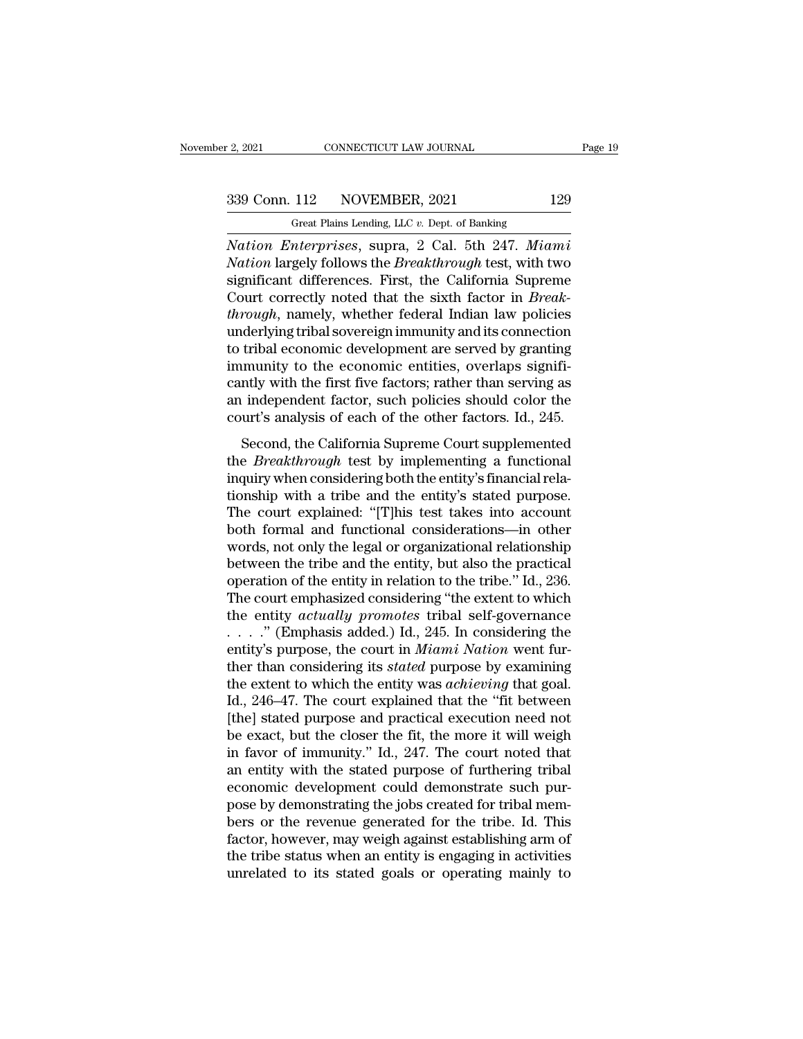*Nation Enterprises*, supra, 2 Cal. 5th 247. *Miami Nation* largely follows the *Breakthrough* test, with two significant differences. First, the California Supreme Court correctly noted that the sixth factor in *Breakthrough*, namely, whether federal Indian law policies underlying tribal sovereign immunity and its connection to tribal economic development are served by granting immunity to the economic entities, overlaps significantly with the first five factors; rather than serving as an independent factor, such policies should color the court's analysis of each of the other factors. Id., 245.

Second, the California Supreme Court supplemented the *Breakthrough* test by implementing a functional inquiry when considering both the entity's financial relationship with a tribe and the entity's stated purpose. The court explained: "[T]his test takes into account both formal and functional considerations—in other words, not only the legal or organizational relationship between the tribe and the entity, but also the practical operation of the entity in relation to the tribe." Id., 236. The court emphasized considering "the extent to which the entity *actually promotes* tribal self-governance . . . ." (Emphasis added.) Id., 245. In considering the entity's purpose, the court in *Miami Nation* went further than considering its *stated* purpose by examining the extent to which the entity was *achieving* that goal. Id., 246–47. The court explained that the "fit between [the] stated purpose and practical execution need not be exact, but the closer the fit, the more it will weigh in favor of immunity." Id., 247. The court noted that an entity with the stated purpose of furthering tribal economic development could demonstrate such purpose by demonstrating the jobs created for tribal members or the revenue generated for the tribe. Id. This factor, however, may weigh against establishing arm of the tribe status when an entity is engaging in activities unrelated to its stated goals or operating mainly to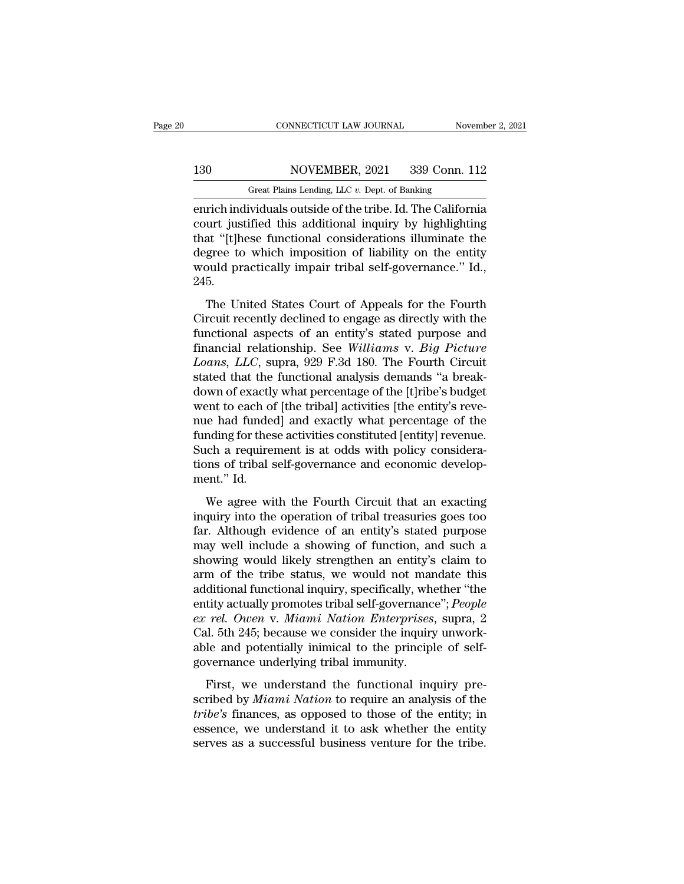enrich individuals outside of the tribe. Id. The California court justified this additional inquiry by highlighting that "[t]hese functional considerations illuminate the degree to which imposition of liability on the entity would practically impair tribal self-governance." Id., 245.

The United States Court of Appeals for the Fourth Circuit recently declined to engage as directly with the functional aspects of an entity's stated purpose and financial relationship. See *Williams* v. *Big Picture Loans, LLC*, supra, 929 F.3d 180. The Fourth Circuit stated that the functional analysis demands "a breakdown of exactly what percentage of the [t]ribe's budget went to each of [the tribal] activities [the entity's revenue had funded] and exactly what percentage of the funding for these activities constituted [entity] revenue. Such a requirement is at odds with policy considerations of tribal self-governance and economic development." Id.

We agree with the Fourth Circuit that an exacting inquiry into the operation of tribal treasuries goes too far. Although evidence of an entity's stated purpose may well include a showing of function, and such a showing would likely strengthen an entity's claim to arm of the tribe status, we would not mandate this additional functional inquiry, specifically, whether "the entity actually promotes tribal self-governance"; *People ex rel. Owen* v. *Miami Nation Enterprises*, supra, 2 Cal. 5th 245; because we consider the inquiry unworkable and potentially inimical to the principle of self-governance underlying tribal immunity.

First, we understand the functional inquiry prescribed by *Miami Nation* to require an analysis of the *tribe's* finances, as opposed to those of the entity; in essence, we understand it to ask whether the entity serves as a successful business venture for the tribe.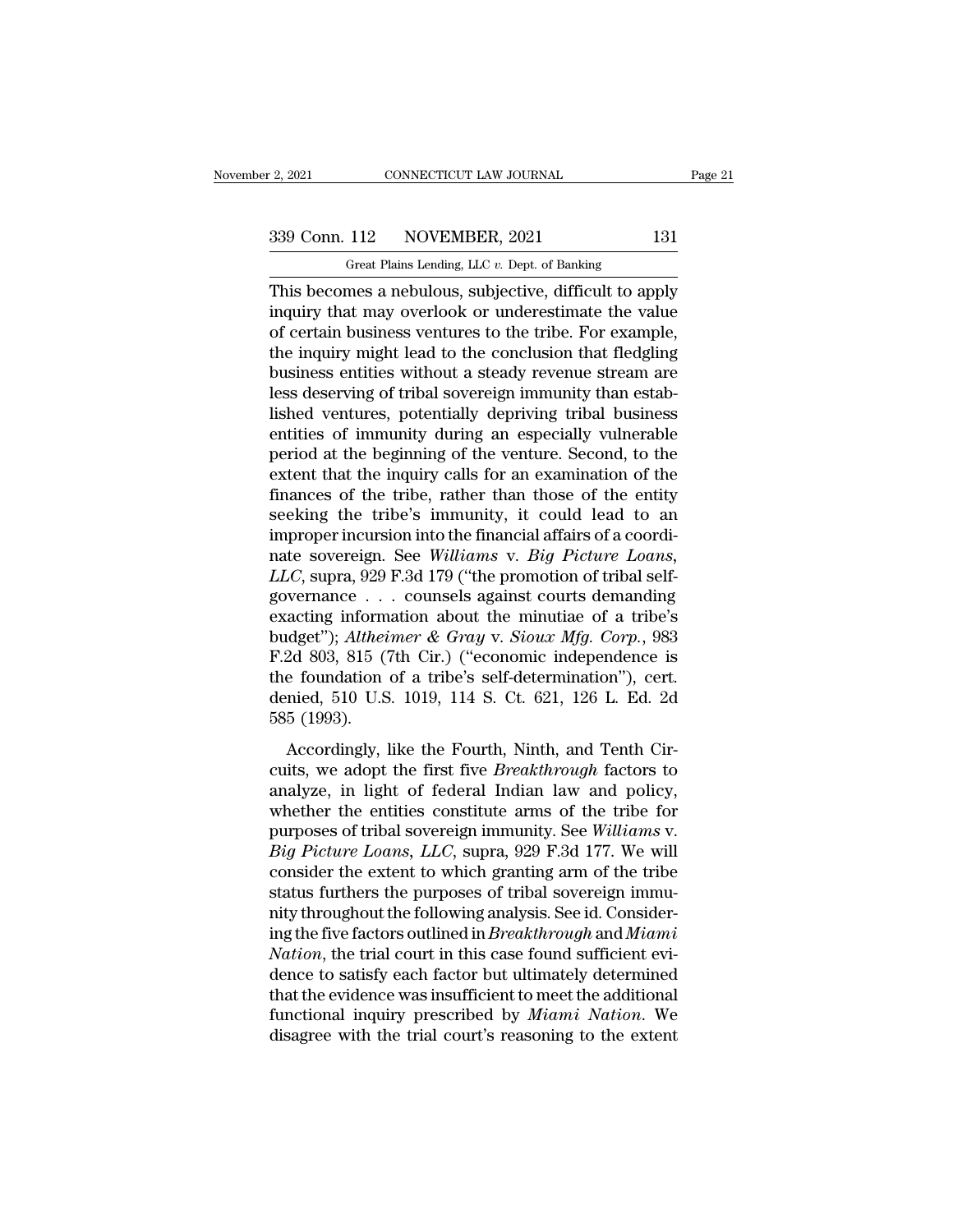This becomes a nebulous, subjective, difficult to apply inquiry that may overlook or underestimate the value of certain business ventures to the tribe. For example, the inquiry might lead to the conclusion that fledgling business entities without a steady revenue stream are less deserving of tribal sovereign immunity than established ventures, potentially depriving tribal business entities of immunity during an especially vulnerable period at the beginning of the venture. Second, to the extent that the inquiry calls for an examination of the finances of the tribe, rather than those of the entity seeking the tribe's immunity, it could lead to an improper incursion into the financial affairs of a coordinate sovereign. See *Williams* v. *Big Picture Loans, LLC*, supra, 929 F.3d 179 ("the promotion of tribal self-governance . . . counsels against courts demanding exacting information about the minutiae of a tribe's budget"); *Altheimer & Gray* v. *Sioux Mfg. Corp.*, 983 F.2d 803, 815 (7th Cir.) ("economic independence is the foundation of a tribe's self-determination"), cert. denied, 510 U.S. 1019, 114 S. Ct. 621, 126 L. Ed. 2d 585 (1993).

Accordingly, like the Fourth, Ninth, and Tenth Circuits, we adopt the first five *Breakthrough* factors to analyze, in light of federal Indian law and policy, whether the entities constitute arms of the tribe for purposes of tribal sovereign immunity. See *Williams* v. *Big Picture Loans, LLC*, supra, 929 F.3d 177. We will consider the extent to which granting arm of the tribe status furthers the purposes of tribal sovereign immunity throughout the following analysis. See id. Considering the five factors outlined in *Breakthrough* and *Miami Nation*, the trial court in this case found sufficient evidence to satisfy each factor but ultimately determined that the evidence was insufficient to meet the additional functional inquiry prescribed by *Miami Nation*. We disagree with the trial court's reasoning to the extent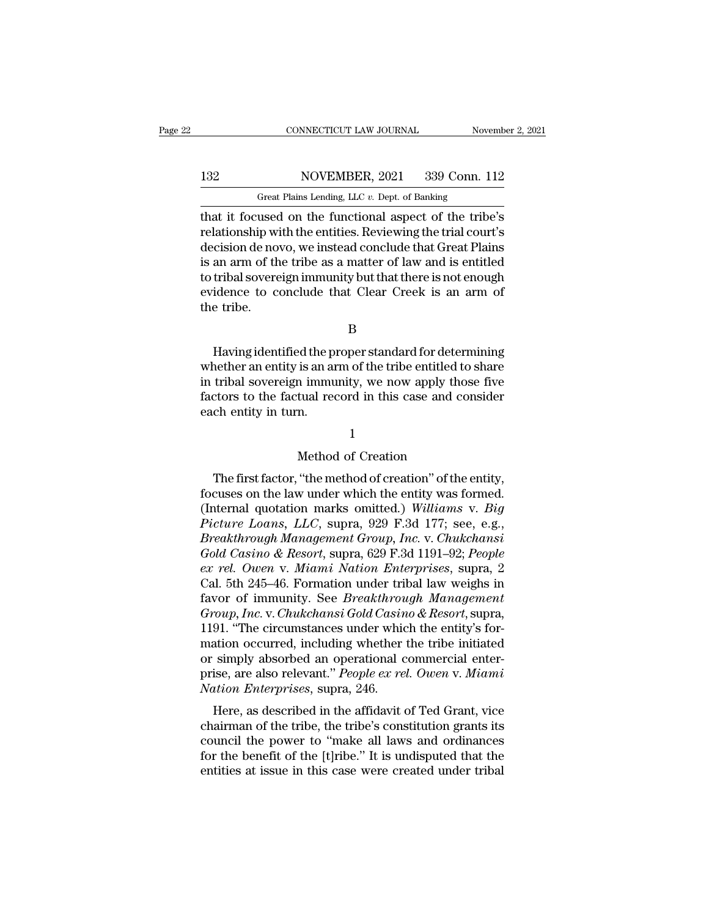that it focused on the functional aspect of the tribe's relationship with the entities. Reviewing the trial court's decision de novo, we instead conclude that Great Plains is an arm of the tribe as a matter of law and is entitled to tribal sovereign immunity but that there is not enough evidence to conclude that Clear Creek is an arm of the tribe.

B

Having identified the proper standard for determining whether an entity is an arm of the tribe entitled to share in tribal sovereign immunity, we now apply those five factors to the factual record in this case and consider each entity in turn.

1

Method of Creation

The first factor, "the method of creation" of the entity, focuses on the law under which the entity was formed. (Internal quotation marks omitted.) *Williams* v. *Big Picture Loans, LLC*, supra, 929 F.3d 177; see, e.g., *Breakthrough Management Group, Inc.* v. *Chukchansi Gold Casino & Resort*, supra, 629 F.3d 1191–92; *People ex rel. Owen* v. *Miami Nation Enterprises*, supra, 2 Cal. 5th 245–46. Formation under tribal law weighs in favor of immunity. See *Breakthrough Management Group, Inc.* v. *Chukchansi Gold Casino & Resort*, supra, 1191. "The circumstances under which the entity's formation occurred, including whether the tribe initiated or simply absorbed an operational commercial enterprise, are also relevant." *People ex rel. Owen* v. *Miami Nation Enterprises*, supra, 246.

Here, as described in the affidavit of Ted Grant, vice chairman of the tribe, the tribe's constitution grants its council the power to "make all laws and ordinances for the benefit of the [t]ribe." It is undisputed that the entities at issue in this case were created under tribal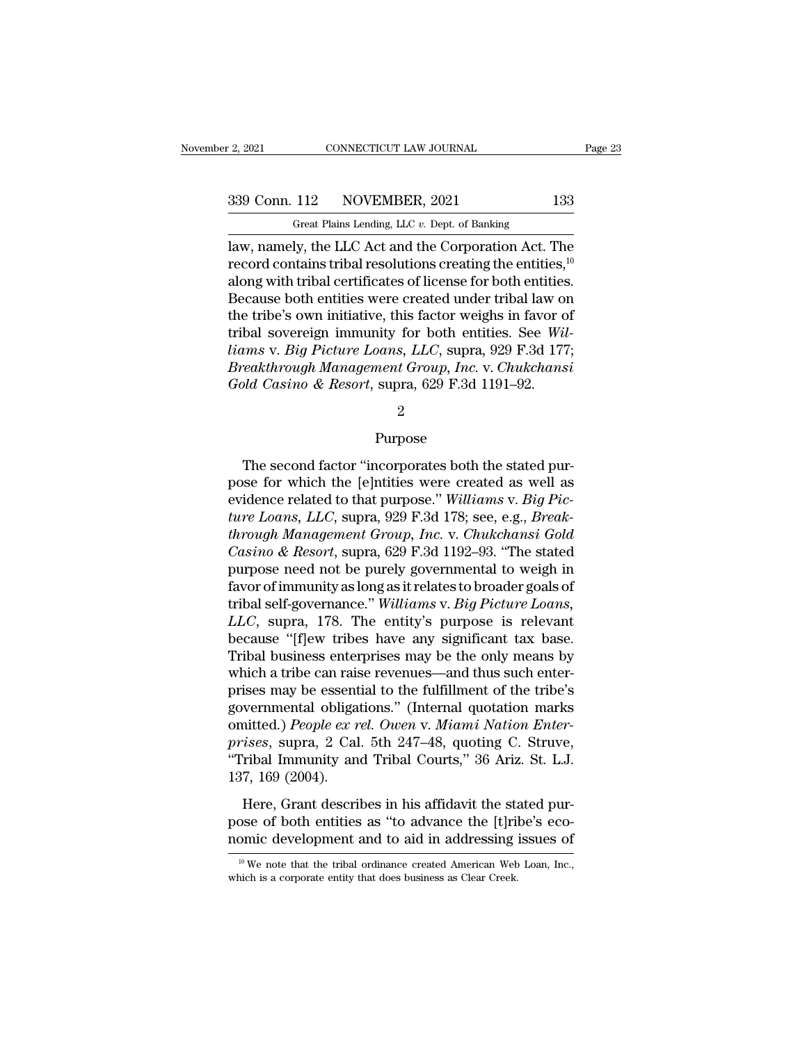law, namely, the LLC Act and the Corporation Act. The record contains tribal resolutions creating the entities,[10] along with tribal certificates of license for both entities. Because both entities were created under tribal law on the tribe's own initiative, this factor weighs in favor of tribal sovereign immunity for both entities. See *Williams* v. *Big Picture Loans, LLC*, supra, 929 F.3d 177; *Breakthrough Management Group, Inc.* v. *Chukchansi Gold Casino & Resort*, supra, 629 F.3d 1191–92.

2

Purpose

The second factor "incorporates both the stated purpose for which the [e]ntities were created as well as evidence related to that purpose." *Williams* v. *Big Picture Loans, LLC*, supra, 929 F.3d 178; see, e.g., *Breakthrough Management Group, Inc.* v. *Chukchansi Gold Casino & Resort*, supra, 629 F.3d 1192–93. "The stated purpose need not be purely governmental to weigh in favor of immunity as long as it relates to broader goals of tribal self-governance." *Williams* v. *Big Picture Loans, LLC*, supra, 178. The entity's purpose is relevant because "[f]ew tribes have any significant tax base. Tribal business enterprises may be the only means by which a tribe can raise revenues—and thus such enterprises may be essential to the fulfillment of the tribe's governmental obligations." (Internal quotation marks omitted.) *People ex rel. Owen* v. *Miami Nation Enterprises*, supra, 2 Cal. 5th 247–48, quoting C. Struve, "Tribal Immunity and Tribal Courts," 36 Ariz. St. L.J. 137, 169 (2004).

Here, Grant describes in his affidavit the stated purpose of both entities as "to advance the [t]ribe's economic development and to aid in addressing issues of

[10] We note that the tribal ordinance created American Web Loan, Inc., which is a corporate entity that does business as Clear Creek.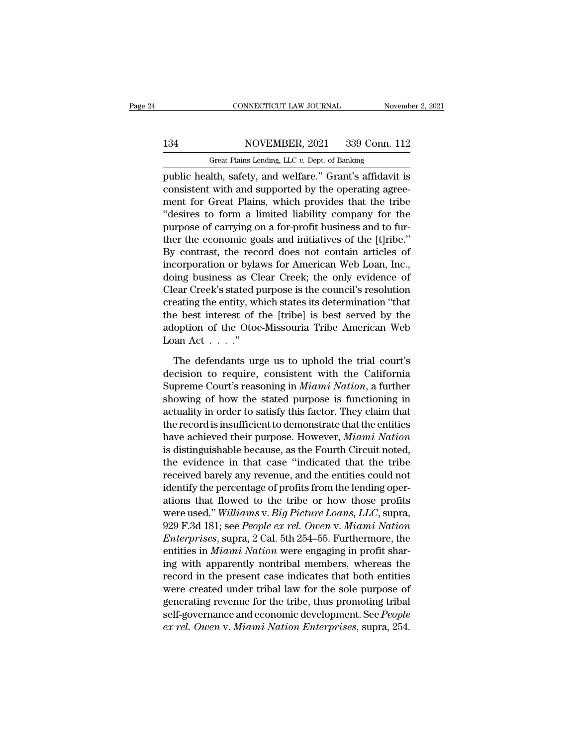public health, safety, and welfare." Grant's affidavit is consistent with and supported by the operating agreement for Great Plains, which provides that the tribe "desires to form a limited liability company for the purpose of carrying on a for-profit business and to further the economic goals and initiatives of the [t]ribe." By contrast, the record does not contain articles of incorporation or bylaws for American Web Loan, Inc., doing business as Clear Creek; the only evidence of Clear Creek's stated purpose is the council's resolution creating the entity, which states its determination "that the best interest of the [tribe] is best served by the adoption of the Otoe-Missouria Tribe American Web Loan Act . . . ."

The defendants urge us to uphold the trial court's decision to require, consistent with the California Supreme Court's reasoning in *Miami Nation*, a further showing of how the stated purpose is functioning in actuality in order to satisfy this factor. They claim that the record is insufficient to demonstrate that the entities have achieved their purpose. However, *Miami Nation* is distinguishable because, as the Fourth Circuit noted, the evidence in that case "indicated that the tribe received barely any revenue, and the entities could not identify the percentage of profits from the lending operations that flowed to the tribe or how those profits were used." *Williams* v. *Big Picture Loans, LLC*, supra, 929 F.3d 181; see *People ex rel. Owen* v. *Miami Nation Enterprises*, supra, 2 Cal. 5th 254–55. Furthermore, the entities in *Miami Nation* were engaging in profit sharing with apparently nontribal members, whereas the record in the present case indicates that both entities were created under tribal law for the sole purpose of generating revenue for the tribe, thus promoting tribal self-governance and economic development. See *People ex rel. Owen* v. *Miami Nation Enterprises*, supra, 254.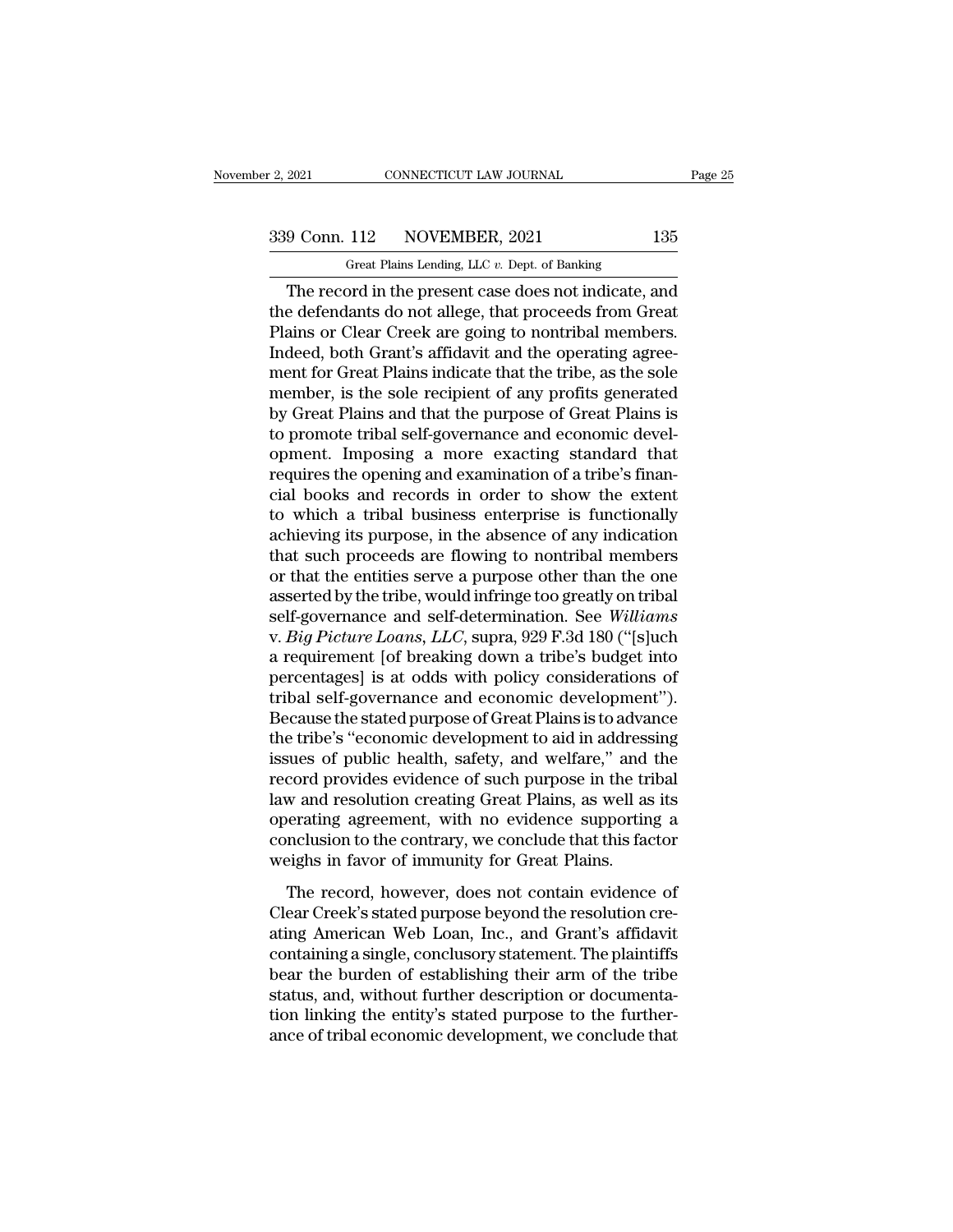The record in the present case does not indicate, and the defendants do not allege, that proceeds from Great Plains or Clear Creek are going to nontribal members. Indeed, both Grant's affidavit and the operating agreement for Great Plains indicate that the tribe, as the sole member, is the sole recipient of any profits generated by Great Plains and that the purpose of Great Plains is to promote tribal self-governance and economic development. Imposing a more exacting standard that requires the opening and examination of a tribe's financial books and records in order to show the extent to which a tribal business enterprise is functionally achieving its purpose, in the absence of any indication that such proceeds are flowing to nontribal members or that the entities serve a purpose other than the one asserted by the tribe, would infringe too greatly on tribal self-governance and self-determination. See *Williams* v. *Big Picture Loans, LLC*, supra, 929 F.3d 180 ("[s]uch a requirement [of breaking down a tribe's budget into percentages] is at odds with policy considerations of tribal self-governance and economic development"). Because the stated purpose of Great Plains is to advance the tribe's "economic development to aid in addressing issues of public health, safety, and welfare," and the record provides evidence of such purpose in the tribal law and resolution creating Great Plains, as well as its operating agreement, with no evidence supporting a conclusion to the contrary, we conclude that this factor weighs in favor of immunity for Great Plains.

The record, however, does not contain evidence of Clear Creek's stated purpose beyond the resolution creating American Web Loan, Inc., and Grant's affidavit containing a single, conclusory statement. The plaintiffs bear the burden of establishing their arm of the tribe status, and, without further description or documentation linking the entity's stated purpose to the furtherance of tribal economic development, we conclude that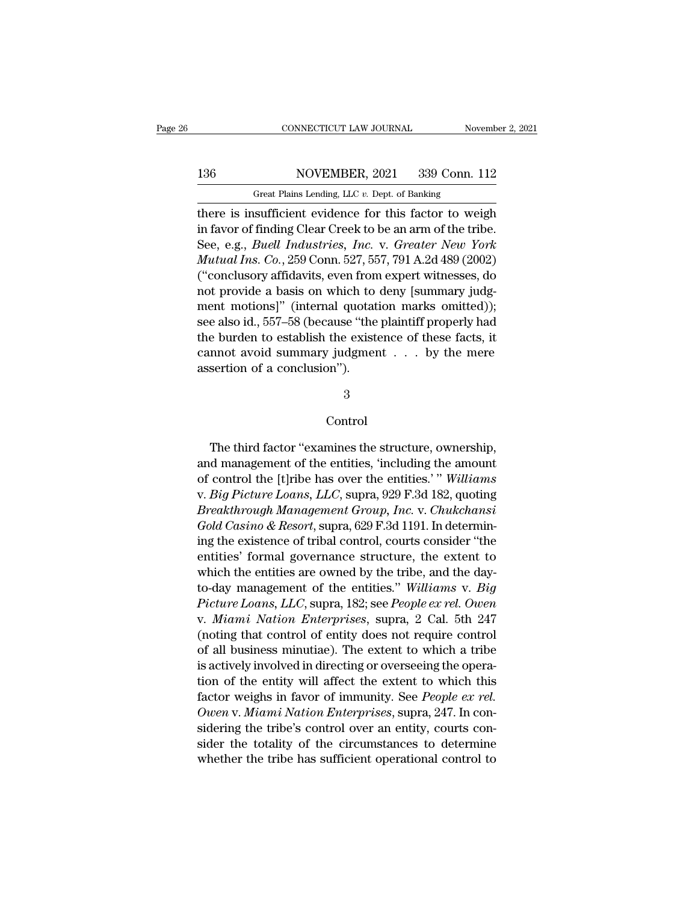there is insufficient evidence for this factor to weigh in favor of finding Clear Creek to be an arm of the tribe. See, e.g., *Buell Industries, Inc.* v. *Greater New York Mutual Ins. Co.*, 259 Conn. 527, 557, 791 A.2d 489 (2002) ("conclusory affidavits, even from expert witnesses, do not provide a basis on which to deny [summary judgment motions]" (internal quotation marks omitted)); see also id., 557–58 (because "the plaintiff properly had the burden to establish the existence of these facts, it cannot avoid summary judgment . . . by the mere assertion of a conclusion").

3

Control

The third factor "examines the structure, ownership, and management of the entities, 'including the amount of control the [t]ribe has over the entities.' " *Williams* v. *Big Picture Loans, LLC*, supra, 929 F.3d 182, quoting *Breakthrough Management Group, Inc.* v. *Chukchansi Gold Casino & Resort*, supra, 629 F.3d 1191. In determining the existence of tribal control, courts consider "the entities' formal governance structure, the extent to which the entities are owned by the tribe, and the day-to-day management of the entities." *Williams* v. *Big Picture Loans, LLC*, supra, 182; see *People ex rel. Owen* v. *Miami Nation Enterprises*, supra, 2 Cal. 5th 247 (noting that control of entity does not require control of all business minutiae). The extent to which a tribe is actively involved in directing or overseeing the operation of the entity will affect the extent to which this factor weighs in favor of immunity. See *People ex rel. Owen* v. *Miami Nation Enterprises*, supra, 247. In considering the tribe's control over an entity, courts consider the totality of the circumstances to determine whether the tribe has sufficient operational control to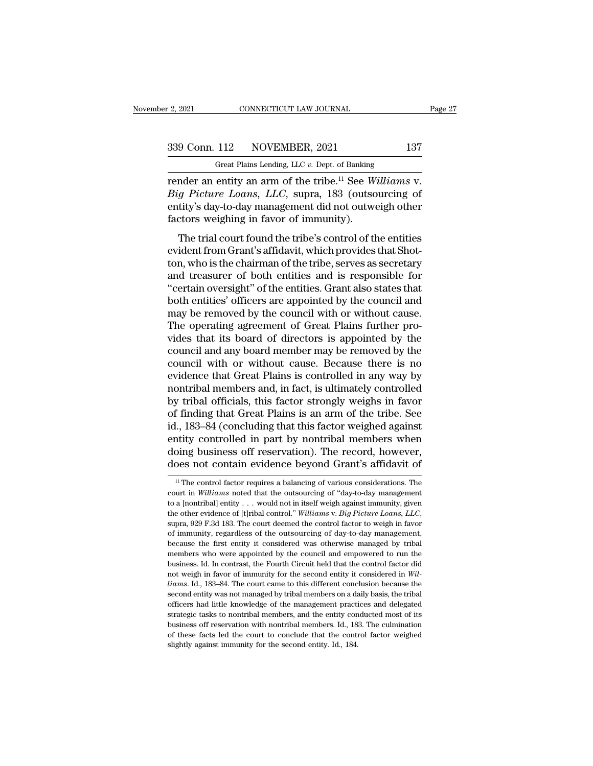render an entity an arm of the tribe.[11] See *Williams* v. *Big Picture Loans, LLC*, supra, 183 (outsourcing of entity's day-to-day management did not outweigh other factors weighing in favor of immunity).

The trial court found the tribe's control of the entities evident from Grant's affidavit, which provides that Shotton, who is the chairman of the tribe, serves as secretary and treasurer of both entities and is responsible for "certain oversight" of the entities. Grant also states that both entities' officers are appointed by the council and may be removed by the council with or without cause. The operating agreement of Great Plains further provides that its board of directors is appointed by the council and any board member may be removed by the council with or without cause. Because there is no evidence that Great Plains is controlled in any way by nontribal members and, in fact, is ultimately controlled by tribal officials, this factor strongly weighs in favor of finding that Great Plains is an arm of the tribe. See id., 183–84 (concluding that this factor weighed against entity controlled in part by nontribal members when doing business off reservation). The record, however, does not contain evidence beyond Grant's affidavit of

---

[11] The control factor requires a balancing of various considerations. The court in *Williams* noted that the outsourcing of "day-to-day management to a [nontribal] entity . . . would not in itself weigh against immunity, given the other evidence of [t]ribal control." *Williams* v. *Big Picture Loans, LLC*, supra, 929 F.3d 183. The court deemed the control factor to weigh in favor of immunity, regardless of the outsourcing of day-to-day management, because the first entity it considered was otherwise managed by tribal members who were appointed by the council and empowered to run the business. Id. In contrast, the Fourth Circuit held that the control factor did not weigh in favor of immunity for the second entity it considered in *Williams*. Id., 183–84. The court came to this different conclusion because the second entity was not managed by tribal members on a daily basis, the tribal officers had little knowledge of the management practices and delegated strategic tasks to nontribal members, and the entity conducted most of its business off reservation with nontribal members. Id., 183. The culmination of these facts led the court to conclude that the control factor weighed slightly against immunity for the second entity. Id., 184.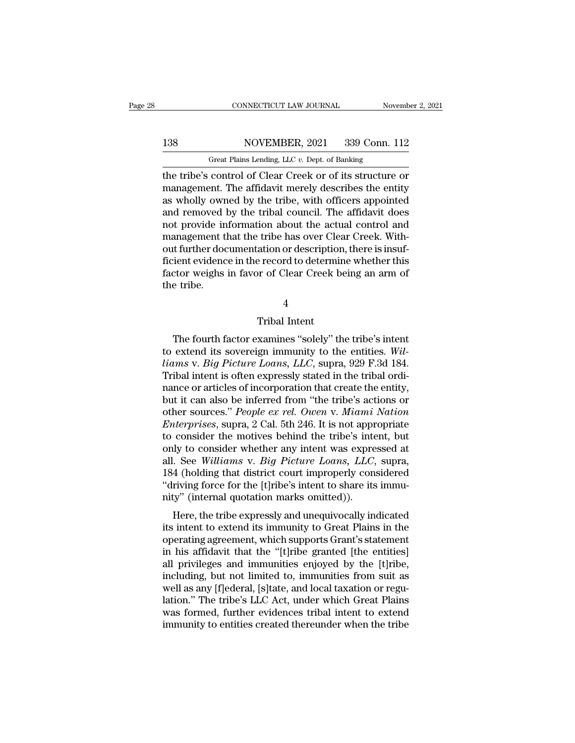the tribe's control of Clear Creek or of its structure or management. The affidavit merely describes the entity as wholly owned by the tribe, with officers appointed and removed by the tribal council. The affidavit does not provide information about the actual control and management that the tribe has over Clear Creek. Without further documentation or description, there is insufficient evidence in the record to determine whether this factor weighs in favor of Clear Creek being an arm of the tribe.

4

Tribal Intent

The fourth factor examines "solely" the tribe's intent to extend its sovereign immunity to the entities. *Williams* v. *Big Picture Loans, LLC*, supra, 929 F.3d 184. Tribal intent is often expressly stated in the tribal ordinance or articles of incorporation that create the entity, but it can also be inferred from "the tribe's actions or other sources." *People ex rel. Owen* v. *Miami Nation Enterprises*, supra, 2 Cal. 5th 246. It is not appropriate to consider the motives behind the tribe's intent, but only to consider whether any intent was expressed at all. See *Williams* v. *Big Picture Loans, LLC*, supra, 184 (holding that district court improperly considered "driving force for the [t]ribe's intent to share its immunity" (internal quotation marks omitted)).

Here, the tribe expressly and unequivocally indicated its intent to extend its immunity to Great Plains in the operating agreement, which supports Grant's statement in his affidavit that the "[t]ribe granted [the entities] all privileges and immunities enjoyed by the [t]ribe, including, but not limited to, immunities from suit as well as any [f]ederal, [s]tate, and local taxation or regulation." The tribe's LLC Act, under which Great Plains was formed, further evidences tribal intent to extend immunity to entities created thereunder when the tribe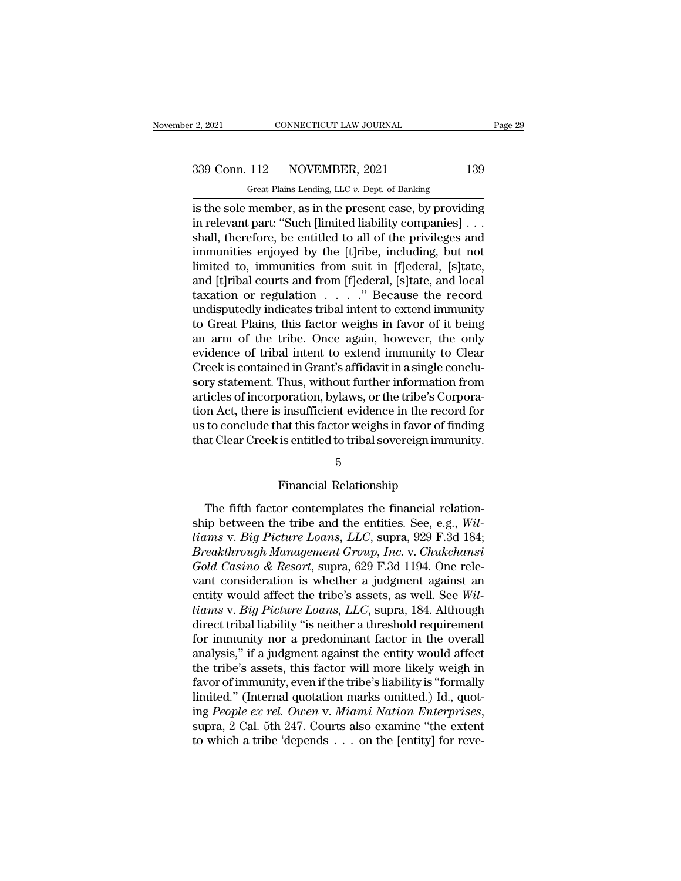is the sole member, as in the present case, by providing in relevant part: "Such [limited liability companies] . . . shall, therefore, be entitled to all of the privileges and immunities enjoyed by the [t]ribe, including, but not limited to, immunities from suit in [f]ederal, [s]tate, and [t]ribal courts and from [f]ederal, [s]tate, and local taxation or regulation . . . ." Because the record undisputedly indicates tribal intent to extend immunity to Great Plains, this factor weighs in favor of it being an arm of the tribe. Once again, however, the only evidence of tribal intent to extend immunity to Clear Creek is contained in Grant's affidavit in a single conclusory statement. Thus, without further information from articles of incorporation, bylaws, or the tribe's Corporation Act, there is insufficient evidence in the record for us to conclude that this factor weighs in favor of finding that Clear Creek is entitled to tribal sovereign immunity.

5

Financial Relationship

The fifth factor contemplates the financial relationship between the tribe and the entities. See, e.g., *Williams* v. *Big Picture Loans, LLC*, supra, 929 F.3d 184; *Breakthrough Management Group, Inc.* v. *Chukchansi Gold Casino & Resort*, supra, 629 F.3d 1194. One relevant consideration is whether a judgment against an entity would affect the tribe's assets, as well. See *Williams* v. *Big Picture Loans, LLC*, supra, 184. Although direct tribal liability "is neither a threshold requirement for immunity nor a predominant factor in the overall analysis," if a judgment against the entity would affect the tribe's assets, this factor will more likely weigh in favor of immunity, even if the tribe's liability is "formally limited." (Internal quotation marks omitted.) Id., quoting *People ex rel. Owen* v. *Miami Nation Enterprises*, supra, 2 Cal. 5th 247. Courts also examine "the extent to which a tribe 'depends . . . on the [entity] for reve-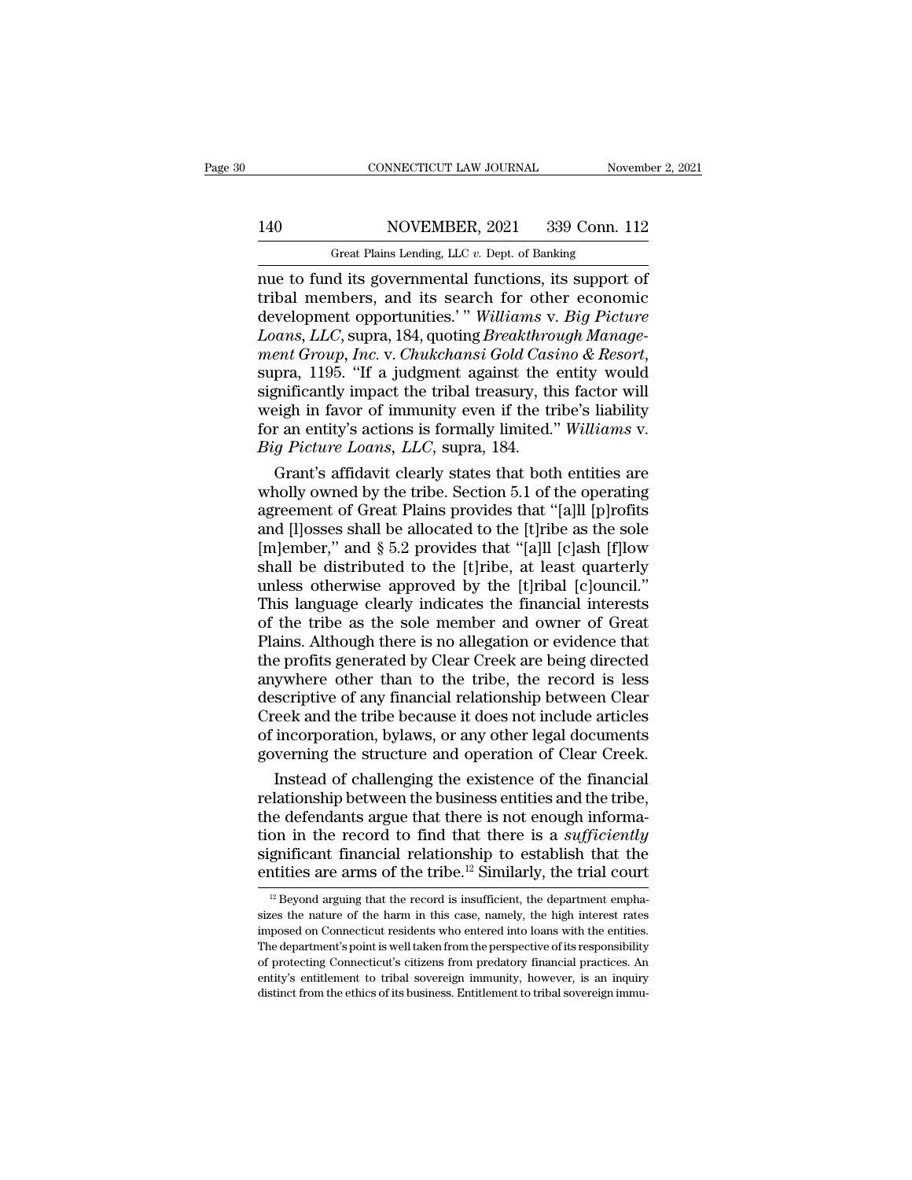nue to fund its governmental functions, its support of tribal members, and its search for other economic development opportunities.' " *Williams* v. *Big Picture Loans, LLC*, supra, 184, quoting *Breakthrough Management Group, Inc.* v. *Chukchansi Gold Casino & Resort*, supra, 1195. "If a judgment against the entity would significantly impact the tribal treasury, this factor will weigh in favor of immunity even if the tribe's liability for an entity's actions is formally limited." *Williams* v. *Big Picture Loans, LLC*, supra, 184.

Grant's affidavit clearly states that both entities are wholly owned by the tribe. Section 5.1 of the operating agreement of Great Plains provides that "[a]ll [p]rofits and [l]osses shall be allocated to the [t]ribe as the sole [m]ember," and § 5.2 provides that "[a]ll [c]ash [f]low shall be distributed to the [t]ribe, at least quarterly unless otherwise approved by the [t]ribal [c]ouncil." This language clearly indicates the financial interests of the tribe as the sole member and owner of Great Plains. Although there is no allegation or evidence that the profits generated by Clear Creek are being directed anywhere other than to the tribe, the record is less descriptive of any financial relationship between Clear Creek and the tribe because it does not include articles of incorporation, bylaws, or any other legal documents governing the structure and operation of Clear Creek.

Instead of challenging the existence of the financial relationship between the business entities and the tribe, the defendants argue that there is not enough information in the record to find that there is a *sufficiently* significant financial relationship to establish that the entities are arms of the tribe.[12] Similarly, the trial court

[12] Beyond arguing that the record is insufficient, the department emphasizes the nature of the harm in this case, namely, the high interest rates imposed on Connecticut residents who entered into loans with the entities. The department's point is well taken from the perspective of its responsibility of protecting Connecticut's citizens from predatory financial practices. An entity's entitlement to tribal sovereign immunity, however, is an inquiry distinct from the ethics of its business. Entitlement to tribal sovereign immu-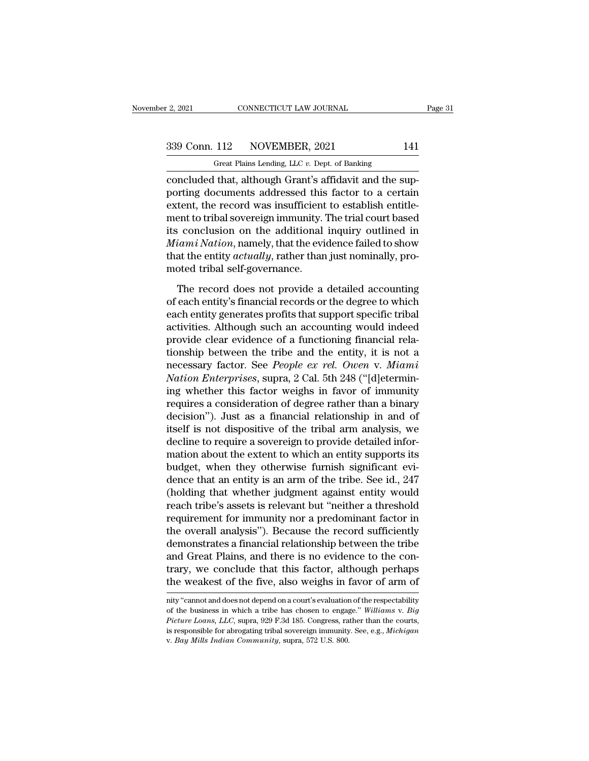concluded that, although Grant's affidavit and the supporting documents addressed this factor to a certain extent, the record was insufficient to establish entitlement to tribal sovereign immunity. The trial court based its conclusion on the additional inquiry outlined in *Miami Nation*, namely, that the evidence failed to show that the entity *actually*, rather than just nominally, promoted tribal self-governance.

The record does not provide a detailed accounting of each entity's financial records or the degree to which each entity generates profits that support specific tribal activities. Although such an accounting would indeed provide clear evidence of a functioning financial relationship between the tribe and the entity, it is not a necessary factor. See *People ex rel. Owen* v. *Miami Nation Enterprises*, supra, 2 Cal. 5th 248 ("[d]etermining whether this factor weighs in favor of immunity requires a consideration of degree rather than a binary decision"). Just as a financial relationship in and of itself is not dispositive of the tribal arm analysis, we decline to require a sovereign to provide detailed information about the extent to which an entity supports its budget, when they otherwise furnish significant evidence that an entity is an arm of the tribe. See id., 247 (holding that whether judgment against entity would reach tribe's assets is relevant but "neither a threshold requirement for immunity nor a predominant factor in the overall analysis"). Because the record sufficiently demonstrates a financial relationship between the tribe and Great Plains, and there is no evidence to the contrary, we conclude that this factor, although perhaps the weakest of the five, also weighs in favor of arm of

nity "cannot and does not depend on a court's evaluation of the respectability of the business in which a tribe has chosen to engage." *Williams* v. *Big Picture Loans, LLC*, supra, 929 F.3d 185. Congress, rather than the courts, is responsible for abrogating tribal sovereign immunity. See, e.g., *Michigan* v. *Bay Mills Indian Community*, supra, 572 U.S. 800.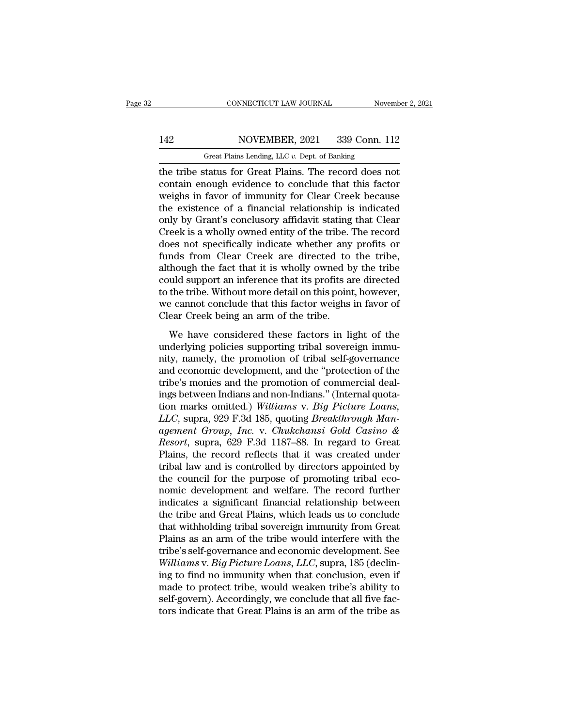the tribe status for Great Plains. The record does not contain enough evidence to conclude that this factor weighs in favor of immunity for Clear Creek because the existence of a financial relationship is indicated only by Grant's conclusory affidavit stating that Clear Creek is a wholly owned entity of the tribe. The record does not specifically indicate whether any profits or funds from Clear Creek are directed to the tribe, although the fact that it is wholly owned by the tribe could support an inference that its profits are directed to the tribe. Without more detail on this point, however, we cannot conclude that this factor weighs in favor of Clear Creek being an arm of the tribe.

We have considered these factors in light of the underlying policies supporting tribal sovereign immunity, namely, the promotion of tribal self-governance and economic development, and the "protection of the tribe's monies and the promotion of commercial dealings between Indians and non-Indians." (Internal quotation marks omitted.) *Williams* v. *Big Picture Loans, LLC*, supra, 929 F.3d 185, quoting *Breakthrough Management Group, Inc.* v. *Chukchansi Gold Casino & Resort*, supra, 629 F.3d 1187–88. In regard to Great Plains, the record reflects that it was created under tribal law and is controlled by directors appointed by the council for the purpose of promoting tribal economic development and welfare. The record further indicates a significant financial relationship between the tribe and Great Plains, which leads us to conclude that withholding tribal sovereign immunity from Great Plains as an arm of the tribe would interfere with the tribe's self-governance and economic development. See *Williams* v. *Big Picture Loans, LLC*, supra, 185 (declining to find no immunity when that conclusion, even if made to protect tribe, would weaken tribe's ability to self-govern). Accordingly, we conclude that all five factors indicate that Great Plains is an arm of the tribe as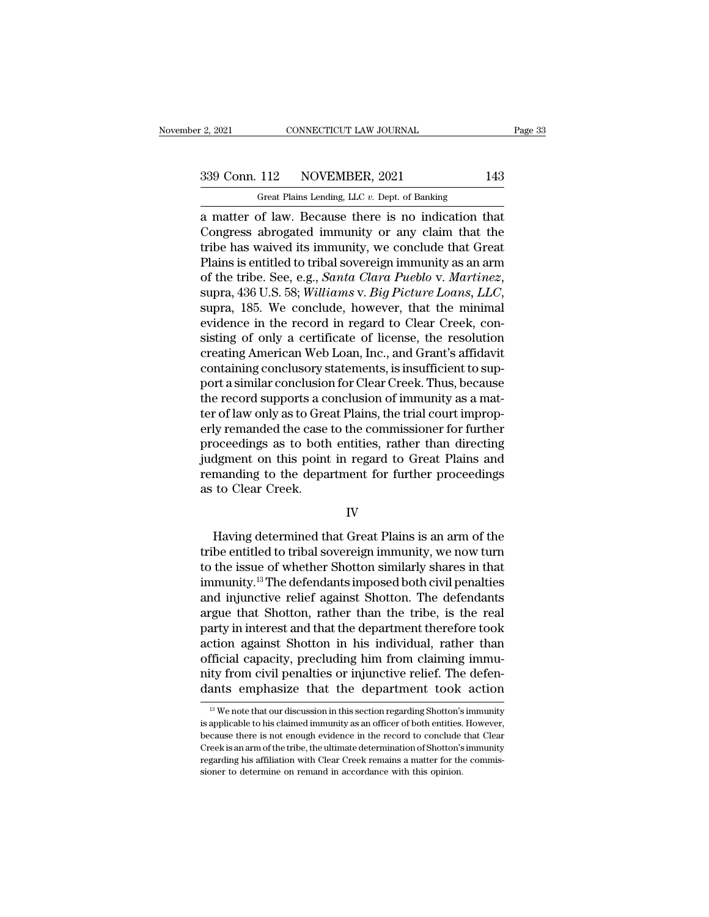a matter of law. Because there is no indication that Congress abrogated immunity or any claim that the tribe has waived its immunity, we conclude that Great Plains is entitled to tribal sovereign immunity as an arm of the tribe. See, e.g., *Santa Clara Pueblo* v. *Martinez*, supra, 436 U.S. 58; *Williams* v. *Big Picture Loans, LLC*, supra, 185. We conclude, however, that the minimal evidence in the record in regard to Clear Creek, consisting of only a certificate of license, the resolution creating American Web Loan, Inc., and Grant's affidavit containing conclusory statements, is insufficient to support a similar conclusion for Clear Creek. Thus, because the record supports a conclusion of immunity as a matter of law only as to Great Plains, the trial court improperly remanded the case to the commissioner for further proceedings as to both entities, rather than directing judgment on this point in regard to Great Plains and remanding to the department for further proceedings as to Clear Creek.

## IV

Having determined that Great Plains is an arm of the tribe entitled to tribal sovereign immunity, we now turn to the issue of whether Shotton similarly shares in that immunity.[13] The defendants imposed both civil penalties and injunctive relief against Shotton. The defendants argue that Shotton, rather than the tribe, is the real party in interest and that the department therefore took action against Shotton in his individual, rather than official capacity, precluding him from claiming immunity from civil penalties or injunctive relief. The defendants emphasize that the department took action

[13] We note that our discussion in this section regarding Shotton's immunity is applicable to his claimed immunity as an officer of both entities. However, because there is not enough evidence in the record to conclude that Clear Creek is an arm of the tribe, the ultimate determination of Shotton's immunity regarding his affiliation with Clear Creek remains a matter for the commissioner to determine on remand in accordance with this opinion.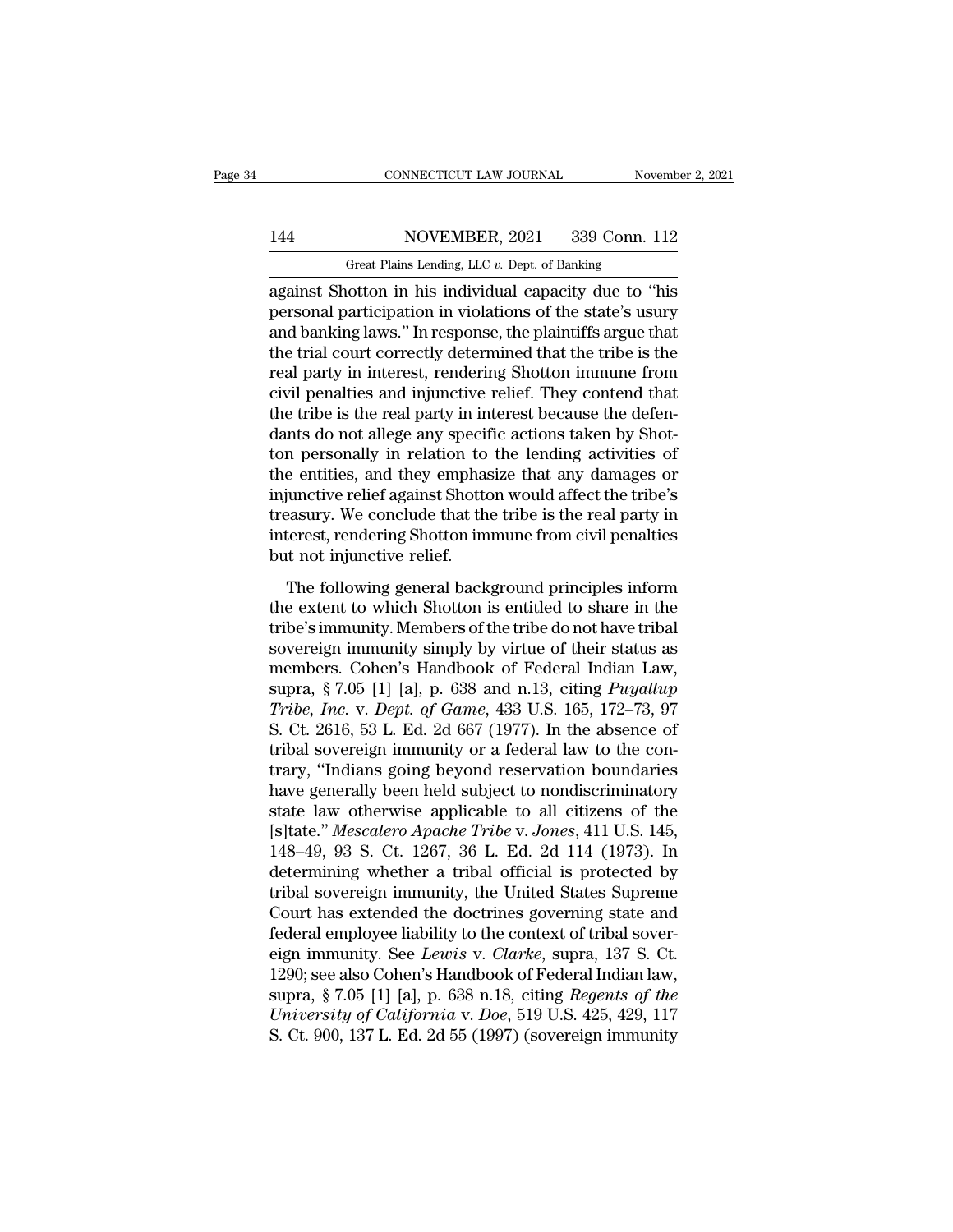against Shotton in his individual capacity due to "his personal participation in violations of the state's usury and banking laws." In response, the plaintiffs argue that the trial court correctly determined that the tribe is the real party in interest, rendering Shotton immune from civil penalties and injunctive relief. They contend that the tribe is the real party in interest because the defendants do not allege any specific actions taken by Shotton personally in relation to the lending activities of the entities, and they emphasize that any damages or injunctive relief against Shotton would affect the tribe's treasury. We conclude that the tribe is the real party in interest, rendering Shotton immune from civil penalties but not injunctive relief.

The following general background principles inform the extent to which Shotton is entitled to share in the tribe's immunity. Members of the tribe do not have tribal sovereign immunity simply by virtue of their status as members. Cohen's Handbook of Federal Indian Law, supra, § 7.05 [1] [a], p. 638 and n.13, citing *Puyallup Tribe, Inc.* v. *Dept. of Game*, 433 U.S. 165, 172–73, 97 S. Ct. 2616, 53 L. Ed. 2d 667 (1977). In the absence of tribal sovereign immunity or a federal law to the contrary, "Indians going beyond reservation boundaries have generally been held subject to nondiscriminatory state law otherwise applicable to all citizens of the [s]tate." *Mescalero Apache Tribe* v. *Jones*, 411 U.S. 145, 148–49, 93 S. Ct. 1267, 36 L. Ed. 2d 114 (1973). In determining whether a tribal official is protected by tribal sovereign immunity, the United States Supreme Court has extended the doctrines governing state and federal employee liability to the context of tribal sovereign immunity. See *Lewis* v. *Clarke*, supra, 137 S. Ct. 1290; see also Cohen's Handbook of Federal Indian law, supra, § 7.05 [1] [a], p. 638 n.18, citing *Regents of the University of California* v. *Doe*, 519 U.S. 425, 429, 117 S. Ct. 900, 137 L. Ed. 2d 55 (1997) (sovereign immunity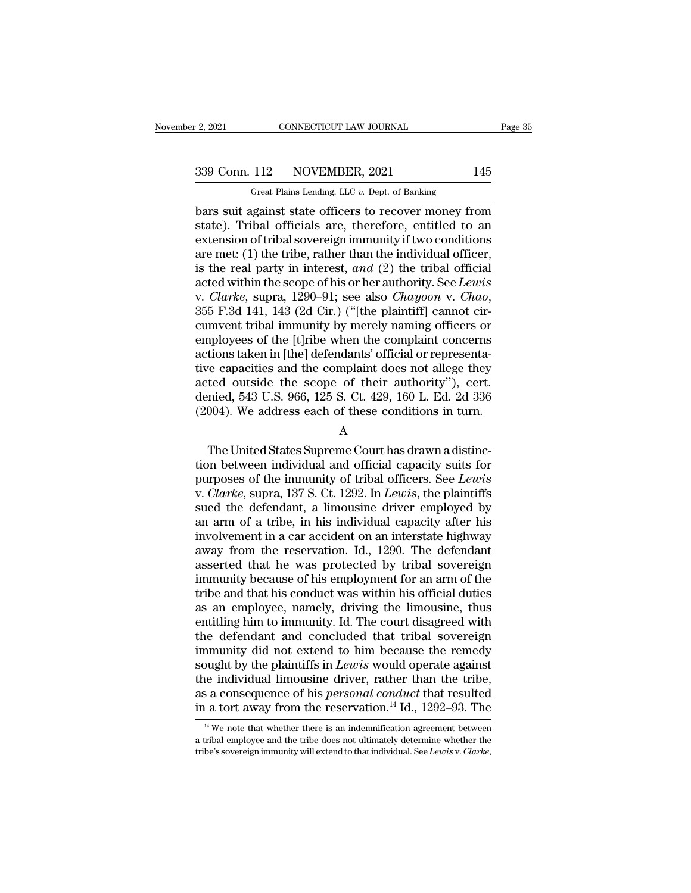bars suit against state officers to recover money from state). Tribal officials are, therefore, entitled to an extension of tribal sovereign immunity if two conditions are met: (1) the tribe, rather than the individual officer, is the real party in interest, *and* (2) the tribal official acted within the scope of his or her authority. See *Lewis* v. *Clarke*, supra, 1290–91; see also *Chayoon* v. *Chao*, 355 F.3d 141, 143 (2d Cir.) ("[the plaintiff] cannot circumvent tribal immunity by merely naming officers or employees of the [t]ribe when the complaint concerns actions taken in [the] defendants' official or representative capacities and the complaint does not allege they acted outside the scope of their authority"), cert. denied, 543 U.S. 966, 125 S. Ct. 429, 160 L. Ed. 2d 336 (2004). We address each of these conditions in turn.

A

The United States Supreme Court has drawn a distinction between individual and official capacity suits for purposes of the immunity of tribal officers. See *Lewis* v. *Clarke*, supra, 137 S. Ct. 1292. In *Lewis*, the plaintiffs sued the defendant, a limousine driver employed by an arm of a tribe, in his individual capacity after his involvement in a car accident on an interstate highway away from the reservation. Id., 1290. The defendant asserted that he was protected by tribal sovereign immunity because of his employment for an arm of the tribe and that his conduct was within his official duties as an employee, namely, driving the limousine, thus entitling him to immunity. Id. The court disagreed with the defendant and concluded that tribal sovereign immunity did not extend to him because the remedy sought by the plaintiffs in *Lewis* would operate against the individual limousine driver, rather than the tribe, as a consequence of his *personal conduct* that resulted in a tort away from the reservation.[14] Id., 1292–93. The

[14] We note that whether there is an indemnification agreement between a tribal employee and the tribe does not ultimately determine whether the tribe's sovereign immunity will extend to that individual. See *Lewis* v. *Clarke*,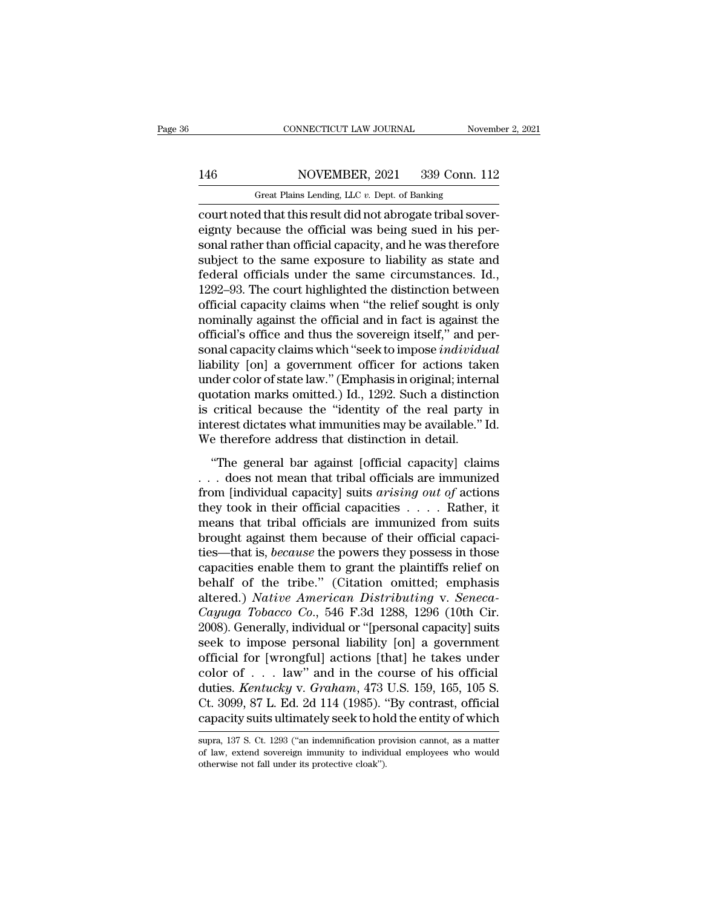court noted that this result did not abrogate tribal sovereignty because the official was being sued in his personal rather than official capacity, and he was therefore subject to the same exposure to liability as state and federal officials under the same circumstances. Id., 1292–93. The court highlighted the distinction between official capacity claims when "the relief sought is only nominally against the official and in fact is against the official's office and thus the sovereign itself," and personal capacity claims which "seek to impose *individual* liability [on] a government officer for actions taken under color of state law." (Emphasis in original; internal quotation marks omitted.) Id., 1292. Such a distinction is critical because the "identity of the real party in interest dictates what immunities may be available." Id. We therefore address that distinction in detail.

"The general bar against [official capacity] claims . . . does not mean that tribal officials are immunized from [individual capacity] suits *arising out of* actions they took in their official capacities . . . . Rather, it means that tribal officials are immunized from suits brought against them because of their official capacities—that is, *because* the powers they possess in those capacities enable them to grant the plaintiffs relief on behalf of the tribe." (Citation omitted; emphasis altered.) *Native American Distributing* v. *Seneca-Cayuga Tobacco Co.*, 546 F.3d 1288, 1296 (10th Cir. 2008). Generally, individual or "[personal capacity] suits seek to impose personal liability [on] a government official for [wrongful] actions [that] he takes under color of . . . law" and in the course of his official duties. *Kentucky* v. *Graham*, 473 U.S. 159, 165, 105 S. Ct. 3099, 87 L. Ed. 2d 114 (1985). "By contrast, official capacity suits ultimately seek to hold the entity of which

supra, 137 S. Ct. 1293 ("an indemnification provision cannot, as a matter of law, extend sovereign immunity to individual employees who would otherwise not fall under its protective cloak").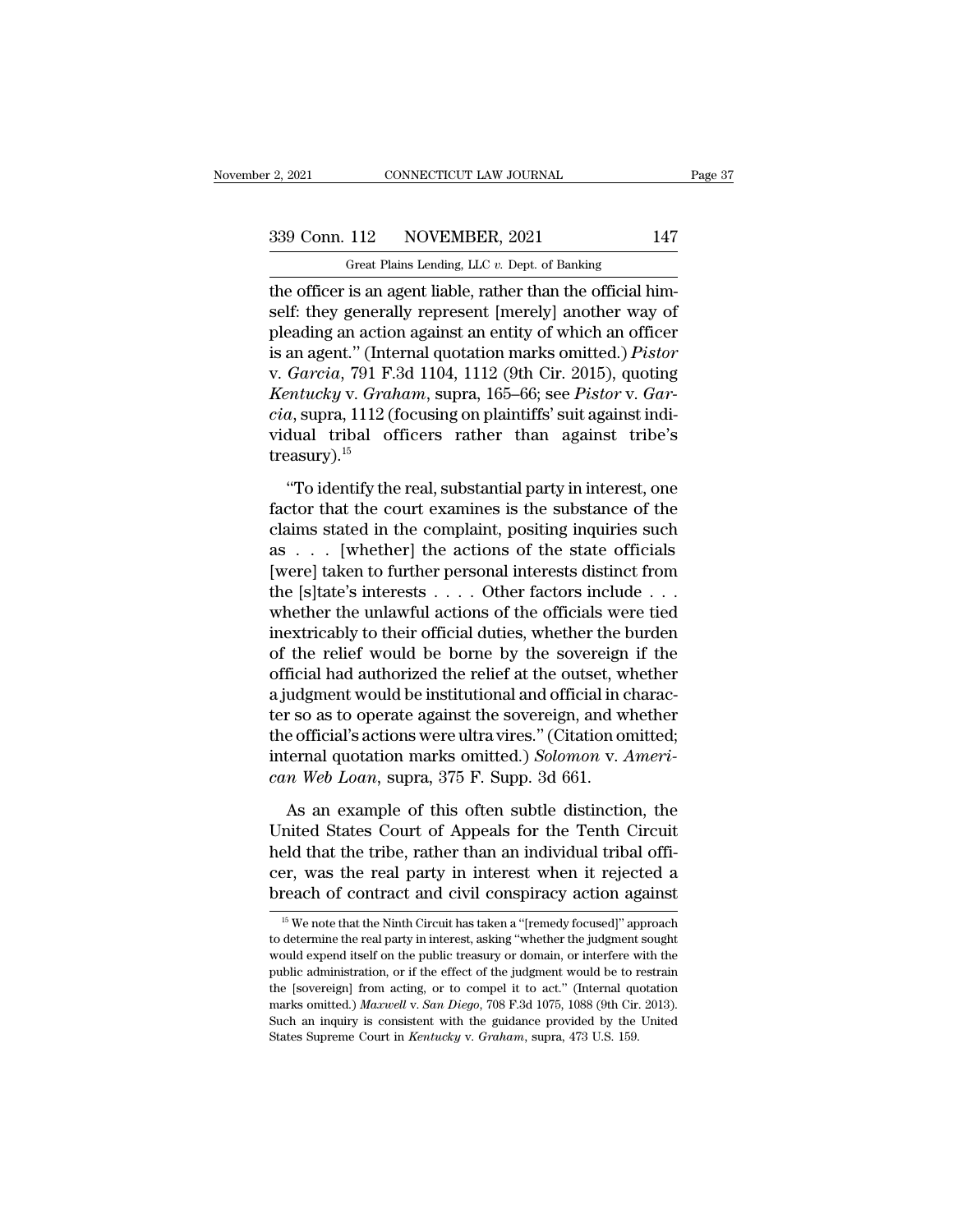the officer is an agent liable, rather than the official himself: they generally represent [merely] another way of pleading an action against an entity of which an officer is an agent." (Internal quotation marks omitted.) *Pistor* v. *Garcia*, 791 F.3d 1104, 1112 (9th Cir. 2015), quoting *Kentucky* v. *Graham*, supra, 165–66; see *Pistor* v. *Garcia*, supra, 1112 (focusing on plaintiffs' suit against individual tribal officers rather than against tribe's treasury).[15]

"To identify the real, substantial party in interest, one factor that the court examines is the substance of the claims stated in the complaint, positing inquiries such as . . . [whether] the actions of the state officials [were] taken to further personal interests distinct from the [s]tate's interests . . . . Other factors include . . . whether the unlawful actions of the officials were tied inextricably to their official duties, whether the burden of the relief would be borne by the sovereign if the official had authorized the relief at the outset, whether a judgment would be institutional and official in character so as to operate against the sovereign, and whether the official's actions were ultra vires." (Citation omitted; internal quotation marks omitted.) *Solomon* v. *American Web Loan*, supra, 375 F. Supp. 3d 661.

As an example of this often subtle distinction, the United States Court of Appeals for the Tenth Circuit held that the tribe, rather than an individual tribal officer, was the real party in interest when it rejected a breach of contract and civil conspiracy action against

[15] We note that the Ninth Circuit has taken a "[remedy focused]" approach to determine the real party in interest, asking "whether the judgment sought would expend itself on the public treasury or domain, or interfere with the public administration, or if the effect of the judgment would be to restrain the [sovereign] from acting, or to compel it to act." (Internal quotation marks omitted.) *Maxwell* v. *San Diego*, 708 F.3d 1075, 1088 (9th Cir. 2013). Such an inquiry is consistent with the guidance provided by the United States Supreme Court in *Kentucky* v. *Graham*, supra, 473 U.S. 159.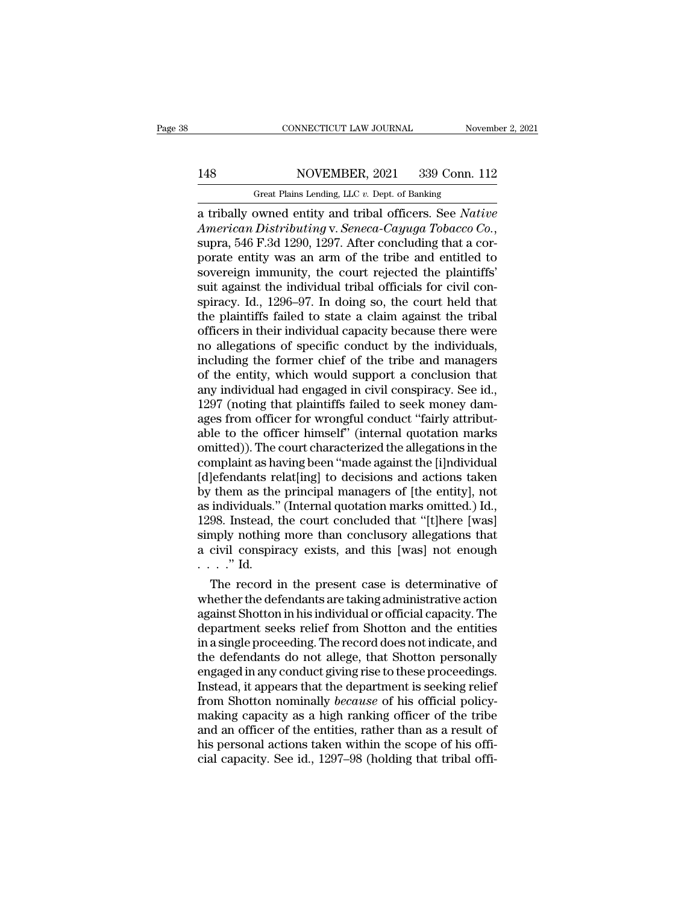a tribally owned entity and tribal officers. See *Native American Distributing* v. *Seneca-Cayuga Tobacco Co.*, supra, 546 F.3d 1290, 1297. After concluding that a corporate entity was an arm of the tribe and entitled to sovereign immunity, the court rejected the plaintiffs' suit against the individual tribal officials for civil conspiracy. Id., 1296–97. In doing so, the court held that the plaintiffs failed to state a claim against the tribal officers in their individual capacity because there were no allegations of specific conduct by the individuals, including the former chief of the tribe and managers of the entity, which would support a conclusion that any individual had engaged in civil conspiracy. See id., 1297 (noting that plaintiffs failed to seek money damages from officer for wrongful conduct "fairly attributable to the officer himself" (internal quotation marks omitted)). The court characterized the allegations in the complaint as having been "made against the [i]ndividual [d]efendants relat[ing] to decisions and actions taken by them as the principal managers of [the entity], not as individuals." (Internal quotation marks omitted.) Id., 1298. Instead, the court concluded that "[t]here [was] simply nothing more than conclusory allegations that a civil conspiracy exists, and this [was] not enough . . . ." Id.

The record in the present case is determinative of whether the defendants are taking administrative action against Shotton in his individual or official capacity. The department seeks relief from Shotton and the entities in a single proceeding. The record does not indicate, and the defendants do not allege, that Shotton personally engaged in any conduct giving rise to these proceedings. Instead, it appears that the department is seeking relief from Shotton nominally *because* of his official policy-making capacity as a high ranking officer of the tribe and an officer of the entities, rather than as a result of his personal actions taken within the scope of his official capacity. See id., 1297–98 (holding that tribal offi-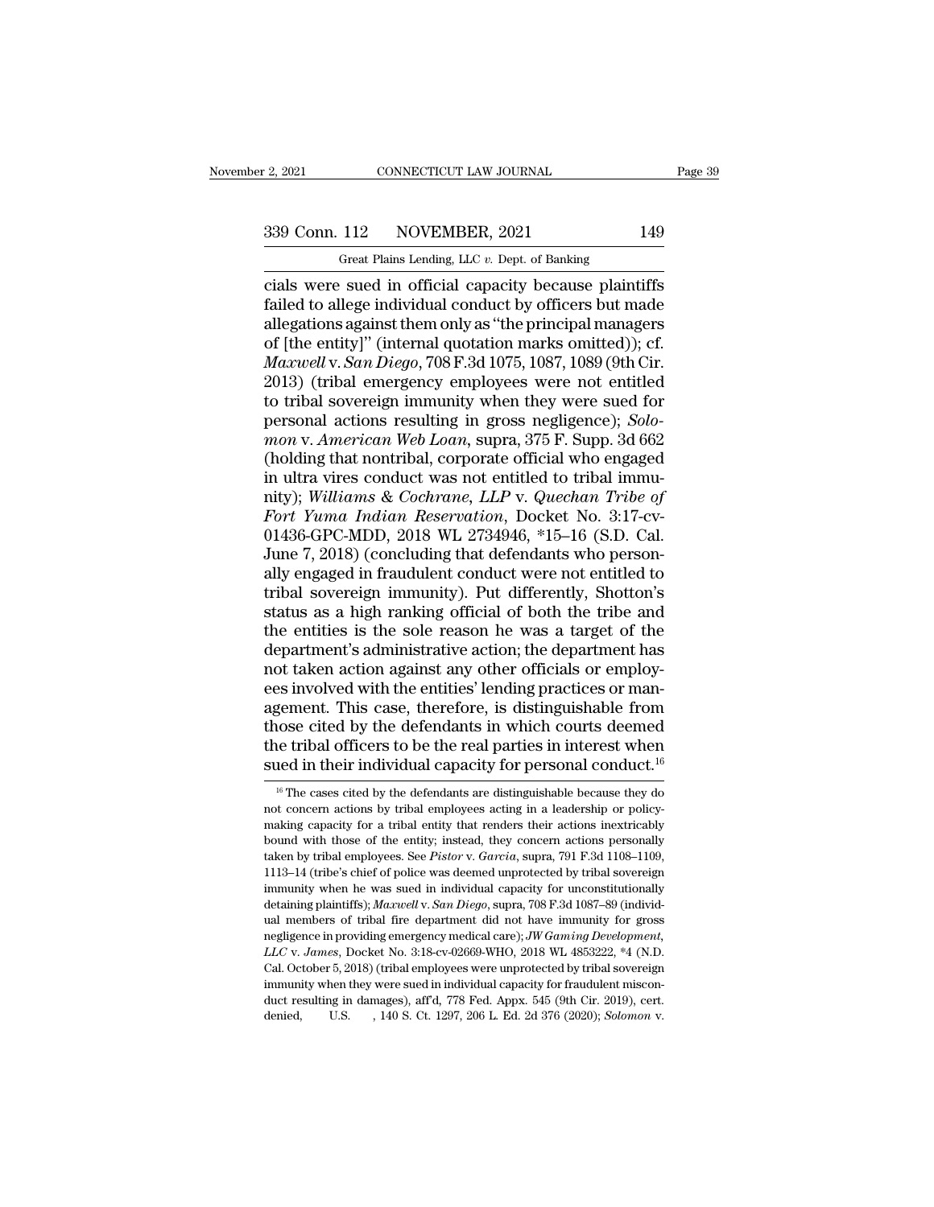cials were sued in official capacity because plaintiffs failed to allege individual conduct by officers but made allegations against them only as "the principal managers of [the entity]" (internal quotation marks omitted)); cf. *Maxwell* v. *San Diego*, 708 F.3d 1075, 1087, 1089 (9th Cir. 2013) (tribal emergency employees were not entitled to tribal sovereign immunity when they were sued for personal actions resulting in gross negligence); *Solomon* v. *American Web Loan*, supra, 375 F. Supp. 3d 662 (holding that nontribal, corporate official who engaged in ultra vires conduct was not entitled to tribal immunity); *Williams & Cochrane, LLP* v. *Quechan Tribe of Fort Yuma Indian Reservation*, Docket No. 3:17-cv-01436-GPC-MDD, 2018 WL 2734946, *15–16 (S.D. Cal. June 7, 2018) (concluding that defendants who personally engaged in fraudulent conduct were not entitled to tribal sovereign immunity). Put differently, Shotton's status as a high ranking official of both the tribe and the entities is the sole reason he was a target of the department's administrative action; the department has not taken action against any other officials or employees involved with the entities' lending practices or management. This case, therefore, is distinguishable from those cited by the defendants in which courts deemed the tribal officers to be the real parties in interest when sued in their individual capacity for personal conduct.[16]

[16] The cases cited by the defendants are distinguishable because they do not concern actions by tribal employees acting in a leadership or policy-making capacity for a tribal entity that renders their actions inextricably bound with those of the entity; instead, they concern actions personally taken by tribal employees. See *Pistor* v. *Garcia*, supra, 791 F.3d 1108–1109, 1113–14 (tribe's chief of police was deemed unprotected by tribal sovereign immunity when he was sued in individual capacity for unconstitutionally detaining plaintiffs); *Maxwell* v. *San Diego*, supra, 708 F.3d 1087–89 (individual members of tribal fire department did not have immunity for gross negligence in providing emergency medical care); *JW Gaming Development, LLC* v. *James*, Docket No. 3:18-cv-02669-WHO, 2018 WL 4853222, *4 (N.D. Cal. October 5, 2018) (tribal employees were unprotected by tribal sovereign immunity when they were sued in individual capacity for fraudulent misconduct resulting in damages), aff'd, 778 Fed. Appx. 545 (9th Cir. 2019), cert. denied, U.S. , 140 S. Ct. 1297, 206 L. Ed. 2d 376 (2020); *Solomon* v.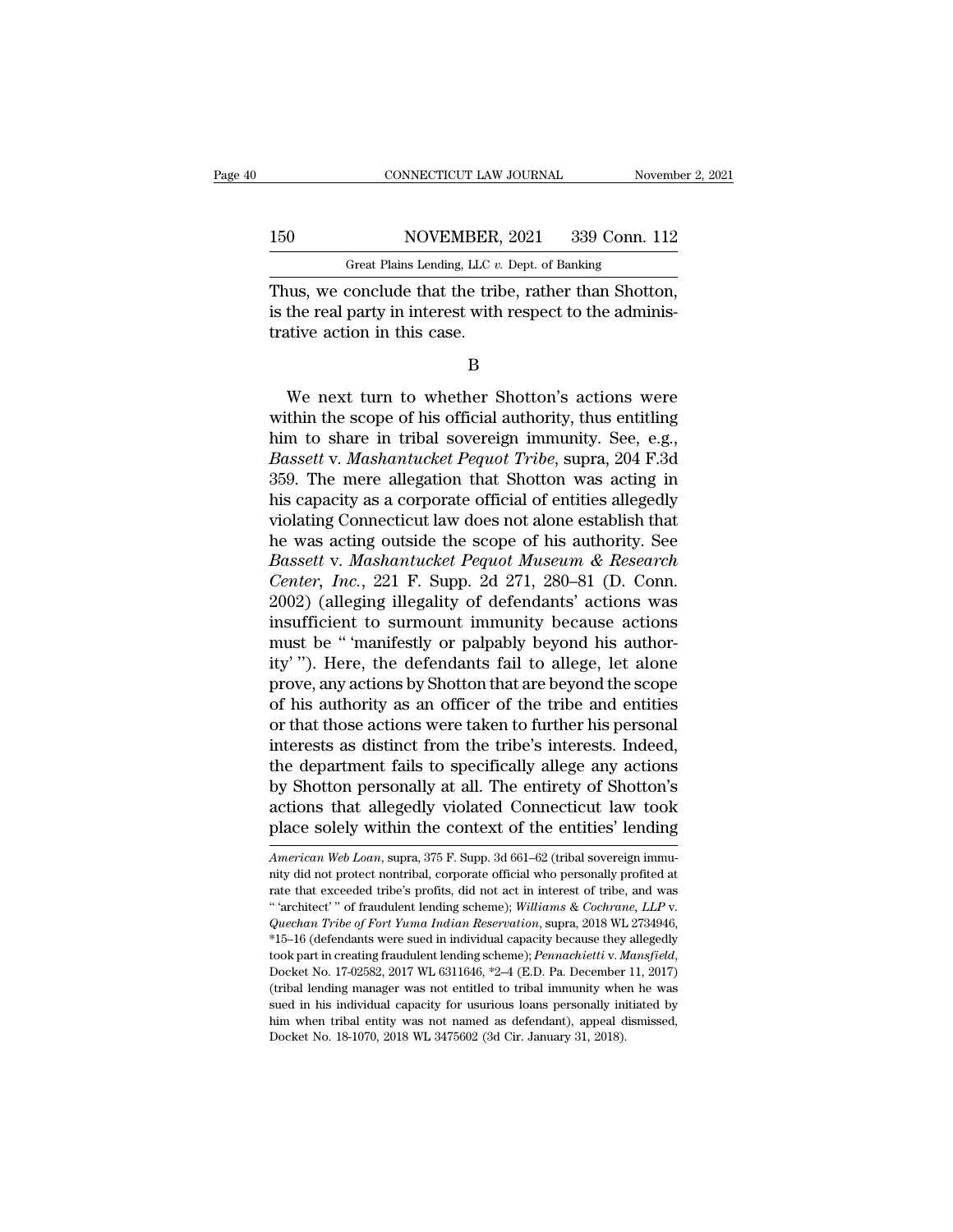Thus, we conclude that the tribe, rather than Shotton, is the real party in interest with respect to the administrative action in this case.

B

We next turn to whether Shotton's actions were within the scope of his official authority, thus entitling him to share in tribal sovereign immunity. See, e.g., *Bassett* v. *Mashantucket Pequot Tribe*, supra, 204 F.3d 359. The mere allegation that Shotton was acting in his capacity as a corporate official of entities allegedly violating Connecticut law does not alone establish that he was acting outside the scope of his authority. See *Bassett* v. *Mashantucket Pequot Museum & Research Center, Inc.*, 221 F. Supp. 2d 271, 280–81 (D. Conn. 2002) (alleging illegality of defendants' actions was insufficient to surmount immunity because actions must be " 'manifestly or palpably beyond his authority' "). Here, the defendants fail to allege, let alone prove, any actions by Shotton that are beyond the scope of his authority as an officer of the tribe and entities or that those actions were taken to further his personal interests as distinct from the tribe's interests. Indeed, the department fails to specifically allege any actions by Shotton personally at all. The entirety of Shotton's actions that allegedly violated Connecticut law took place solely within the context of the entities' lending

*American Web Loan*, supra, 375 F. Supp. 3d 661–62 (tribal sovereign immunity did not protect nontribal, corporate official who personally profited at rate that exceeded tribe's profits, did not act in interest of tribe, and was " 'architect' " of fraudulent lending scheme); *Williams & Cochrane, LLP* v. *Quechan Tribe of Fort Yuma Indian Reservation*, supra, 2018 WL 2734946, *15–16 (defendants were sued in individual capacity because they allegedly took part in creating fraudulent lending scheme); *Pennachietti* v. *Mansfield*, Docket No. 17-02582, 2017 WL 6311646, *2–4 (E.D. Pa. December 11, 2017) (tribal lending manager was not entitled to tribal immunity when he was sued in his individual capacity for usurious loans personally initiated by him when tribal entity was not named as defendant), appeal dismissed, Docket No. 18-1070, 2018 WL 3475602 (3d Cir. January 31, 2018).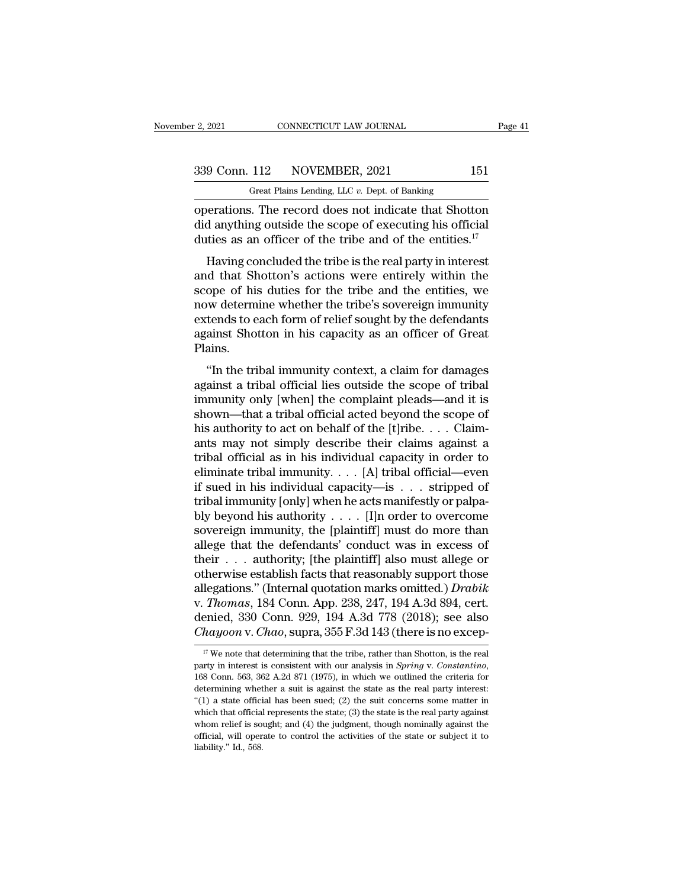operations. The record does not indicate that Shotton did anything outside the scope of executing his official duties as an officer of the tribe and of the entities.[17]

Having concluded the tribe is the real party in interest and that Shotton's actions were entirely within the scope of his duties for the tribe and the entities, we now determine whether the tribe's sovereign immunity extends to each form of relief sought by the defendants against Shotton in his capacity as an officer of Great Plains.

"In the tribal immunity context, a claim for damages against a tribal official lies outside the scope of tribal immunity only [when] the complaint pleads—and it is shown—that a tribal official acted beyond the scope of his authority to act on behalf of the [t]ribe. . . . Claimants may not simply describe their claims against a tribal official as in his individual capacity in order to eliminate tribal immunity. . . . [A] tribal official—even if sued in his individual capacity—is . . . stripped of tribal immunity [only] when he acts manifestly or palpably beyond his authority . . . . [I]n order to overcome sovereign immunity, the [plaintiff] must do more than allege that the defendants' conduct was in excess of their . . . authority; [the plaintiff] also must allege or otherwise establish facts that reasonably support those allegations." (Internal quotation marks omitted.) *Drabik* v. *Thomas*, 184 Conn. App. 238, 247, 194 A.3d 894, cert. denied, 330 Conn. 929, 194 A.3d 778 (2018); see also *Chayoon* v. *Chao*, supra, 355 F.3d 143 (there is no excep-

[17] We note that determining that the tribe, rather than Shotton, is the real party in interest is consistent with our analysis in *Spring* v. *Constantino*, 168 Conn. 563, 362 A.2d 871 (1975), in which we outlined the criteria for determining whether a suit is against the state as the real party interest: "(1) a state official has been sued; (2) the suit concerns some matter in which that official represents the state; (3) the state is the real party against whom relief is sought; and (4) the judgment, though nominally against the official, will operate to control the activities of the state or subject it to liability." Id., 568.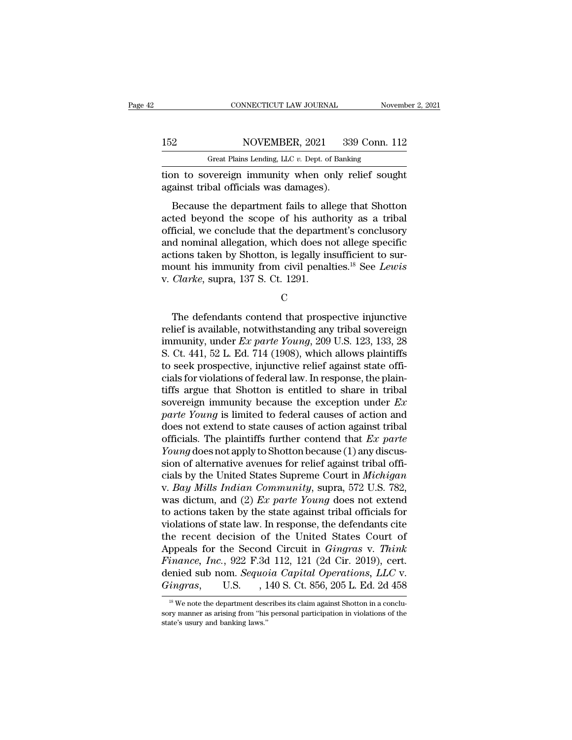tion to sovereign immunity when only relief sought against tribal officials was damages).

Because the department fails to allege that Shotton acted beyond the scope of his authority as a tribal official, we conclude that the department's conclusory and nominal allegation, which does not allege specific actions taken by Shotton, is legally insufficient to surmount his immunity from civil penalties.[18] See *Lewis* v. *Clarke*, supra, 137 S. Ct. 1291.

C

The defendants contend that prospective injunctive relief is available, notwithstanding any tribal sovereign immunity, under *Ex parte Young*, 209 U.S. 123, 133, 28 S. Ct. 441, 52 L. Ed. 714 (1908), which allows plaintiffs to seek prospective, injunctive relief against state officials for violations of federal law. In response, the plaintiffs argue that Shotton is entitled to share in tribal sovereign immunity because the exception under *Ex parte Young* is limited to federal causes of action and does not extend to state causes of action against tribal officials. The plaintiffs further contend that *Ex parte Young* does not apply to Shotton because (1) any discussion of alternative avenues for relief against tribal officials by the United States Supreme Court in *Michigan* v. *Bay Mills Indian Community*, supra, 572 U.S. 782, was dictum, and (2) *Ex parte Young* does not extend to actions taken by the state against tribal officials for violations of state law. In response, the defendants cite the recent decision of the United States Court of Appeals for the Second Circuit in *Gingras* v. *Think Finance, Inc.*, 922 F.3d 112, 121 (2d Cir. 2019), cert. denied sub nom. *Sequoia Capital Operations, LLC* v. *Gingras*, U.S. , 140 S. Ct. 856, 205 L. Ed. 2d 458

[18] We note the department describes its claim against Shotton in a conclusory manner as arising from "his personal participation in violations of the state's usury and banking laws."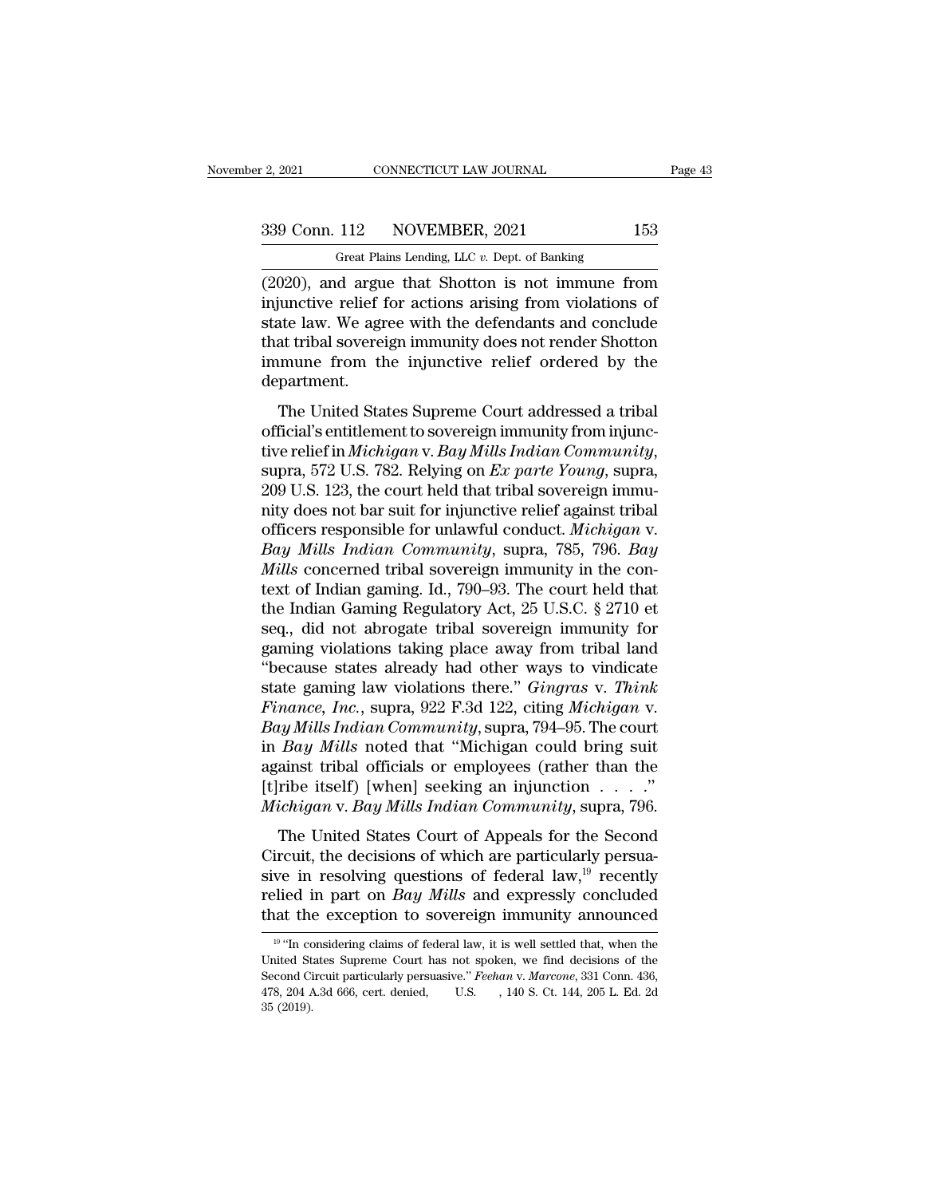(2020), and argue that Shotton is not immune from injunctive relief for actions arising from violations of state law. We agree with the defendants and conclude that tribal sovereign immunity does not render Shotton immune from the injunctive relief ordered by the department.

The United States Supreme Court addressed a tribal official's entitlement to sovereign immunity from injunctive relief in *Michigan* v. *Bay Mills Indian Community*, supra, 572 U.S. 782. Relying on *Ex parte Young*, supra, 209 U.S. 123, the court held that tribal sovereign immunity does not bar suit for injunctive relief against tribal officers responsible for unlawful conduct. *Michigan* v. *Bay Mills Indian Community*, supra, 785, 796. *Bay Mills* concerned tribal sovereign immunity in the context of Indian gaming. Id., 790–93. The court held that the Indian Gaming Regulatory Act, 25 U.S.C. § 2710 et seq., did not abrogate tribal sovereign immunity for gaming violations taking place away from tribal land "because states already had other ways to vindicate state gaming law violations there." *Gingras* v. *Think Finance, Inc.*, supra, 922 F.3d 122, citing *Michigan* v. *Bay Mills Indian Community*, supra, 794–95. The court in *Bay Mills* noted that "Michigan could bring suit against tribal officials or employees (rather than the [t]ribe itself) [when] seeking an injunction . . . ." *Michigan* v. *Bay Mills Indian Community*, supra, 796.

The United States Court of Appeals for the Second Circuit, the decisions of which are particularly persuasive in resolving questions of federal law,[19] recently relied in part on *Bay Mills* and expressly concluded that the exception to sovereign immunity announced

---

[19] "In considering claims of federal law, it is well settled that, when the United States Supreme Court has not spoken, we find decisions of the Second Circuit particularly persuasive." *Feehan* v. *Marcone*, 331 Conn. 436, 478, 204 A.3d 666, cert. denied, U.S. , 140 S. Ct. 144, 205 L. Ed. 2d 35 (2019).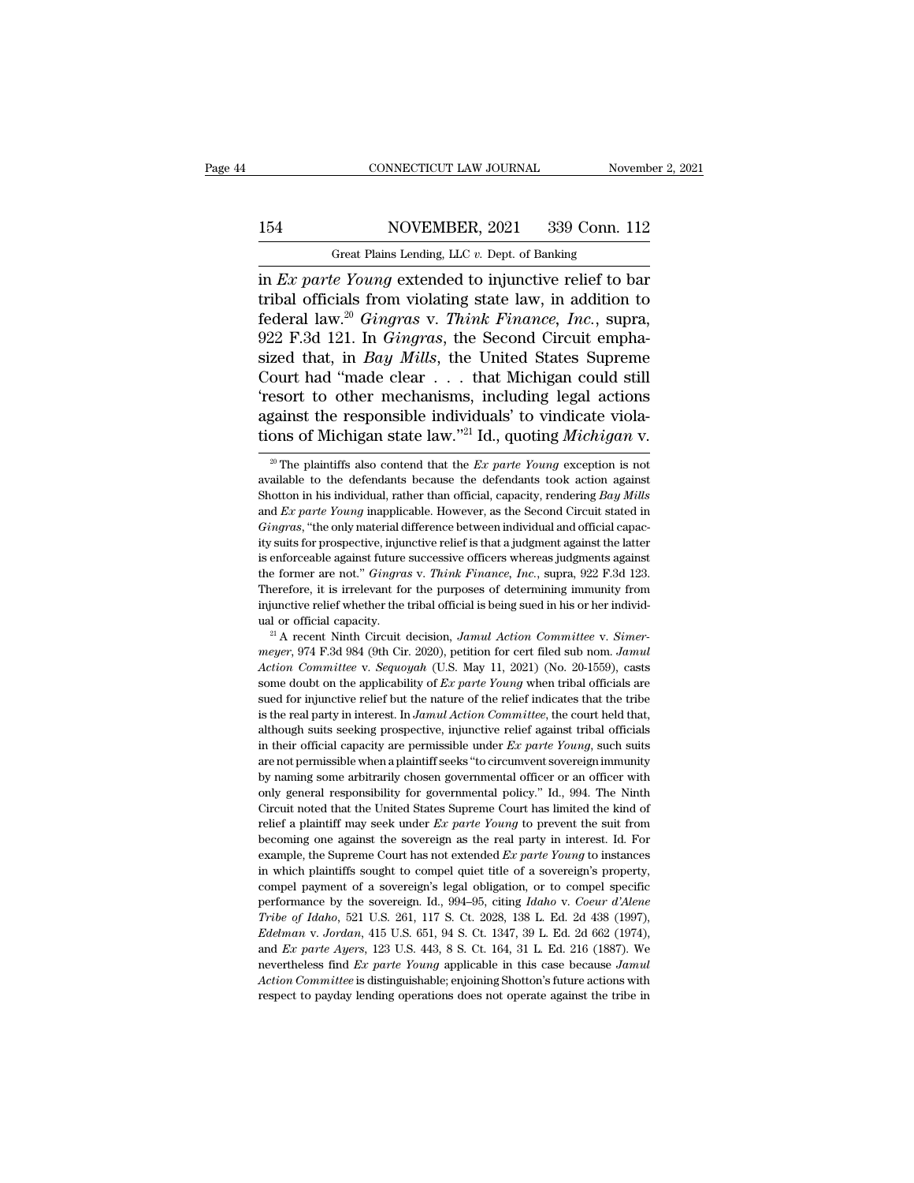in *Ex parte Young* extended to injunctive relief to bar tribal officials from violating state law, in addition to federal law.[20] *Gingras* v. *Think Finance, Inc.*, supra, 922 F.3d 121. In *Gingras*, the Second Circuit emphasized that, in *Bay Mills*, the United States Supreme Court had "made clear . . . that Michigan could still 'resort to other mechanisms, including legal actions against the responsible individuals' to vindicate violations of Michigan state law."[21] Id., quoting *Michigan* v.

[20] The plaintiffs also contend that the *Ex parte Young* exception is not available to the defendants because the defendants took action against Shotton in his individual, rather than official, capacity, rendering *Bay Mills* and *Ex parte Young* inapplicable. However, as the Second Circuit stated in *Gingras*, "the only material difference between individual and official capacity suits for prospective, injunctive relief is that a judgment against the latter is enforceable against future successive officers whereas judgments against the former are not." *Gingras* v. *Think Finance, Inc.*, supra, 922 F.3d 123. Therefore, it is irrelevant for the purposes of determining immunity from injunctive relief whether the tribal official is being sued in his or her individual or official capacity.

[21] A recent Ninth Circuit decision, *Jamul Action Committee* v. *Simermeyer*, 974 F.3d 984 (9th Cir. 2020), petition for cert filed sub nom. *Jamul Action Committee* v. *Sequoyah* (U.S. May 11, 2021) (No. 20-1559), casts some doubt on the applicability of *Ex parte Young* when tribal officials are sued for injunctive relief but the nature of the relief indicates that the tribe is the real party in interest. In *Jamul Action Committee*, the court held that, although suits seeking prospective, injunctive relief against tribal officials in their official capacity are permissible under *Ex parte Young*, such suits are not permissible when a plaintiff seeks "to circumvent sovereign immunity by naming some arbitrarily chosen governmental officer or an officer with only general responsibility for governmental policy." Id., 994. The Ninth Circuit noted that the United States Supreme Court has limited the kind of relief a plaintiff may seek under *Ex parte Young* to prevent the suit from becoming one against the sovereign as the real party in interest. Id. For example, the Supreme Court has not extended *Ex parte Young* to instances in which plaintiffs sought to compel quiet title of a sovereign's property, compel payment of a sovereign's legal obligation, or to compel specific performance by the sovereign. Id., 994–95, citing *Idaho* v. *Coeur d'Alene Tribe of Idaho*, 521 U.S. 261, 117 S. Ct. 2028, 138 L. Ed. 2d 438 (1997), *Edelman* v. *Jordan*, 415 U.S. 651, 94 S. Ct. 1347, 39 L. Ed. 2d 662 (1974), and *Ex parte Ayers*, 123 U.S. 443, 8 S. Ct. 164, 31 L. Ed. 216 (1887). We nevertheless find *Ex parte Young* applicable in this case because *Jamul Action Committee* is distinguishable; enjoining Shotton's future actions with respect to payday lending operations does not operate against the tribe in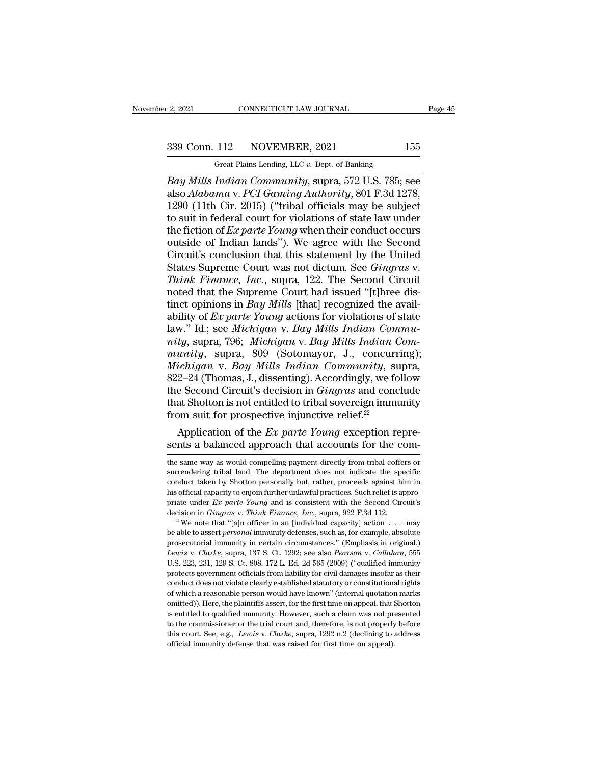*Bay Mills Indian Community*, supra, 572 U.S. 785; see also *Alabama* v. *PCI Gaming Authority*, 801 F.3d 1278, 1290 (11th Cir. 2015) ("tribal officials may be subject to suit in federal court for violations of state law under the fiction of *Ex parte Young* when their conduct occurs outside of Indian lands"). We agree with the Second Circuit's conclusion that this statement by the United States Supreme Court was not dictum. See *Gingras* v. *Think Finance, Inc.*, supra, 122. The Second Circuit noted that the Supreme Court had issued "[t]hree distinct opinions in *Bay Mills* [that] recognized the availability of *Ex parte Young* actions for violations of state law." Id.; see *Michigan* v. *Bay Mills Indian Community*, supra, 796; *Michigan* v. *Bay Mills Indian Community*, supra, 809 (Sotomayor, J., concurring); *Michigan* v. *Bay Mills Indian Community*, supra, 822–24 (Thomas, J., dissenting). Accordingly, we follow the Second Circuit's decision in *Gingras* and conclude that Shotton is not entitled to tribal sovereign immunity from suit for prospective injunctive relief.[22]

Application of the *Ex parte Young* exception represents a balanced approach that accounts for the com-

the same way as would compelling payment directly from tribal coffers or surrendering tribal land. The department does not indicate the specific conduct taken by Shotton personally but, rather, proceeds against him in his official capacity to enjoin further unlawful practices. Such relief is appropriate under *Ex parte Young* and is consistent with the Second Circuit's decision in *Gingras* v. *Think Finance, Inc.*, supra, 922 F.3d 112.

[22] We note that "[a]n officer in an [individual capacity] action . . . may be able to assert *personal* immunity defenses, such as, for example, absolute prosecutorial immunity in certain circumstances." (Emphasis in original.) *Lewis* v. *Clarke*, supra, 137 S. Ct. 1292; see also *Pearson* v. *Callahan*, 555 U.S. 223, 231, 129 S. Ct. 808, 172 L. Ed. 2d 565 (2009) ("qualified immunity protects government officials from liability for civil damages insofar as their conduct does not violate clearly established statutory or constitutional rights of which a reasonable person would have known" (internal quotation marks omitted)). Here, the plaintiffs assert, for the first time on appeal, that Shotton is entitled to qualified immunity. However, such a claim was not presented to the commissioner or the trial court and, therefore, is not properly before this court. See, e.g., *Lewis* v. *Clarke*, supra, 1292 n.2 (declining to address official immunity defense that was raised for first time on appeal).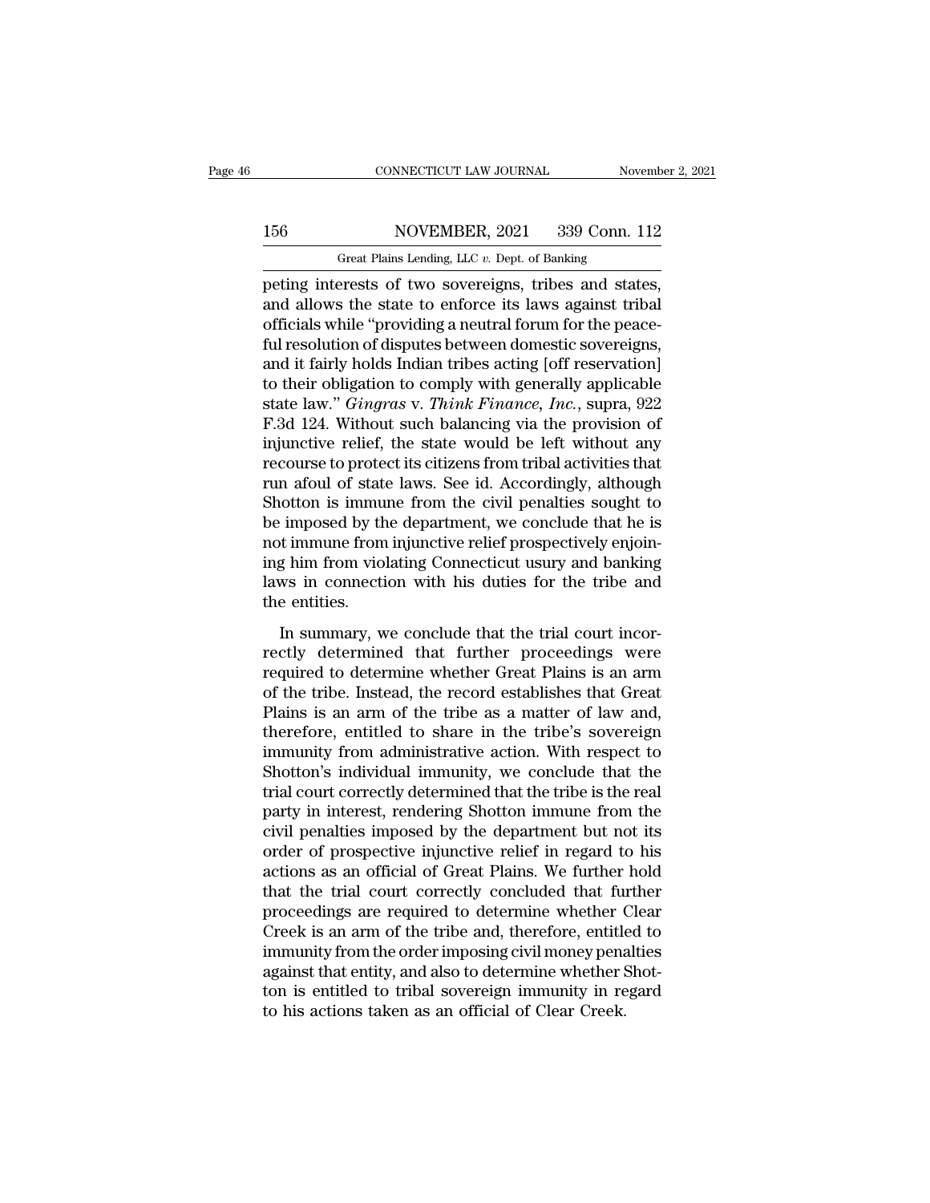peting interests of two sovereigns, tribes and states, and allows the state to enforce its laws against tribal officials while "providing a neutral forum for the peaceful resolution of disputes between domestic sovereigns, and it fairly holds Indian tribes acting [off reservation] to their obligation to comply with generally applicable state law." *Gingras* v. *Think Finance, Inc.*, supra, 922 F.3d 124. Without such balancing via the provision of injunctive relief, the state would be left without any recourse to protect its citizens from tribal activities that run afoul of state laws. See id. Accordingly, although Shotton is immune from the civil penalties sought to be imposed by the department, we conclude that he is not immune from injunctive relief prospectively enjoining him from violating Connecticut usury and banking laws in connection with his duties for the tribe and the entities.

In summary, we conclude that the trial court incorrectly determined that further proceedings were required to determine whether Great Plains is an arm of the tribe. Instead, the record establishes that Great Plains is an arm of the tribe as a matter of law and, therefore, entitled to share in the tribe's sovereign immunity from administrative action. With respect to Shotton's individual immunity, we conclude that the trial court correctly determined that the tribe is the real party in interest, rendering Shotton immune from the civil penalties imposed by the department but not its order of prospective injunctive relief in regard to his actions as an official of Great Plains. We further hold that the trial court correctly concluded that further proceedings are required to determine whether Clear Creek is an arm of the tribe and, therefore, entitled to immunity from the order imposing civil money penalties against that entity, and also to determine whether Shotton is entitled to tribal sovereign immunity in regard to his actions taken as an official of Clear Creek.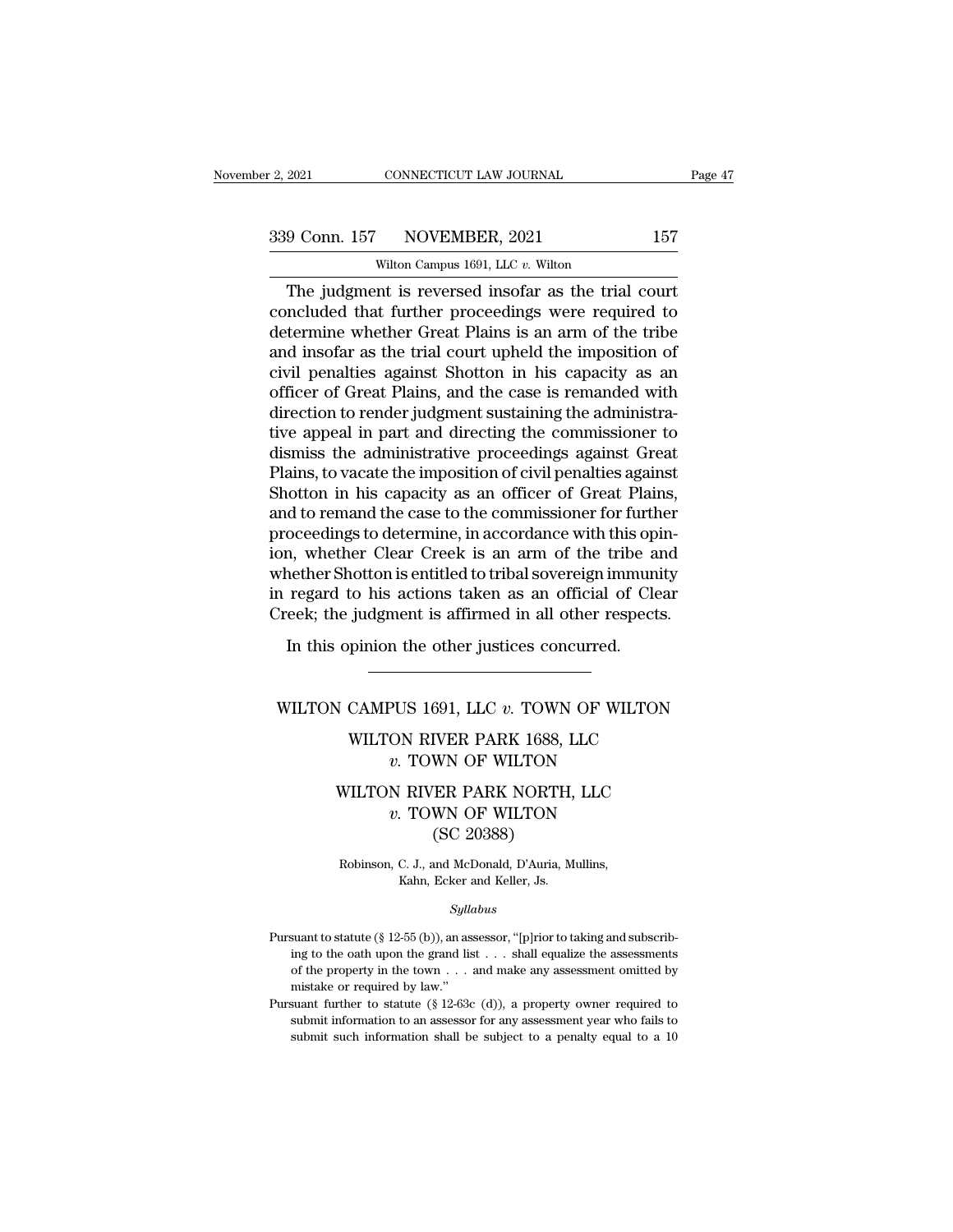The judgment is reversed insofar as the trial court concluded that further proceedings were required to determine whether Great Plains is an arm of the tribe and insofar as the trial court upheld the imposition of civil penalties against Shotton in his capacity as an officer of Great Plains, and the case is remanded with direction to render judgment sustaining the administrative appeal in part and directing the commissioner to dismiss the administrative proceedings against Great Plains, to vacate the imposition of civil penalties against Shotton in his capacity as an officer of Great Plains, and to remand the case to the commissioner for further proceedings to determine, in accordance with this opinion, whether Clear Creek is an arm of the tribe and whether Shotton is entitled to tribal sovereign immunity in regard to his actions taken as an official of Clear Creek; the judgment is affirmed in all other respects.

In this opinion the other justices concurred.

---

# WILTON CAMPUS 1691, LLC *v.* TOWN OF WILTON

# WILTON RIVER PARK 1688, LLC *v.* TOWN OF WILTON

# WILTON RIVER PARK NORTH, LLC *v.* TOWN OF WILTON (SC 20388)

Robinson, C. J., and McDonald, D'Auria, Mullins, Kahn, Ecker and Keller, Js.

*Syllabus*

Pursuant to statute (§ 12-55 (b)), an assessor, "[p]rior to taking and subscribing to the oath upon the grand list . . . shall equalize the assessments of the property in the town . . . and make any assessment omitted by mistake or required by law."

Pursuant further to statute (§ 12-63c (d)), a property owner required to submit information to an assessor for any assessment year who fails to submit such information shall be subject to a penalty equal to a 10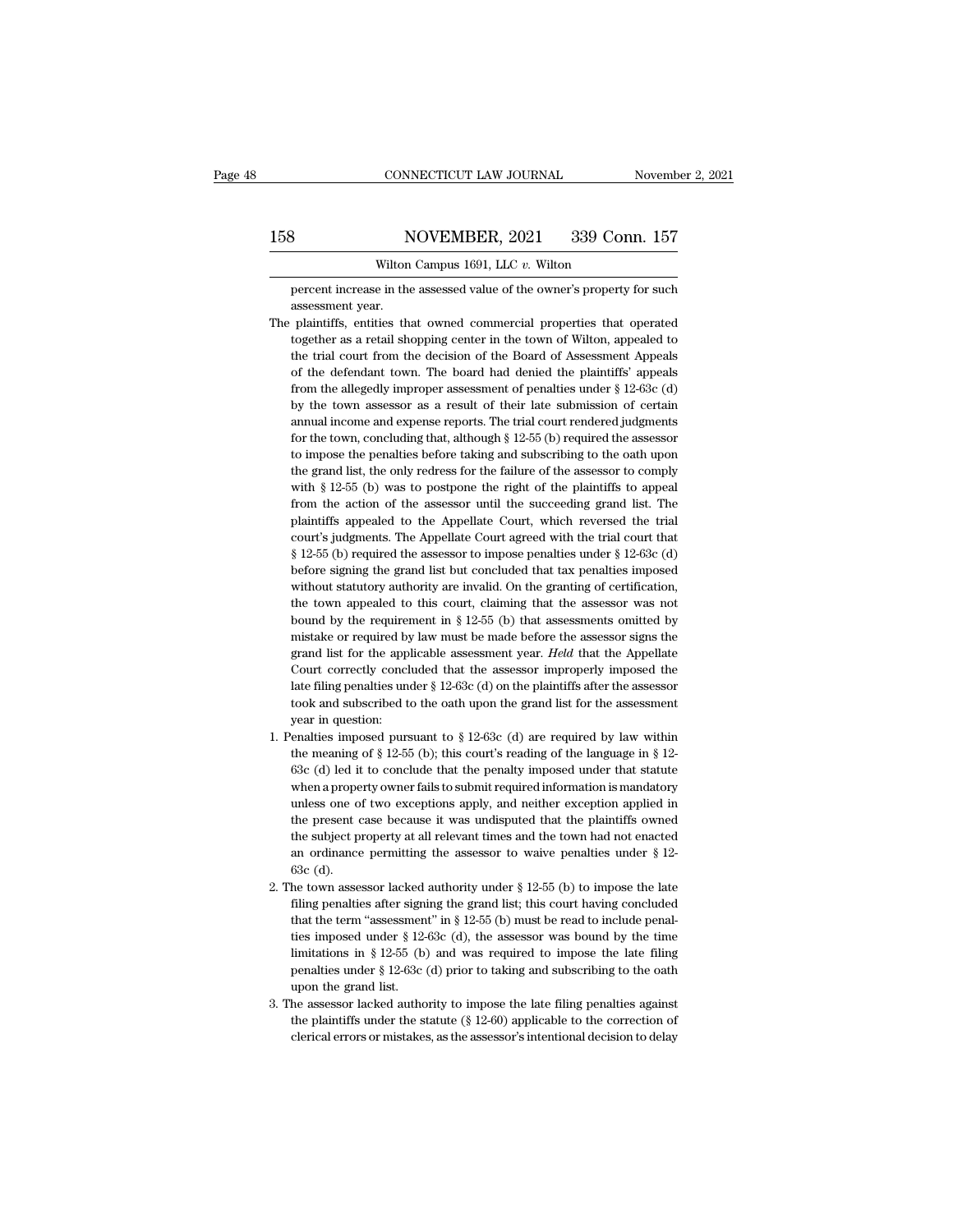percent increase in the assessed value of the owner's property for such assessment year.

The plaintiffs, entities that owned commercial properties that operated together as a retail shopping center in the town of Wilton, appealed to the trial court from the decision of the Board of Assessment Appeals of the defendant town. The board had denied the plaintiffs' appeals from the allegedly improper assessment of penalties under § 12-63c (d) by the town assessor as a result of their late submission of certain annual income and expense reports. The trial court rendered judgments for the town, concluding that, although § 12-55 (b) required the assessor to impose the penalties before taking and subscribing to the oath upon the grand list, the only redress for the failure of the assessor to comply with § 12-55 (b) was to postpone the right of the plaintiffs to appeal from the action of the assessor until the succeeding grand list. The plaintiffs appealed to the Appellate Court, which reversed the trial court's judgments. The Appellate Court agreed with the trial court that § 12-55 (b) required the assessor to impose penalties under § 12-63c (d) before signing the grand list but concluded that tax penalties imposed without statutory authority are invalid. On the granting of certification, the town appealed to this court, claiming that the assessor was not bound by the requirement in § 12-55 (b) that assessments omitted by mistake or required by law must be made before the assessor signs the grand list for the applicable assessment year. *Held* that the Appellate Court correctly concluded that the assessor improperly imposed the late filing penalties under § 12-63c (d) on the plaintiffs after the assessor took and subscribed to the oath upon the grand list for the assessment year in question:

1. Penalties imposed pursuant to § 12-63c (d) are required by law within the meaning of § 12-55 (b); this court's reading of the language in § 12-63c (d) led it to conclude that the penalty imposed under that statute when a property owner fails to submit required information is mandatory unless one of two exceptions apply, and neither exception applied in the present case because it was undisputed that the plaintiffs owned the subject property at all relevant times and the town had not enacted an ordinance permitting the assessor to waive penalties under § 12-63c (d).

2. The town assessor lacked authority under § 12-55 (b) to impose the late filing penalties after signing the grand list; this court having concluded that the term "assessment" in § 12-55 (b) must be read to include penalties imposed under § 12-63c (d), the assessor was bound by the time limitations in § 12-55 (b) and was required to impose the late filing penalties under § 12-63c (d) prior to taking and subscribing to the oath upon the grand list.

3. The assessor lacked authority to impose the late filing penalties against the plaintiffs under the statute (§ 12-60) applicable to the correction of clerical errors or mistakes, as the assessor's intentional decision to delay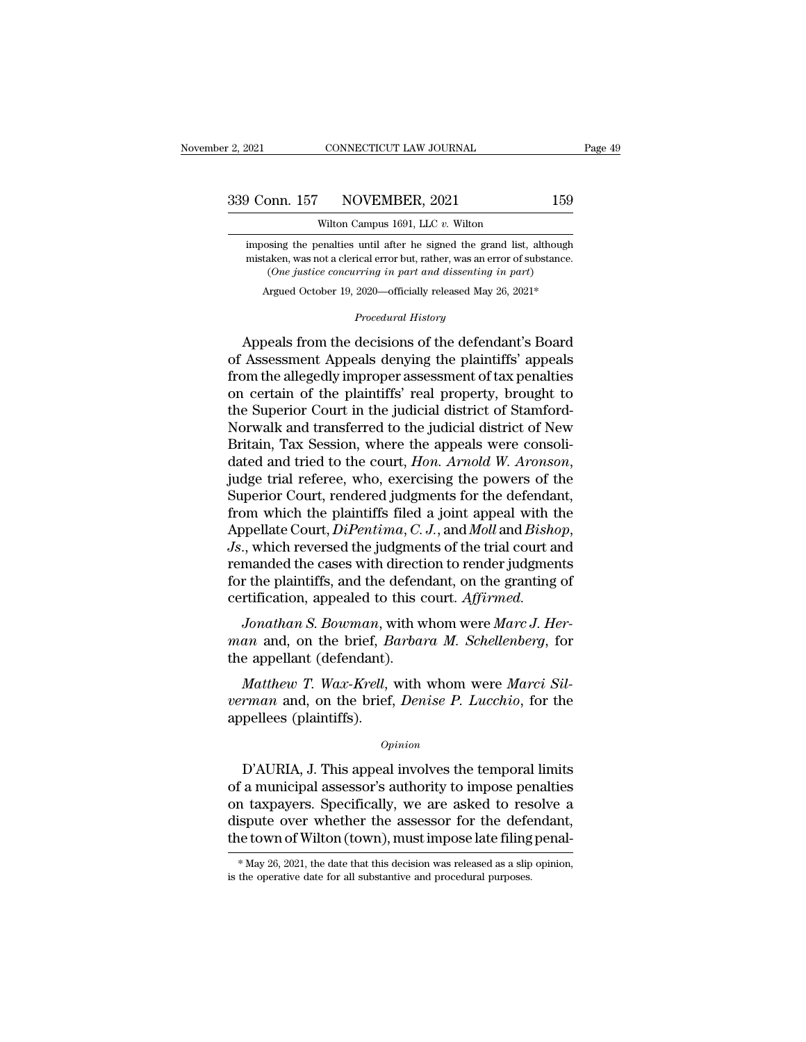imposing the penalties until after he signed the grand list, although mistaken, was not a clerical error but, rather, was an error of substance.

(*One justice concurring in part and dissenting in part*)

Argued October 19, 2020—officially released May 26, 2021*

*Procedural History*

Appeals from the decisions of the defendant's Board of Assessment Appeals denying the plaintiffs' appeals from the allegedly improper assessment of tax penalties on certain of the plaintiffs' real property, brought to the Superior Court in the judicial district of Stamford-Norwalk and transferred to the judicial district of New Britain, Tax Session, where the appeals were consolidated and tried to the court, *Hon. Arnold W. Aronson*, judge trial referee, who, exercising the powers of the Superior Court, rendered judgments for the defendant, from which the plaintiffs filed a joint appeal with the Appellate Court, *DiPentima, C. J.*, and *Moll* and *Bishop, Js.*, which reversed the judgments of the trial court and remanded the cases with direction to render judgments for the plaintiffs, and the defendant, on the granting of certification, appealed to this court. *Affirmed.*

*Jonathan S. Bowman*, with whom were *Marc J. Herman* and, on the brief, *Barbara M. Schellenberg*, for the appellant (defendant).

*Matthew T. Wax-Krell*, with whom were *Marci Silverman* and, on the brief, *Denise P. Lucchio*, for the appellees (plaintiffs).

*Opinion*

D'AURIA, J. This appeal involves the temporal limits of a municipal assessor's authority to impose penalties on taxpayers. Specifically, we are asked to resolve a dispute over whether the assessor for the defendant, the town of Wilton (town), must impose late filing penal-

\* May 26, 2021, the date that this decision was released as a slip opinion, is the operative date for all substantive and procedural purposes.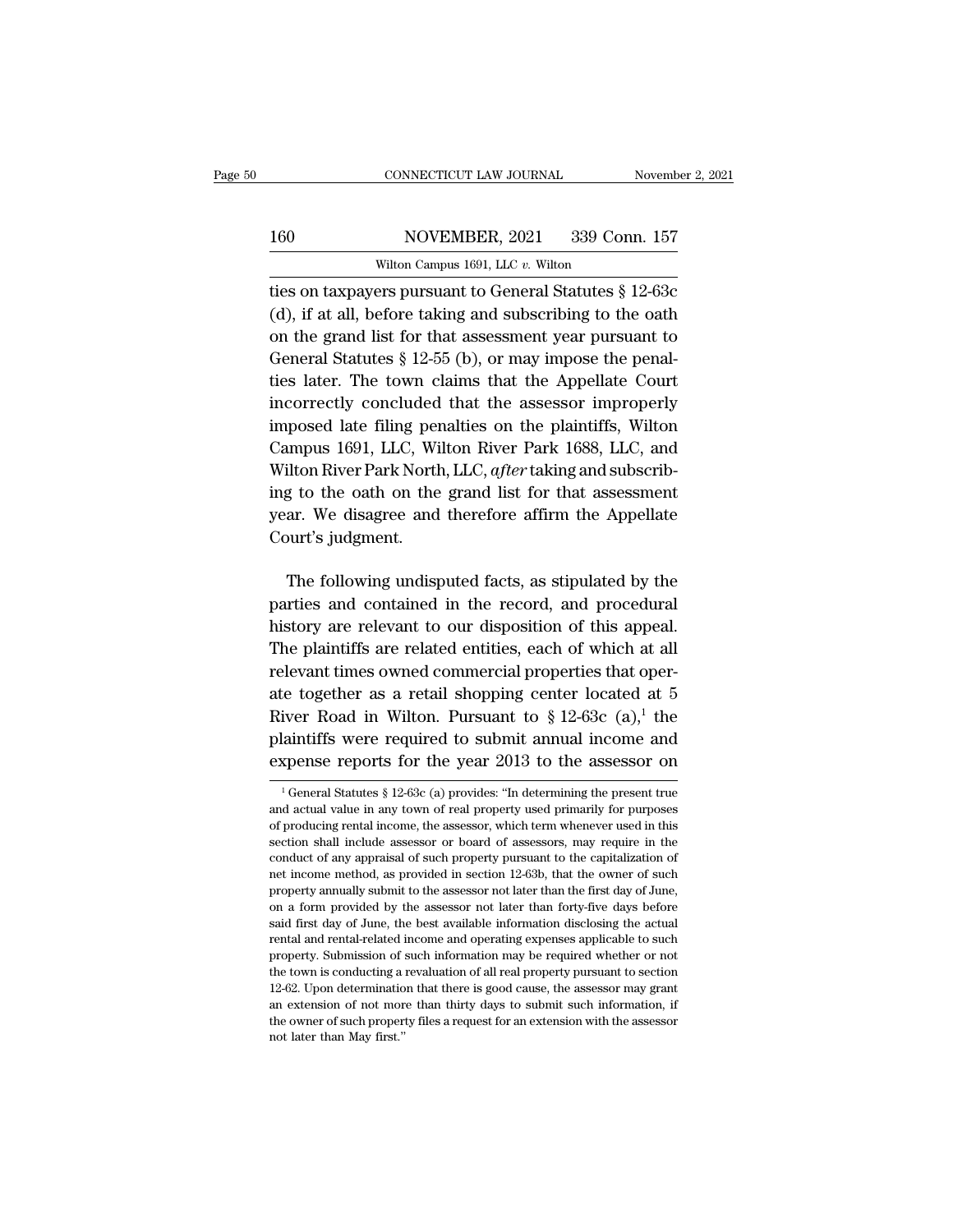ties on taxpayers pursuant to General Statutes § 12-63c (d), if at all, before taking and subscribing to the oath on the grand list for that assessment year pursuant to General Statutes § 12-55 (b), or may impose the penalties later. The town claims that the Appellate Court incorrectly concluded that the assessor improperly imposed late filing penalties on the plaintiffs, Wilton Campus 1691, LLC, Wilton River Park 1688, LLC, and Wilton River Park North, LLC, *after* taking and subscribing to the oath on the grand list for that assessment year. We disagree and therefore affirm the Appellate Court's judgment.

The following undisputed facts, as stipulated by the parties and contained in the record, and procedural history are relevant to our disposition of this appeal. The plaintiffs are related entities, each of which at all relevant times owned commercial properties that operate together as a retail shopping center located at 5 River Road in Wilton. Pursuant to § 12-63c (a),[1] the plaintiffs were required to submit annual income and expense reports for the year 2013 to the assessor on

[1] General Statutes § 12-63c (a) provides: "In determining the present true and actual value in any town of real property used primarily for purposes of producing rental income, the assessor, which term whenever used in this section shall include assessor or board of assessors, may require in the conduct of any appraisal of such property pursuant to the capitalization of net income method, as provided in section 12-63b, that the owner of such property annually submit to the assessor not later than the first day of June, on a form provided by the assessor not later than forty-five days before said first day of June, the best available information disclosing the actual rental and rental-related income and operating expenses applicable to such property. Submission of such information may be required whether or not the town is conducting a revaluation of all real property pursuant to section 12-62. Upon determination that there is good cause, the assessor may grant an extension of not more than thirty days to submit such information, if the owner of such property files a request for an extension with the assessor not later than May first."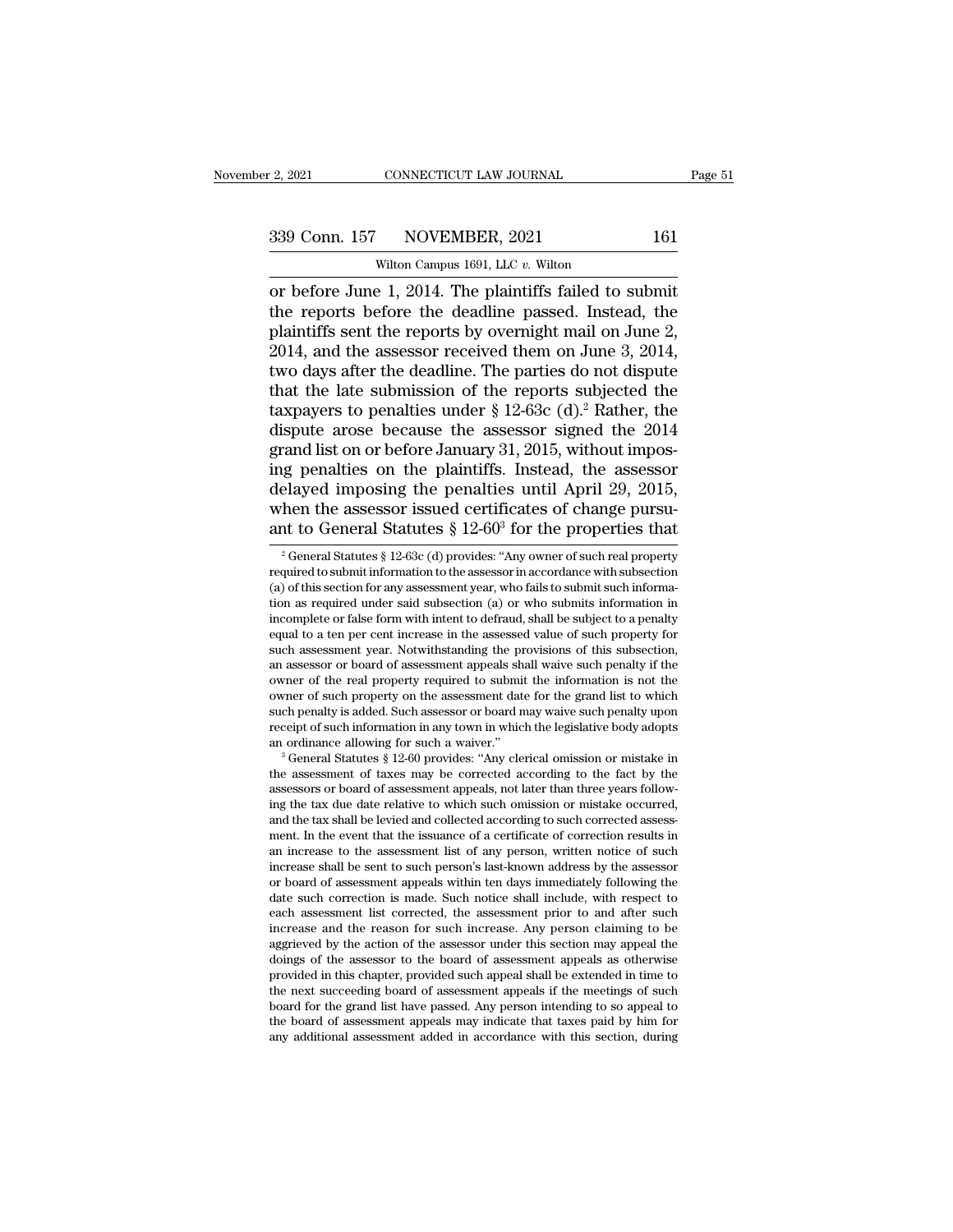or before June 1, 2014. The plaintiffs failed to submit the reports before the deadline passed. Instead, the plaintiffs sent the reports by overnight mail on June 2, 2014, and the assessor received them on June 3, 2014, two days after the deadline. The parties do not dispute that the late submission of the reports subjected the taxpayers to penalties under § 12-63c (d).[2] Rather, the dispute arose because the assessor signed the 2014 grand list on or before January 31, 2015, without imposing penalties on the plaintiffs. Instead, the assessor delayed imposing the penalties until April 29, 2015, when the assessor issued certificates of change pursuant to General Statutes § 12-60[3] for the properties that

---

[2] General Statutes § 12-63c (d) provides: "Any owner of such real property required to submit information to the assessor in accordance with subsection (a) of this section for any assessment year, who fails to submit such information as required under said subsection (a) or who submits information in incomplete or false form with intent to defraud, shall be subject to a penalty equal to a ten per cent increase in the assessed value of such property for such assessment year. Notwithstanding the provisions of this subsection, an assessor or board of assessment appeals shall waive such penalty if the owner of the real property required to submit the information is not the owner of such property on the assessment date for the grand list to which such penalty is added. Such assessor or board may waive such penalty upon receipt of such information in any town in which the legislative body adopts an ordinance allowing for such a waiver."

[3] General Statutes § 12-60 provides: "Any clerical omission or mistake in the assessment of taxes may be corrected according to the fact by the assessors or board of assessment appeals, not later than three years following the tax due date relative to which such omission or mistake occurred, and the tax shall be levied and collected according to such corrected assessment. In the event that the issuance of a certificate of correction results in an increase to the assessment list of any person, written notice of such increase shall be sent to such person's last-known address by the assessor or board of assessment appeals within ten days immediately following the date such correction is made. Such notice shall include, with respect to each assessment list corrected, the assessment prior to and after such increase and the reason for such increase. Any person claiming to be aggrieved by the action of the assessor under this section may appeal the doings of the assessor to the board of assessment appeals as otherwise provided in this chapter, provided such appeal shall be extended in time to the next succeeding board of assessment appeals if the meetings of such board for the grand list have passed. Any person intending to so appeal to the board of assessment appeals may indicate that taxes paid by him for any additional assessment added in accordance with this section, during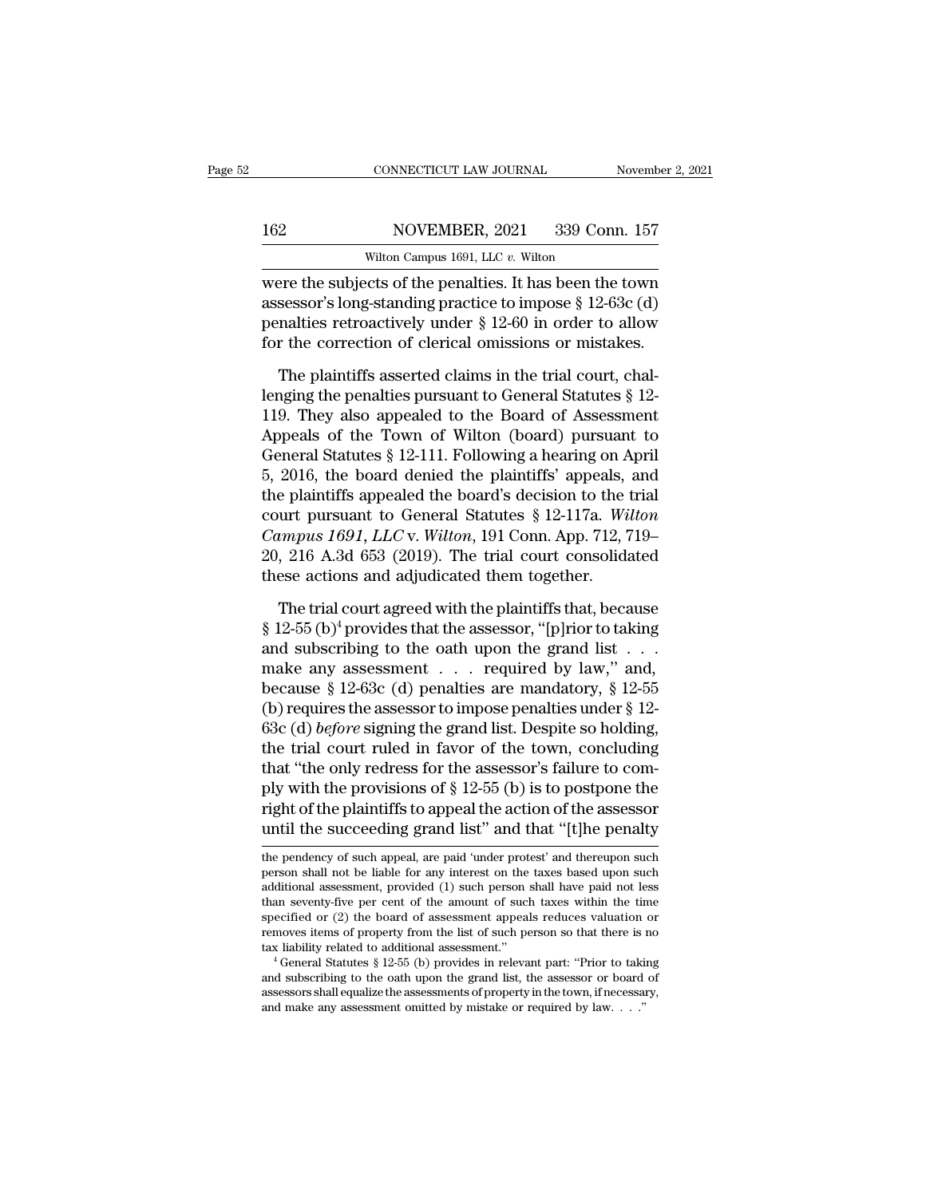were the subjects of the penalties. It has been the town assessor's long-standing practice to impose § 12-63c (d) penalties retroactively under § 12-60 in order to allow for the correction of clerical omissions or mistakes.

The plaintiffs asserted claims in the trial court, challenging the penalties pursuant to General Statutes § 12-119. They also appealed to the Board of Assessment Appeals of the Town of Wilton (board) pursuant to General Statutes § 12-111. Following a hearing on April 5, 2016, the board denied the plaintiffs' appeals, and the plaintiffs appealed the board's decision to the trial court pursuant to General Statutes § 12-117a. *Wilton Campus 1691, LLC* v. *Wilton*, 191 Conn. App. 712, 719–20, 216 A.3d 653 (2019). The trial court consolidated these actions and adjudicated them together.

The trial court agreed with the plaintiffs that, because § 12-55 (b)[4] provides that the assessor, "[p]rior to taking and subscribing to the oath upon the grand list . . . make any assessment . . . required by law," and, because § 12-63c (d) penalties are mandatory, § 12-55 (b) requires the assessor to impose penalties under § 12-63c (d) *before* signing the grand list. Despite so holding, the trial court ruled in favor of the town, concluding that "the only redress for the assessor's failure to comply with the provisions of § 12-55 (b) is to postpone the right of the plaintiffs to appeal the action of the assessor until the succeeding grand list" and that "[t]he penalty

---

the pendency of such appeal, are paid 'under protest' and thereupon such person shall not be liable for any interest on the taxes based upon such additional assessment, provided (1) such person shall have paid not less than seventy-five per cent of the amount of such taxes within the time specified or (2) the board of assessment appeals reduces valuation or removes items of property from the list of such person so that there is no tax liability related to additional assessment."

[4] General Statutes § 12-55 (b) provides in relevant part: "Prior to taking and subscribing to the oath upon the grand list, the assessor or board of assessors shall equalize the assessments of property in the town, if necessary, and make any assessment omitted by mistake or required by law. . . ."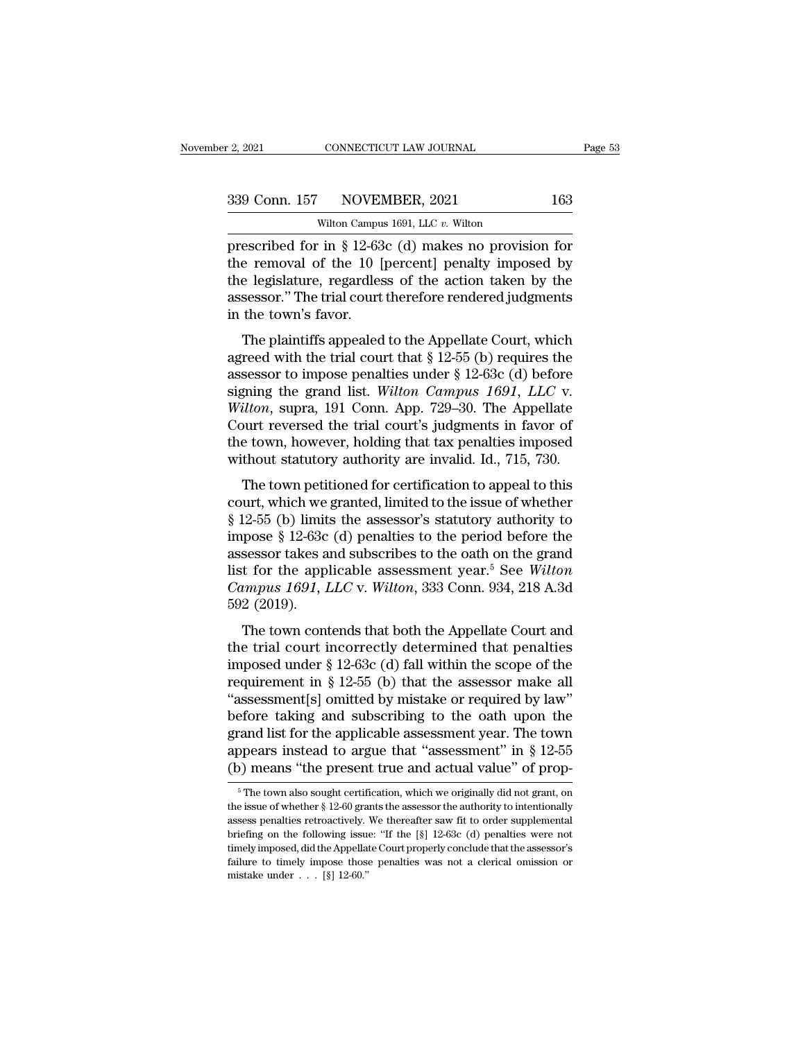prescribed for in § 12-63c (d) makes no provision for the removal of the 10 [percent] penalty imposed by the legislature, regardless of the action taken by the assessor." The trial court therefore rendered judgments in the town's favor.

The plaintiffs appealed to the Appellate Court, which agreed with the trial court that § 12-55 (b) requires the assessor to impose penalties under § 12-63c (d) before signing the grand list. *Wilton Campus 1691, LLC* v. *Wilton*, supra, 191 Conn. App. 729–30. The Appellate Court reversed the trial court's judgments in favor of the town, however, holding that tax penalties imposed without statutory authority are invalid. Id., 715, 730.

The town petitioned for certification to appeal to this court, which we granted, limited to the issue of whether § 12-55 (b) limits the assessor's statutory authority to impose § 12-63c (d) penalties to the period before the assessor takes and subscribes to the oath on the grand list for the applicable assessment year.[5] See *Wilton Campus 1691, LLC* v. *Wilton*, 333 Conn. 934, 218 A.3d 592 (2019).

The town contends that both the Appellate Court and the trial court incorrectly determined that penalties imposed under § 12-63c (d) fall within the scope of the requirement in § 12-55 (b) that the assessor make all "assessment[s] omitted by mistake or required by law" before taking and subscribing to the oath upon the grand list for the applicable assessment year. The town appears instead to argue that "assessment" in § 12-55 (b) means "the present true and actual value" of prop-

[5] The town also sought certification, which we originally did not grant, on the issue of whether § 12-60 grants the assessor the authority to intentionally assess penalties retroactively. We thereafter saw fit to order supplemental briefing on the following issue: "If the [§] 12-63c (d) penalties were not timely imposed, did the Appellate Court properly conclude that the assessor's failure to timely impose those penalties was not a clerical omission or mistake under . . . [§] 12-60."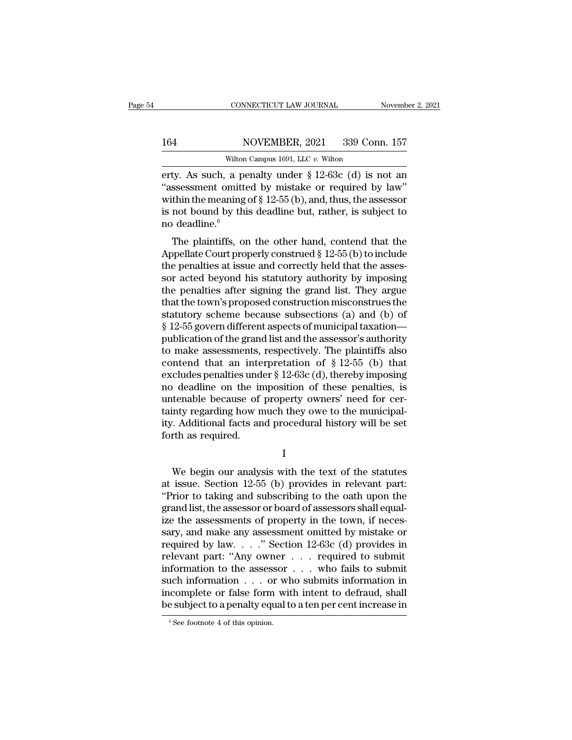erty. As such, a penalty under § 12-63c (d) is not an "assessment omitted by mistake or required by law" within the meaning of § 12-55 (b), and, thus, the assessor is not bound by this deadline but, rather, is subject to no deadline.[6]

The plaintiffs, on the other hand, contend that the Appellate Court properly construed § 12-55 (b) to include the penalties at issue and correctly held that the assessor acted beyond his statutory authority by imposing the penalties after signing the grand list. They argue that the town's proposed construction misconstrues the statutory scheme because subsections (a) and (b) of § 12-55 govern different aspects of municipal taxation—publication of the grand list and the assessor's authority to make assessments, respectively. The plaintiffs also contend that an interpretation of § 12-55 (b) that excludes penalties under § 12-63c (d), thereby imposing no deadline on the imposition of these penalties, is untenable because of property owners' need for certainty regarding how much they owe to the municipality. Additional facts and procedural history will be set forth as required.

I

We begin our analysis with the text of the statutes at issue. Section 12-55 (b) provides in relevant part: "Prior to taking and subscribing to the oath upon the grand list, the assessor or board of assessors shall equalize the assessments of property in the town, if necessary, and make any assessment omitted by mistake or required by law. . . ." Section 12-63c (d) provides in relevant part: "Any owner . . . required to submit information to the assessor . . . who fails to submit such information . . . or who submits information in incomplete or false form with intent to defraud, shall be subject to a penalty equal to a ten per cent increase in

[6] See footnote 4 of this opinion.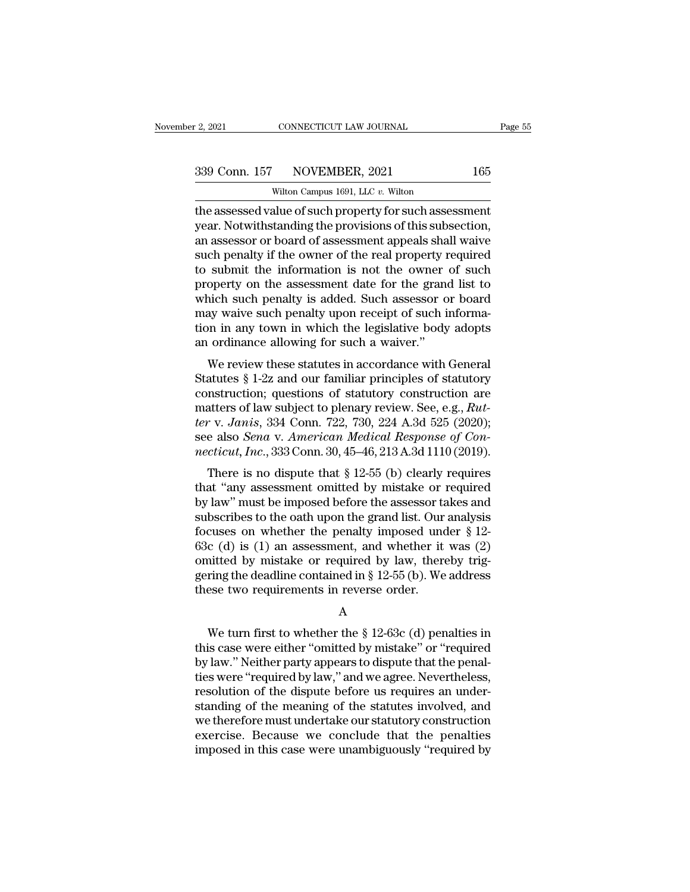the assessed value of such property for such assessment year. Notwithstanding the provisions of this subsection, an assessor or board of assessment appeals shall waive such penalty if the owner of the real property required to submit the information is not the owner of such property on the assessment date for the grand list to which such penalty is added. Such assessor or board may waive such penalty upon receipt of such information in any town in which the legislative body adopts an ordinance allowing for such a waiver."

We review these statutes in accordance with General Statutes § 1-2z and our familiar principles of statutory construction; questions of statutory construction are matters of law subject to plenary review. See, e.g., *Rutter* v. *Janis*, 334 Conn. 722, 730, 224 A.3d 525 (2020); see also *Sena* v. *American Medical Response of Connecticut, Inc.*, 333 Conn. 30, 45–46, 213 A.3d 1110 (2019).

There is no dispute that § 12-55 (b) clearly requires that "any assessment omitted by mistake or required by law" must be imposed before the assessor takes and subscribes to the oath upon the grand list. Our analysis focuses on whether the penalty imposed under § 12-63c (d) is (1) an assessment, and whether it was (2) omitted by mistake or required by law, thereby triggering the deadline contained in § 12-55 (b). We address these two requirements in reverse order.

A

We turn first to whether the § 12-63c (d) penalties in this case were either "omitted by mistake" or "required by law." Neither party appears to dispute that the penalties were "required by law," and we agree. Nevertheless, resolution of the dispute before us requires an understanding of the meaning of the statutes involved, and we therefore must undertake our statutory construction exercise. Because we conclude that the penalties imposed in this case were unambiguously "required by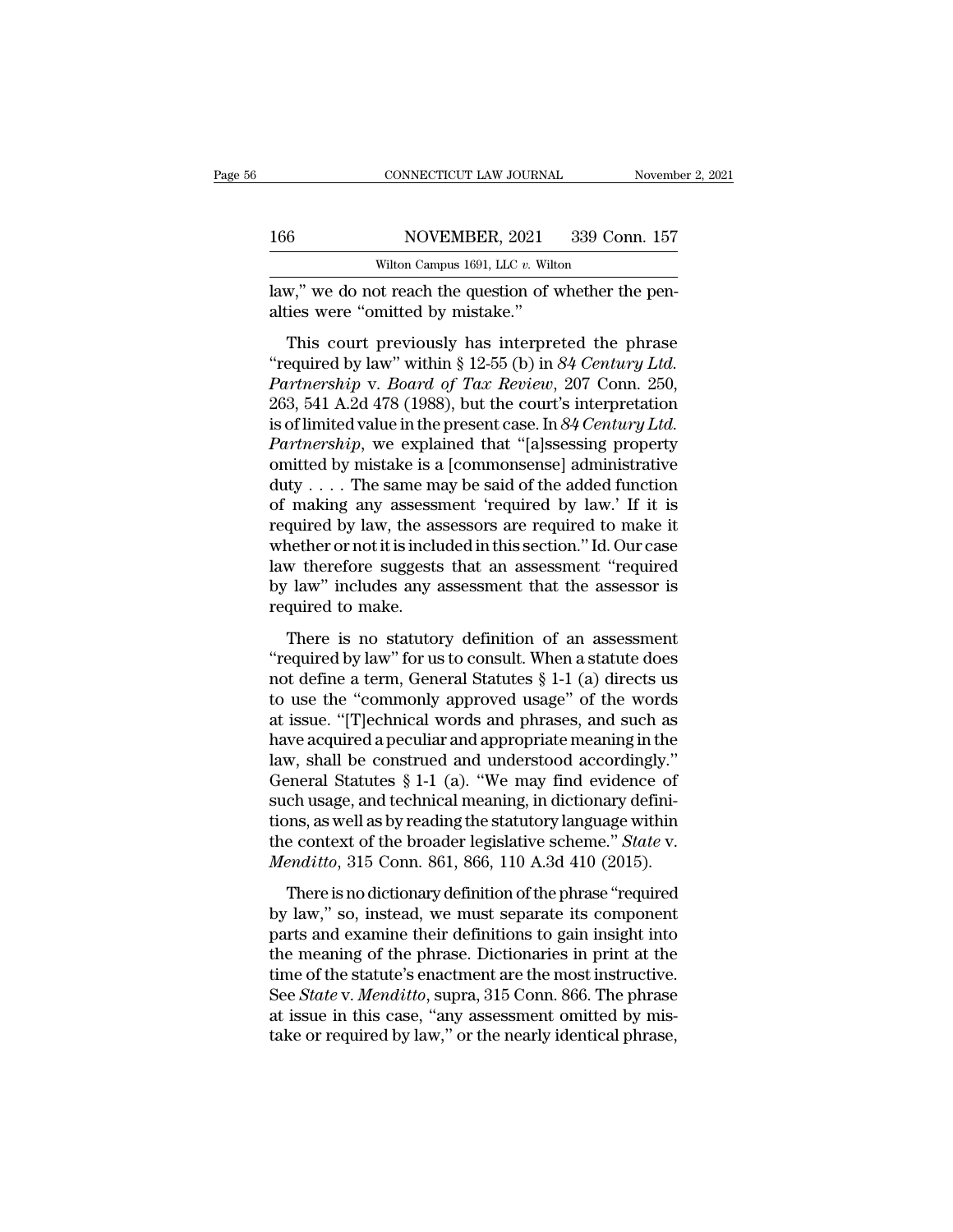law," we do not reach the question of whether the penalties were "omitted by mistake."

This court previously has interpreted the phrase "required by law" within § 12-55 (b) in *84 Century Ltd. Partnership* v. *Board of Tax Review*, 207 Conn. 250, 263, 541 A.2d 478 (1988), but the court's interpretation is of limited value in the present case. In *84 Century Ltd. Partnership*, we explained that "[a]ssessing property omitted by mistake is a [commonsense] administrative duty . . . . The same may be said of the added function of making any assessment 'required by law.' If it is required by law, the assessors are required to make it whether or not it is included in this section." Id. Our case law therefore suggests that an assessment "required by law" includes any assessment that the assessor is required to make.

There is no statutory definition of an assessment "required by law" for us to consult. When a statute does not define a term, General Statutes § 1-1 (a) directs us to use the "commonly approved usage" of the words at issue. "[T]echnical words and phrases, and such as have acquired a peculiar and appropriate meaning in the law, shall be construed and understood accordingly." General Statutes § 1-1 (a). "We may find evidence of such usage, and technical meaning, in dictionary definitions, as well as by reading the statutory language within the context of the broader legislative scheme." *State* v. *Menditto*, 315 Conn. 861, 866, 110 A.3d 410 (2015).

There is no dictionary definition of the phrase "required by law," so, instead, we must separate its component parts and examine their definitions to gain insight into the meaning of the phrase. Dictionaries in print at the time of the statute's enactment are the most instructive. See *State* v. *Menditto*, supra, 315 Conn. 866. The phrase at issue in this case, "any assessment omitted by mistake or required by law," or the nearly identical phrase,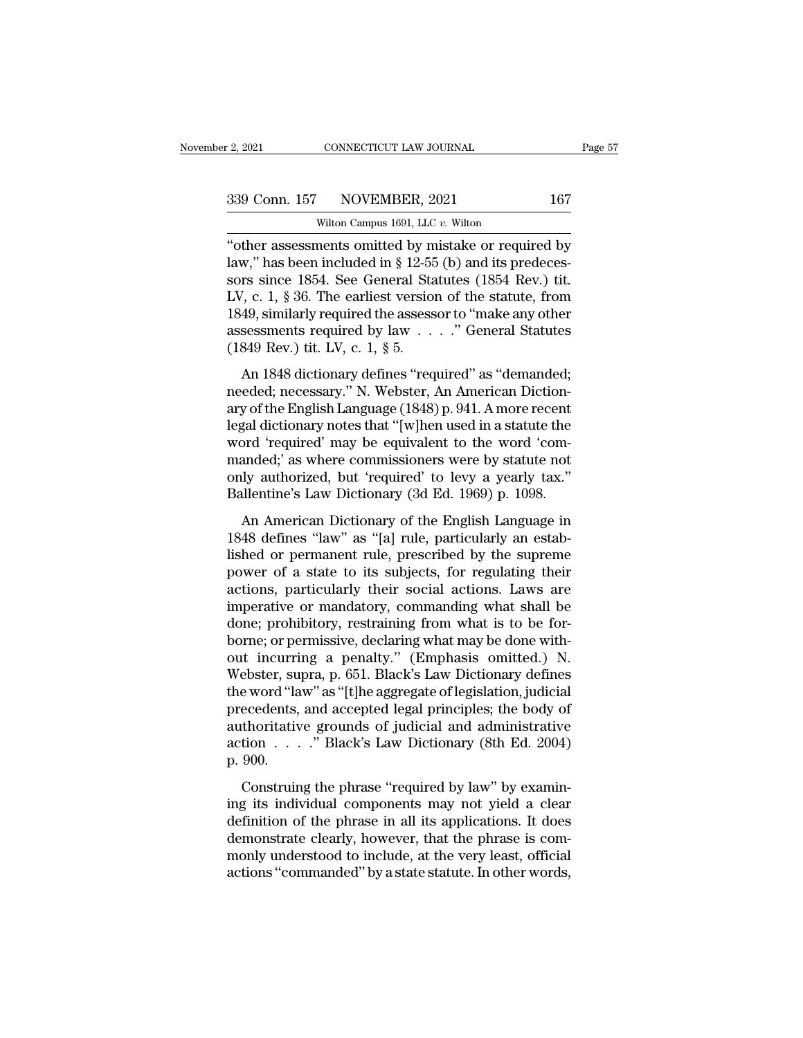"other assessments omitted by mistake or required by law," has been included in § 12-55 (b) and its predecessors since 1854. See General Statutes (1854 Rev.) tit. LV, c. 1, § 36. The earliest version of the statute, from 1849, similarly required the assessor to "make any other assessments required by law . . . ." General Statutes (1849 Rev.) tit. LV, c. 1, § 5.

An 1848 dictionary defines "required" as "demanded; needed; necessary." N. Webster, An American Dictionary of the English Language (1848) p. 941. A more recent legal dictionary notes that "[w]hen used in a statute the word 'required' may be equivalent to the word 'commanded;' as where commissioners were by statute not only authorized, but 'required' to levy a yearly tax." Ballentine's Law Dictionary (3d Ed. 1969) p. 1098.

An American Dictionary of the English Language in 1848 defines "law" as "[a] rule, particularly an established or permanent rule, prescribed by the supreme power of a state to its subjects, for regulating their actions, particularly their social actions. Laws are imperative or mandatory, commanding what shall be done; prohibitory, restraining from what is to be forborne; or permissive, declaring what may be done without incurring a penalty." (Emphasis omitted.) N. Webster, supra, p. 651. Black's Law Dictionary defines the word "law" as "[t]he aggregate of legislation, judicial precedents, and accepted legal principles; the body of authoritative grounds of judicial and administrative action . . . ." Black's Law Dictionary (8th Ed. 2004) p. 900.

Construing the phrase "required by law" by examining its individual components may not yield a clear definition of the phrase in all its applications. It does demonstrate clearly, however, that the phrase is commonly understood to include, at the very least, official actions "commanded" by a state statute. In other words,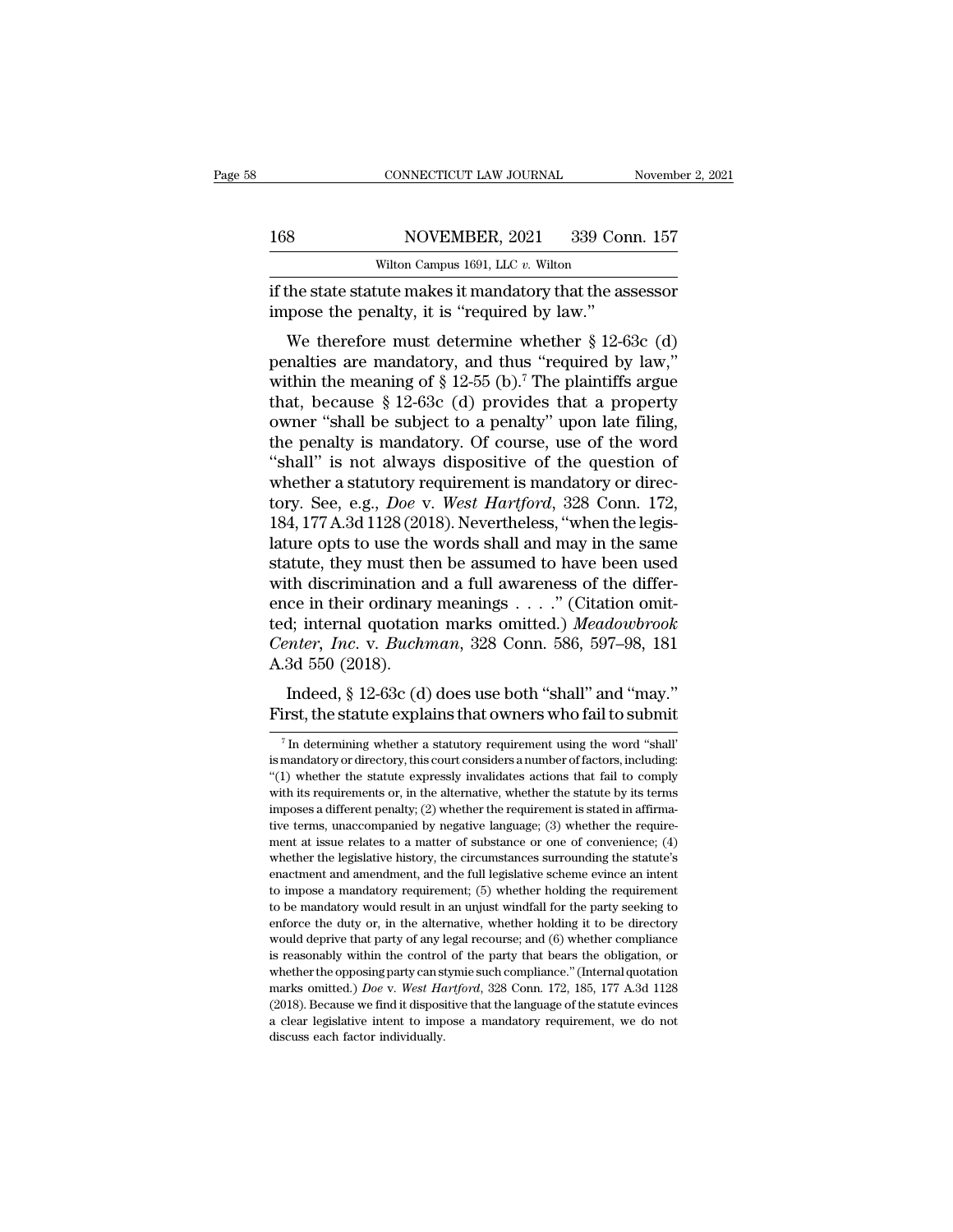if the state statute makes it mandatory that the assessor impose the penalty, it is "required by law."

We therefore must determine whether § 12-63c (d) penalties are mandatory, and thus "required by law," within the meaning of § 12-55 (b).[7] The plaintiffs argue that, because § 12-63c (d) provides that a property owner "shall be subject to a penalty" upon late filing, the penalty is mandatory. Of course, use of the word "shall" is not always dispositive of the question of whether a statutory requirement is mandatory or directory. See, e.g., *Doe* v. *West Hartford*, 328 Conn. 172, 184, 177 A.3d 1128 (2018). Nevertheless, "when the legislature opts to use the words shall and may in the same statute, they must then be assumed to have been used with discrimination and a full awareness of the difference in their ordinary meanings . . . ." (Citation omitted; internal quotation marks omitted.) *Meadowbrook Center, Inc.* v. *Buchman*, 328 Conn. 586, 597–98, 181 A.3d 550 (2018).

Indeed, § 12-63c (d) does use both "shall" and "may." First, the statute explains that owners who fail to submit

[7] In determining whether a statutory requirement using the word "shall' is mandatory or directory, this court considers a number of factors, including: "(1) whether the statute expressly invalidates actions that fail to comply with its requirements or, in the alternative, whether the statute by its terms imposes a different penalty; (2) whether the requirement is stated in affirmative terms, unaccompanied by negative language; (3) whether the requirement at issue relates to a matter of substance or one of convenience; (4) whether the legislative history, the circumstances surrounding the statute's enactment and amendment, and the full legislative scheme evince an intent to impose a mandatory requirement; (5) whether holding the requirement to be mandatory would result in an unjust windfall for the party seeking to enforce the duty or, in the alternative, whether holding it to be directory would deprive that party of any legal recourse; and (6) whether compliance is reasonably within the control of the party that bears the obligation, or whether the opposing party can stymie such compliance." (Internal quotation marks omitted.) *Doe* v. *West Hartford*, 328 Conn. 172, 185, 177 A.3d 1128 (2018). Because we find it dispositive that the language of the statute evinces a clear legislative intent to impose a mandatory requirement, we do not discuss each factor individually.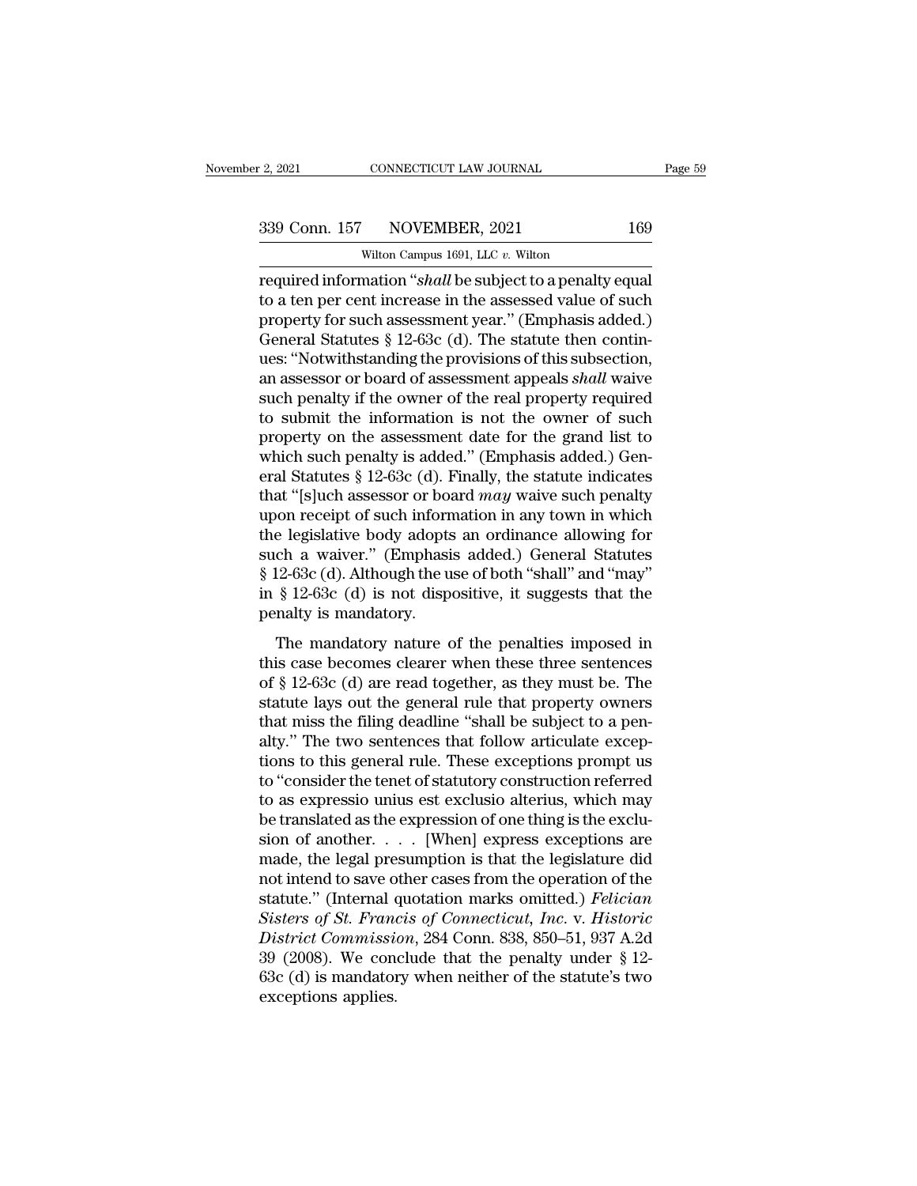required information "*shall* be subject to a penalty equal to a ten per cent increase in the assessed value of such property for such assessment year." (Emphasis added.) General Statutes § 12-63c (d). The statute then continues: "Notwithstanding the provisions of this subsection, an assessor or board of assessment appeals *shall* waive such penalty if the owner of the real property required to submit the information is not the owner of such property on the assessment date for the grand list to which such penalty is added." (Emphasis added.) General Statutes § 12-63c (d). Finally, the statute indicates that "[s]uch assessor or board *may* waive such penalty upon receipt of such information in any town in which the legislative body adopts an ordinance allowing for such a waiver." (Emphasis added.) General Statutes § 12-63c (d). Although the use of both "shall" and "may" in § 12-63c (d) is not dispositive, it suggests that the penalty is mandatory.

The mandatory nature of the penalties imposed in this case becomes clearer when these three sentences of § 12-63c (d) are read together, as they must be. The statute lays out the general rule that property owners that miss the filing deadline "shall be subject to a penalty." The two sentences that follow articulate exceptions to this general rule. These exceptions prompt us to "consider the tenet of statutory construction referred to as expressio unius est exclusio alterius, which may be translated as the expression of one thing is the exclusion of another. . . . [When] express exceptions are made, the legal presumption is that the legislature did not intend to save other cases from the operation of the statute." (Internal quotation marks omitted.) *Felician Sisters of St. Francis of Connecticut, Inc.* v. *Historic District Commission*, 284 Conn. 838, 850–51, 937 A.2d 39 (2008). We conclude that the penalty under § 12-63c (d) is mandatory when neither of the statute's two exceptions applies.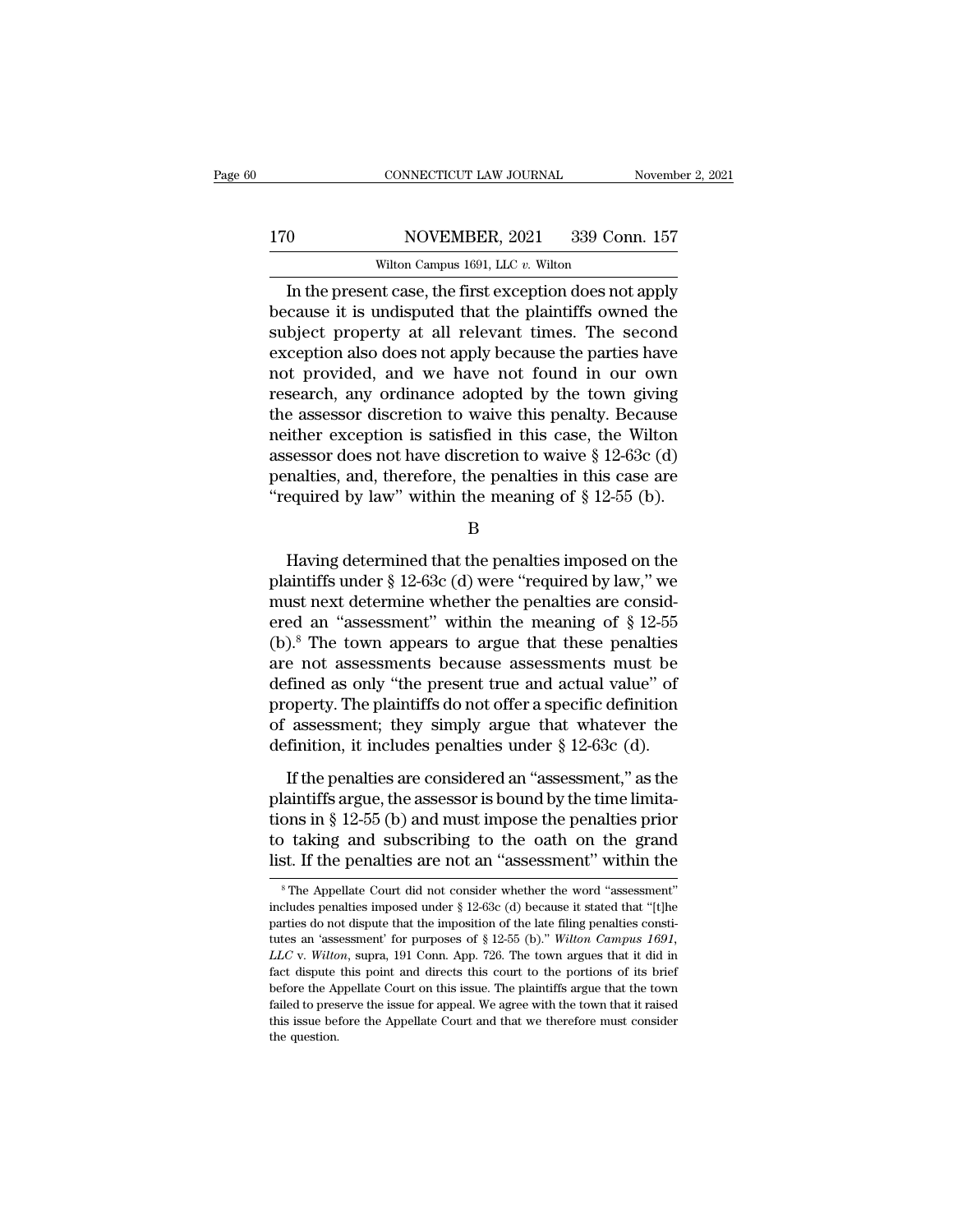In the present case, the first exception does not apply because it is undisputed that the plaintiffs owned the subject property at all relevant times. The second exception also does not apply because the parties have not provided, and we have not found in our own research, any ordinance adopted by the town giving the assessor discretion to waive this penalty. Because neither exception is satisfied in this case, the Wilton assessor does not have discretion to waive § 12-63c (d) penalties, and, therefore, the penalties in this case are "required by law" within the meaning of § 12-55 (b).

B

Having determined that the penalties imposed on the plaintiffs under § 12-63c (d) were "required by law," we must next determine whether the penalties are considered an "assessment" within the meaning of § 12-55 (b).[8] The town appears to argue that these penalties are not assessments because assessments must be defined as only "the present true and actual value" of property. The plaintiffs do not offer a specific definition of assessment; they simply argue that whatever the definition, it includes penalties under § 12-63c (d).

If the penalties are considered an "assessment," as the plaintiffs argue, the assessor is bound by the time limitations in § 12-55 (b) and must impose the penalties prior to taking and subscribing to the oath on the grand list. If the penalties are not an "assessment" within the

[8] The Appellate Court did not consider whether the word "assessment" includes penalties imposed under § 12-63c (d) because it stated that "[t]he parties do not dispute that the imposition of the late filing penalties constitutes an 'assessment' for purposes of § 12-55 (b)." *Wilton Campus 1691, LLC* v. *Wilton*, supra, 191 Conn. App. 726. The town argues that it did in fact dispute this point and directs this court to the portions of its brief before the Appellate Court on this issue. The plaintiffs argue that the town failed to preserve the issue for appeal. We agree with the town that it raised this issue before the Appellate Court and that we therefore must consider the question.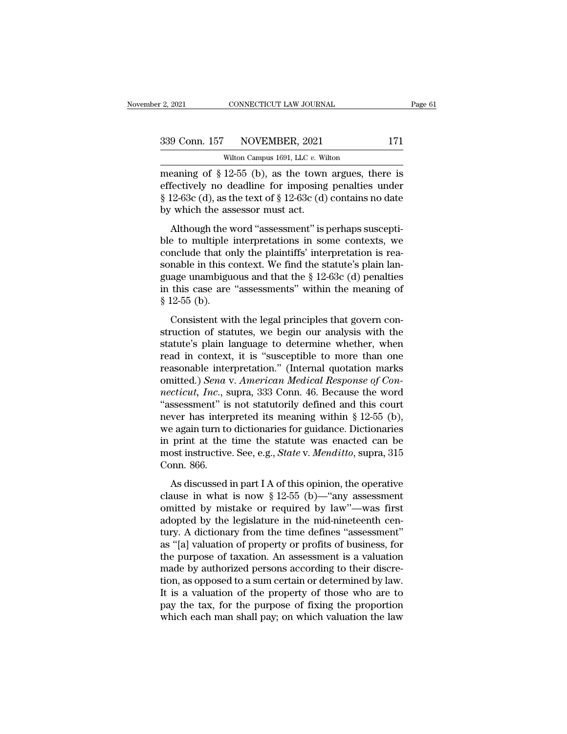meaning of § 12-55 (b), as the town argues, there is effectively no deadline for imposing penalties under § 12-63c (d), as the text of § 12-63c (d) contains no date by which the assessor must act.

Although the word "assessment" is perhaps susceptible to multiple interpretations in some contexts, we conclude that only the plaintiffs' interpretation is reasonable in this context. We find the statute's plain language unambiguous and that the § 12-63c (d) penalties in this case are "assessments" within the meaning of § 12-55 (b).

Consistent with the legal principles that govern construction of statutes, we begin our analysis with the statute's plain language to determine whether, when read in context, it is "susceptible to more than one reasonable interpretation." (Internal quotation marks omitted.) *Sena* v. *American Medical Response of Connecticut, Inc.*, supra, 333 Conn. 46. Because the word "assessment" is not statutorily defined and this court never has interpreted its meaning within § 12-55 (b), we again turn to dictionaries for guidance. Dictionaries in print at the time the statute was enacted can be most instructive. See, e.g., *State* v. *Menditto*, supra, 315 Conn. 866.

As discussed in part I A of this opinion, the operative clause in what is now § 12-55 (b)—"any assessment omitted by mistake or required by law"—was first adopted by the legislature in the mid-nineteenth century. A dictionary from the time defines "assessment" as "[a] valuation of property or profits of business, for the purpose of taxation. An assessment is a valuation made by authorized persons according to their discretion, as opposed to a sum certain or determined by law. It is a valuation of the property of those who are to pay the tax, for the purpose of fixing the proportion which each man shall pay; on which valuation the law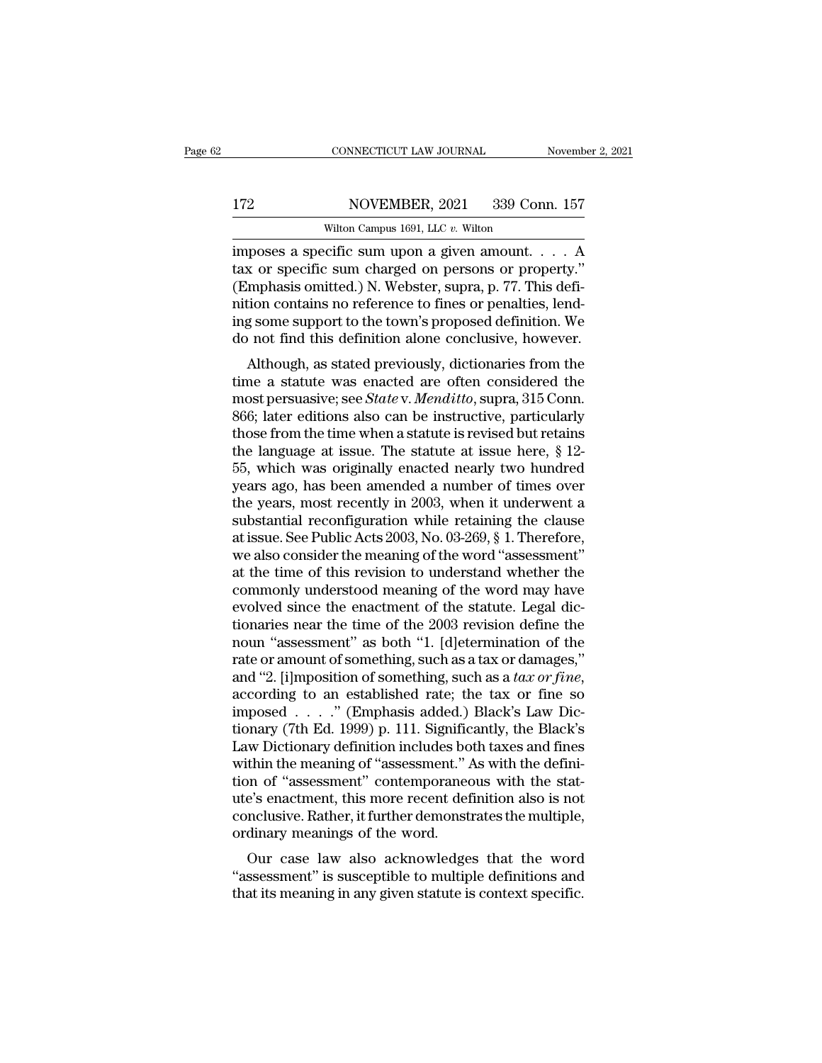imposes a specific sum upon a given amount. . . . A tax or specific sum charged on persons or property." (Emphasis omitted.) N. Webster, supra, p. 77. This definition contains no reference to fines or penalties, lending some support to the town's proposed definition. We do not find this definition alone conclusive, however.

Although, as stated previously, dictionaries from the time a statute was enacted are often considered the most persuasive; see *State* v. *Menditto*, supra, 315 Conn. 866; later editions also can be instructive, particularly those from the time when a statute is revised but retains the language at issue. The statute at issue here, § 12-55, which was originally enacted nearly two hundred years ago, has been amended a number of times over the years, most recently in 2003, when it underwent a substantial reconfiguration while retaining the clause at issue. See Public Acts 2003, No. 03-269, § 1. Therefore, we also consider the meaning of the word "assessment" at the time of this revision to understand whether the commonly understood meaning of the word may have evolved since the enactment of the statute. Legal dictionaries near the time of the 2003 revision define the noun "assessment" as both "1. [d]etermination of the rate or amount of something, such as a tax or damages," and "2. [i]mposition of something, such as a *tax or fine*, according to an established rate; the tax or fine so imposed . . . ." (Emphasis added.) Black's Law Dictionary (7th Ed. 1999) p. 111. Significantly, the Black's Law Dictionary definition includes both taxes and fines within the meaning of "assessment." As with the definition of "assessment" contemporaneous with the statute's enactment, this more recent definition also is not conclusive. Rather, it further demonstrates the multiple, ordinary meanings of the word.

Our case law also acknowledges that the word "assessment" is susceptible to multiple definitions and that its meaning in any given statute is context specific.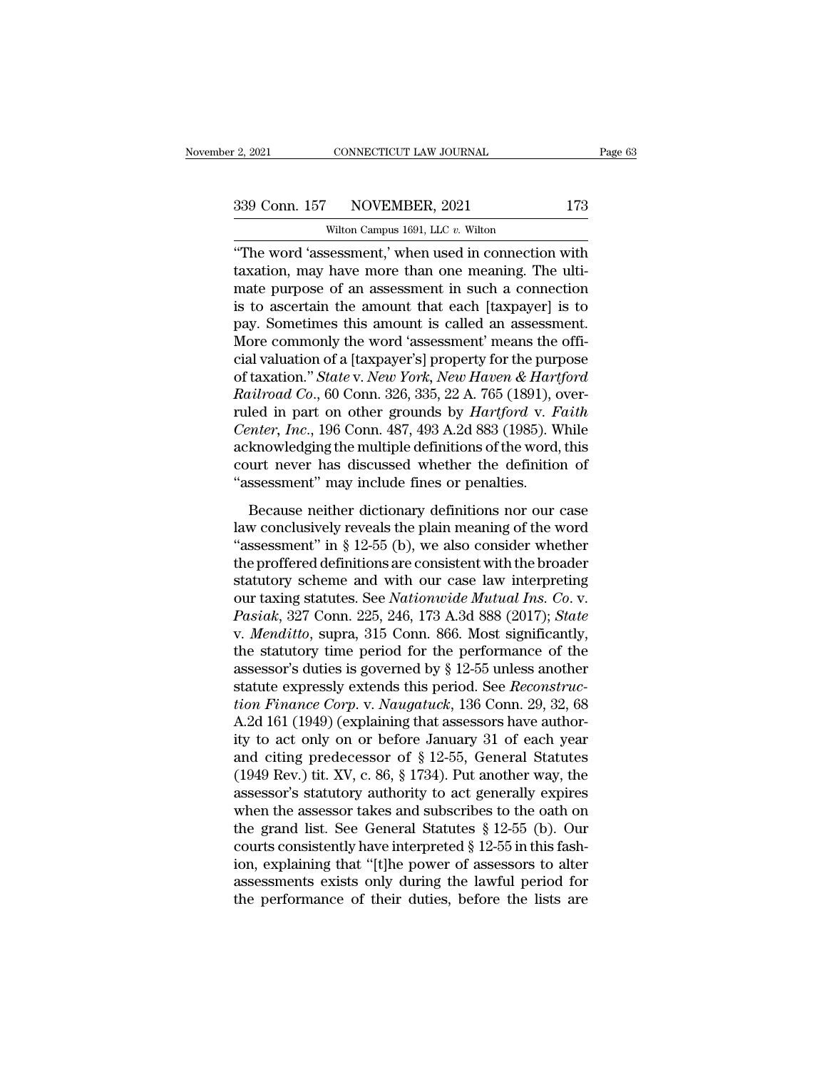"The word 'assessment,' when used in connection with taxation, may have more than one meaning. The ultimate purpose of an assessment in such a connection is to ascertain the amount that each [taxpayer] is to pay. Sometimes this amount is called an assessment. More commonly the word 'assessment' means the official valuation of a [taxpayer's] property for the purpose of taxation." *State* v. *New York, New Haven & Hartford Railroad Co.*, 60 Conn. 326, 335, 22 A. 765 (1891), overruled in part on other grounds by *Hartford* v. *Faith Center, Inc.*, 196 Conn. 487, 493 A.2d 883 (1985). While acknowledging the multiple definitions of the word, this court never has discussed whether the definition of "assessment" may include fines or penalties.

Because neither dictionary definitions nor our case law conclusively reveals the plain meaning of the word "assessment" in § 12-55 (b), we also consider whether the proffered definitions are consistent with the broader statutory scheme and with our case law interpreting our taxing statutes. See *Nationwide Mutual Ins. Co.* v. *Pasiak*, 327 Conn. 225, 246, 173 A.3d 888 (2017); *State* v. *Menditto*, supra, 315 Conn. 866. Most significantly, the statutory time period for the performance of the assessor's duties is governed by § 12-55 unless another statute expressly extends this period. See *Reconstruction Finance Corp.* v. *Naugatuck*, 136 Conn. 29, 32, 68 A.2d 161 (1949) (explaining that assessors have authority to act only on or before January 31 of each year and citing predecessor of § 12-55, General Statutes (1949 Rev.) tit. XV, c. 86, § 1734). Put another way, the assessor's statutory authority to act generally expires when the assessor takes and subscribes to the oath on the grand list. See General Statutes § 12-55 (b). Our courts consistently have interpreted § 12-55 in this fashion, explaining that "[t]he power of assessors to alter assessments exists only during the lawful period for the performance of their duties, before the lists are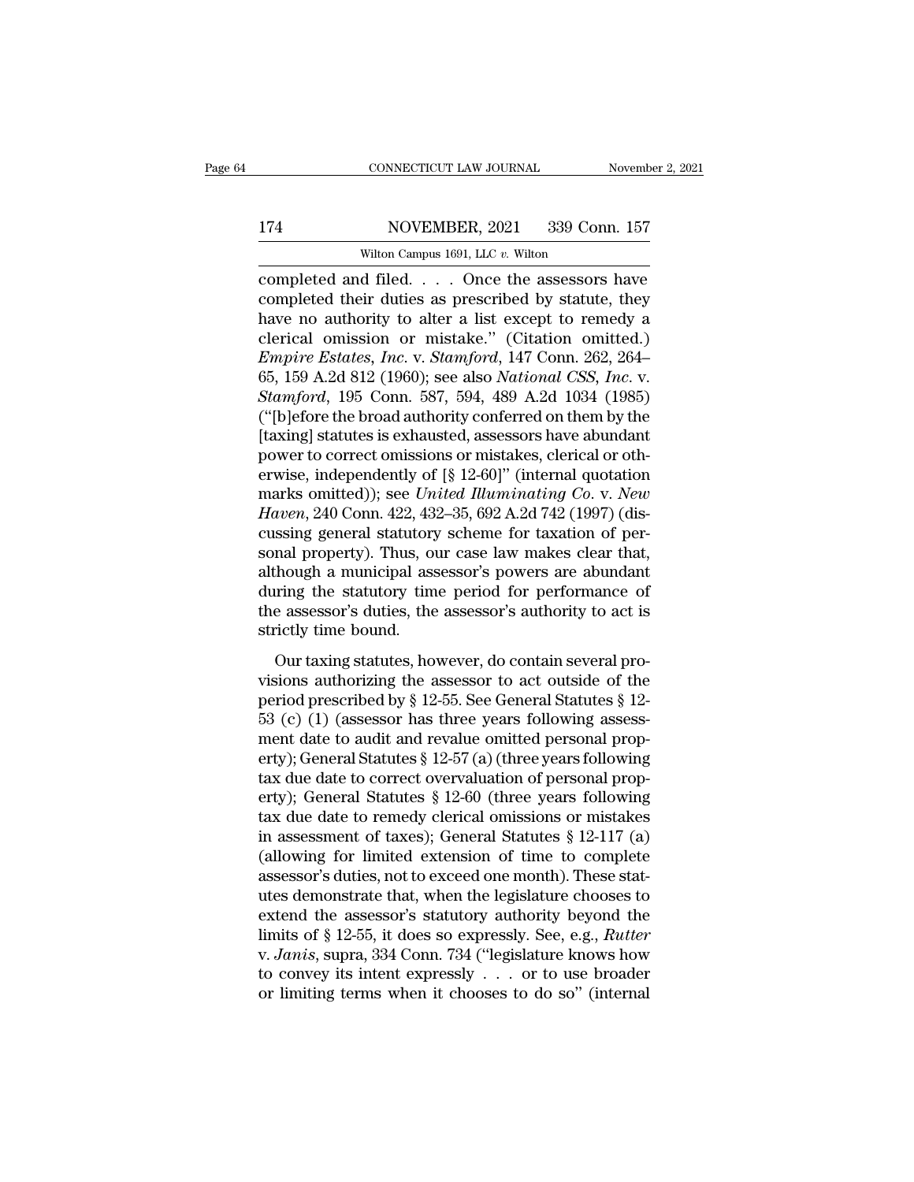completed and filed. . . . Once the assessors have completed their duties as prescribed by statute, they have no authority to alter a list except to remedy a clerical omission or mistake." (Citation omitted.) *Empire Estates, Inc.* v. *Stamford*, 147 Conn. 262, 264–65, 159 A.2d 812 (1960); see also *National CSS, Inc.* v. *Stamford*, 195 Conn. 587, 594, 489 A.2d 1034 (1985) ("[b]efore the broad authority conferred on them by the [taxing] statutes is exhausted, assessors have abundant power to correct omissions or mistakes, clerical or otherwise, independently of [§ 12-60]" (internal quotation marks omitted)); see *United Illuminating Co.* v. *New Haven*, 240 Conn. 422, 432–35, 692 A.2d 742 (1997) (discussing general statutory scheme for taxation of personal property). Thus, our case law makes clear that, although a municipal assessor's powers are abundant during the statutory time period for performance of the assessor's duties, the assessor's authority to act is strictly time bound.

Our taxing statutes, however, do contain several provisions authorizing the assessor to act outside of the period prescribed by § 12-55. See General Statutes § 12-53 (c) (1) (assessor has three years following assessment date to audit and revalue omitted personal property); General Statutes § 12-57 (a) (three years following tax due date to correct overvaluation of personal property); General Statutes § 12-60 (three years following tax due date to remedy clerical omissions or mistakes in assessment of taxes); General Statutes § 12-117 (a) (allowing for limited extension of time to complete assessor's duties, not to exceed one month). These statutes demonstrate that, when the legislature chooses to extend the assessor's statutory authority beyond the limits of § 12-55, it does so expressly. See, e.g., *Rutter* v. *Janis*, supra, 334 Conn. 734 ("legislature knows how to convey its intent expressly . . . or to use broader or limiting terms when it chooses to do so" (internal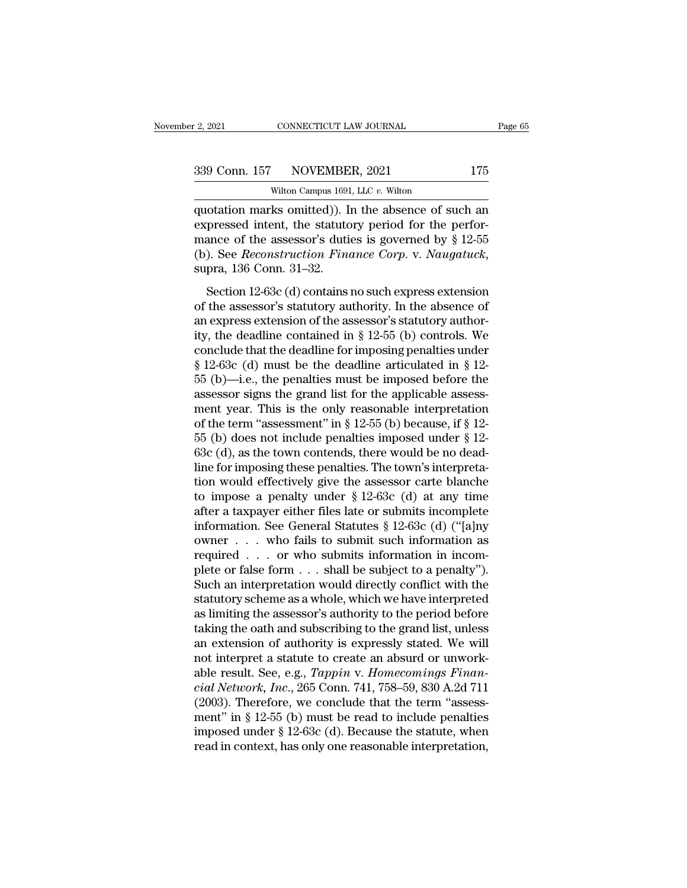quotation marks omitted)). In the absence of such an expressed intent, the statutory period for the performance of the assessor's duties is governed by § 12-55 (b). See *Reconstruction Finance Corp.* v. *Naugatuck*, supra, 136 Conn. 31–32.

Section 12-63c (d) contains no such express extension of the assessor's statutory authority. In the absence of an express extension of the assessor's statutory authority, the deadline contained in § 12-55 (b) controls. We conclude that the deadline for imposing penalties under § 12-63c (d) must be the deadline articulated in § 12-55 (b)—i.e., the penalties must be imposed before the assessor signs the grand list for the applicable assessment year. This is the only reasonable interpretation of the term "assessment" in § 12-55 (b) because, if § 12-55 (b) does not include penalties imposed under § 12-63c (d), as the town contends, there would be no deadline for imposing these penalties. The town's interpretation would effectively give the assessor carte blanche to impose a penalty under § 12-63c (d) at any time after a taxpayer either files late or submits incomplete information. See General Statutes § 12-63c (d) ("[a]ny owner . . . who fails to submit such information as required . . . or who submits information in incomplete or false form . . . shall be subject to a penalty"). Such an interpretation would directly conflict with the statutory scheme as a whole, which we have interpreted as limiting the assessor's authority to the period before taking the oath and subscribing to the grand list, unless an extension of authority is expressly stated. We will not interpret a statute to create an absurd or unworkable result. See, e.g., *Tappin* v. *Homecomings Financial Network, Inc.*, 265 Conn. 741, 758–59, 830 A.2d 711 (2003). Therefore, we conclude that the term "assessment" in § 12-55 (b) must be read to include penalties imposed under § 12-63c (d). Because the statute, when read in context, has only one reasonable interpretation,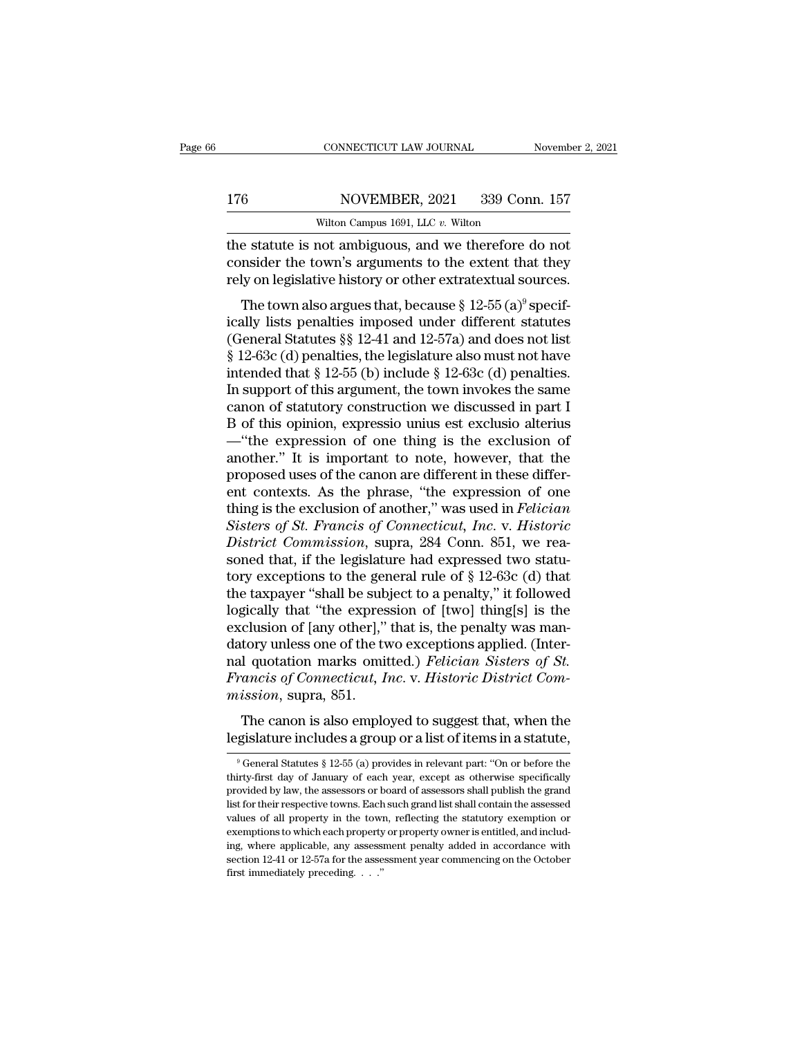the statute is not ambiguous, and we therefore do not consider the town's arguments to the extent that they rely on legislative history or other extratextual sources.

The town also argues that, because § 12-55 (a)[9] specifically lists penalties imposed under different statutes (General Statutes §§ 12-41 and 12-57a) and does not list § 12-63c (d) penalties, the legislature also must not have intended that § 12-55 (b) include § 12-63c (d) penalties. In support of this argument, the town invokes the same canon of statutory construction we discussed in part I B of this opinion, expressio unius est exclusio alterius —"the expression of one thing is the exclusion of another." It is important to note, however, that the proposed uses of the canon are different in these different contexts. As the phrase, "the expression of one thing is the exclusion of another," was used in *Felician Sisters of St. Francis of Connecticut, Inc.* v. *Historic District Commission*, supra, 284 Conn. 851, we reasoned that, if the legislature had expressed two statutory exceptions to the general rule of § 12-63c (d) that the taxpayer "shall be subject to a penalty," it followed logically that "the expression of [two] thing[s] is the exclusion of [any other]," that is, the penalty was mandatory unless one of the two exceptions applied. (Internal quotation marks omitted.) *Felician Sisters of St. Francis of Connecticut, Inc.* v. *Historic District Commission*, supra, 851.

The canon is also employed to suggest that, when the legislature includes a group or a list of items in a statute,

[9] General Statutes § 12-55 (a) provides in relevant part: "On or before the thirty-first day of January of each year, except as otherwise specifically provided by law, the assessors or board of assessors shall publish the grand list for their respective towns. Each such grand list shall contain the assessed values of all property in the town, reflecting the statutory exemption or exemptions to which each property or property owner is entitled, and including, where applicable, any assessment penalty added in accordance with section 12-41 or 12-57a for the assessment year commencing on the October first immediately preceding. . . ."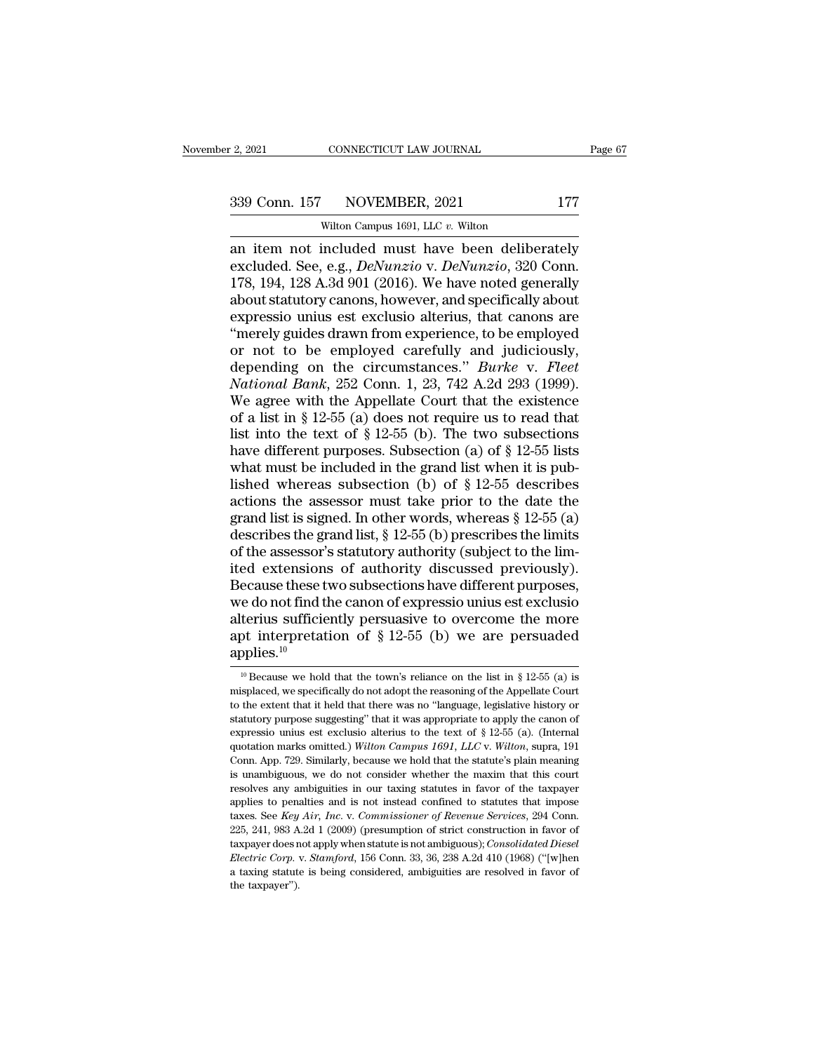an item not included must have been deliberately excluded. See, e.g., *DeNunzio* v. *DeNunzio*, 320 Conn. 178, 194, 128 A.3d 901 (2016). We have noted generally about statutory canons, however, and specifically about expressio unius est exclusio alterius, that canons are "merely guides drawn from experience, to be employed or not to be employed carefully and judiciously, depending on the circumstances." *Burke* v. *Fleet National Bank*, 252 Conn. 1, 23, 742 A.2d 293 (1999). We agree with the Appellate Court that the existence of a list in § 12-55 (a) does not require us to read that list into the text of § 12-55 (b). The two subsections have different purposes. Subsection (a) of § 12-55 lists what must be included in the grand list when it is published whereas subsection (b) of § 12-55 describes actions the assessor must take prior to the date the grand list is signed. In other words, whereas § 12-55 (a) describes the grand list, § 12-55 (b) prescribes the limits of the assessor's statutory authority (subject to the limited extensions of authority discussed previously). Because these two subsections have different purposes, we do not find the canon of expressio unius est exclusio alterius sufficiently persuasive to overcome the more apt interpretation of § 12-55 (b) we are persuaded applies.[10]

[10] Because we hold that the town's reliance on the list in § 12-55 (a) is misplaced, we specifically do not adopt the reasoning of the Appellate Court to the extent that it held that there was no "language, legislative history or statutory purpose suggesting" that it was appropriate to apply the canon of expressio unius est exclusio alterius to the text of § 12-55 (a). (Internal quotation marks omitted.) *Wilton Campus 1691, LLC* v. *Wilton*, supra, 191 Conn. App. 729. Similarly, because we hold that the statute's plain meaning is unambiguous, we do not consider whether the maxim that this court resolves any ambiguities in our taxing statutes in favor of the taxpayer applies to penalties and is not instead confined to statutes that impose taxes. See *Key Air, Inc.* v. *Commissioner of Revenue Services*, 294 Conn. 225, 241, 983 A.2d 1 (2009) (presumption of strict construction in favor of taxpayer does not apply when statute is not ambiguous); *Consolidated Diesel Electric Corp.* v. *Stamford*, 156 Conn. 33, 36, 238 A.2d 410 (1968) ("[w]hen a taxing statute is being considered, ambiguities are resolved in favor of the taxpayer").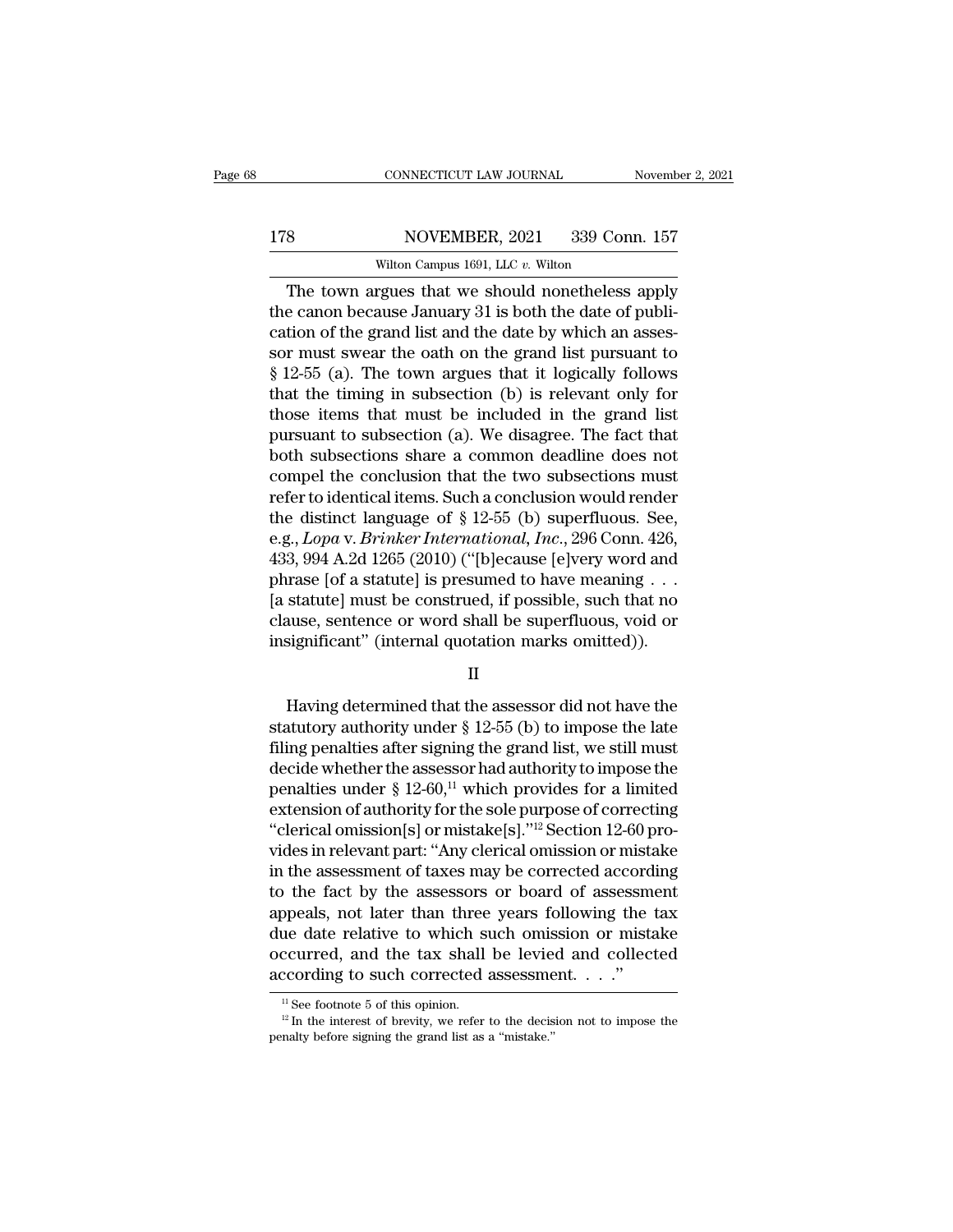The town argues that we should nonetheless apply the canon because January 31 is both the date of publication of the grand list and the date by which an assessor must swear the oath on the grand list pursuant to § 12-55 (a). The town argues that it logically follows that the timing in subsection (b) is relevant only for those items that must be included in the grand list pursuant to subsection (a). We disagree. The fact that both subsections share a common deadline does not compel the conclusion that the two subsections must refer to identical items. Such a conclusion would render the distinct language of § 12-55 (b) superfluous. See, e.g., *Lopa* v. *Brinker International, Inc.*, 296 Conn. 426, 433, 994 A.2d 1265 (2010) ("[b]ecause [e]very word and phrase [of a statute] is presumed to have meaning . . . [a statute] must be construed, if possible, such that no clause, sentence or word shall be superfluous, void or insignificant" (internal quotation marks omitted)).

## II

Having determined that the assessor did not have the statutory authority under § 12-55 (b) to impose the late filing penalties after signing the grand list, we still must decide whether the assessor had authority to impose the penalties under § 12-60,[11] which provides for a limited extension of authority for the sole purpose of correcting "clerical omission[s] or mistake[s]."[12] Section 12-60 provides in relevant part: "Any clerical omission or mistake in the assessment of taxes may be corrected according to the fact by the assessors or board of assessment appeals, not later than three years following the tax due date relative to which such omission or mistake occurred, and the tax shall be levied and collected according to such corrected assessment. . . ."

[11] See footnote 5 of this opinion.

[12] In the interest of brevity, we refer to the decision not to impose the penalty before signing the grand list as a "mistake."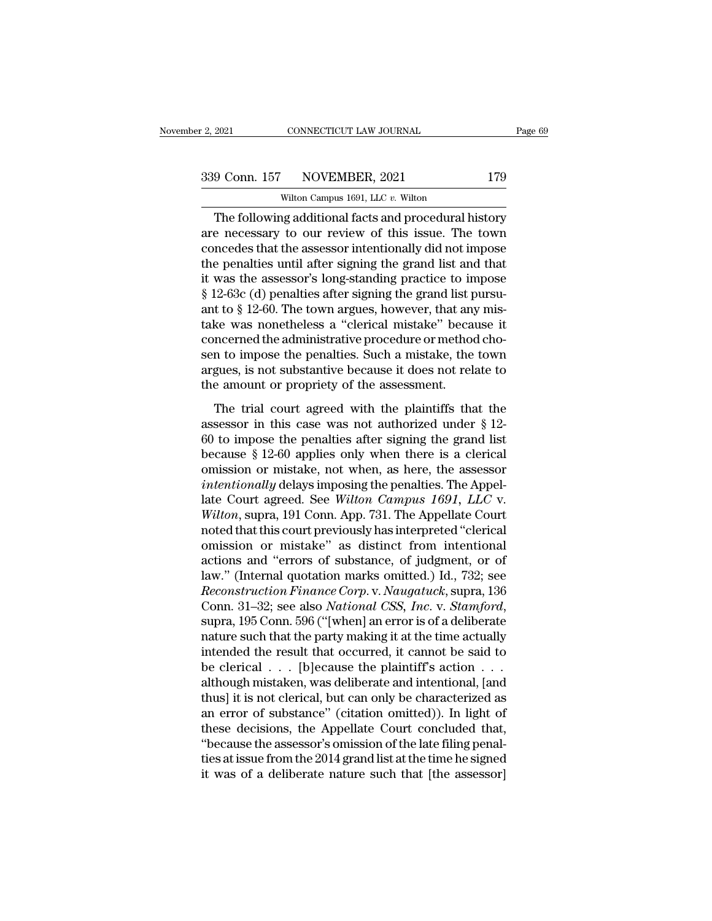The following additional facts and procedural history are necessary to our review of this issue. The town concedes that the assessor intentionally did not impose the penalties until after signing the grand list and that it was the assessor's long-standing practice to impose § 12-63c (d) penalties after signing the grand list pursuant to § 12-60. The town argues, however, that any mistake was nonetheless a "clerical mistake" because it concerned the administrative procedure or method chosen to impose the penalties. Such a mistake, the town argues, is not substantive because it does not relate to the amount or propriety of the assessment.

The trial court agreed with the plaintiffs that the assessor in this case was not authorized under § 12-60 to impose the penalties after signing the grand list because § 12-60 applies only when there is a clerical omission or mistake, not when, as here, the assessor *intentionally* delays imposing the penalties. The Appellate Court agreed. See *Wilton Campus 1691, LLC* v. *Wilton*, supra, 191 Conn. App. 731. The Appellate Court noted that this court previously has interpreted "clerical omission or mistake" as distinct from intentional actions and "errors of substance, of judgment, or of law." (Internal quotation marks omitted.) Id., 732; see *Reconstruction Finance Corp.* v. *Naugatuck*, supra, 136 Conn. 31–32; see also *National CSS, Inc.* v. *Stamford*, supra, 195 Conn. 596 ("[when] an error is of a deliberate nature such that the party making it at the time actually intended the result that occurred, it cannot be said to be clerical . . . [b]ecause the plaintiff's action . . . although mistaken, was deliberate and intentional, [and thus] it is not clerical, but can only be characterized as an error of substance" (citation omitted)). In light of these decisions, the Appellate Court concluded that, "because the assessor's omission of the late filing penalties at issue from the 2014 grand list at the time he signed it was of a deliberate nature such that [the assessor]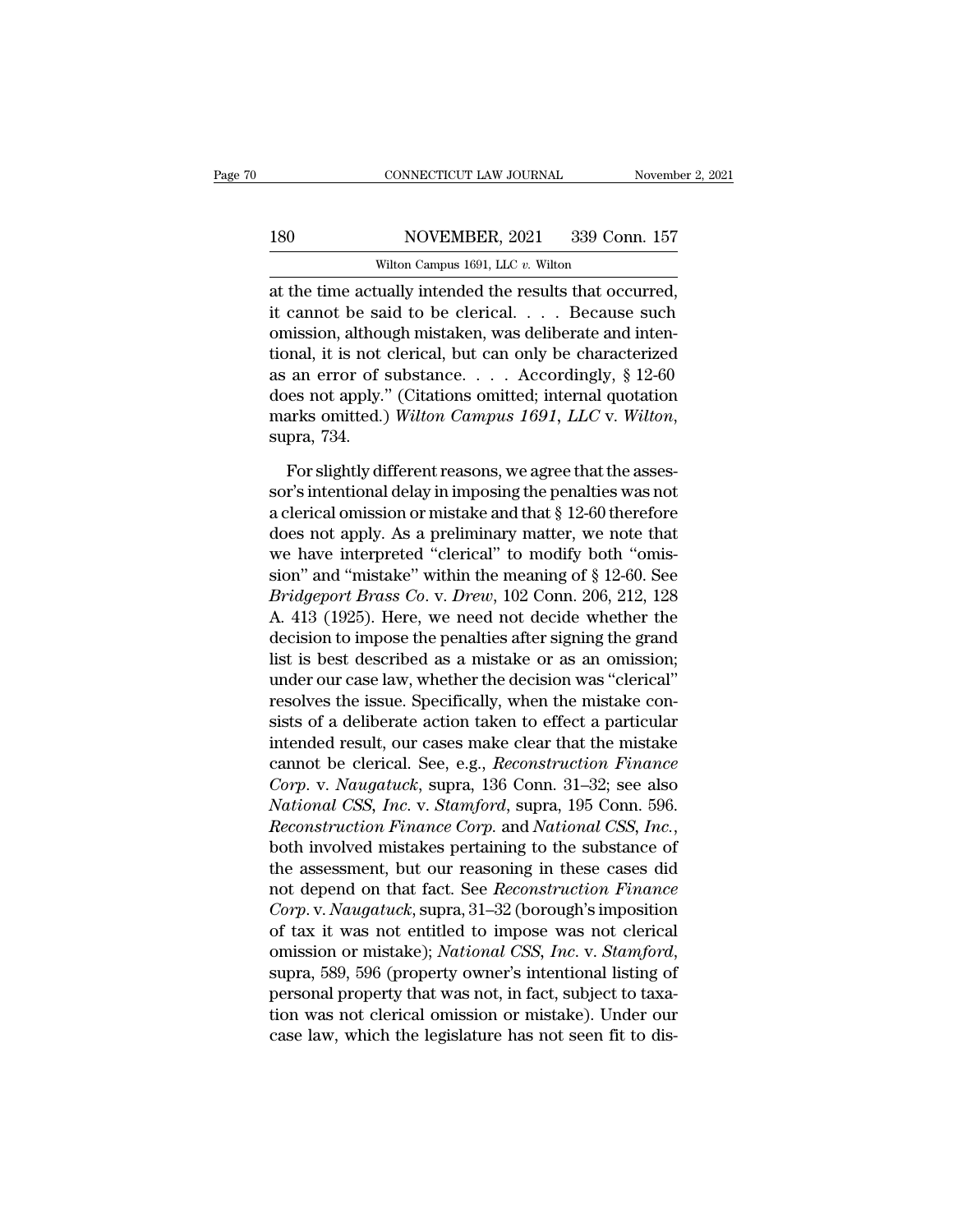at the time actually intended the results that occurred, it cannot be said to be clerical. . . . Because such omission, although mistaken, was deliberate and intentional, it is not clerical, but can only be characterized as an error of substance. . . . Accordingly, § 12-60 does not apply." (Citations omitted; internal quotation marks omitted.) *Wilton Campus 1691, LLC* v. *Wilton*, supra, 734.

For slightly different reasons, we agree that the assessor's intentional delay in imposing the penalties was not a clerical omission or mistake and that § 12-60 therefore does not apply. As a preliminary matter, we note that we have interpreted "clerical" to modify both "omission" and "mistake" within the meaning of § 12-60. See *Bridgeport Brass Co.* v. *Drew*, 102 Conn. 206, 212, 128 A. 413 (1925). Here, we need not decide whether the decision to impose the penalties after signing the grand list is best described as a mistake or as an omission; under our case law, whether the decision was "clerical" resolves the issue. Specifically, when the mistake consists of a deliberate action taken to effect a particular intended result, our cases make clear that the mistake cannot be clerical. See, e.g., *Reconstruction Finance Corp.* v. *Naugatuck*, supra, 136 Conn. 31–32; see also *National CSS, Inc.* v. *Stamford*, supra, 195 Conn. 596. *Reconstruction Finance Corp.* and *National CSS, Inc.*, both involved mistakes pertaining to the substance of the assessment, but our reasoning in these cases did not depend on that fact. See *Reconstruction Finance Corp.* v. *Naugatuck*, supra, 31–32 (borough's imposition of tax it was not entitled to impose was not clerical omission or mistake); *National CSS, Inc.* v. *Stamford*, supra, 589, 596 (property owner's intentional listing of personal property that was not, in fact, subject to taxation was not clerical omission or mistake). Under our case law, which the legislature has not seen fit to dis-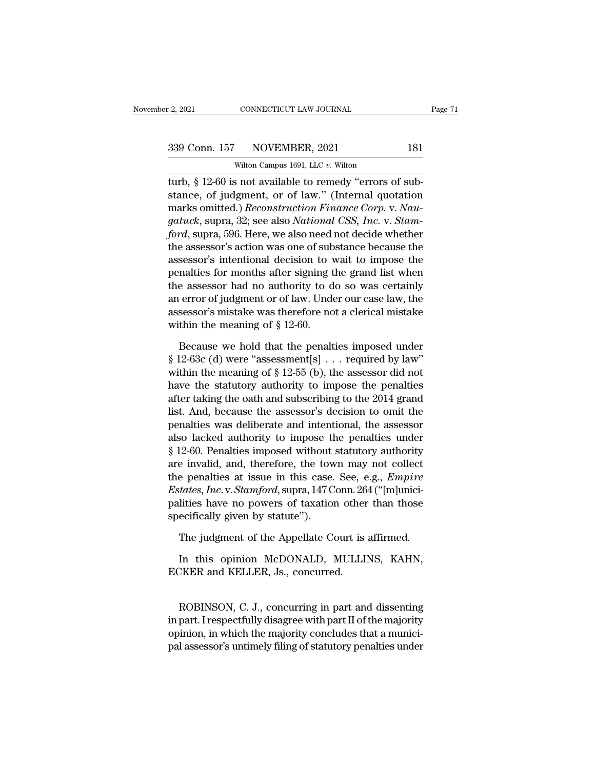turb, § 12-60 is not available to remedy "errors of substance, of judgment, or of law." (Internal quotation marks omitted.) *Reconstruction Finance Corp.* v. *Naugatuck*, supra, 32; see also *National CSS, Inc.* v. *Stamford*, supra, 596. Here, we also need not decide whether the assessor's action was one of substance because the assessor's intentional decision to wait to impose the penalties for months after signing the grand list when the assessor had no authority to do so was certainly an error of judgment or of law. Under our case law, the assessor's mistake was therefore not a clerical mistake within the meaning of § 12-60.

Because we hold that the penalties imposed under § 12-63c (d) were "assessment[s] . . . required by law" within the meaning of § 12-55 (b), the assessor did not have the statutory authority to impose the penalties after taking the oath and subscribing to the 2014 grand list. And, because the assessor's decision to omit the penalties was deliberate and intentional, the assessor also lacked authority to impose the penalties under § 12-60. Penalties imposed without statutory authority are invalid, and, therefore, the town may not collect the penalties at issue in this case. See, e.g., *Empire Estates, Inc.* v. *Stamford*, supra, 147 Conn. 264 ("[m]unicipalities have no powers of taxation other than those specifically given by statute").

The judgment of the Appellate Court is affirmed.

In this opinion McDONALD, MULLINS, KAHN, ECKER and KELLER, Js., concurred.

ROBINSON, C. J., concurring in part and dissenting in part. I respectfully disagree with part II of the majority opinion, in which the majority concludes that a municipal assessor's untimely filing of statutory penalties under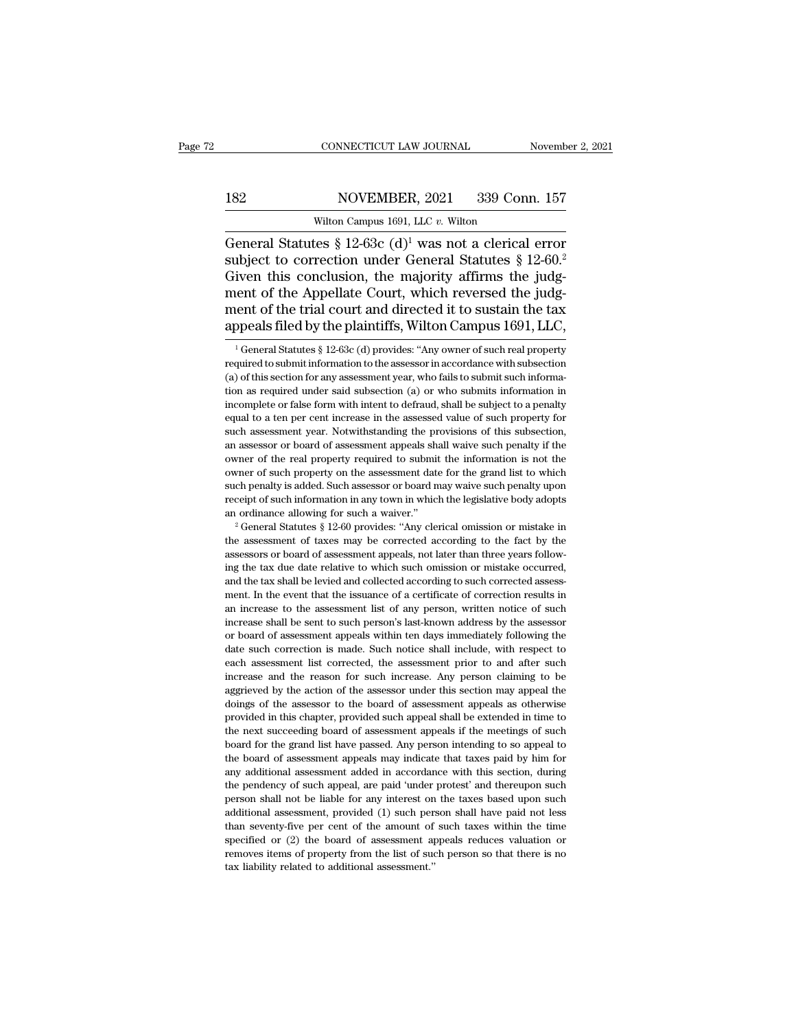General Statutes § 12-63c (d)[1] was not a clerical error subject to correction under General Statutes § 12-60.[2] Given this conclusion, the majority affirms the judgment of the Appellate Court, which reversed the judgment of the trial court and directed it to sustain the tax appeals filed by the plaintiffs, Wilton Campus 1691, LLC,

[1] General Statutes § 12-63c (d) provides: "Any owner of such real property required to submit information to the assessor in accordance with subsection (a) of this section for any assessment year, who fails to submit such information as required under said subsection (a) or who submits information in incomplete or false form with intent to defraud, shall be subject to a penalty equal to a ten per cent increase in the assessed value of such property for such assessment year. Notwithstanding the provisions of this subsection, an assessor or board of assessment appeals shall waive such penalty if the owner of the real property required to submit the information is not the owner of such property on the assessment date for the grand list to which such penalty is added. Such assessor or board may waive such penalty upon receipt of such information in any town in which the legislative body adopts an ordinance allowing for such a waiver."

[2] General Statutes § 12-60 provides: "Any clerical omission or mistake in the assessment of taxes may be corrected according to the fact by the assessors or board of assessment appeals, not later than three years following the tax due date relative to which such omission or mistake occurred, and the tax shall be levied and collected according to such corrected assessment. In the event that the issuance of a certificate of correction results in an increase to the assessment list of any person, written notice of such increase shall be sent to such person's last-known address by the assessor or board of assessment appeals within ten days immediately following the date such correction is made. Such notice shall include, with respect to each assessment list corrected, the assessment prior to and after such increase and the reason for such increase. Any person claiming to be aggrieved by the action of the assessor under this section may appeal the doings of the assessor to the board of assessment appeals as otherwise provided in this chapter, provided such appeal shall be extended in time to the next succeeding board of assessment appeals if the meetings of such board for the grand list have passed. Any person intending to so appeal to the board of assessment appeals may indicate that taxes paid by him for any additional assessment added in accordance with this section, during the pendency of such appeal, are paid 'under protest' and thereupon such person shall not be liable for any interest on the taxes based upon such additional assessment, provided (1) such person shall have paid not less than seventy-five per cent of the amount of such taxes within the time specified or (2) the board of assessment appeals reduces valuation or removes items of property from the list of such person so that there is no tax liability related to additional assessment."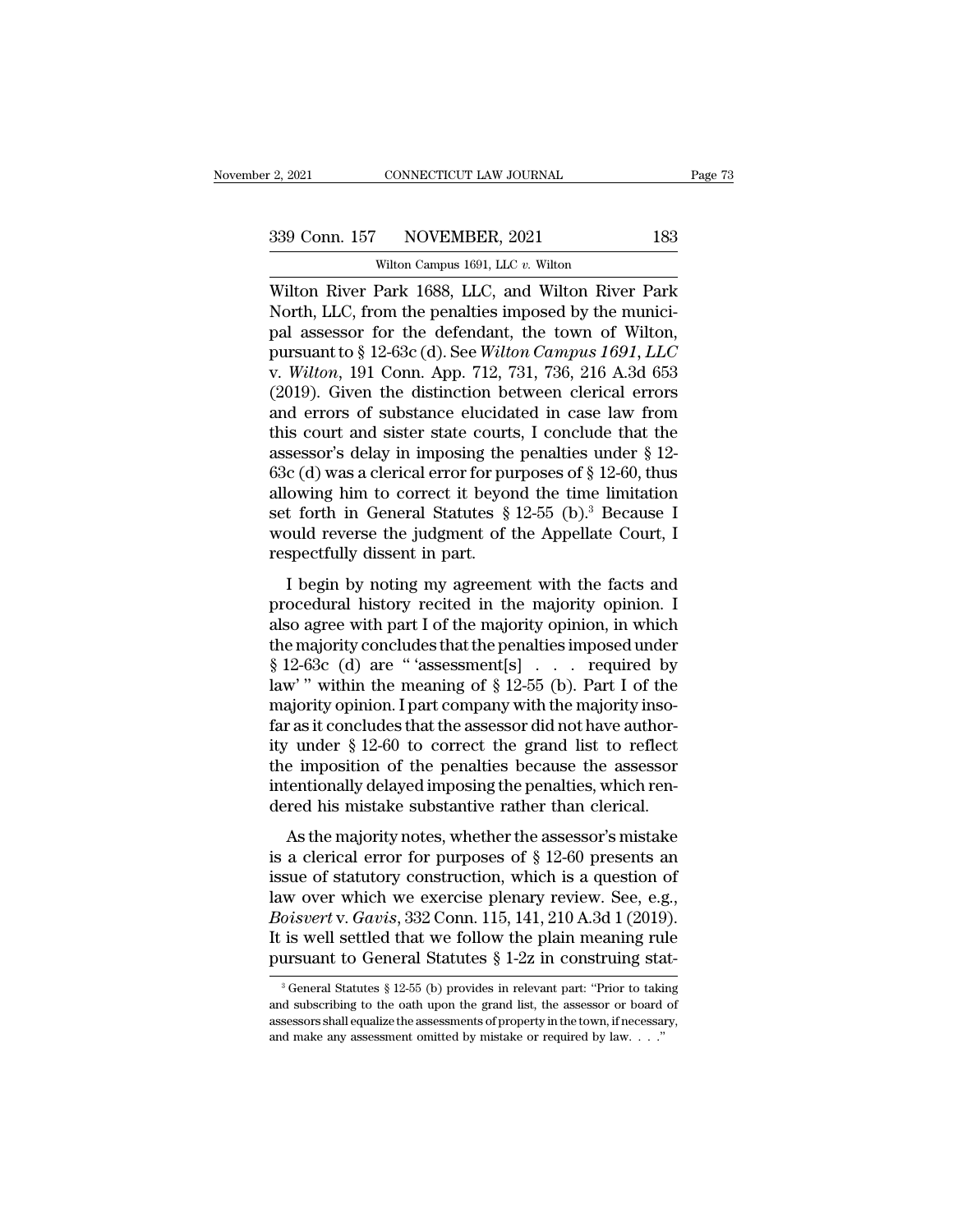Wilton River Park 1688, LLC, and Wilton River Park North, LLC, from the penalties imposed by the municipal assessor for the defendant, the town of Wilton, pursuant to § 12-63c (d). See *Wilton Campus 1691, LLC* v. *Wilton*, 191 Conn. App. 712, 731, 736, 216 A.3d 653 (2019). Given the distinction between clerical errors and errors of substance elucidated in case law from this court and sister state courts, I conclude that the assessor's delay in imposing the penalties under § 12-63c (d) was a clerical error for purposes of § 12-60, thus allowing him to correct it beyond the time limitation set forth in General Statutes § 12-55 (b).[3] Because I would reverse the judgment of the Appellate Court, I respectfully dissent in part.

I begin by noting my agreement with the facts and procedural history recited in the majority opinion. I also agree with part I of the majority opinion, in which the majority concludes that the penalties imposed under § 12-63c (d) are " 'assessment[s] . . . required by law' " within the meaning of § 12-55 (b). Part I of the majority opinion. I part company with the majority insofar as it concludes that the assessor did not have authority under § 12-60 to correct the grand list to reflect the imposition of the penalties because the assessor intentionally delayed imposing the penalties, which rendered his mistake substantive rather than clerical.

As the majority notes, whether the assessor's mistake is a clerical error for purposes of § 12-60 presents an issue of statutory construction, which is a question of law over which we exercise plenary review. See, e.g., *Boisvert* v. *Gavis*, 332 Conn. 115, 141, 210 A.3d 1 (2019). It is well settled that we follow the plain meaning rule pursuant to General Statutes § 1-2z in construing stat-

[3] General Statutes § 12-55 (b) provides in relevant part: "Prior to taking and subscribing to the oath upon the grand list, the assessor or board of assessors shall equalize the assessments of property in the town, if necessary, and make any assessment omitted by mistake or required by law. . . ."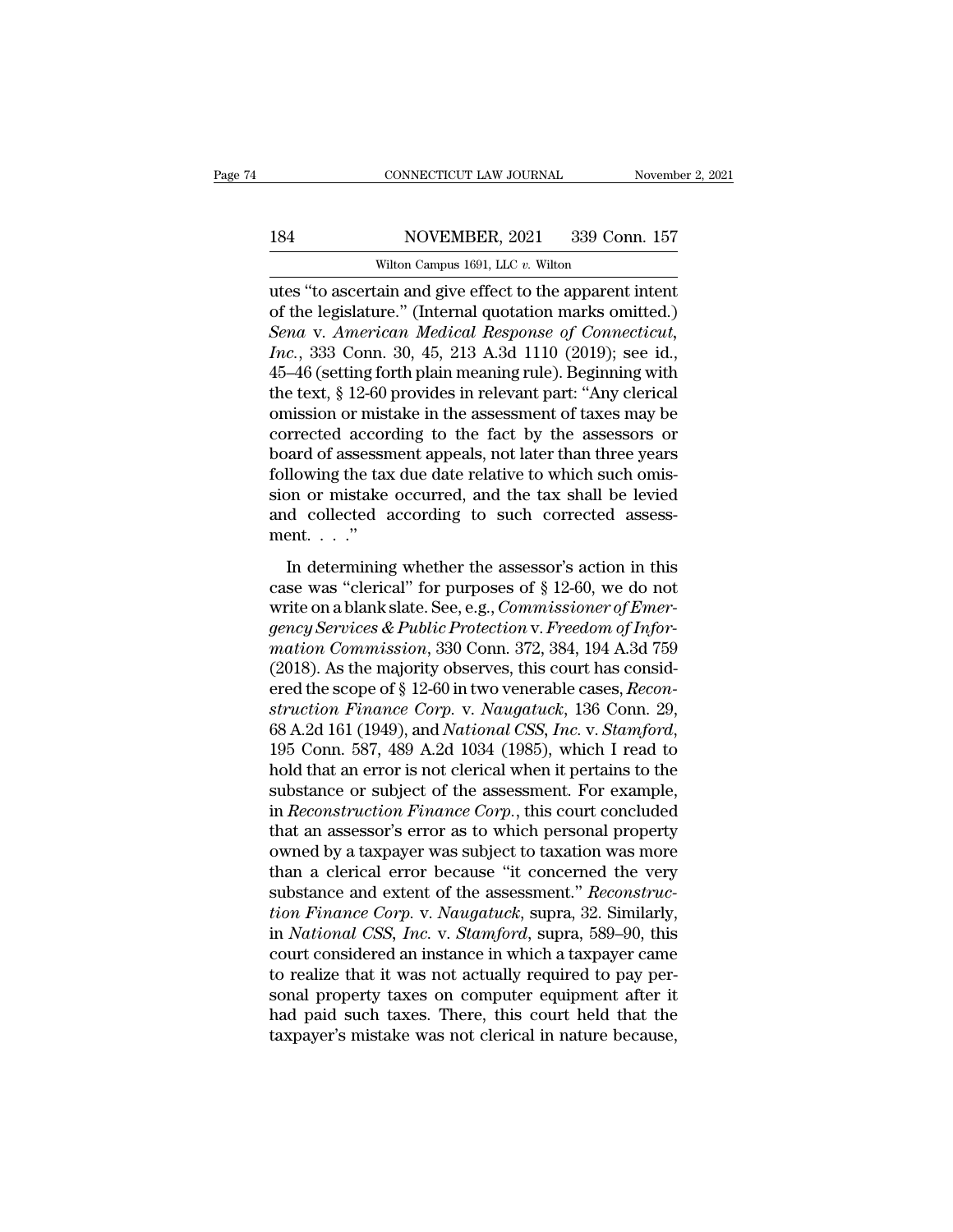utes "to ascertain and give effect to the apparent intent of the legislature." (Internal quotation marks omitted.) *Sena* v. *American Medical Response of Connecticut, Inc.*, 333 Conn. 30, 45, 213 A.3d 1110 (2019); see id., 45–46 (setting forth plain meaning rule). Beginning with the text, § 12-60 provides in relevant part: "Any clerical omission or mistake in the assessment of taxes may be corrected according to the fact by the assessors or board of assessment appeals, not later than three years following the tax due date relative to which such omission or mistake occurred, and the tax shall be levied and collected according to such corrected assessment. . . ."

In determining whether the assessor's action in this case was "clerical" for purposes of § 12-60, we do not write on a blank slate. See, e.g., *Commissioner of Emergency Services & Public Protection* v. *Freedom of Information Commission*, 330 Conn. 372, 384, 194 A.3d 759 (2018). As the majority observes, this court has considered the scope of § 12-60 in two venerable cases, *Reconstruction Finance Corp.* v. *Naugatuck*, 136 Conn. 29, 68 A.2d 161 (1949), and *National CSS, Inc.* v. *Stamford*, 195 Conn. 587, 489 A.2d 1034 (1985), which I read to hold that an error is not clerical when it pertains to the substance or subject of the assessment. For example, in *Reconstruction Finance Corp.*, this court concluded that an assessor's error as to which personal property owned by a taxpayer was subject to taxation was more than a clerical error because "it concerned the very substance and extent of the assessment." *Reconstruction Finance Corp.* v. *Naugatuck*, supra, 32. Similarly, in *National CSS, Inc.* v. *Stamford*, supra, 589–90, this court considered an instance in which a taxpayer came to realize that it was not actually required to pay personal property taxes on computer equipment after it had paid such taxes. There, this court held that the taxpayer's mistake was not clerical in nature because,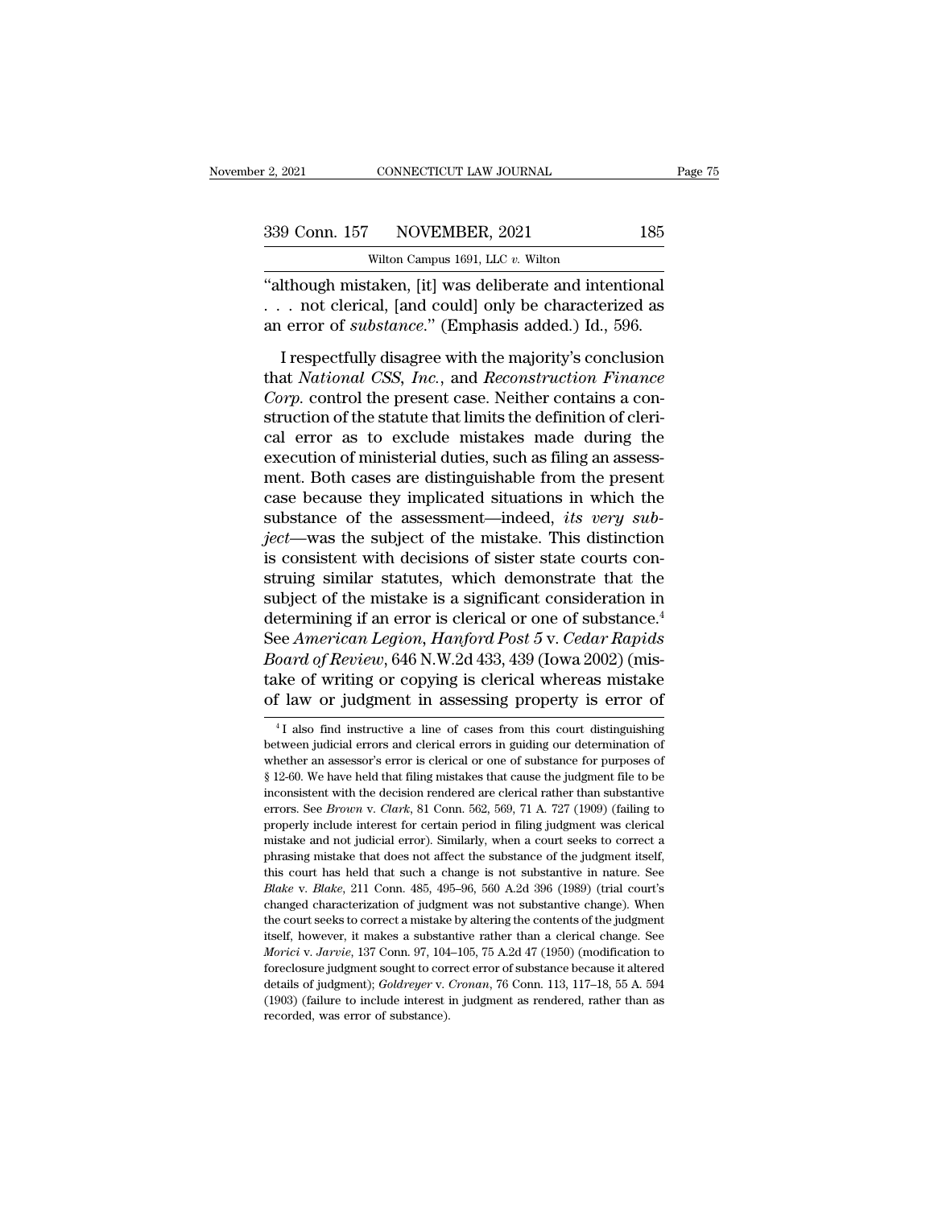"although mistaken, [it] was deliberate and intentional . . . not clerical, [and could] only be characterized as an error of *substance*." (Emphasis added.) Id., 596.

I respectfully disagree with the majority's conclusion that *National CSS, Inc.*, and *Reconstruction Finance Corp.* control the present case. Neither contains a construction of the statute that limits the definition of clerical error as to exclude mistakes made during the execution of ministerial duties, such as filing an assessment. Both cases are distinguishable from the present case because they implicated situations in which the substance of the assessment—indeed, *its very subject*—was the subject of the mistake. This distinction is consistent with decisions of sister state courts construing similar statutes, which demonstrate that the subject of the mistake is a significant consideration in determining if an error is clerical or one of substance.[4] See *American Legion, Hanford Post 5* v. *Cedar Rapids Board of Review*, 646 N.W.2d 433, 439 (Iowa 2002) (mistake of writing or copying is clerical whereas mistake of law or judgment in assessing property is error of

[4] I also find instructive a line of cases from this court distinguishing between judicial errors and clerical errors in guiding our determination of whether an assessor's error is clerical or one of substance for purposes of § 12-60. We have held that filing mistakes that cause the judgment file to be inconsistent with the decision rendered are clerical rather than substantive errors. See *Brown* v. *Clark*, 81 Conn. 562, 569, 71 A. 727 (1909) (failing to properly include interest for certain period in filing judgment was clerical mistake and not judicial error). Similarly, when a court seeks to correct a phrasing mistake that does not affect the substance of the judgment itself, this court has held that such a change is not substantive in nature. See *Blake* v. *Blake*, 211 Conn. 485, 495–96, 560 A.2d 396 (1989) (trial court's changed characterization of judgment was not substantive change). When the court seeks to correct a mistake by altering the contents of the judgment itself, however, it makes a substantive rather than a clerical change. See *Morici* v. *Jarvie*, 137 Conn. 97, 104–105, 75 A.2d 47 (1950) (modification to foreclosure judgment sought to correct error of substance because it altered details of judgment); *Goldreyer* v. *Cronan*, 76 Conn. 113, 117–18, 55 A. 594 (1903) (failure to include interest in judgment as rendered, rather than as recorded, was error of substance).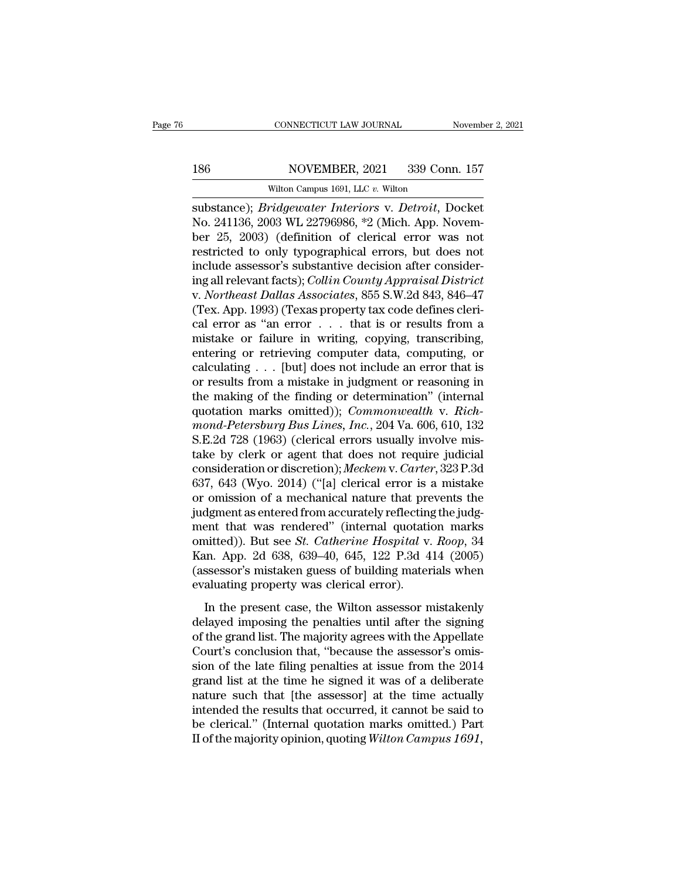substance); *Bridgewater Interiors* v. *Detroit*, Docket No. 241136, 2003 WL 22796986, *2 (Mich. App. November 25, 2003) (definition of clerical error was not restricted to only typographical errors, but does not include assessor's substantive decision after considering all relevant facts); *Collin County Appraisal District* v. *Northeast Dallas Associates*, 855 S.W.2d 843, 846–47 (Tex. App. 1993) (Texas property tax code defines clerical error as "an error . . . that is or results from a mistake or failure in writing, copying, transcribing, entering or retrieving computer data, computing, or calculating . . . [but] does not include an error that is or results from a mistake in judgment or reasoning in the making of the finding or determination" (internal quotation marks omitted)); *Commonwealth* v. *Richmond-Petersburg Bus Lines, Inc.*, 204 Va. 606, 610, 132 S.E.2d 728 (1963) (clerical errors usually involve mistake by clerk or agent that does not require judicial consideration or discretion); *Meckem* v. *Carter*, 323 P.3d 637, 643 (Wyo. 2014) ("[a] clerical error is a mistake or omission of a mechanical nature that prevents the judgment as entered from accurately reflecting the judgment that was rendered" (internal quotation marks omitted)). But see *St. Catherine Hospital* v. *Roop*, 34 Kan. App. 2d 638, 639–40, 645, 122 P.3d 414 (2005) (assessor's mistaken guess of building materials when evaluating property was clerical error).

In the present case, the Wilton assessor mistakenly delayed imposing the penalties until after the signing of the grand list. The majority agrees with the Appellate Court's conclusion that, "because the assessor's omission of the late filing penalties at issue from the 2014 grand list at the time he signed it was of a deliberate nature such that [the assessor] at the time actually intended the results that occurred, it cannot be said to be clerical." (Internal quotation marks omitted.) Part II of the majority opinion, quoting *Wilton Campus 1691*,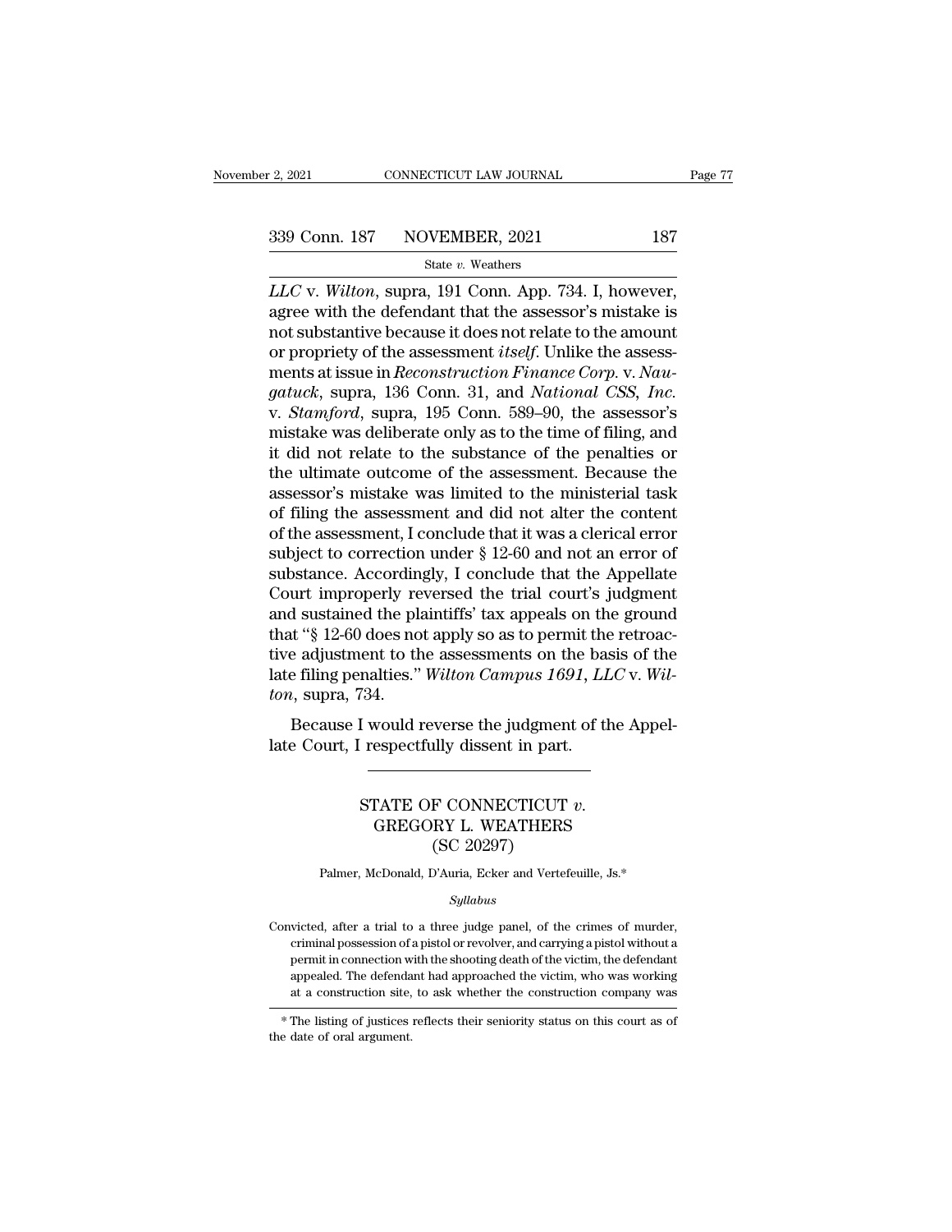*LLC* v. *Wilton*, supra, 191 Conn. App. 734. I, however, agree with the defendant that the assessor's mistake is not substantive because it does not relate to the amount or propriety of the assessment *itself*. Unlike the assessments at issue in *Reconstruction Finance Corp.* v. *Naugatuck*, supra, 136 Conn. 31, and *National CSS, Inc.* v. *Stamford*, supra, 195 Conn. 589–90, the assessor's mistake was deliberate only as to the time of filing, and it did not relate to the substance of the penalties or the ultimate outcome of the assessment. Because the assessor's mistake was limited to the ministerial task of filing the assessment and did not alter the content of the assessment, I conclude that it was a clerical error subject to correction under § 12-60 and not an error of substance. Accordingly, I conclude that the Appellate Court improperly reversed the trial court's judgment and sustained the plaintiffs' tax appeals on the ground that "§ 12-60 does not apply so as to permit the retroactive adjustment to the assessments on the basis of the late filing penalties." *Wilton Campus 1691, LLC* v. *Wilton*, supra, 734.

Because I would reverse the judgment of the Appellate Court, I respectfully dissent in part.

---

## STATE OF CONNECTICUT *v.* GREGORY L. WEATHERS (SC 20297)

Palmer, McDonald, D'Auria, Ecker and Vertefeuille, Js.*

*Syllabus*

Convicted, after a trial to a three judge panel, of the crimes of murder, criminal possession of a pistol or revolver, and carrying a pistol without a permit in connection with the shooting death of the victim, the defendant appealed. The defendant had approached the victim, who was working at a construction site, to ask whether the construction company was

\* The listing of justices reflects their seniority status on this court as of the date of oral argument.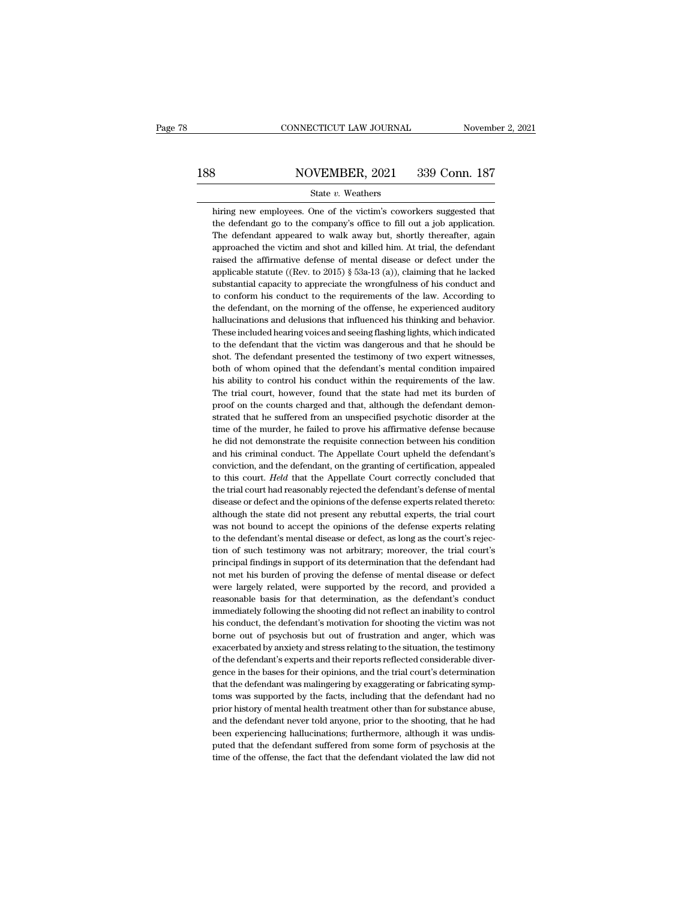hiring new employees. One of the victim's coworkers suggested that the defendant go to the company's office to fill out a job application. The defendant appeared to walk away but, shortly thereafter, again approached the victim and shot and killed him. At trial, the defendant raised the affirmative defense of mental disease or defect under the applicable statute ((Rev. to 2015) § 53a-13 (a)), claiming that he lacked substantial capacity to appreciate the wrongfulness of his conduct and to conform his conduct to the requirements of the law. According to the defendant, on the morning of the offense, he experienced auditory hallucinations and delusions that influenced his thinking and behavior. These included hearing voices and seeing flashing lights, which indicated to the defendant that the victim was dangerous and that he should be shot. The defendant presented the testimony of two expert witnesses, both of whom opined that the defendant's mental condition impaired his ability to control his conduct within the requirements of the law. The trial court, however, found that the state had met its burden of proof on the counts charged and that, although the defendant demonstrated that he suffered from an unspecified psychotic disorder at the time of the murder, he failed to prove his affirmative defense because he did not demonstrate the requisite connection between his condition and his criminal conduct. The Appellate Court upheld the defendant's conviction, and the defendant, on the granting of certification, appealed to this court. *Held* that the Appellate Court correctly concluded that the trial court had reasonably rejected the defendant's defense of mental disease or defect and the opinions of the defense experts related thereto: although the state did not present any rebuttal experts, the trial court was not bound to accept the opinions of the defense experts relating to the defendant's mental disease or defect, as long as the court's rejection of such testimony was not arbitrary; moreover, the trial court's principal findings in support of its determination that the defendant had not met his burden of proving the defense of mental disease or defect were largely related, were supported by the record, and provided a reasonable basis for that determination, as the defendant's conduct immediately following the shooting did not reflect an inability to control his conduct, the defendant's motivation for shooting the victim was not borne out of psychosis but out of frustration and anger, which was exacerbated by anxiety and stress relating to the situation, the testimony of the defendant's experts and their reports reflected considerable divergence in the bases for their opinions, and the trial court's determination that the defendant was malingering by exaggerating or fabricating symptoms was supported by the facts, including that the defendant had no prior history of mental health treatment other than for substance abuse, and the defendant never told anyone, prior to the shooting, that he had been experiencing hallucinations; furthermore, although it was undisputed that the defendant suffered from some form of psychosis at the time of the offense, the fact that the defendant violated the law did not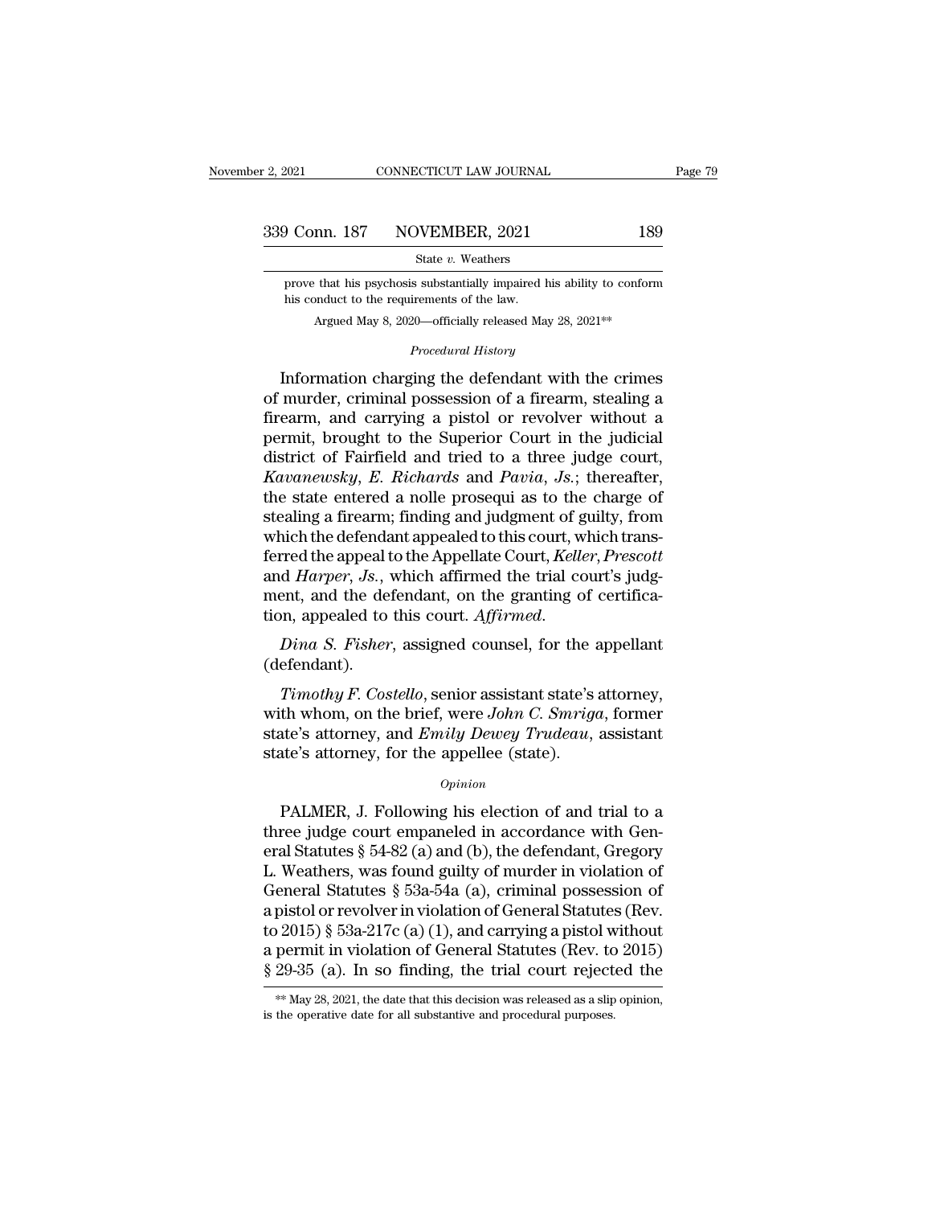prove that his psychosis substantially impaired his ability to conform his conduct to the requirements of the law.

Argued May 8, 2020—officially released May 28, 2021**

*Procedural History*

Information charging the defendant with the crimes of murder, criminal possession of a firearm, stealing a firearm, and carrying a pistol or revolver without a permit, brought to the Superior Court in the judicial district of Fairfield and tried to a three judge court, *Kavanewsky*, *E. Richards* and *Pavia*, *Js.*; thereafter, the state entered a nolle prosequi as to the charge of stealing a firearm; finding and judgment of guilty, from which the defendant appealed to this court, which transferred the appeal to the Appellate Court, *Keller*, *Prescott* and *Harper*, *Js.*, which affirmed the trial court's judgment, and the defendant, on the granting of certification, appealed to this court. *Affirmed*.

*Dina S. Fisher*, assigned counsel, for the appellant (defendant).

*Timothy F. Costello*, senior assistant state's attorney, with whom, on the brief, were *John C. Smriga*, former state's attorney, and *Emily Dewey Trudeau*, assistant state's attorney, for the appellee (state).

*Opinion*

PALMER, J. Following his election of and trial to a three judge court empaneled in accordance with General Statutes § 54-82 (a) and (b), the defendant, Gregory L. Weathers, was found guilty of murder in violation of General Statutes § 53a-54a (a), criminal possession of a pistol or revolver in violation of General Statutes (Rev. to 2015) § 53a-217c (a) (1), and carrying a pistol without a permit in violation of General Statutes (Rev. to 2015) § 29-35 (a). In so finding, the trial court rejected the

** May 28, 2021, the date that this decision was released as a slip opinion, is the operative date for all substantive and procedural purposes.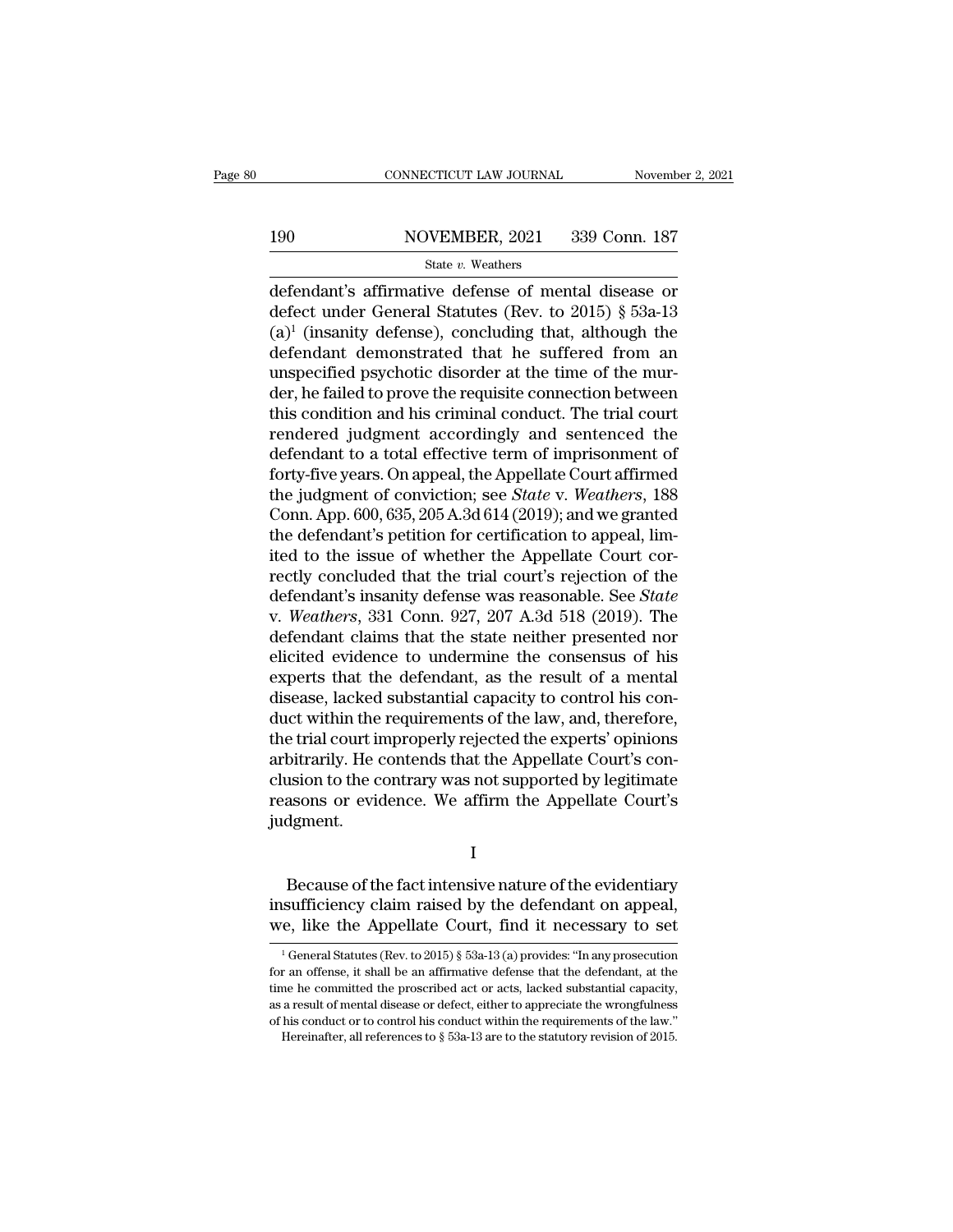defendant's affirmative defense of mental disease or defect under General Statutes (Rev. to 2015) § 53a-13 (a)[1] (insanity defense), concluding that, although the defendant demonstrated that he suffered from an unspecified psychotic disorder at the time of the murder, he failed to prove the requisite connection between this condition and his criminal conduct. The trial court rendered judgment accordingly and sentenced the defendant to a total effective term of imprisonment of forty-five years. On appeal, the Appellate Court affirmed the judgment of conviction; see *State* v. *Weathers*, 188 Conn. App. 600, 635, 205 A.3d 614 (2019); and we granted the defendant's petition for certification to appeal, limited to the issue of whether the Appellate Court correctly concluded that the trial court's rejection of the defendant's insanity defense was reasonable. See *State* v. *Weathers*, 331 Conn. 927, 207 A.3d 518 (2019). The defendant claims that the state neither presented nor elicited evidence to undermine the consensus of his experts that the defendant, as the result of a mental disease, lacked substantial capacity to control his conduct within the requirements of the law, and, therefore, the trial court improperly rejected the experts' opinions arbitrarily. He contends that the Appellate Court's conclusion to the contrary was not supported by legitimate reasons or evidence. We affirm the Appellate Court's judgment.

## I

Because of the fact intensive nature of the evidentiary insufficiency claim raised by the defendant on appeal, we, like the Appellate Court, find it necessary to set

---

[1] General Statutes (Rev. to 2015) § 53a-13 (a) provides: "In any prosecution for an offense, it shall be an affirmative defense that the defendant, at the time he committed the proscribed act or acts, lacked substantial capacity, as a result of mental disease or defect, either to appreciate the wrongfulness of his conduct or to control his conduct within the requirements of the law."

Hereinafter, all references to § 53a-13 are to the statutory revision of 2015.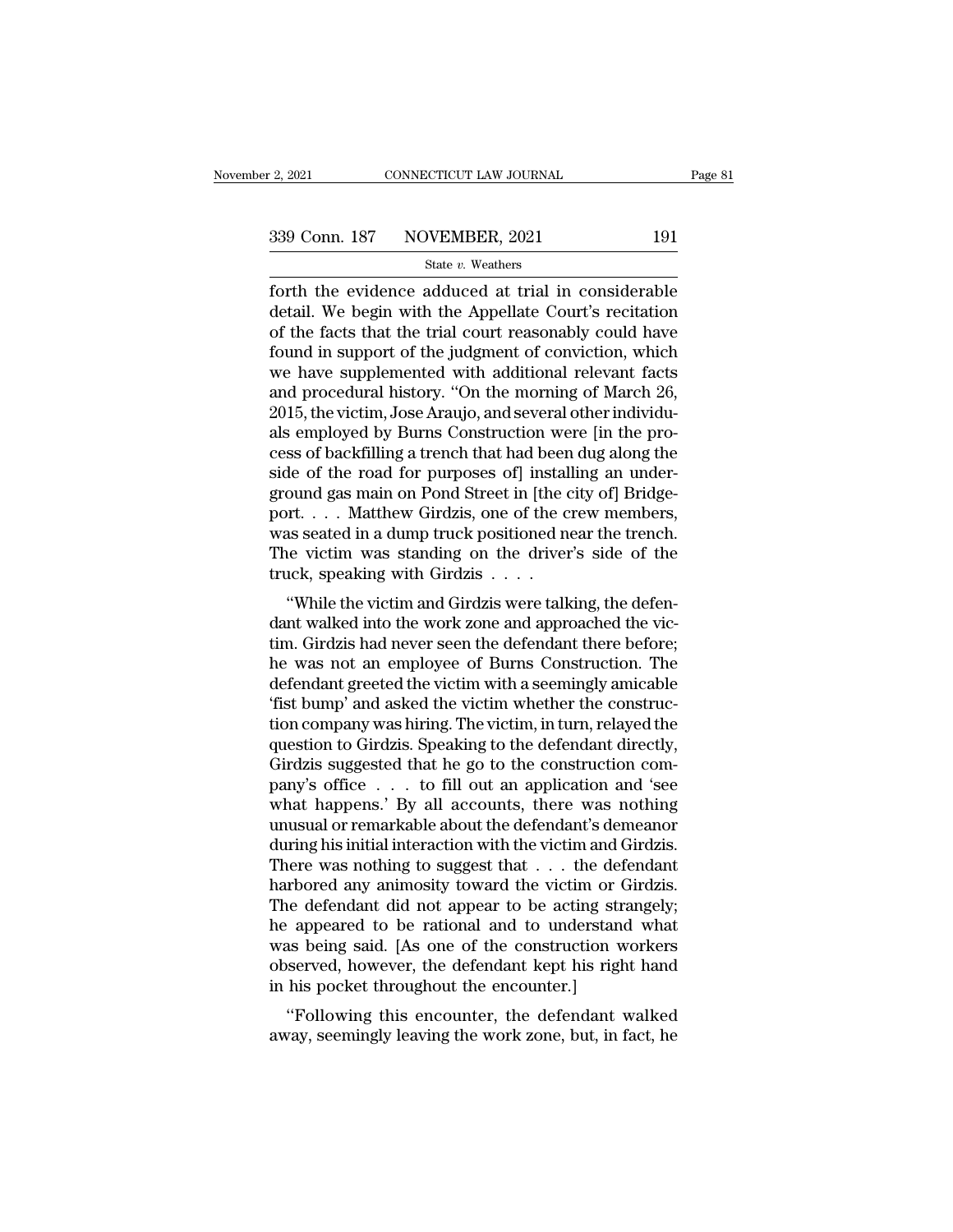forth the evidence adduced at trial in considerable detail. We begin with the Appellate Court's recitation of the facts that the trial court reasonably could have found in support of the judgment of conviction, which we have supplemented with additional relevant facts and procedural history. "On the morning of March 26, 2015, the victim, Jose Araujo, and several other individuals employed by Burns Construction were [in the process of backfilling a trench that had been dug along the side of the road for purposes of] installing an underground gas main on Pond Street in [the city of] Bridgeport. . . . Matthew Girdzis, one of the crew members, was seated in a dump truck positioned near the trench. The victim was standing on the driver's side of the truck, speaking with Girdzis . . . .

"While the victim and Girdzis were talking, the defendant walked into the work zone and approached the victim. Girdzis had never seen the defendant there before; he was not an employee of Burns Construction. The defendant greeted the victim with a seemingly amicable 'fist bump' and asked the victim whether the construction company was hiring. The victim, in turn, relayed the question to Girdzis. Speaking to the defendant directly, Girdzis suggested that he go to the construction company's office . . . to fill out an application and 'see what happens.' By all accounts, there was nothing unusual or remarkable about the defendant's demeanor during his initial interaction with the victim and Girdzis. There was nothing to suggest that . . . the defendant harbored any animosity toward the victim or Girdzis. The defendant did not appear to be acting strangely; he appeared to be rational and to understand what was being said. [As one of the construction workers observed, however, the defendant kept his right hand in his pocket throughout the encounter.]

"Following this encounter, the defendant walked away, seemingly leaving the work zone, but, in fact, he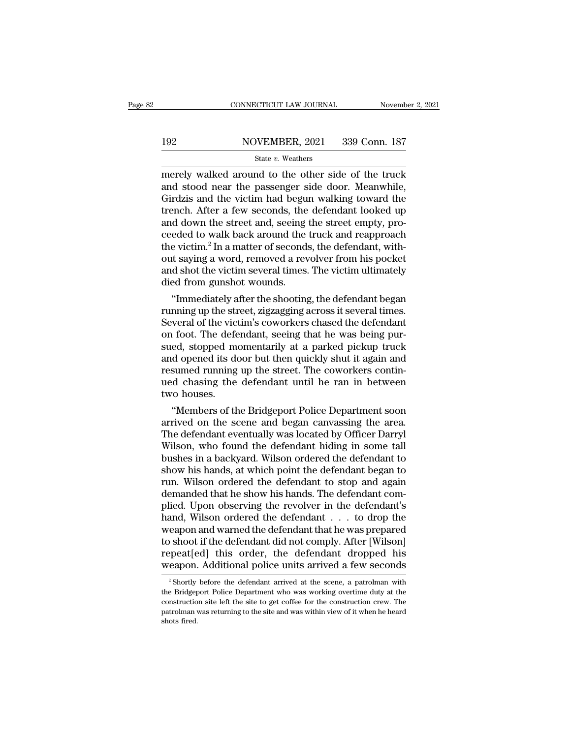merely walked around to the other side of the truck and stood near the passenger side door. Meanwhile, Girdzis and the victim had begun walking toward the trench. After a few seconds, the defendant looked up and down the street and, seeing the street empty, proceeded to walk back around the truck and reapproach the victim.[2] In a matter of seconds, the defendant, without saying a word, removed a revolver from his pocket and shot the victim several times. The victim ultimately died from gunshot wounds.

"Immediately after the shooting, the defendant began running up the street, zigzagging across it several times. Several of the victim's coworkers chased the defendant on foot. The defendant, seeing that he was being pursued, stopped momentarily at a parked pickup truck and opened its door but then quickly shut it again and resumed running up the street. The coworkers continued chasing the defendant until he ran in between two houses.

"Members of the Bridgeport Police Department soon arrived on the scene and began canvassing the area. The defendant eventually was located by Officer Darryl Wilson, who found the defendant hiding in some tall bushes in a backyard. Wilson ordered the defendant to show his hands, at which point the defendant began to run. Wilson ordered the defendant to stop and again demanded that he show his hands. The defendant complied. Upon observing the revolver in the defendant's hand, Wilson ordered the defendant . . . to drop the weapon and warned the defendant that he was prepared to shoot if the defendant did not comply. After [Wilson] repeat[ed] this order, the defendant dropped his weapon. Additional police units arrived a few seconds

[2] Shortly before the defendant arrived at the scene, a patrolman with the Bridgeport Police Department who was working overtime duty at the construction site left the site to get coffee for the construction crew. The patrolman was returning to the site and was within view of it when he heard shots fired.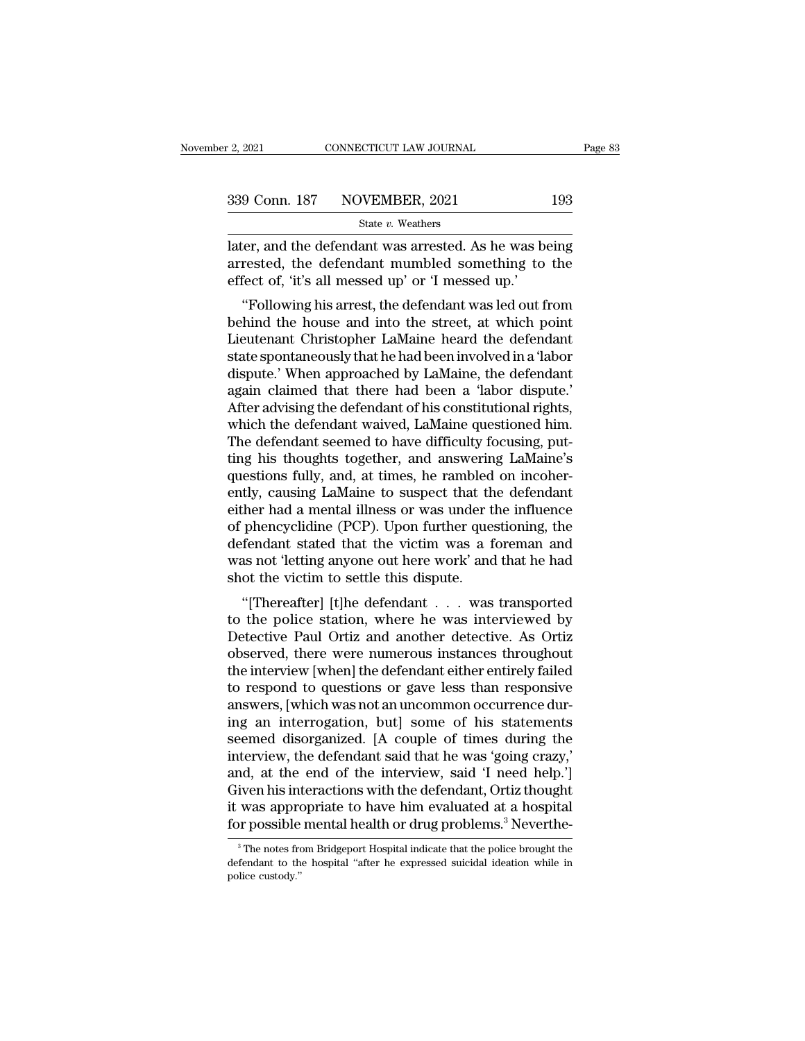later, and the defendant was arrested. As he was being arrested, the defendant mumbled something to the effect of, 'it's all messed up' or 'I messed up.'

"Following his arrest, the defendant was led out from behind the house and into the street, at which point Lieutenant Christopher LaMaine heard the defendant state spontaneously that he had been involved in a 'labor dispute.' When approached by LaMaine, the defendant again claimed that there had been a 'labor dispute.' After advising the defendant of his constitutional rights, which the defendant waived, LaMaine questioned him. The defendant seemed to have difficulty focusing, putting his thoughts together, and answering LaMaine's questions fully, and, at times, he rambled on incoherently, causing LaMaine to suspect that the defendant either had a mental illness or was under the influence of phencyclidine (PCP). Upon further questioning, the defendant stated that the victim was a foreman and was not 'letting anyone out here work' and that he had shot the victim to settle this dispute.

"[Thereafter] [t]he defendant . . . was transported to the police station, where he was interviewed by Detective Paul Ortiz and another detective. As Ortiz observed, there were numerous instances throughout the interview [when] the defendant either entirely failed to respond to questions or gave less than responsive answers, [which was not an uncommon occurrence during an interrogation, but] some of his statements seemed disorganized. [A couple of times during the interview, the defendant said that he was 'going crazy,' and, at the end of the interview, said 'I need help.'] Given his interactions with the defendant, Ortiz thought it was appropriate to have him evaluated at a hospital for possible mental health or drug problems.[3] Neverthe-

[3] The notes from Bridgeport Hospital indicate that the police brought the defendant to the hospital "after he expressed suicidal ideation while in police custody."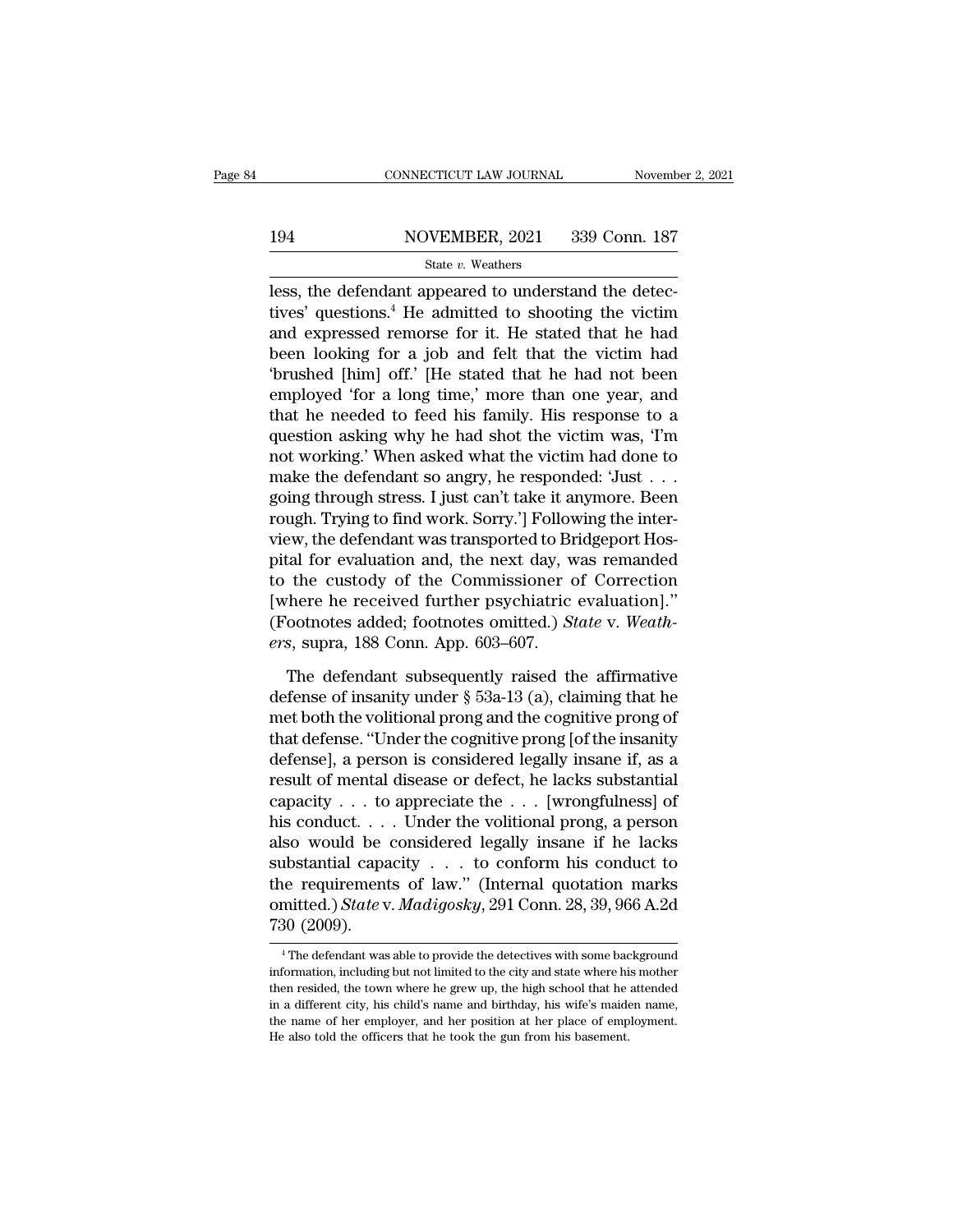less, the defendant appeared to understand the detectives' questions.[4] He admitted to shooting the victim and expressed remorse for it. He stated that he had been looking for a job and felt that the victim had 'brushed [him] off.' [He stated that he had not been employed 'for a long time,' more than one year, and that he needed to feed his family. His response to a question asking why he had shot the victim was, 'I'm not working.' When asked what the victim had done to make the defendant so angry, he responded: 'Just . . . going through stress. I just can't take it anymore. Been rough. Trying to find work. Sorry.'] Following the interview, the defendant was transported to Bridgeport Hospital for evaluation and, the next day, was remanded to the custody of the Commissioner of Correction [where he received further psychiatric evaluation]." (Footnotes added; footnotes omitted.) *State* v. *Weathers*, supra, 188 Conn. App. 603–607.

The defendant subsequently raised the affirmative defense of insanity under § 53a-13 (a), claiming that he met both the volitional prong and the cognitive prong of that defense. "Under the cognitive prong [of the insanity defense], a person is considered legally insane if, as a result of mental disease or defect, he lacks substantial capacity . . . to appreciate the . . . [wrongfulness] of his conduct. . . . Under the volitional prong, a person also would be considered legally insane if he lacks substantial capacity . . . to conform his conduct to the requirements of law." (Internal quotation marks omitted.) *State* v. *Madigosky*, 291 Conn. 28, 39, 966 A.2d 730 (2009).

[4] The defendant was able to provide the detectives with some background information, including but not limited to the city and state where his mother then resided, the town where he grew up, the high school that he attended in a different city, his child's name and birthday, his wife's maiden name, the name of her employer, and her position at her place of employment. He also told the officers that he took the gun from his basement.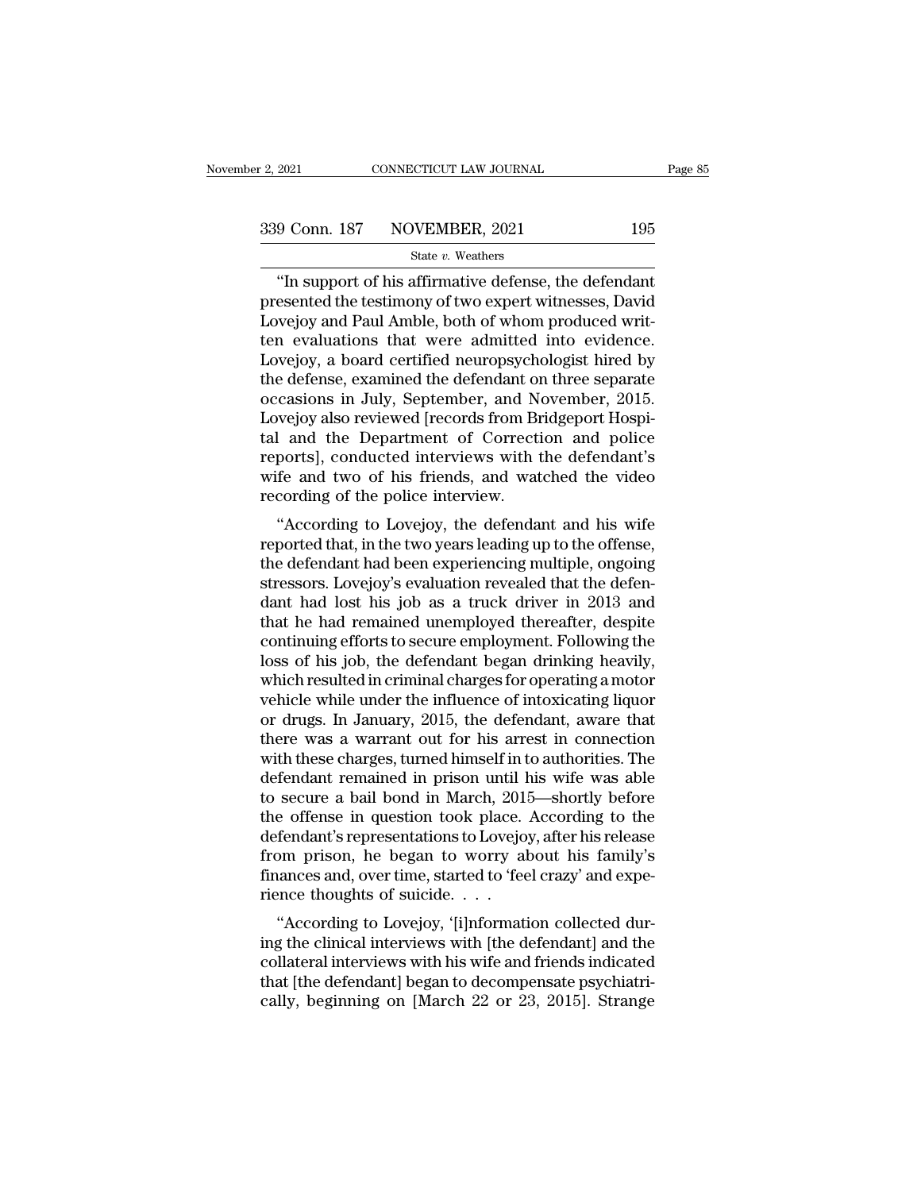"In support of his affirmative defense, the defendant presented the testimony of two expert witnesses, David Lovejoy and Paul Amble, both of whom produced written evaluations that were admitted into evidence. Lovejoy, a board certified neuropsychologist hired by the defense, examined the defendant on three separate occasions in July, September, and November, 2015. Lovejoy also reviewed [records from Bridgeport Hospital and the Department of Correction and police reports], conducted interviews with the defendant's wife and two of his friends, and watched the video recording of the police interview.

"According to Lovejoy, the defendant and his wife reported that, in the two years leading up to the offense, the defendant had been experiencing multiple, ongoing stressors. Lovejoy's evaluation revealed that the defendant had lost his job as a truck driver in 2013 and that he had remained unemployed thereafter, despite continuing efforts to secure employment. Following the loss of his job, the defendant began drinking heavily, which resulted in criminal charges for operating a motor vehicle while under the influence of intoxicating liquor or drugs. In January, 2015, the defendant, aware that there was a warrant out for his arrest in connection with these charges, turned himself in to authorities. The defendant remained in prison until his wife was able to secure a bail bond in March, 2015—shortly before the offense in question took place. According to the defendant's representations to Lovejoy, after his release from prison, he began to worry about his family's finances and, over time, started to 'feel crazy' and experience thoughts of suicide. . . .

"According to Lovejoy, '[i]nformation collected during the clinical interviews with [the defendant] and the collateral interviews with his wife and friends indicated that [the defendant] began to decompensate psychiatrically, beginning on [March 22 or 23, 2015]. Strange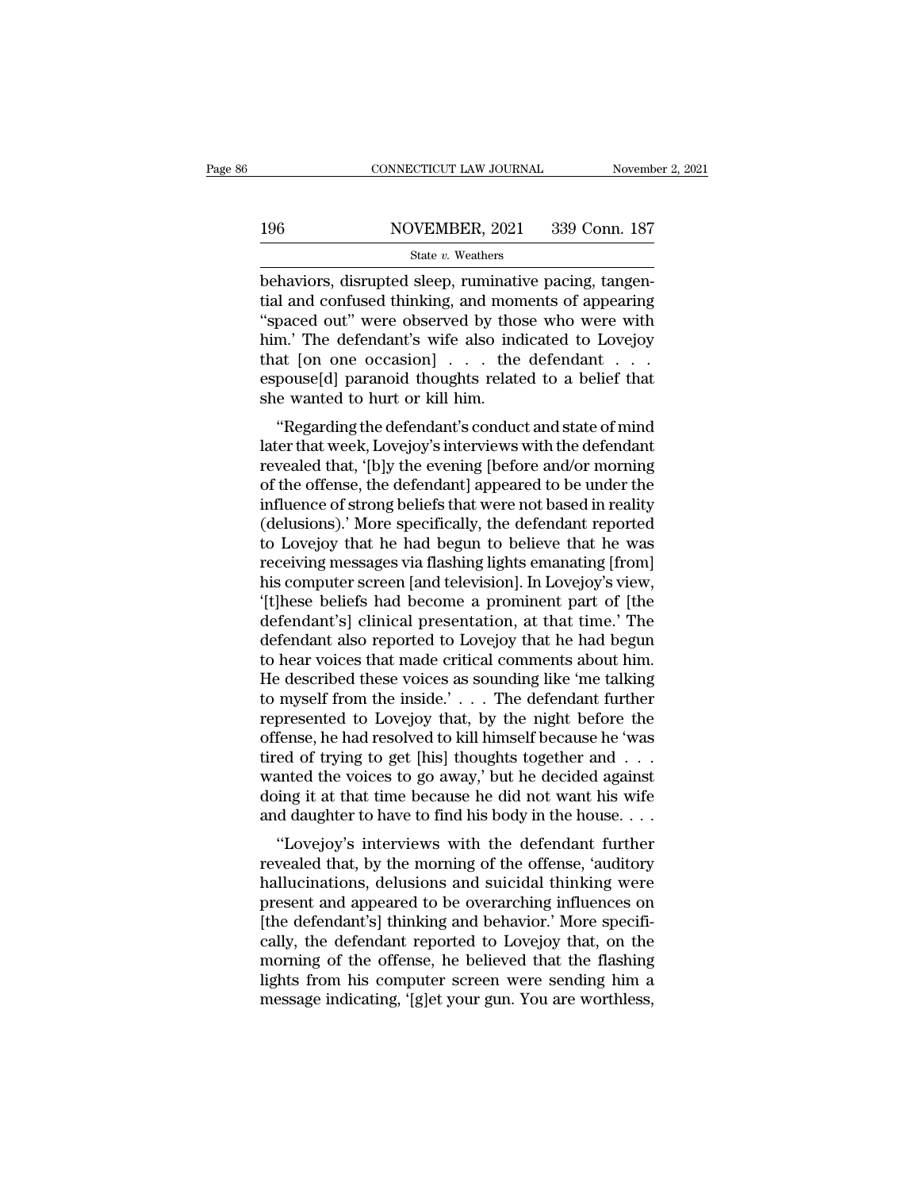behaviors, disrupted sleep, ruminative pacing, tangential and confused thinking, and moments of appearing "spaced out" were observed by those who were with him.' The defendant's wife also indicated to Lovejoy that [on one occasion] . . . the defendant . . . espouse[d] paranoid thoughts related to a belief that she wanted to hurt or kill him.

"Regarding the defendant's conduct and state of mind later that week, Lovejoy's interviews with the defendant revealed that, '[b]y the evening [before and/or morning of the offense, the defendant] appeared to be under the influence of strong beliefs that were not based in reality (delusions).' More specifically, the defendant reported to Lovejoy that he had begun to believe that he was receiving messages via flashing lights emanating [from] his computer screen [and television]. In Lovejoy's view, '[t]hese beliefs had become a prominent part of [the defendant's] clinical presentation, at that time.' The defendant also reported to Lovejoy that he had begun to hear voices that made critical comments about him. He described these voices as sounding like 'me talking to myself from the inside.' . . . The defendant further represented to Lovejoy that, by the night before the offense, he had resolved to kill himself because he 'was tired of trying to get [his] thoughts together and . . . wanted the voices to go away,' but he decided against doing it at that time because he did not want his wife and daughter to have to find his body in the house. . . .

"Lovejoy's interviews with the defendant further revealed that, by the morning of the offense, 'auditory hallucinations, delusions and suicidal thinking were present and appeared to be overarching influences on [the defendant's] thinking and behavior.' More specifically, the defendant reported to Lovejoy that, on the morning of the offense, he believed that the flashing lights from his computer screen were sending him a message indicating, '[g]et your gun. You are worthless,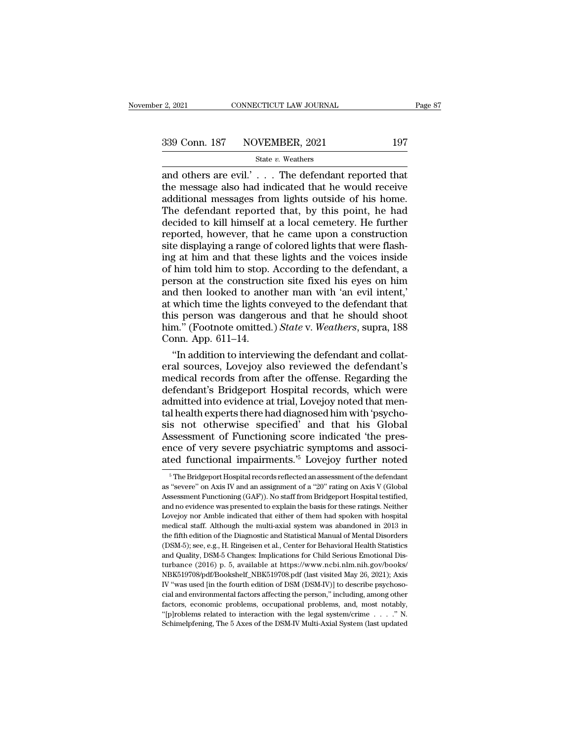and others are evil.' . . . The defendant reported that the message also had indicated that he would receive additional messages from lights outside of his home. The defendant reported that, by this point, he had decided to kill himself at a local cemetery. He further reported, however, that he came upon a construction site displaying a range of colored lights that were flashing at him and that these lights and the voices inside of him told him to stop. According to the defendant, a person at the construction site fixed his eyes on him and then looked to another man with 'an evil intent,' at which time the lights conveyed to the defendant that this person was dangerous and that he should shoot him." (Footnote omitted.) *State* v. *Weathers*, supra, 188 Conn. App. 611–14.

"In addition to interviewing the defendant and collateral sources, Lovejoy also reviewed the defendant's medical records from after the offense. Regarding the defendant's Bridgeport Hospital records, which were admitted into evidence at trial, Lovejoy noted that mental health experts there had diagnosed him with 'psychosis not otherwise specified' and that his Global Assessment of Functioning score indicated 'the presence of very severe psychiatric symptoms and associated functional impairments.'[5] Lovejoy further noted

---

[5] The Bridgeport Hospital records reflected an assessment of the defendant as "severe" on Axis IV and an assignment of a "20" rating on Axis V (Global Assessment Functioning (GAF)). No staff from Bridgeport Hospital testified, and no evidence was presented to explain the basis for these ratings. Neither Lovejoy nor Amble indicated that either of them had spoken with hospital medical staff. Although the multi-axial system was abandoned in 2013 in the fifth edition of the Diagnostic and Statistical Manual of Mental Disorders (DSM-5); see, e.g., H. Ringeisen et al., Center for Behavioral Health Statistics and Quality, DSM-5 Changes: Implications for Child Serious Emotional Disturbance (2016) p. 5, available at https://www.ncbi.nlm.nih.gov/books/NBK519708/pdf/Bookshelf_NBK519708.pdf (last visited May 26, 2021); Axis IV "was used [in the fourth edition of DSM (DSM-IV)] to describe psychosocial and environmental factors affecting the person," including, among other factors, economic problems, occupational problems, and, most notably, "[p]roblems related to interaction with the legal system/crime . . . ." N. Schimelpfening, The 5 Axes of the DSM-IV Multi-Axial System (last updated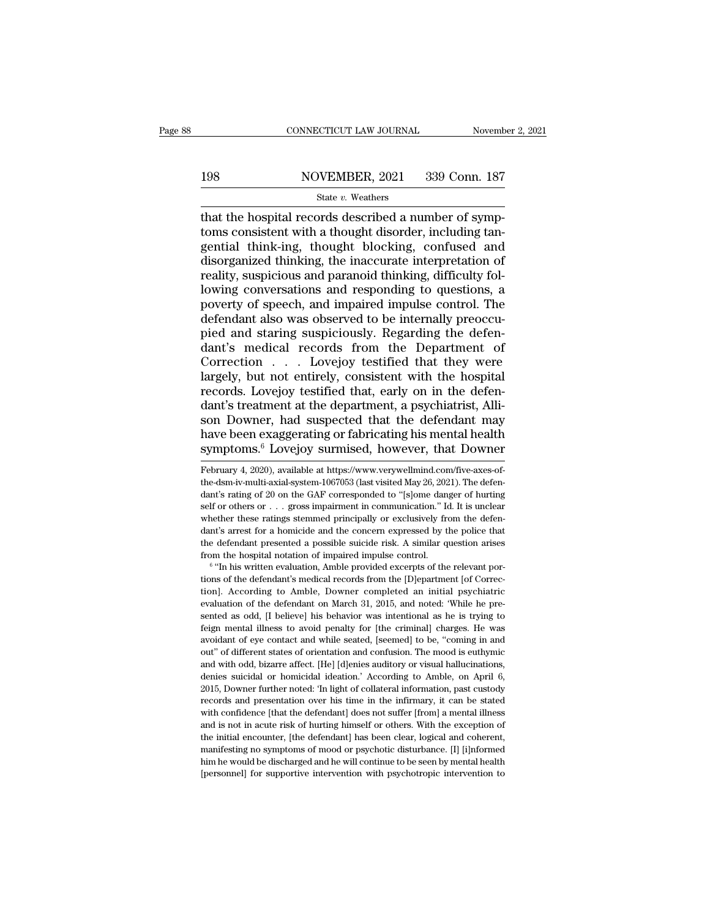that the hospital records described a number of symptoms consistent with a thought disorder, including tangential think-ing, thought blocking, confused and disorganized thinking, the inaccurate interpretation of reality, suspicious and paranoid thinking, difficulty following conversations and responding to questions, a poverty of speech, and impaired impulse control. The defendant also was observed to be internally preoccupied and staring suspiciously. Regarding the defendant's medical records from the Department of Correction . . . Lovejoy testified that they were largely, but not entirely, consistent with the hospital records. Lovejoy testified that, early on in the defendant's treatment at the department, a psychiatrist, Allison Downer, had suspected that the defendant may have been exaggerating or fabricating his mental health symptoms.[6] Lovejoy surmised, however, that Downer

February 4, 2020), available at https://www.verywellmind.com/five-axes-of-the-dsm-iv-multi-axial-system-1067053 (last visited May 26, 2021). The defendant's rating of 20 on the GAF corresponded to "[s]ome danger of hurting self or others or . . . gross impairment in communication." Id. It is unclear whether these ratings stemmed principally or exclusively from the defendant's arrest for a homicide and the concern expressed by the police that the defendant presented a possible suicide risk. A similar question arises from the hospital notation of impaired impulse control.

[6] "In his written evaluation, Amble provided excerpts of the relevant portions of the defendant's medical records from the [D]epartment [of Correction]. According to Amble, Downer completed an initial psychiatric evaluation of the defendant on March 31, 2015, and noted: 'While he presented as odd, [I believe] his behavior was intentional as he is trying to feign mental illness to avoid penalty for [the criminal] charges. He was avoidant of eye contact and while seated, [seemed] to be, "coming in and out" of different states of orientation and confusion. The mood is euthymic and with odd, bizarre affect. [He] [d]enies auditory or visual hallucinations, denies suicidal or homicidal ideation.' According to Amble, on April 6, 2015, Downer further noted: 'In light of collateral information, past custody records and presentation over his time in the infirmary, it can be stated with confidence [that the defendant] does not suffer [from] a mental illness and is not in acute risk of hurting himself or others. With the exception of the initial encounter, [the defendant] has been clear, logical and coherent, manifesting no symptoms of mood or psychotic disturbance. [I] [i]nformed him he would be discharged and he will continue to be seen by mental health [personnel] for supportive intervention with psychotropic intervention to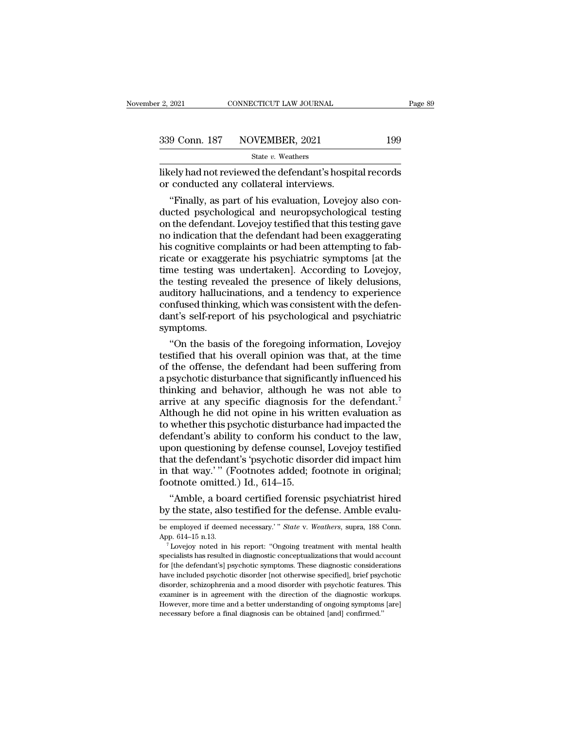likely had not reviewed the defendant's hospital records or conducted any collateral interviews.

"Finally, as part of his evaluation, Lovejoy also conducted psychological and neuropsychological testing on the defendant. Lovejoy testified that this testing gave no indication that the defendant had been exaggerating his cognitive complaints or had been attempting to fabricate or exaggerate his psychiatric symptoms [at the time testing was undertaken]. According to Lovejoy, the testing revealed the presence of likely delusions, auditory hallucinations, and a tendency to experience confused thinking, which was consistent with the defendant's self-report of his psychological and psychiatric symptoms.

"On the basis of the foregoing information, Lovejoy testified that his overall opinion was that, at the time of the offense, the defendant had been suffering from a psychotic disturbance that significantly influenced his thinking and behavior, although he was not able to arrive at any specific diagnosis for the defendant.[7] Although he did not opine in his written evaluation as to whether this psychotic disturbance had impacted the defendant's ability to conform his conduct to the law, upon questioning by defense counsel, Lovejoy testified that the defendant's 'psychotic disorder did impact him in that way.' " (Footnotes added; footnote in original; footnote omitted.) Id., 614–15.

"Amble, a board certified forensic psychiatrist hired by the state, also testified for the defense. Amble evalu-

---

be employed if deemed necessary.' " *State* v. *Weathers*, supra, 188 Conn. App. 614–15 n.13.

[7] Lovejoy noted in his report: "Ongoing treatment with mental health specialists has resulted in diagnostic conceptualizations that would account for [the defendant's] psychotic symptoms. These diagnostic considerations have included psychotic disorder [not otherwise specified], brief psychotic disorder, schizophrenia and a mood disorder with psychotic features. This examiner is in agreement with the direction of the diagnostic workups. However, more time and a better understanding of ongoing symptoms [are] necessary before a final diagnosis can be obtained [and] confirmed."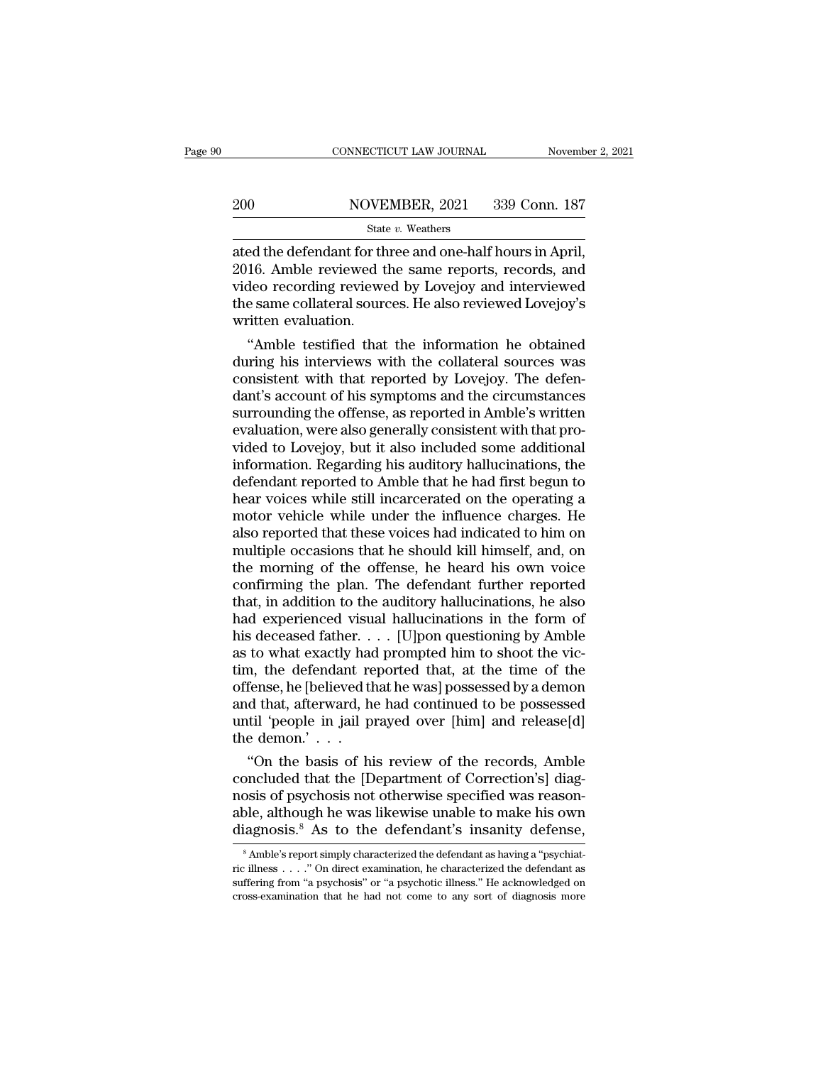ated the defendant for three and one-half hours in April, 2016. Amble reviewed the same reports, records, and video recording reviewed by Lovejoy and interviewed the same collateral sources. He also reviewed Lovejoy's written evaluation.

"Amble testified that the information he obtained during his interviews with the collateral sources was consistent with that reported by Lovejoy. The defendant's account of his symptoms and the circumstances surrounding the offense, as reported in Amble's written evaluation, were also generally consistent with that provided to Lovejoy, but it also included some additional information. Regarding his auditory hallucinations, the defendant reported to Amble that he had first begun to hear voices while still incarcerated on the operating a motor vehicle while under the influence charges. He also reported that these voices had indicated to him on multiple occasions that he should kill himself, and, on the morning of the offense, he heard his own voice confirming the plan. The defendant further reported that, in addition to the auditory hallucinations, he also had experienced visual hallucinations in the form of his deceased father. . . . [U]pon questioning by Amble as to what exactly had prompted him to shoot the victim, the defendant reported that, at the time of the offense, he [believed that he was] possessed by a demon and that, afterward, he had continued to be possessed until 'people in jail prayed over [him] and release[d] the demon.' . . .

"On the basis of his review of the records, Amble concluded that the [Department of Correction's] diagnosis of psychosis not otherwise specified was reasonable, although he was likewise unable to make his own diagnosis.[8] As to the defendant's insanity defense,

---

[8] Amble's report simply characterized the defendant as having a "psychiatric illness . . . ." On direct examination, he characterized the defendant as suffering from "a psychosis" or "a psychotic illness." He acknowledged on cross-examination that he had not come to any sort of diagnosis more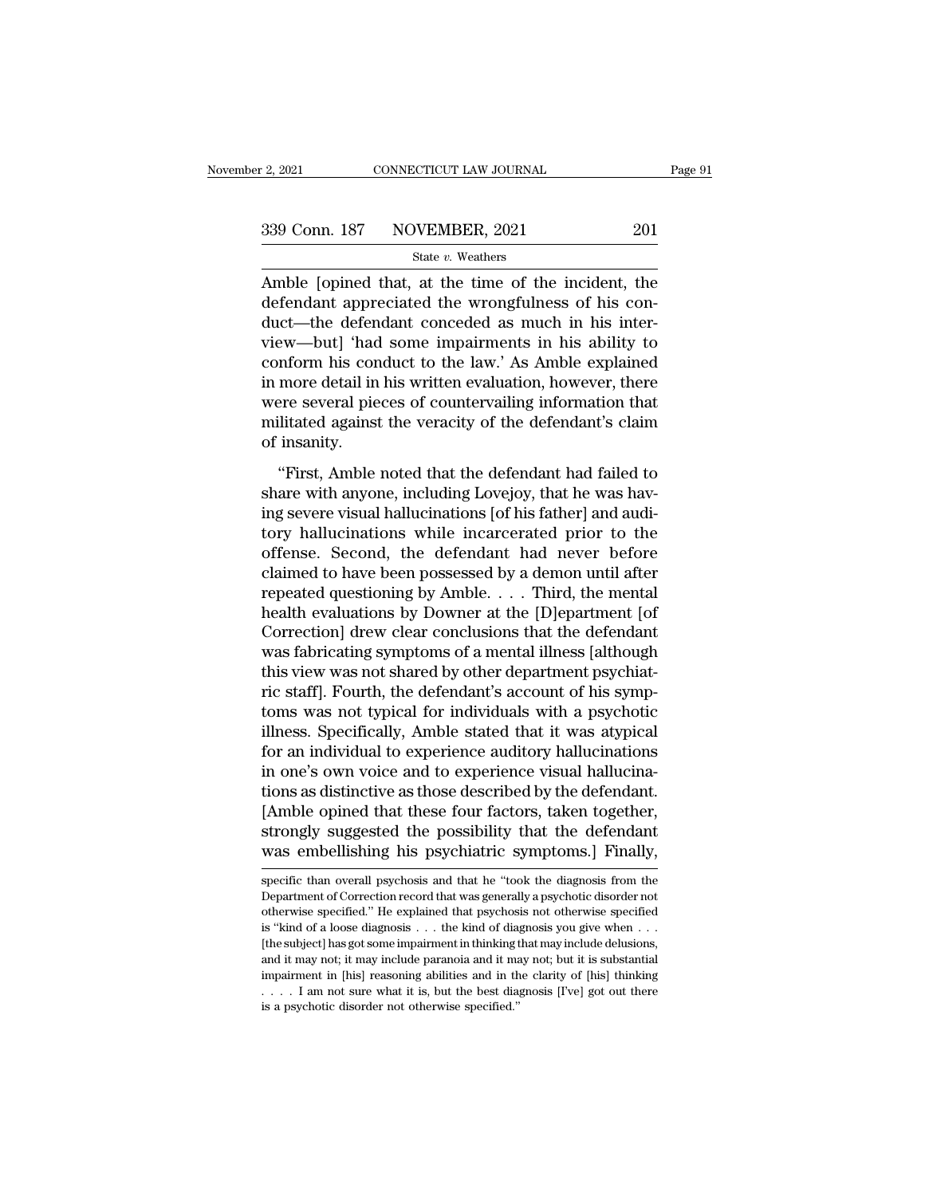Amble [opined that, at the time of the incident, the defendant appreciated the wrongfulness of his conduct—the defendant conceded as much in his interview—but] 'had some impairments in his ability to conform his conduct to the law.' As Amble explained in more detail in his written evaluation, however, there were several pieces of countervailing information that militated against the veracity of the defendant's claim of insanity.

"First, Amble noted that the defendant had failed to share with anyone, including Lovejoy, that he was having severe visual hallucinations [of his father] and auditory hallucinations while incarcerated prior to the offense. Second, the defendant had never before claimed to have been possessed by a demon until after repeated questioning by Amble. . . . Third, the mental health evaluations by Downer at the [D]epartment [of Correction] drew clear conclusions that the defendant was fabricating symptoms of a mental illness [although this view was not shared by other department psychiatric staff]. Fourth, the defendant's account of his symptoms was not typical for individuals with a psychotic illness. Specifically, Amble stated that it was atypical for an individual to experience auditory hallucinations in one's own voice and to experience visual hallucinations as distinctive as those described by the defendant. [Amble opined that these four factors, taken together, strongly suggested the possibility that the defendant was embellishing his psychiatric symptoms.] Finally,

specific than overall psychosis and that he "took the diagnosis from the Department of Correction record that was generally a psychotic disorder not otherwise specified." He explained that psychosis not otherwise specified is "kind of a loose diagnosis . . . the kind of diagnosis you give when . . . [the subject] has got some impairment in thinking that may include delusions, and it may not; it may include paranoia and it may not; but it is substantial impairment in [his] reasoning abilities and in the clarity of [his] thinking . . . . I am not sure what it is, but the best diagnosis [I've] got out there is a psychotic disorder not otherwise specified."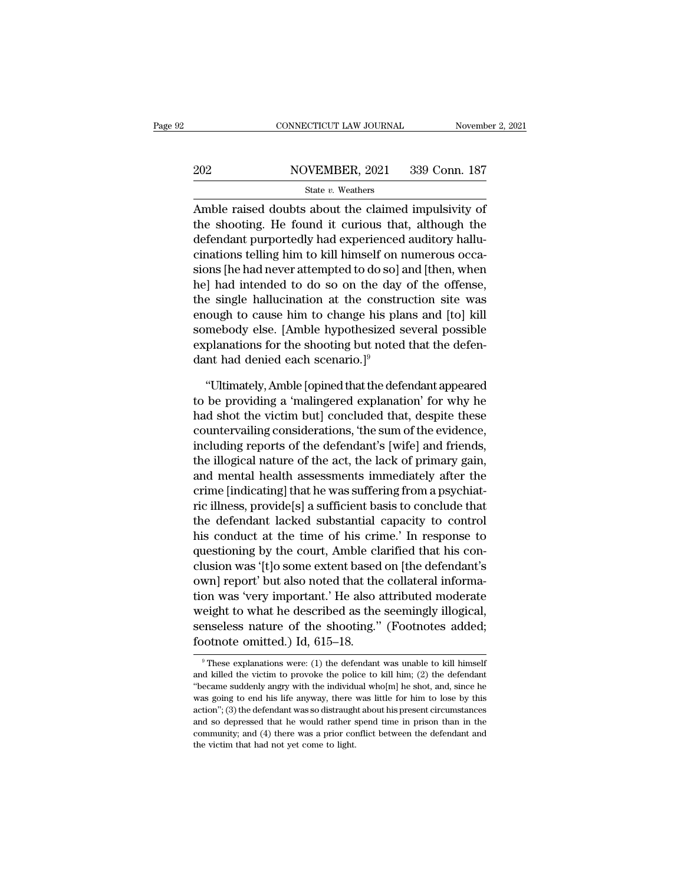Amble raised doubts about the claimed impulsivity of the shooting. He found it curious that, although the defendant purportedly had experienced auditory hallucinations telling him to kill himself on numerous occasions [he had never attempted to do so] and [then, when he] had intended to do so on the day of the offense, the single hallucination at the construction site was enough to cause him to change his plans and [to] kill somebody else. [Amble hypothesized several possible explanations for the shooting but noted that the defendant had denied each scenario.][9]

"Ultimately, Amble [opined that the defendant appeared to be providing a 'malingered explanation' for why he had shot the victim but] concluded that, despite these countervailing considerations, 'the sum of the evidence, including reports of the defendant's [wife] and friends, the illogical nature of the act, the lack of primary gain, and mental health assessments immediately after the crime [indicating] that he was suffering from a psychiatric illness, provide[s] a sufficient basis to conclude that the defendant lacked substantial capacity to control his conduct at the time of his crime.' In response to questioning by the court, Amble clarified that his conclusion was '[t]o some extent based on [the defendant's own] report' but also noted that the collateral information was 'very important.' He also attributed moderate weight to what he described as the seemingly illogical, senseless nature of the shooting." (Footnotes added; footnote omitted.) Id, 615–18.

[9] These explanations were: (1) the defendant was unable to kill himself and killed the victim to provoke the police to kill him; (2) the defendant "became suddenly angry with the individual who[m] he shot, and, since he was going to end his life anyway, there was little for him to lose by this action"; (3) the defendant was so distraught about his present circumstances and so depressed that he would rather spend time in prison than in the community; and (4) there was a prior conflict between the defendant and the victim that had not yet come to light.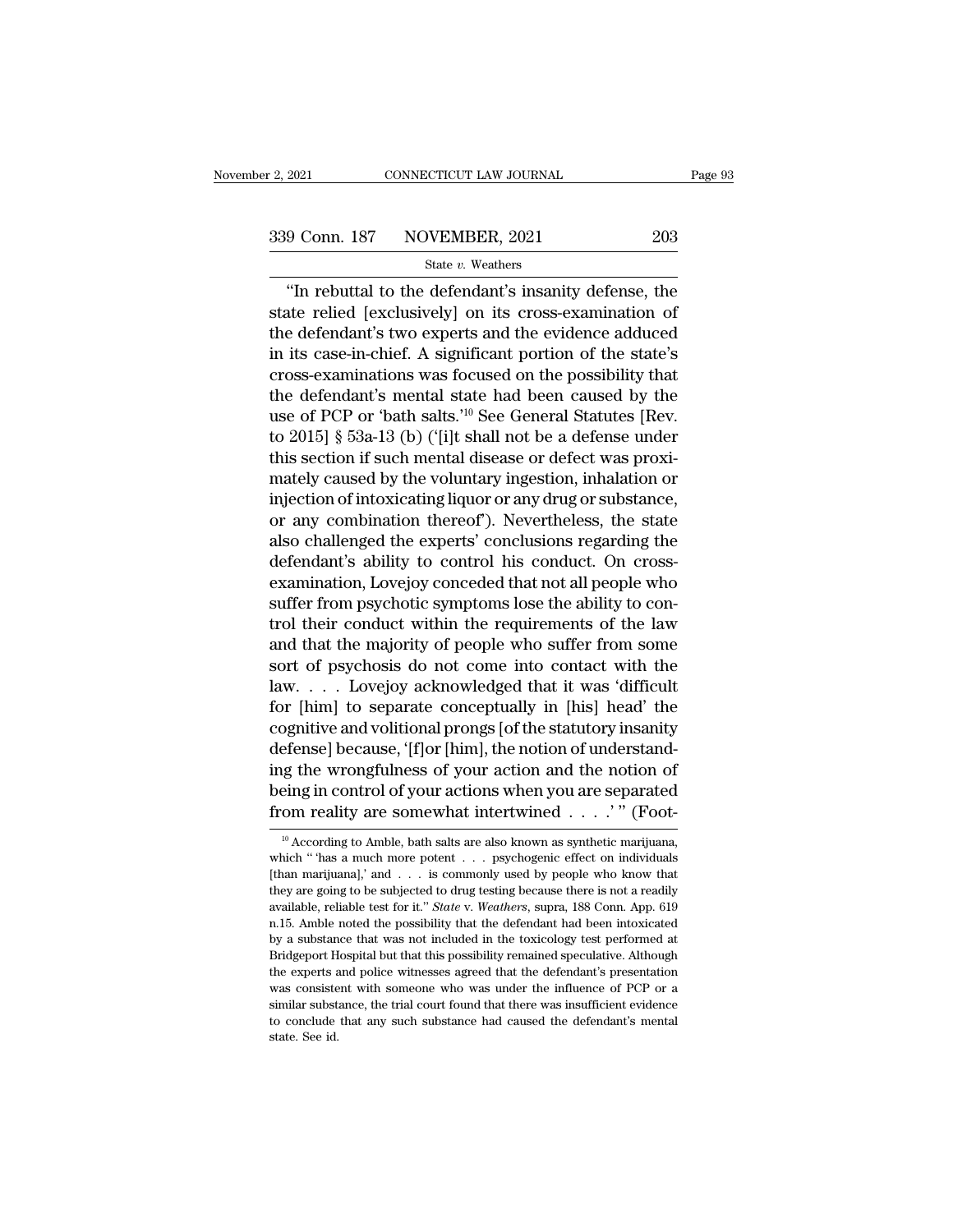"In rebuttal to the defendant's insanity defense, the state relied [exclusively] on its cross-examination of the defendant's two experts and the evidence adduced in its case-in-chief. A significant portion of the state's cross-examinations was focused on the possibility that the defendant's mental state had been caused by the use of PCP or 'bath salts.'[10] See General Statutes [Rev. to 2015] § 53a-13 (b) ('[i]t shall not be a defense under this section if such mental disease or defect was proximately caused by the voluntary ingestion, inhalation or injection of intoxicating liquor or any drug or substance, or any combination thereof'). Nevertheless, the state also challenged the experts' conclusions regarding the defendant's ability to control his conduct. On cross-examination, Lovejoy conceded that not all people who suffer from psychotic symptoms lose the ability to control their conduct within the requirements of the law and that the majority of people who suffer from some sort of psychosis do not come into contact with the law. . . . Lovejoy acknowledged that it was 'difficult for [him] to separate conceptually in [his] head' the cognitive and volitional prongs [of the statutory insanity defense] because, '[f]or [him], the notion of understanding the wrongfulness of your action and the notion of being in control of your actions when you are separated from reality are somewhat intertwined . . . .' " (Foot-

[10] According to Amble, bath salts are also known as synthetic marijuana, which " 'has a much more potent . . . psychogenic effect on individuals [than marijuana],' and . . . is commonly used by people who know that they are going to be subjected to drug testing because there is not a readily available, reliable test for it." *State* v. *Weathers*, supra, 188 Conn. App. 619 n.15. Amble noted the possibility that the defendant had been intoxicated by a substance that was not included in the toxicology test performed at Bridgeport Hospital but that this possibility remained speculative. Although the experts and police witnesses agreed that the defendant's presentation was consistent with someone who was under the influence of PCP or a similar substance, the trial court found that there was insufficient evidence to conclude that any such substance had caused the defendant's mental state. See id.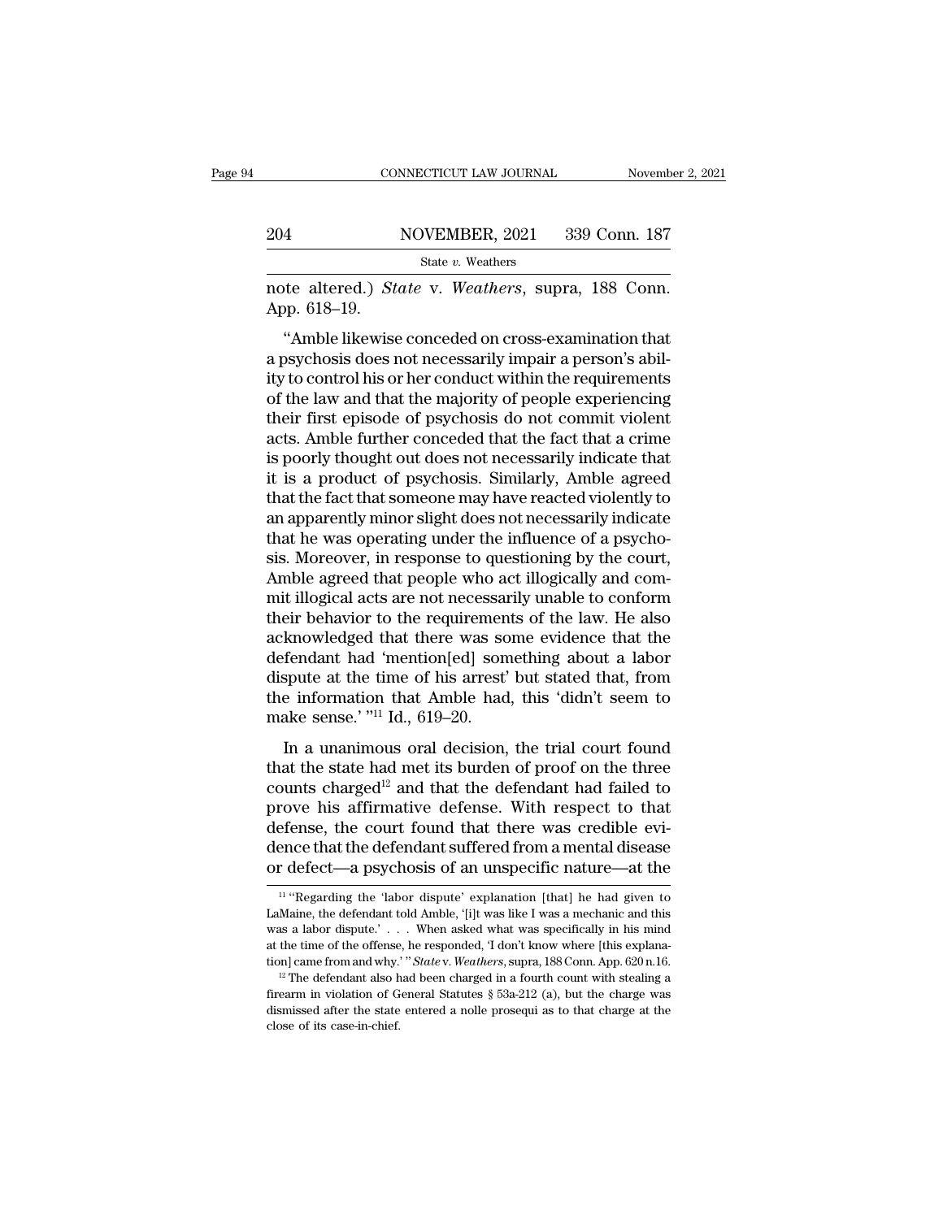note altered.) *State* v. *Weathers*, supra, 188 Conn. App. 618–19.

"Amble likewise conceded on cross-examination that a psychosis does not necessarily impair a person's ability to control his or her conduct within the requirements of the law and that the majority of people experiencing their first episode of psychosis do not commit violent acts. Amble further conceded that the fact that a crime is poorly thought out does not necessarily indicate that it is a product of psychosis. Similarly, Amble agreed that the fact that someone may have reacted violently to an apparently minor slight does not necessarily indicate that he was operating under the influence of a psychosis. Moreover, in response to questioning by the court, Amble agreed that people who act illogically and commit illogical acts are not necessarily unable to conform their behavior to the requirements of the law. He also acknowledged that there was some evidence that the defendant had 'mention[ed] something about a labor dispute at the time of his arrest' but stated that, from the information that Amble had, this 'didn't seem to make sense.' "[11] Id., 619–20.

In a unanimous oral decision, the trial court found that the state had met its burden of proof on the three counts charged[12] and that the defendant had failed to prove his affirmative defense. With respect to that defense, the court found that there was credible evidence that the defendant suffered from a mental disease or defect—a psychosis of an unspecific nature—at the

---

[11] "Regarding the 'labor dispute' explanation [that] he had given to LaMaine, the defendant told Amble, '[i]t was like I was a mechanic and this was a labor dispute.' . . . When asked what was specifically in his mind at the time of the offense, he responded, 'I don't know where [this explanation] came from and why.' " *State* v. *Weathers*, supra, 188 Conn. App. 620 n.16.

[12] The defendant also had been charged in a fourth count with stealing a firearm in violation of General Statutes § 53a-212 (a), but the charge was dismissed after the state entered a nolle prosequi as to that charge at the close of its case-in-chief.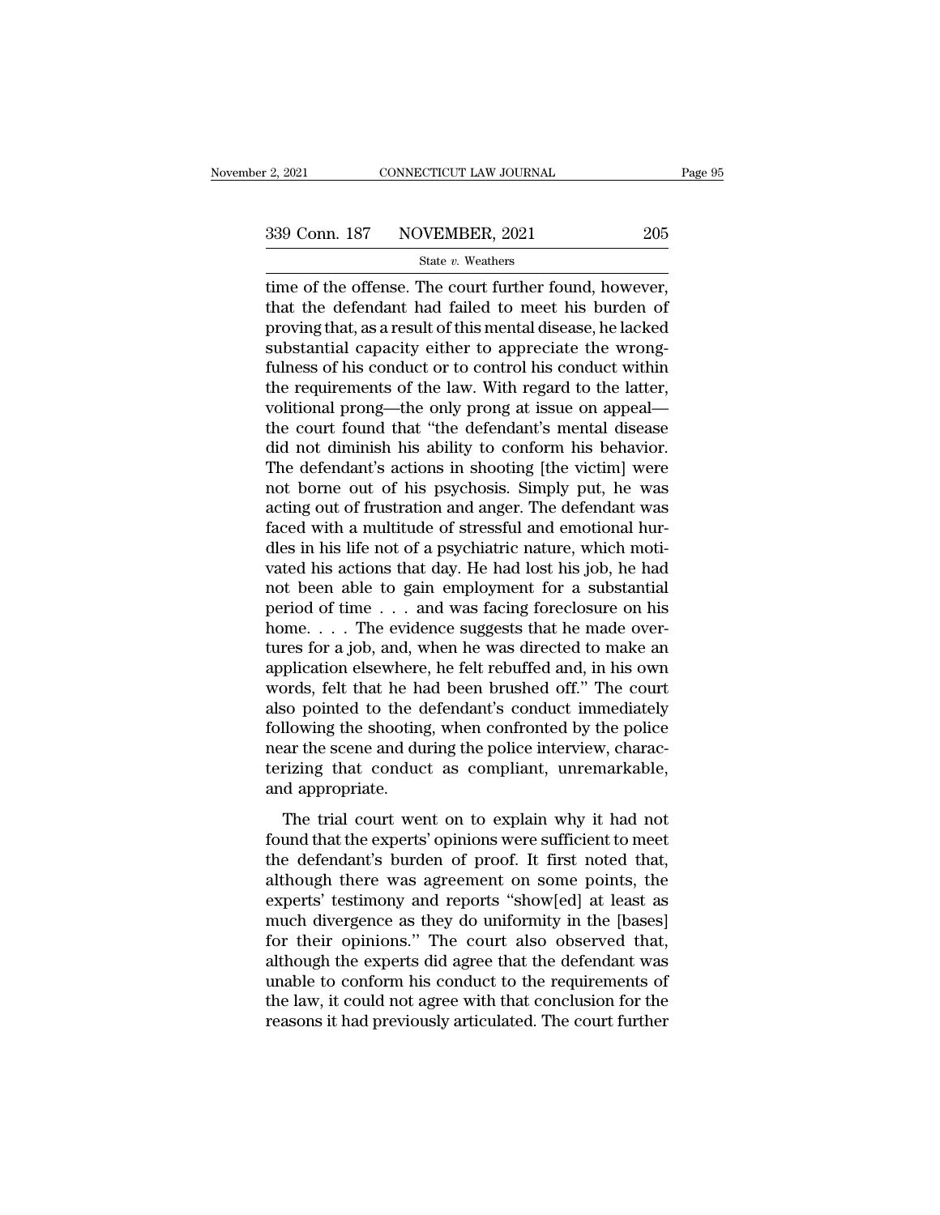time of the offense. The court further found, however, that the defendant had failed to meet his burden of proving that, as a result of this mental disease, he lacked substantial capacity either to appreciate the wrongfulness of his conduct or to control his conduct within the requirements of the law. With regard to the latter, volitional prong—the only prong at issue on appeal—the court found that "the defendant's mental disease did not diminish his ability to conform his behavior. The defendant's actions in shooting [the victim] were not borne out of his psychosis. Simply put, he was acting out of frustration and anger. The defendant was faced with a multitude of stressful and emotional hurdles in his life not of a psychiatric nature, which motivated his actions that day. He had lost his job, he had not been able to gain employment for a substantial period of time . . . and was facing foreclosure on his home. . . . The evidence suggests that he made overtures for a job, and, when he was directed to make an application elsewhere, he felt rebuffed and, in his own words, felt that he had been brushed off." The court also pointed to the defendant's conduct immediately following the shooting, when confronted by the police near the scene and during the police interview, characterizing that conduct as compliant, unremarkable, and appropriate.

The trial court went on to explain why it had not found that the experts' opinions were sufficient to meet the defendant's burden of proof. It first noted that, although there was agreement on some points, the experts' testimony and reports "show[ed] at least as much divergence as they do uniformity in the [bases] for their opinions." The court also observed that, although the experts did agree that the defendant was unable to conform his conduct to the requirements of the law, it could not agree with that conclusion for the reasons it had previously articulated. The court further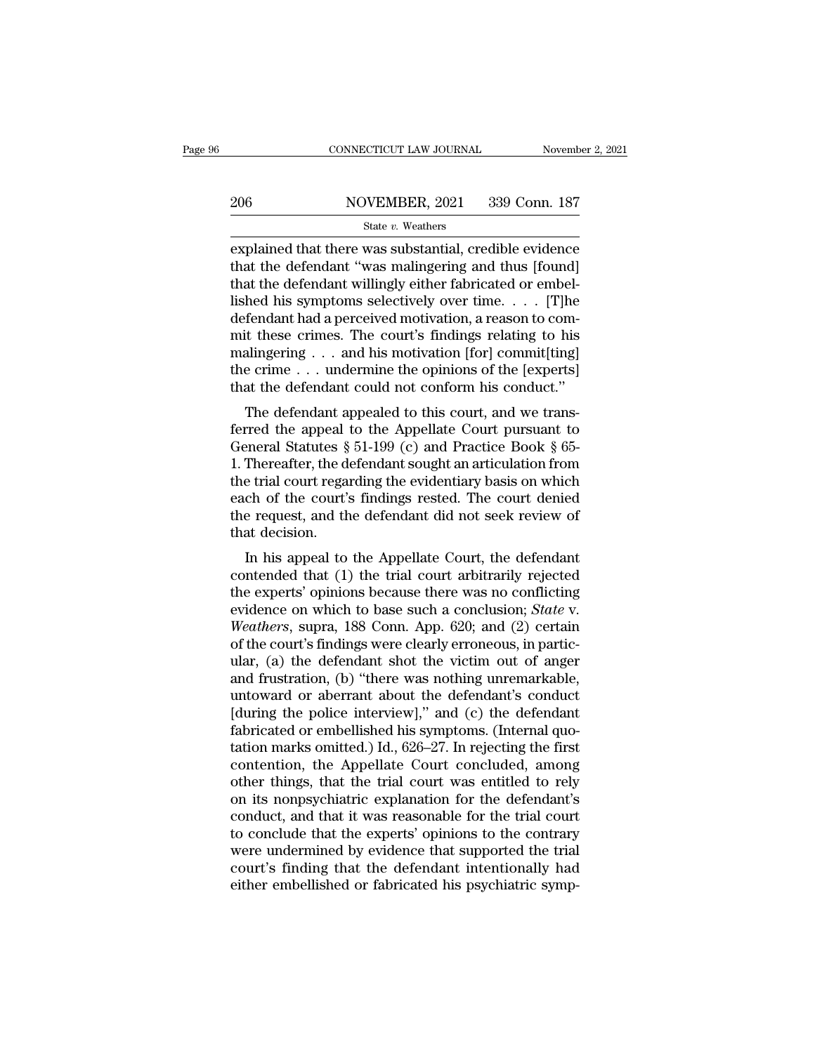explained that there was substantial, credible evidence that the defendant "was malingering and thus [found] that the defendant willingly either fabricated or embellished his symptoms selectively over time. . . . [T]he defendant had a perceived motivation, a reason to commit these crimes. The court's findings relating to his malingering . . . and his motivation [for] commit[ting] the crime . . . undermine the opinions of the [experts] that the defendant could not conform his conduct."

The defendant appealed to this court, and we transferred the appeal to the Appellate Court pursuant to General Statutes § 51-199 (c) and Practice Book § 65-1. Thereafter, the defendant sought an articulation from the trial court regarding the evidentiary basis on which each of the court's findings rested. The court denied the request, and the defendant did not seek review of that decision.

In his appeal to the Appellate Court, the defendant contended that (1) the trial court arbitrarily rejected the experts' opinions because there was no conflicting evidence on which to base such a conclusion; *State* v. *Weathers*, supra, 188 Conn. App. 620; and (2) certain of the court's findings were clearly erroneous, in particular, (a) the defendant shot the victim out of anger and frustration, (b) "there was nothing unremarkable, untoward or aberrant about the defendant's conduct [during the police interview]," and (c) the defendant fabricated or embellished his symptoms. (Internal quotation marks omitted.) Id., 626–27. In rejecting the first contention, the Appellate Court concluded, among other things, that the trial court was entitled to rely on its nonpsychiatric explanation for the defendant's conduct, and that it was reasonable for the trial court to conclude that the experts' opinions to the contrary were undermined by evidence that supported the trial court's finding that the defendant intentionally had either embellished or fabricated his psychiatric symp-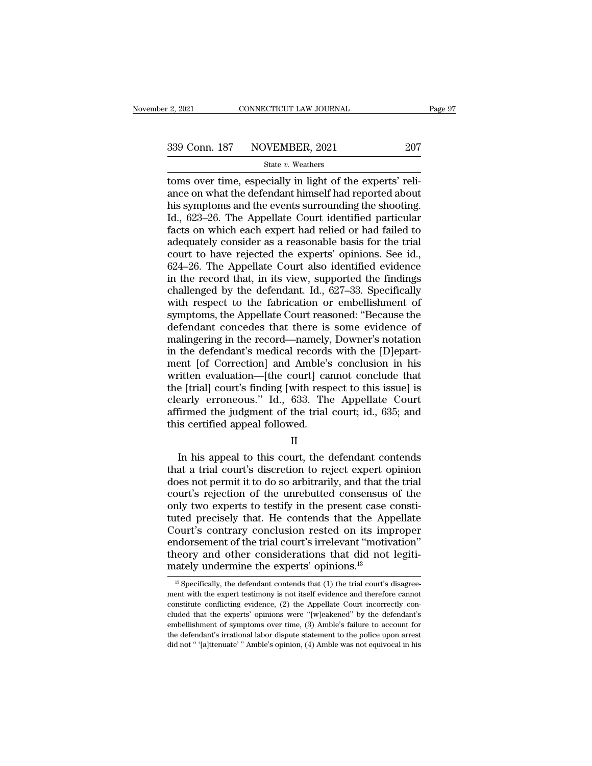toms over time, especially in light of the experts' reliance on what the defendant himself had reported about his symptoms and the events surrounding the shooting. Id., 623–26. The Appellate Court identified particular facts on which each expert had relied or had failed to adequately consider as a reasonable basis for the trial court to have rejected the experts' opinions. See id., 624–26. The Appellate Court also identified evidence in the record that, in its view, supported the findings challenged by the defendant. Id., 627–33. Specifically with respect to the fabrication or embellishment of symptoms, the Appellate Court reasoned: "Because the defendant concedes that there is some evidence of malingering in the record—namely, Downer's notation in the defendant's medical records with the [D]epartment [of Correction] and Amble's conclusion in his written evaluation—[the court] cannot conclude that the [trial] court's finding [with respect to this issue] is clearly erroneous." Id., 633. The Appellate Court affirmed the judgment of the trial court; id., 635; and this certified appeal followed.

II

In his appeal to this court, the defendant contends that a trial court's discretion to reject expert opinion does not permit it to do so arbitrarily, and that the trial court's rejection of the unrebutted consensus of the only two experts to testify in the present case constituted precisely that. He contends that the Appellate Court's contrary conclusion rested on its improper endorsement of the trial court's irrelevant "motivation" theory and other considerations that did not legitimately undermine the experts' opinions.[13]

[13] Specifically, the defendant contends that (1) the trial court's disagreement with the expert testimony is not itself evidence and therefore cannot constitute conflicting evidence, (2) the Appellate Court incorrectly concluded that the experts' opinions were "[w]eakened" by the defendant's embellishment of symptoms over time, (3) Amble's failure to account for the defendant's irrational labor dispute statement to the police upon arrest did not " '[a]ttenuate' " Amble's opinion, (4) Amble was not equivocal in his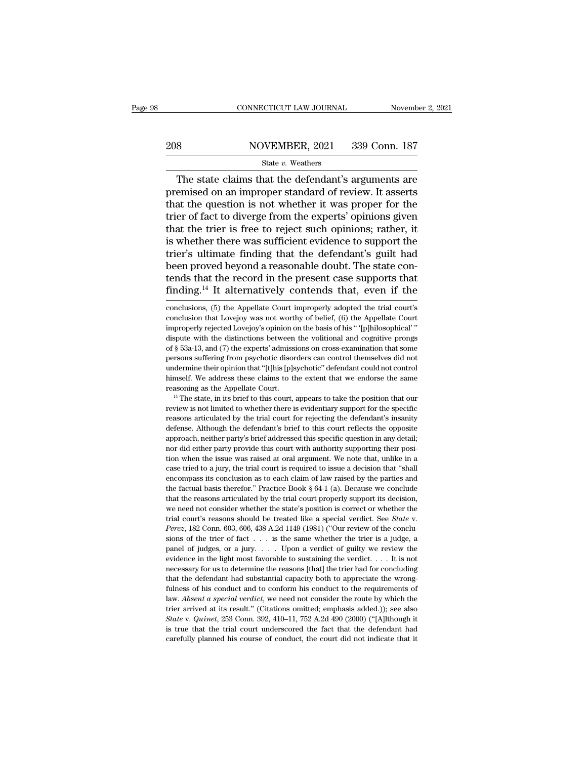The state claims that the defendant's arguments are premised on an improper standard of review. It asserts that the question is not whether it was proper for the trier of fact to diverge from the experts' opinions given that the trier is free to reject such opinions; rather, it is whether there was sufficient evidence to support the trier's ultimate finding that the defendant's guilt had been proved beyond a reasonable doubt. The state contends that the record in the present case supports that finding.[14] It alternatively contends that, even if the

conclusions, (5) the Appellate Court improperly adopted the trial court's conclusion that Lovejoy was not worthy of belief, (6) the Appellate Court improperly rejected Lovejoy's opinion on the basis of his " '[p]hilosophical' " dispute with the distinctions between the volitional and cognitive prongs of § 53a-13, and (7) the experts' admissions on cross-examination that some persons suffering from psychotic disorders can control themselves did not undermine their opinion that "[t]his [p]sychotic" defendant could not control himself. We address these claims to the extent that we endorse the same reasoning as the Appellate Court.

[14] The state, in its brief to this court, appears to take the position that our review is not limited to whether there is evidentiary support for the specific reasons articulated by the trial court for rejecting the defendant's insanity defense. Although the defendant's brief to this court reflects the opposite approach, neither party's brief addressed this specific question in any detail; nor did either party provide this court with authority supporting their position when the issue was raised at oral argument. We note that, unlike in a case tried to a jury, the trial court is required to issue a decision that "shall encompass its conclusion as to each claim of law raised by the parties and the factual basis therefor." Practice Book § 64-1 (a). Because we conclude that the reasons articulated by the trial court properly support its decision, we need not consider whether the state's position is correct or whether the trial court's reasons should be treated like a special verdict. See *State* v. *Perez*, 182 Conn. 603, 606, 438 A.2d 1149 (1981) ("Our review of the conclusions of the trier of fact . . . is the same whether the trier is a judge, a panel of judges, or a jury. . . . Upon a verdict of guilty we review the evidence in the light most favorable to sustaining the verdict. . . . It is not necessary for us to determine the reasons [that] the trier had for concluding that the defendant had substantial capacity both to appreciate the wrongfulness of his conduct and to conform his conduct to the requirements of law. *Absent a special verdict*, we need not consider the route by which the trier arrived at its result." (Citations omitted; emphasis added.)); see also *State* v. *Quinet*, 253 Conn. 392, 410–11, 752 A.2d 490 (2000) ("[A]lthough it is true that the trial court underscored the fact that the defendant had carefully planned his course of conduct, the court did not indicate that it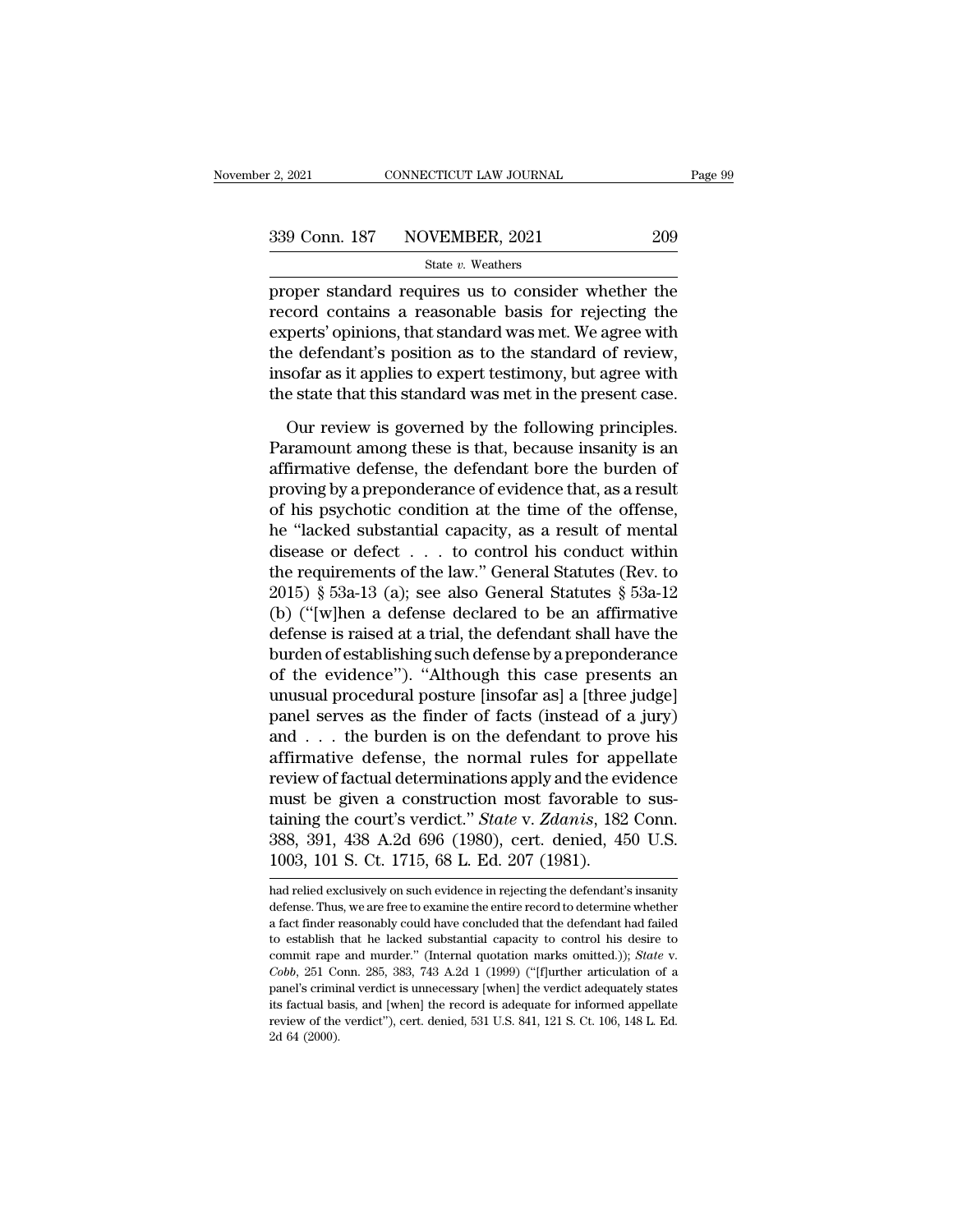proper standard requires us to consider whether the record contains a reasonable basis for rejecting the experts' opinions, that standard was met. We agree with the defendant's position as to the standard of review, insofar as it applies to expert testimony, but agree with the state that this standard was met in the present case.

Our review is governed by the following principles. Paramount among these is that, because insanity is an affirmative defense, the defendant bore the burden of proving by a preponderance of evidence that, as a result of his psychotic condition at the time of the offense, he "lacked substantial capacity, as a result of mental disease or defect . . . to control his conduct within the requirements of the law." General Statutes (Rev. to 2015) § 53a-13 (a); see also General Statutes § 53a-12 (b) ("[w]hen a defense declared to be an affirmative defense is raised at a trial, the defendant shall have the burden of establishing such defense by a preponderance of the evidence"). "Although this case presents an unusual procedural posture [insofar as] a [three judge] panel serves as the finder of facts (instead of a jury) and . . . the burden is on the defendant to prove his affirmative defense, the normal rules for appellate review of factual determinations apply and the evidence must be given a construction most favorable to sustaining the court's verdict." *State* v. *Zdanis*, 182 Conn. 388, 391, 438 A.2d 696 (1980), cert. denied, 450 U.S. 1003, 101 S. Ct. 1715, 68 L. Ed. 207 (1981).

had relied exclusively on such evidence in rejecting the defendant's insanity defense. Thus, we are free to examine the entire record to determine whether a fact finder reasonably could have concluded that the defendant had failed to establish that he lacked substantial capacity to control his desire to commit rape and murder." (Internal quotation marks omitted.)); *State* v. *Cobb*, 251 Conn. 285, 383, 743 A.2d 1 (1999) ("[f]urther articulation of a panel's criminal verdict is unnecessary [when] the verdict adequately states its factual basis, and [when] the record is adequate for informed appellate review of the verdict"), cert. denied, 531 U.S. 841, 121 S. Ct. 106, 148 L. Ed. 2d 64 (2000).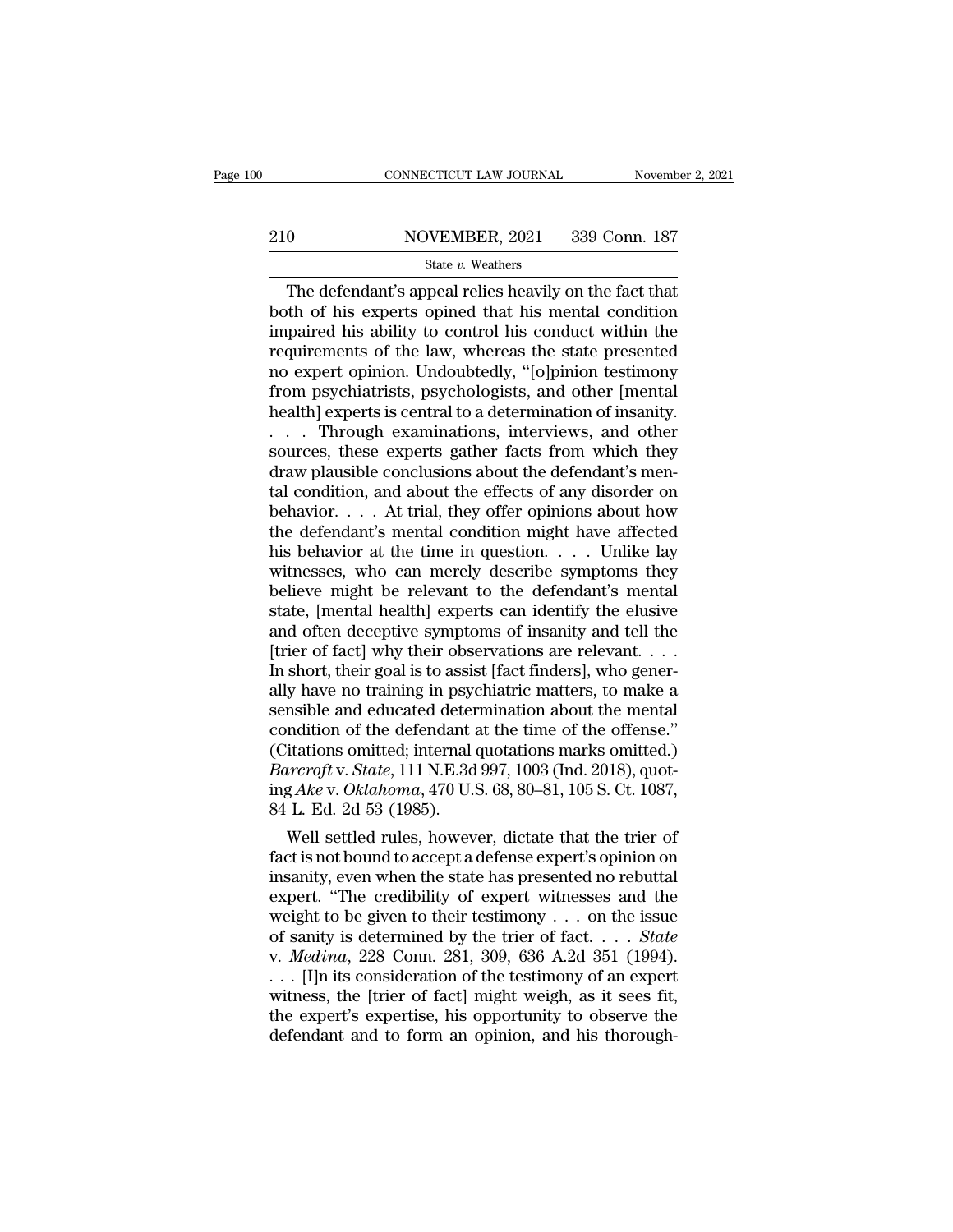The defendant's appeal relies heavily on the fact that both of his experts opined that his mental condition impaired his ability to control his conduct within the requirements of the law, whereas the state presented no expert opinion. Undoubtedly, "[o]pinion testimony from psychiatrists, psychologists, and other [mental health] experts is central to a determination of insanity. . . . Through examinations, interviews, and other sources, these experts gather facts from which they draw plausible conclusions about the defendant's mental condition, and about the effects of any disorder on behavior. . . . At trial, they offer opinions about how the defendant's mental condition might have affected his behavior at the time in question. . . . Unlike lay witnesses, who can merely describe symptoms they believe might be relevant to the defendant's mental state, [mental health] experts can identify the elusive and often deceptive symptoms of insanity and tell the [trier of fact] why their observations are relevant. . . . In short, their goal is to assist [fact finders], who generally have no training in psychiatric matters, to make a sensible and educated determination about the mental condition of the defendant at the time of the offense." (Citations omitted; internal quotations marks omitted.) *Barcroft* v. *State*, 111 N.E.3d 997, 1003 (Ind. 2018), quoting *Ake* v. *Oklahoma*, 470 U.S. 68, 80–81, 105 S. Ct. 1087, 84 L. Ed. 2d 53 (1985).

Well settled rules, however, dictate that the trier of fact is not bound to accept a defense expert's opinion on insanity, even when the state has presented no rebuttal expert. "The credibility of expert witnesses and the weight to be given to their testimony . . . on the issue of sanity is determined by the trier of fact. . . . *State* v. *Medina*, 228 Conn. 281, 309, 636 A.2d 351 (1994). . . . [I]n its consideration of the testimony of an expert witness, the [trier of fact] might weigh, as it sees fit, the expert's expertise, his opportunity to observe the defendant and to form an opinion, and his thorough-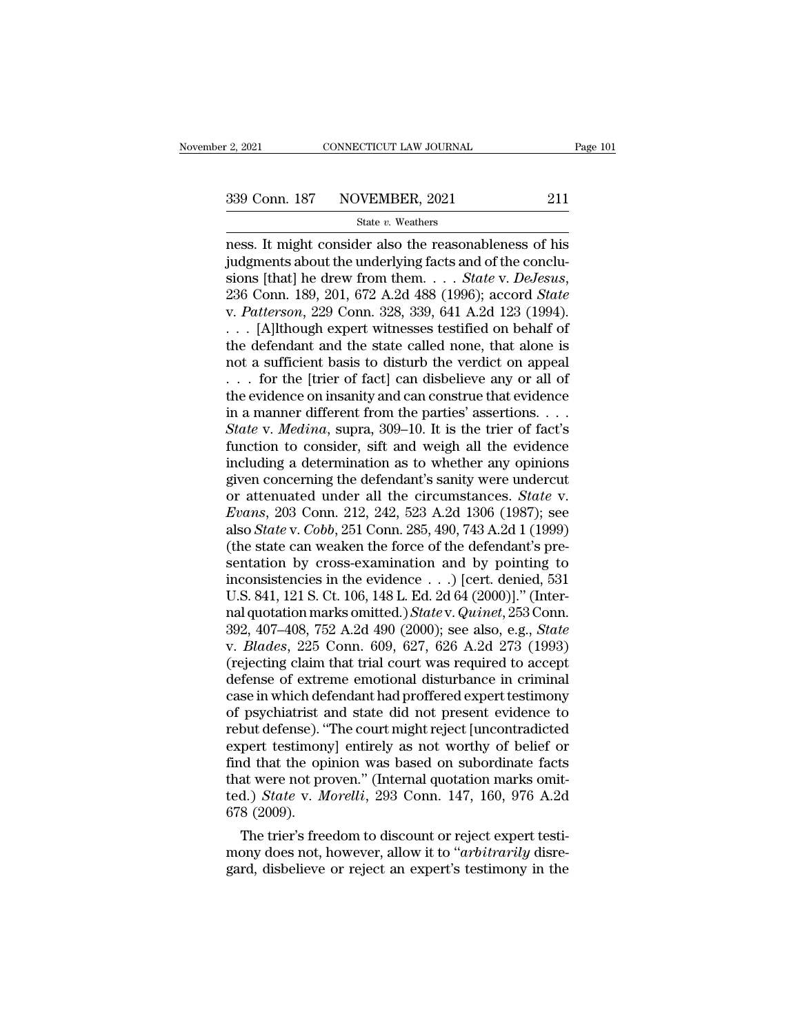ness. It might consider also the reasonableness of his judgments about the underlying facts and of the conclusions [that] he drew from them. . . . *State* v. *DeJesus*, 236 Conn. 189, 201, 672 A.2d 488 (1996); accord *State* v. *Patterson*, 229 Conn. 328, 339, 641 A.2d 123 (1994). . . . [A]lthough expert witnesses testified on behalf of the defendant and the state called none, that alone is not a sufficient basis to disturb the verdict on appeal . . . for the [trier of fact] can disbelieve any or all of the evidence on insanity and can construe that evidence in a manner different from the parties' assertions. . . . *State* v. *Medina*, supra, 309–10. It is the trier of fact's function to consider, sift and weigh all the evidence including a determination as to whether any opinions given concerning the defendant's sanity were undercut or attenuated under all the circumstances. *State* v. *Evans*, 203 Conn. 212, 242, 523 A.2d 1306 (1987); see also *State* v. *Cobb*, 251 Conn. 285, 490, 743 A.2d 1 (1999) (the state can weaken the force of the defendant's presentation by cross-examination and by pointing to inconsistencies in the evidence . . .) [cert. denied, 531 U.S. 841, 121 S. Ct. 106, 148 L. Ed. 2d 64 (2000)]." (Internal quotation marks omitted.) *State* v. *Quinet*, 253 Conn. 392, 407–408, 752 A.2d 490 (2000); see also, e.g., *State* v. *Blades*, 225 Conn. 609, 627, 626 A.2d 273 (1993) (rejecting claim that trial court was required to accept defense of extreme emotional disturbance in criminal case in which defendant had proffered expert testimony of psychiatrist and state did not present evidence to rebut defense). "The court might reject [uncontradicted expert testimony] entirely as not worthy of belief or find that the opinion was based on subordinate facts that were not proven." (Internal quotation marks omitted.) *State* v. *Morelli*, 293 Conn. 147, 160, 976 A.2d 678 (2009).

The trier's freedom to discount or reject expert testimony does not, however, allow it to "*arbitrarily* disregard, disbelieve or reject an expert's testimony in the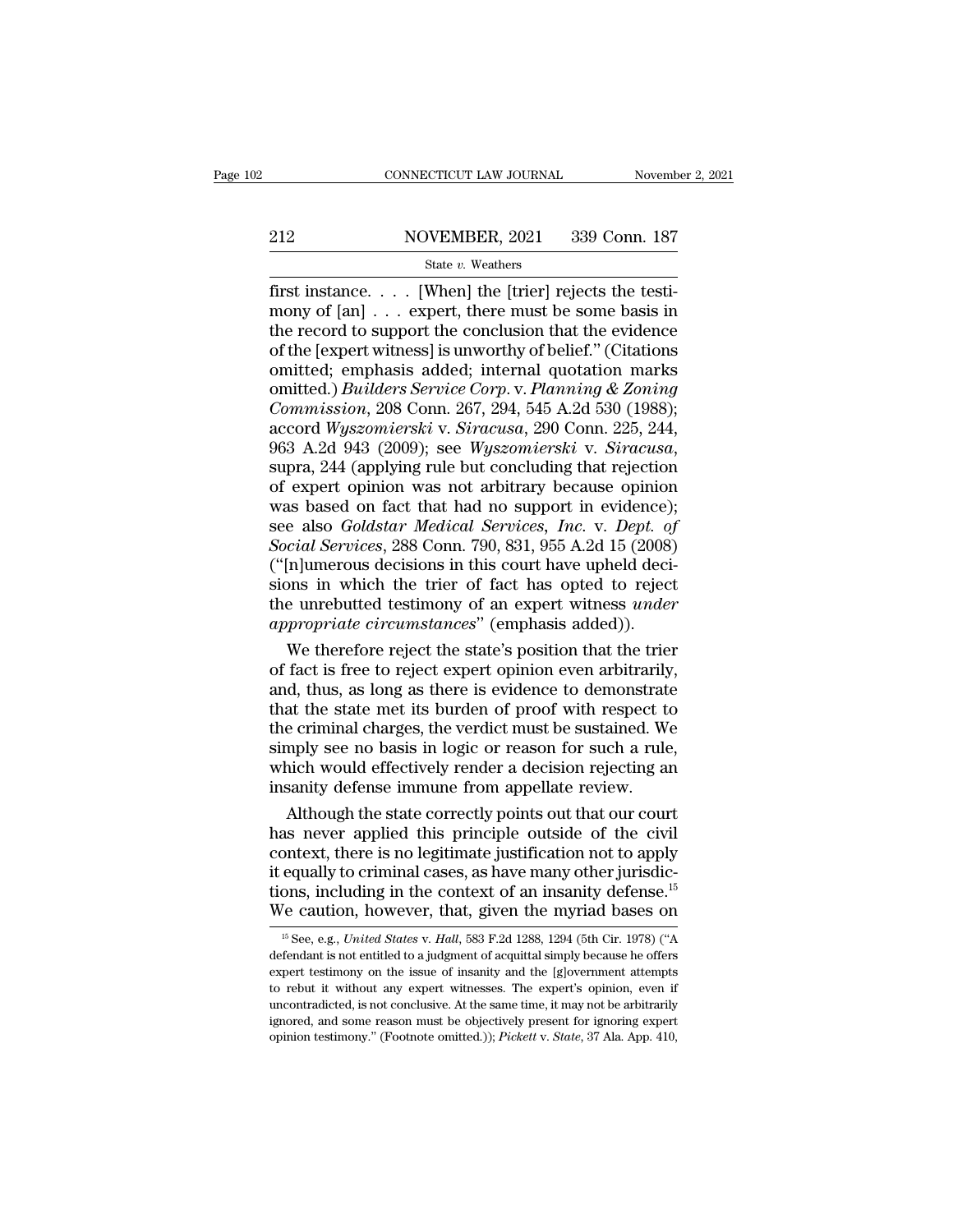first instance. . . . [When] the [trier] rejects the testimony of [an] . . . expert, there must be some basis in the record to support the conclusion that the evidence of the [expert witness] is unworthy of belief." (Citations omitted; emphasis added; internal quotation marks omitted.) *Builders Service Corp.* v. *Planning & Zoning Commission*, 208 Conn. 267, 294, 545 A.2d 530 (1988); accord *Wyszomierski* v. *Siracusa*, 290 Conn. 225, 244, 963 A.2d 943 (2009); see *Wyszomierski* v. *Siracusa*, supra, 244 (applying rule but concluding that rejection of expert opinion was not arbitrary because opinion was based on fact that had no support in evidence); see also *Goldstar Medical Services, Inc.* v. *Dept. of Social Services*, 288 Conn. 790, 831, 955 A.2d 15 (2008) ("[n]umerous decisions in this court have upheld decisions in which the trier of fact has opted to reject the unrebutted testimony of an expert witness *under appropriate circumstances*" (emphasis added)).

We therefore reject the state's position that the trier of fact is free to reject expert opinion even arbitrarily, and, thus, as long as there is evidence to demonstrate that the state met its burden of proof with respect to the criminal charges, the verdict must be sustained. We simply see no basis in logic or reason for such a rule, which would effectively render a decision rejecting an insanity defense immune from appellate review.

Although the state correctly points out that our court has never applied this principle outside of the civil context, there is no legitimate justification not to apply it equally to criminal cases, as have many other jurisdictions, including in the context of an insanity defense.[15] We caution, however, that, given the myriad bases on

[15] See, e.g., *United States* v. *Hall*, 583 F.2d 1288, 1294 (5th Cir. 1978) ("A defendant is not entitled to a judgment of acquittal simply because he offers expert testimony on the issue of insanity and the [g]overnment attempts to rebut it without any expert witnesses. The expert's opinion, even if uncontradicted, is not conclusive. At the same time, it may not be arbitrarily ignored, and some reason must be objectively present for ignoring expert opinion testimony." (Footnote omitted.)); *Pickett* v. *State*, 37 Ala. App. 410,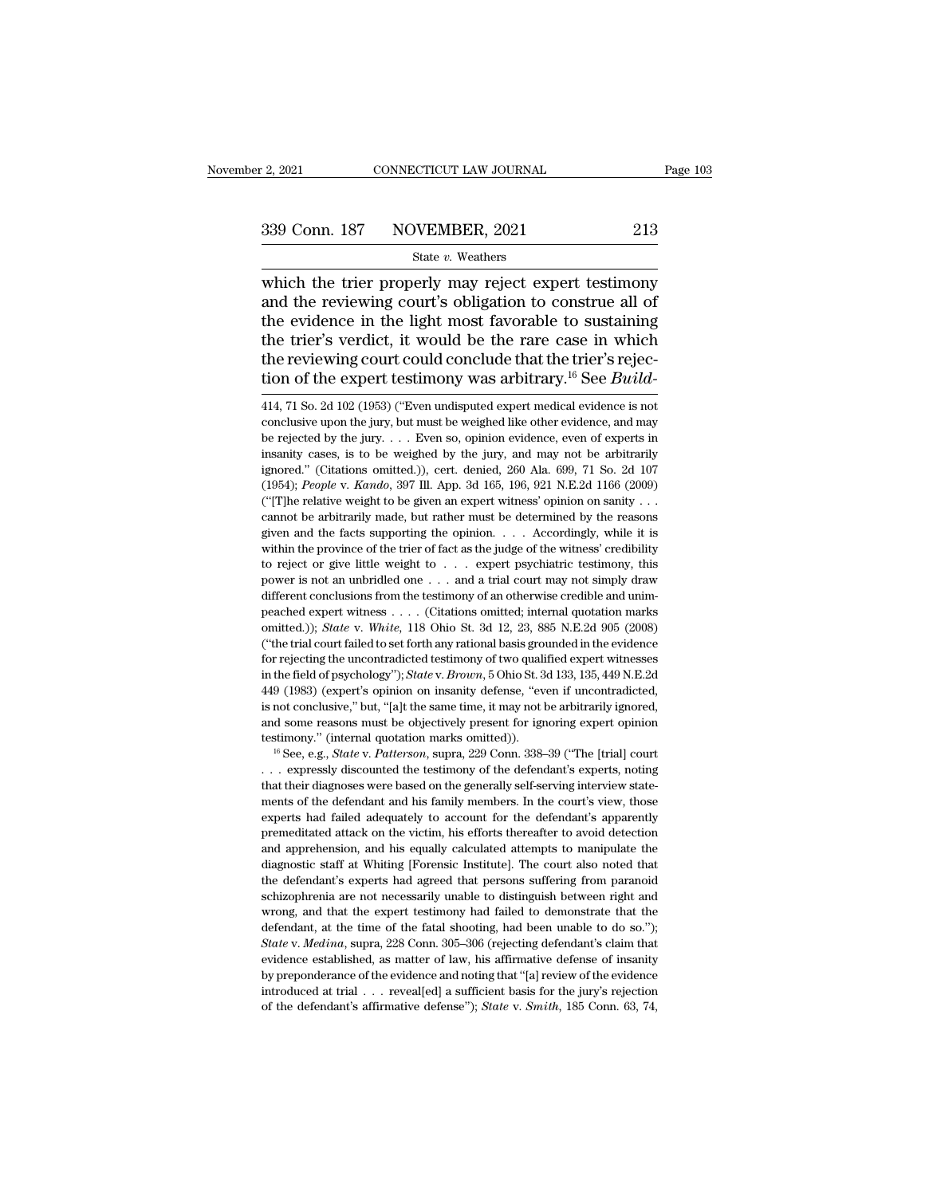which the trier properly may reject expert testimony and the reviewing court's obligation to construe all of the evidence in the light most favorable to sustaining the trier's verdict, it would be the rare case in which the reviewing court could conclude that the trier's rejection of the expert testimony was arbitrary.[16] See *Build-*

414, 71 So. 2d 102 (1953) ("Even undisputed expert medical evidence is not conclusive upon the jury, but must be weighed like other evidence, and may be rejected by the jury. . . . Even so, opinion evidence, even of experts in insanity cases, is to be weighed by the jury, and may not be arbitrarily ignored." (Citations omitted.)), cert. denied, 260 Ala. 699, 71 So. 2d 107 (1954); *People* v. *Kando*, 397 Ill. App. 3d 165, 196, 921 N.E.2d 1166 (2009) ("[T]he relative weight to be given an expert witness' opinion on sanity . . . cannot be arbitrarily made, but rather must be determined by the reasons given and the facts supporting the opinion. . . . Accordingly, while it is within the province of the trier of fact as the judge of the witness' credibility to reject or give little weight to . . . expert psychiatric testimony, this power is not an unbridled one . . . and a trial court may not simply draw different conclusions from the testimony of an otherwise credible and unimpeached expert witness . . . . (Citations omitted; internal quotation marks omitted.)); *State* v. *White*, 118 Ohio St. 3d 12, 23, 885 N.E.2d 905 (2008) ("the trial court failed to set forth any rational basis grounded in the evidence for rejecting the uncontradicted testimony of two qualified expert witnesses in the field of psychology"); *State* v. *Brown*, 5 Ohio St. 3d 133, 135, 449 N.E.2d 449 (1983) (expert's opinion on insanity defense, "even if uncontradicted, is not conclusive," but, "[a]t the same time, it may not be arbitrarily ignored, and some reasons must be objectively present for ignoring expert opinion testimony." (internal quotation marks omitted)).

[16] See, e.g., *State* v. *Patterson*, supra, 229 Conn. 338–39 ("The [trial] court . . . expressly discounted the testimony of the defendant's experts, noting that their diagnoses were based on the generally self-serving interview statements of the defendant and his family members. In the court's view, those experts had failed adequately to account for the defendant's apparently premeditated attack on the victim, his efforts thereafter to avoid detection and apprehension, and his equally calculated attempts to manipulate the diagnostic staff at Whiting [Forensic Institute]. The court also noted that the defendant's experts had agreed that persons suffering from paranoid schizophrenia are not necessarily unable to distinguish between right and wrong, and that the expert testimony had failed to demonstrate that the defendant, at the time of the fatal shooting, had been unable to do so."); *State* v. *Medina*, supra, 228 Conn. 305–306 (rejecting defendant's claim that evidence established, as matter of law, his affirmative defense of insanity by preponderance of the evidence and noting that "[a] review of the evidence introduced at trial . . . reveal[ed] a sufficient basis for the jury's rejection of the defendant's affirmative defense"); *State* v. *Smith*, 185 Conn. 63, 74,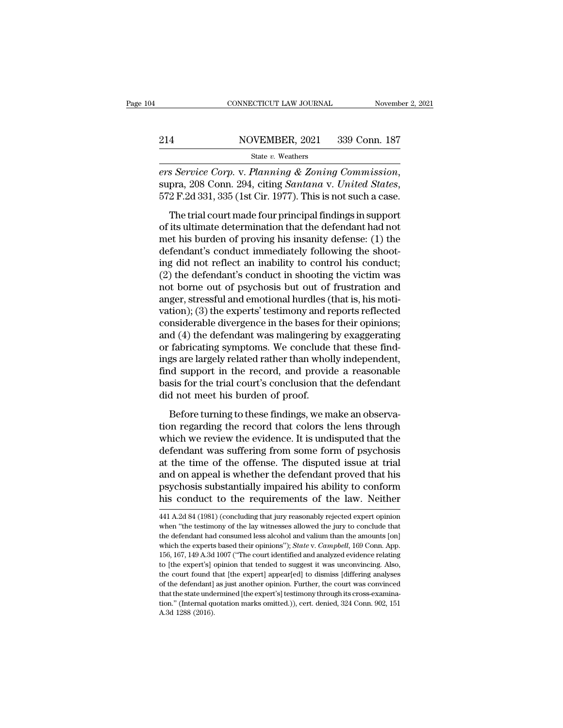*ers Service Corp.* v. *Planning & Zoning Commission*, supra, 208 Conn. 294, citing *Santana* v. *United States*, 572 F.2d 331, 335 (1st Cir. 1977). This is not such a case.

The trial court made four principal findings in support of its ultimate determination that the defendant had not met his burden of proving his insanity defense: (1) the defendant's conduct immediately following the shooting did not reflect an inability to control his conduct; (2) the defendant's conduct in shooting the victim was not borne out of psychosis but out of frustration and anger, stressful and emotional hurdles (that is, his motivation); (3) the experts' testimony and reports reflected considerable divergence in the bases for their opinions; and (4) the defendant was malingering by exaggerating or fabricating symptoms. We conclude that these findings are largely related rather than wholly independent, find support in the record, and provide a reasonable basis for the trial court's conclusion that the defendant did not meet his burden of proof.

Before turning to these findings, we make an observation regarding the record that colors the lens through which we review the evidence. It is undisputed that the defendant was suffering from some form of psychosis at the time of the offense. The disputed issue at trial and on appeal is whether the defendant proved that his psychosis substantially impaired his ability to conform his conduct to the requirements of the law. Neither

441 A.2d 84 (1981) (concluding that jury reasonably rejected expert opinion when "the testimony of the lay witnesses allowed the jury to conclude that the defendant had consumed less alcohol and valium than the amounts [on] which the experts based their opinions"); *State* v. *Campbell*, 169 Conn. App. 156, 167, 149 A.3d 1007 ("The court identified and analyzed evidence relating to [the expert's] opinion that tended to suggest it was unconvincing. Also, the court found that [the expert] appear[ed] to dismiss [differing analyses of the defendant] as just another opinion. Further, the court was convinced that the state undermined [the expert's] testimony through its cross-examination." (Internal quotation marks omitted.)), cert. denied, 324 Conn. 902, 151 A.3d 1288 (2016).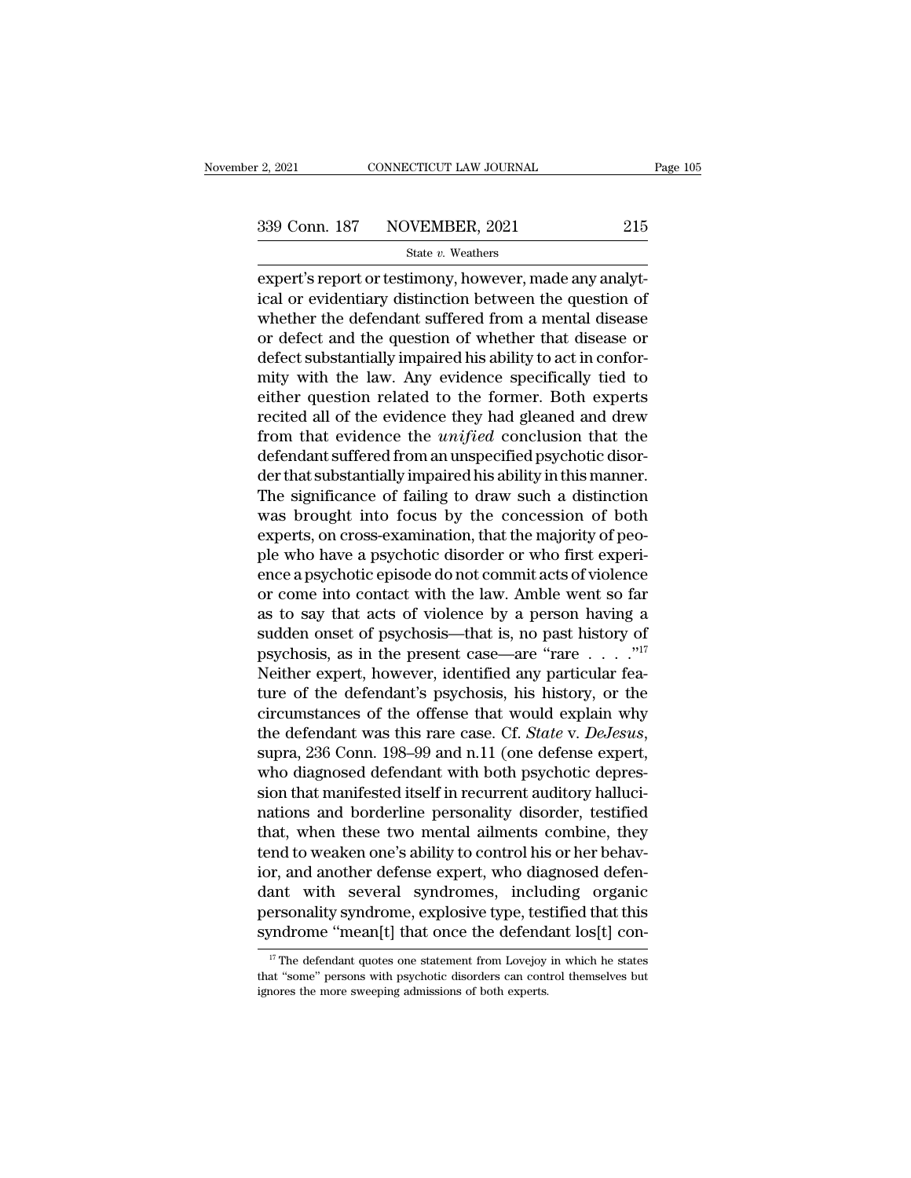expert's report or testimony, however, made any analytical or evidentiary distinction between the question of whether the defendant suffered from a mental disease or defect and the question of whether that disease or defect substantially impaired his ability to act in conformity with the law. Any evidence specifically tied to either question related to the former. Both experts recited all of the evidence they had gleaned and drew from that evidence the *unified* conclusion that the defendant suffered from an unspecified psychotic disorder that substantially impaired his ability in this manner. The significance of failing to draw such a distinction was brought into focus by the concession of both experts, on cross-examination, that the majority of people who have a psychotic disorder or who first experience a psychotic episode do not commit acts of violence or come into contact with the law. Amble went so far as to say that acts of violence by a person having a sudden onset of psychosis—that is, no past history of psychosis, as in the present case—are "rare . . . ."[17] Neither expert, however, identified any particular feature of the defendant's psychosis, his history, or the circumstances of the offense that would explain why the defendant was this rare case. Cf. *State* v. *DeJesus*, supra, 236 Conn. 198–99 and n.11 (one defense expert, who diagnosed defendant with both psychotic depression that manifested itself in recurrent auditory hallucinations and borderline personality disorder, testified that, when these two mental ailments combine, they tend to weaken one's ability to control his or her behavior, and another defense expert, who diagnosed defendant with several syndromes, including organic personality syndrome, explosive type, testified that this syndrome "mean[t] that once the defendant los[t] con-

[17] The defendant quotes one statement from Lovejoy in which he states that "some" persons with psychotic disorders can control themselves but ignores the more sweeping admissions of both experts.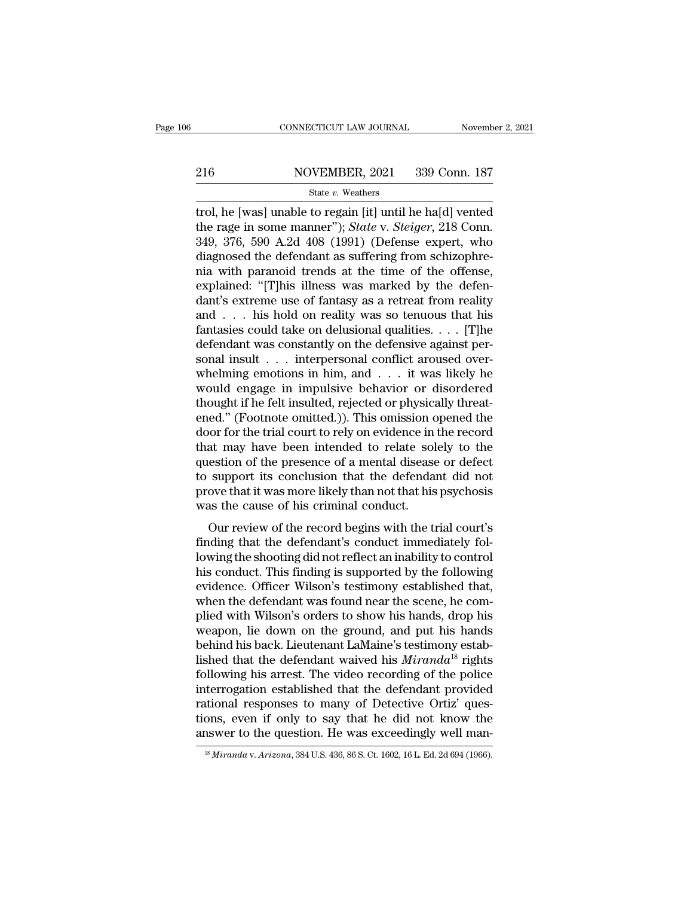trol, he [was] unable to regain [it] until he ha[d] vented the rage in some manner"); *State* v. *Steiger*, 218 Conn. 349, 376, 590 A.2d 408 (1991) (Defense expert, who diagnosed the defendant as suffering from schizophrenia with paranoid trends at the time of the offense, explained: "[T]his illness was marked by the defendant's extreme use of fantasy as a retreat from reality and . . . his hold on reality was so tenuous that his fantasies could take on delusional qualities. . . . [T]he defendant was constantly on the defensive against personal insult . . . interpersonal conflict aroused overwhelming emotions in him, and . . . it was likely he would engage in impulsive behavior or disordered thought if he felt insulted, rejected or physically threatened." (Footnote omitted.)). This omission opened the door for the trial court to rely on evidence in the record that may have been intended to relate solely to the question of the presence of a mental disease or defect to support its conclusion that the defendant did not prove that it was more likely than not that his psychosis was the cause of his criminal conduct.

Our review of the record begins with the trial court's finding that the defendant's conduct immediately following the shooting did not reflect an inability to control his conduct. This finding is supported by the following evidence. Officer Wilson's testimony established that, when the defendant was found near the scene, he complied with Wilson's orders to show his hands, drop his weapon, lie down on the ground, and put his hands behind his back. Lieutenant LaMaine's testimony established that the defendant waived his *Miranda*[18] rights following his arrest. The video recording of the police interrogation established that the defendant provided rational responses to many of Detective Ortiz' questions, even if only to say that he did not know the answer to the question. He was exceedingly well man-

[18] *Miranda* v. *Arizona*, 384 U.S. 436, 86 S. Ct. 1602, 16 L. Ed. 2d 694 (1966).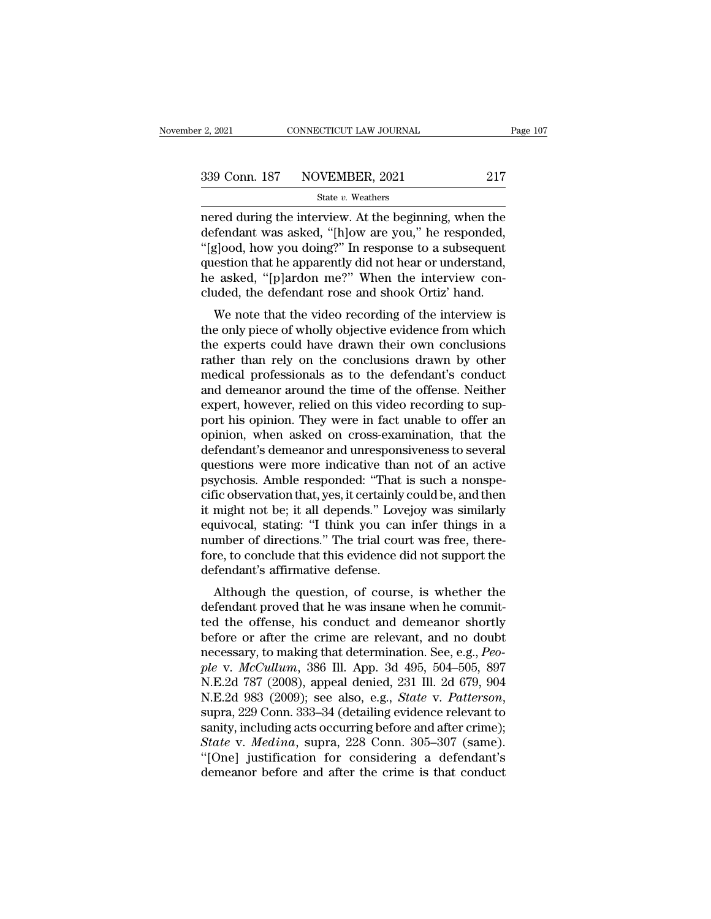nered during the interview. At the beginning, when the defendant was asked, "[h]ow are you," he responded, "[g]ood, how you doing?" In response to a subsequent question that he apparently did not hear or understand, he asked, "[p]ardon me?" When the interview concluded, the defendant rose and shook Ortiz' hand.

We note that the video recording of the interview is the only piece of wholly objective evidence from which the experts could have drawn their own conclusions rather than rely on the conclusions drawn by other medical professionals as to the defendant's conduct and demeanor around the time of the offense. Neither expert, however, relied on this video recording to support his opinion. They were in fact unable to offer an opinion, when asked on cross-examination, that the defendant's demeanor and unresponsiveness to several questions were more indicative than not of an active psychosis. Amble responded: "That is such a nonspecific observation that, yes, it certainly could be, and then it might not be; it all depends." Lovejoy was similarly equivocal, stating: "I think you can infer things in a number of directions." The trial court was free, therefore, to conclude that this evidence did not support the defendant's affirmative defense.

Although the question, of course, is whether the defendant proved that he was insane when he committed the offense, his conduct and demeanor shortly before or after the crime are relevant, and no doubt necessary, to making that determination. See, e.g., *People* v. *McCullum*, 386 Ill. App. 3d 495, 504–505, 897 N.E.2d 787 (2008), appeal denied, 231 Ill. 2d 679, 904 N.E.2d 983 (2009); see also, e.g., *State* v. *Patterson*, supra, 229 Conn. 333–34 (detailing evidence relevant to sanity, including acts occurring before and after crime); *State* v. *Medina*, supra, 228 Conn. 305–307 (same). "[One] justification for considering a defendant's demeanor before and after the crime is that conduct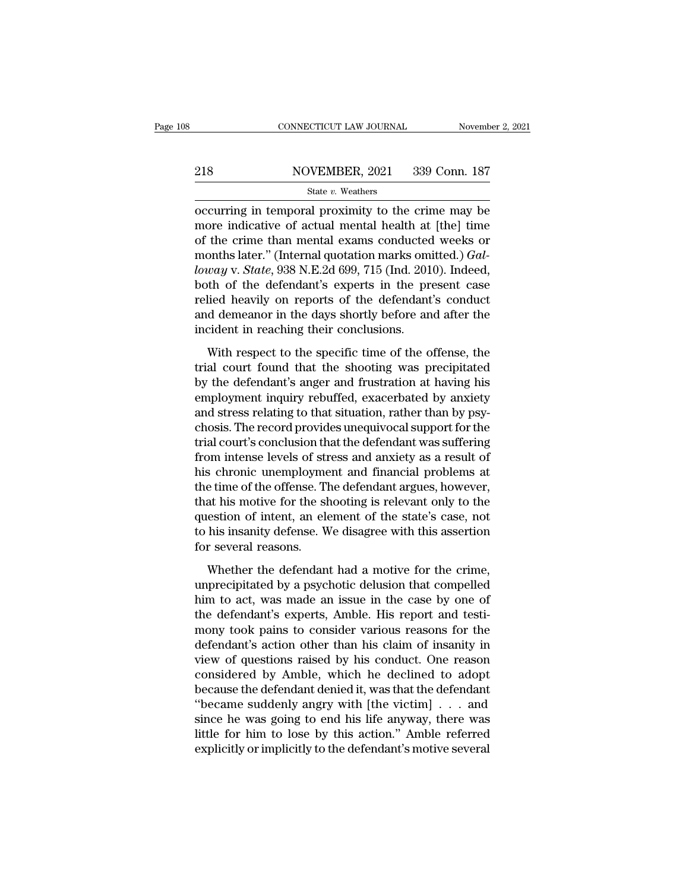occurring in temporal proximity to the crime may be more indicative of actual mental health at [the] time of the crime than mental exams conducted weeks or months later." (Internal quotation marks omitted.) *Galloway* v. *State*, 938 N.E.2d 699, 715 (Ind. 2010). Indeed, both of the defendant's experts in the present case relied heavily on reports of the defendant's conduct and demeanor in the days shortly before and after the incident in reaching their conclusions.

With respect to the specific time of the offense, the trial court found that the shooting was precipitated by the defendant's anger and frustration at having his employment inquiry rebuffed, exacerbated by anxiety and stress relating to that situation, rather than by psychosis. The record provides unequivocal support for the trial court's conclusion that the defendant was suffering from intense levels of stress and anxiety as a result of his chronic unemployment and financial problems at the time of the offense. The defendant argues, however, that his motive for the shooting is relevant only to the question of intent, an element of the state's case, not to his insanity defense. We disagree with this assertion for several reasons.

Whether the defendant had a motive for the crime, unprecipitated by a psychotic delusion that compelled him to act, was made an issue in the case by one of the defendant's experts, Amble. His report and testimony took pains to consider various reasons for the defendant's action other than his claim of insanity in view of questions raised by his conduct. One reason considered by Amble, which he declined to adopt because the defendant denied it, was that the defendant "became suddenly angry with [the victim] . . . and since he was going to end his life anyway, there was little for him to lose by this action." Amble referred explicitly or implicitly to the defendant's motive several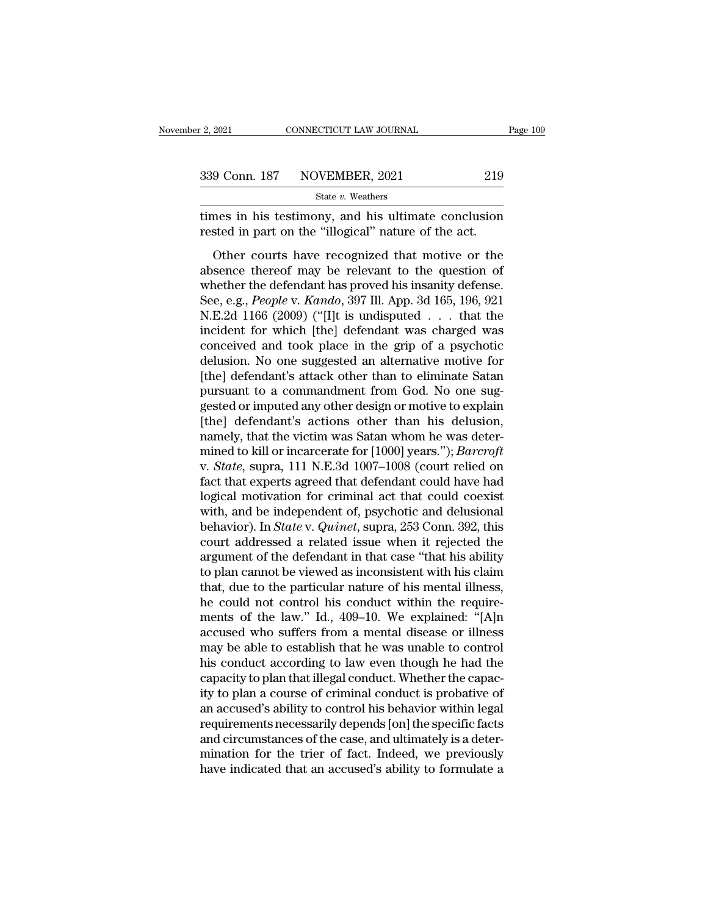times in his testimony, and his ultimate conclusion rested in part on the "illogical" nature of the act.

Other courts have recognized that motive or the absence thereof may be relevant to the question of whether the defendant has proved his insanity defense. See, e.g., *People* v. *Kando*, 397 Ill. App. 3d 165, 196, 921 N.E.2d 1166 (2009) ("[I]t is undisputed . . . that the incident for which [the] defendant was charged was conceived and took place in the grip of a psychotic delusion. No one suggested an alternative motive for [the] defendant's attack other than to eliminate Satan pursuant to a commandment from God. No one suggested or imputed any other design or motive to explain [the] defendant's actions other than his delusion, namely, that the victim was Satan whom he was determined to kill or incarcerate for [1000] years."); *Barcroft* v. *State*, supra, 111 N.E.3d 1007–1008 (court relied on fact that experts agreed that defendant could have had logical motivation for criminal act that could coexist with, and be independent of, psychotic and delusional behavior). In *State* v. *Quinet*, supra, 253 Conn. 392, this court addressed a related issue when it rejected the argument of the defendant in that case "that his ability to plan cannot be viewed as inconsistent with his claim that, due to the particular nature of his mental illness, he could not control his conduct within the requirements of the law." Id., 409–10. We explained: "[A]n accused who suffers from a mental disease or illness may be able to establish that he was unable to control his conduct according to law even though he had the capacity to plan that illegal conduct. Whether the capacity to plan a course of criminal conduct is probative of an accused's ability to control his behavior within legal requirements necessarily depends [on] the specific facts and circumstances of the case, and ultimately is a determination for the trier of fact. Indeed, we previously have indicated that an accused's ability to formulate a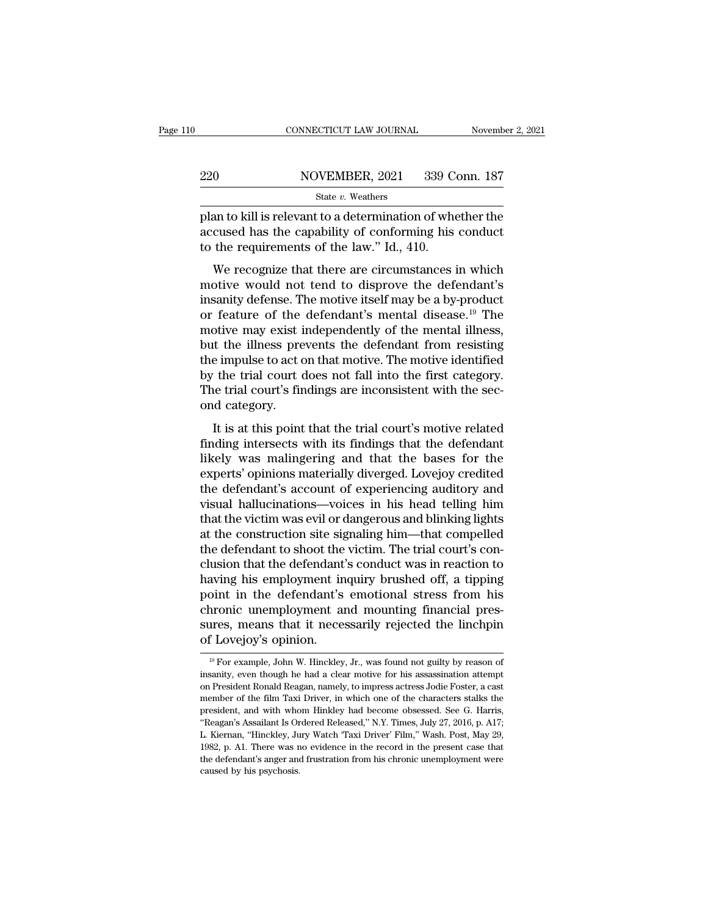plan to kill is relevant to a determination of whether the accused has the capability of conforming his conduct to the requirements of the law." Id., 410.

We recognize that there are circumstances in which motive would not tend to disprove the defendant's insanity defense. The motive itself may be a by-product or feature of the defendant's mental disease.[19] The motive may exist independently of the mental illness, but the illness prevents the defendant from resisting the impulse to act on that motive. The motive identified by the trial court does not fall into the first category. The trial court's findings are inconsistent with the second category.

It is at this point that the trial court's motive related finding intersects with its findings that the defendant likely was malingering and that the bases for the experts' opinions materially diverged. Lovejoy credited the defendant's account of experiencing auditory and visual hallucinations—voices in his head telling him that the victim was evil or dangerous and blinking lights at the construction site signaling him—that compelled the defendant to shoot the victim. The trial court's conclusion that the defendant's conduct was in reaction to having his employment inquiry brushed off, a tipping point in the defendant's emotional stress from his chronic unemployment and mounting financial pressures, means that it necessarily rejected the linchpin of Lovejoy's opinion.

[19] For example, John W. Hinckley, Jr., was found not guilty by reason of insanity, even though he had a clear motive for his assassination attempt on President Ronald Reagan, namely, to impress actress Jodie Foster, a cast member of the film Taxi Driver, in which one of the characters stalks the president, and with whom Hinkley had become obsessed. See G. Harris, "Reagan's Assailant Is Ordered Released," N.Y. Times, July 27, 2016, p. A17; L. Kiernan, "Hinckley, Jury Watch 'Taxi Driver' Film," Wash. Post, May 29, 1982, p. A1. There was no evidence in the record in the present case that the defendant's anger and frustration from his chronic unemployment were caused by his psychosis.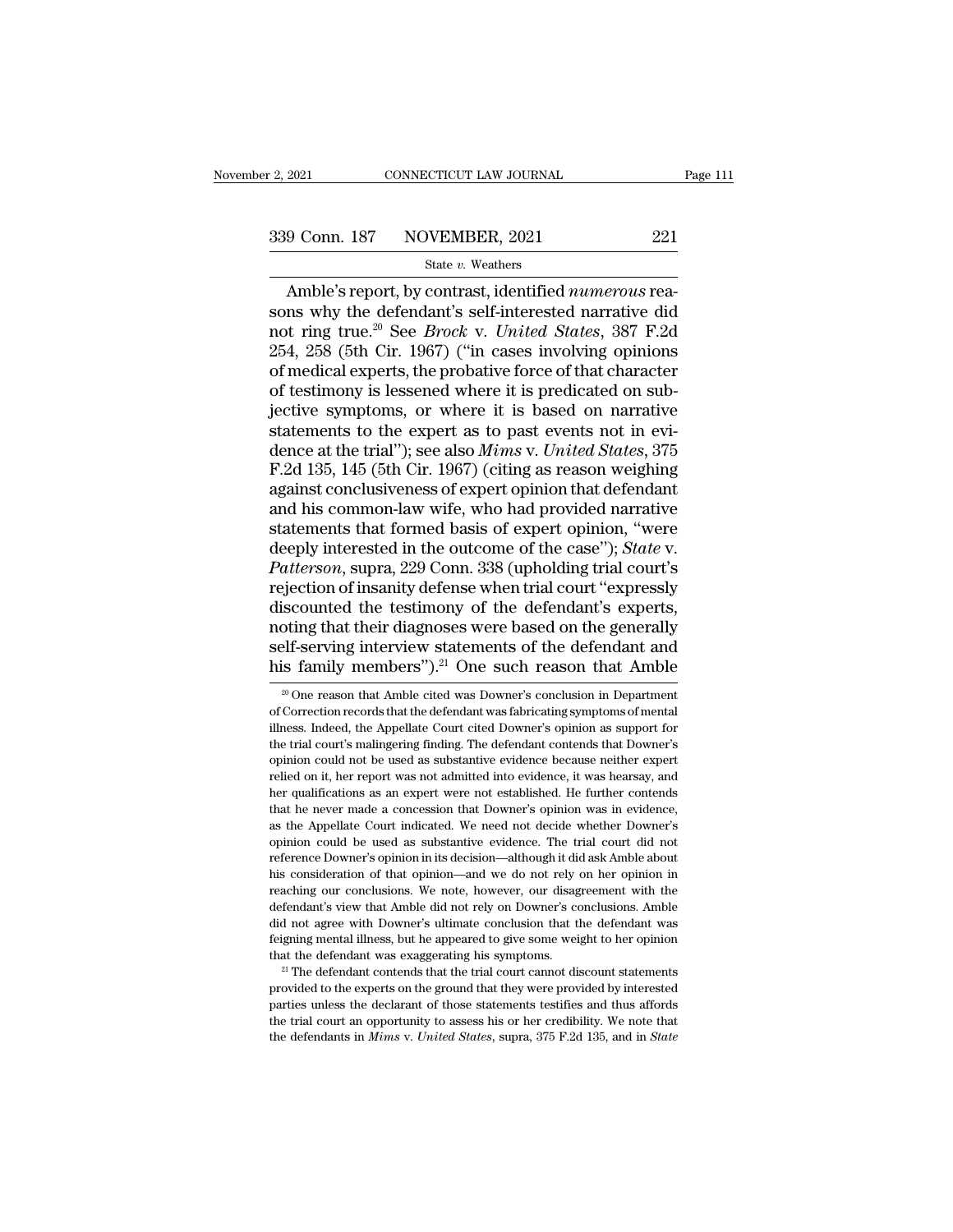Amble's report, by contrast, identified *numerous* reasons why the defendant's self-interested narrative did not ring true.[20] See *Brock* v. *United States*, 387 F.2d 254, 258 (5th Cir. 1967) ("in cases involving opinions of medical experts, the probative force of that character of testimony is lessened where it is predicated on subjective symptoms, or where it is based on narrative statements to the expert as to past events not in evidence at the trial"); see also *Mims* v. *United States*, 375 F.2d 135, 145 (5th Cir. 1967) (citing as reason weighing against conclusiveness of expert opinion that defendant and his common-law wife, who had provided narrative statements that formed basis of expert opinion, "were deeply interested in the outcome of the case"); *State* v. *Patterson*, supra, 229 Conn. 338 (upholding trial court's rejection of insanity defense when trial court "expressly discounted the testimony of the defendant's experts, noting that their diagnoses were based on the generally self-serving interview statements of the defendant and his family members").[21] One such reason that Amble

---

[20] One reason that Amble cited was Downer's conclusion in Department of Correction records that the defendant was fabricating symptoms of mental illness. Indeed, the Appellate Court cited Downer's opinion as support for the trial court's malingering finding. The defendant contends that Downer's opinion could not be used as substantive evidence because neither expert relied on it, her report was not admitted into evidence, it was hearsay, and her qualifications as an expert were not established. He further contends that he never made a concession that Downer's opinion was in evidence, as the Appellate Court indicated. We need not decide whether Downer's opinion could be used as substantive evidence. The trial court did not reference Downer's opinion in its decision—although it did ask Amble about his consideration of that opinion—and we do not rely on her opinion in reaching our conclusions. We note, however, our disagreement with the defendant's view that Amble did not rely on Downer's conclusions. Amble did not agree with Downer's ultimate conclusion that the defendant was feigning mental illness, but he appeared to give some weight to her opinion that the defendant was exaggerating his symptoms.

[21] The defendant contends that the trial court cannot discount statements provided to the experts on the ground that they were provided by interested parties unless the declarant of those statements testifies and thus affords the trial court an opportunity to assess his or her credibility. We note that the defendants in *Mims* v. *United States*, supra, 375 F.2d 135, and in *State*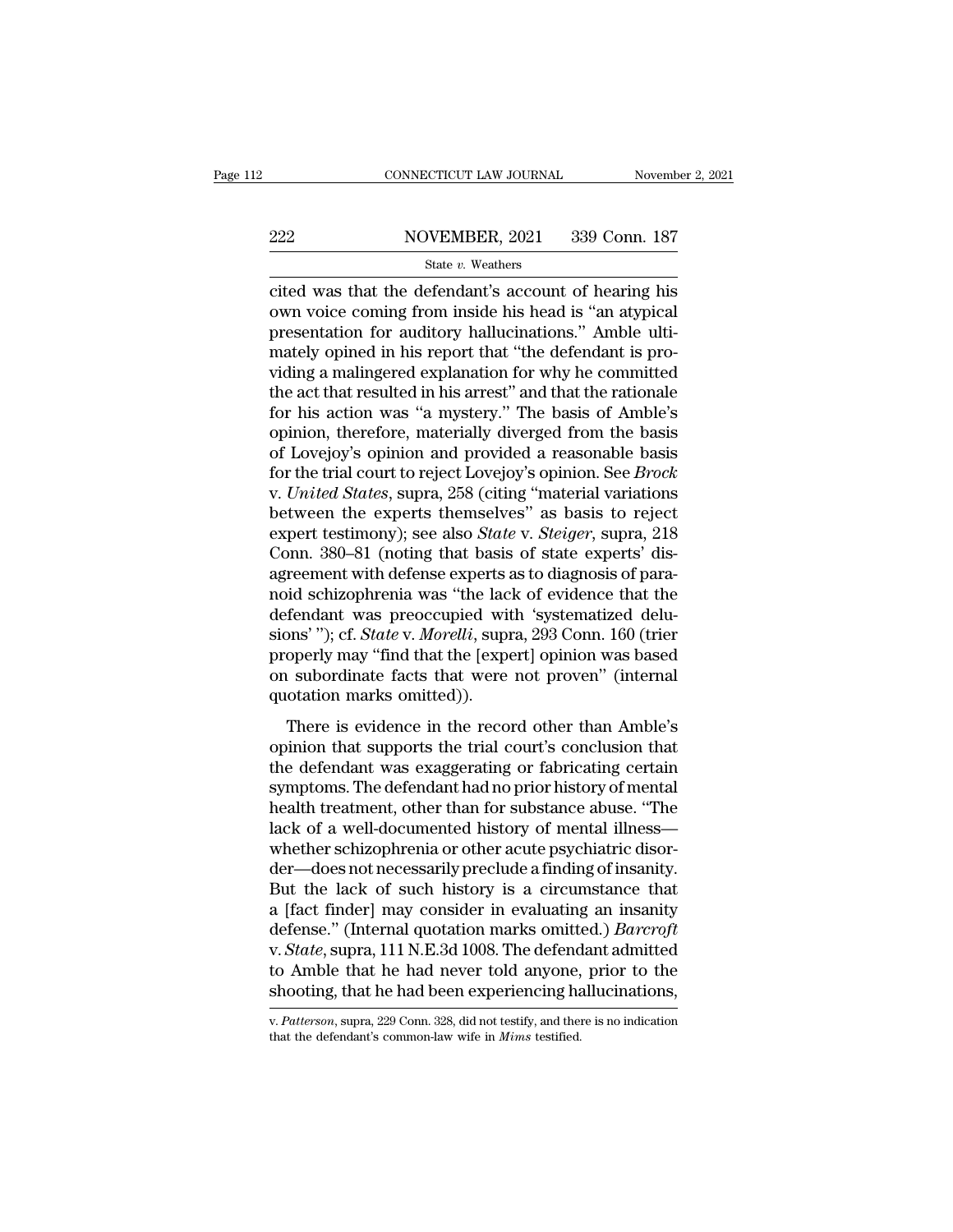cited was that the defendant's account of hearing his own voice coming from inside his head is "an atypical presentation for auditory hallucinations." Amble ultimately opined in his report that "the defendant is providing a malingered explanation for why he committed the act that resulted in his arrest" and that the rationale for his action was "a mystery." The basis of Amble's opinion, therefore, materially diverged from the basis of Lovejoy's opinion and provided a reasonable basis for the trial court to reject Lovejoy's opinion. See *Brock* v. *United States*, supra, 258 (citing "material variations between the experts themselves" as basis to reject expert testimony); see also *State* v. *Steiger*, supra, 218 Conn. 380–81 (noting that basis of state experts' disagreement with defense experts as to diagnosis of paranoid schizophrenia was "the lack of evidence that the defendant was preoccupied with 'systematized delusions' "); cf. *State* v. *Morelli*, supra, 293 Conn. 160 (trier properly may "find that the [expert] opinion was based on subordinate facts that were not proven" (internal quotation marks omitted)).

There is evidence in the record other than Amble's opinion that supports the trial court's conclusion that the defendant was exaggerating or fabricating certain symptoms. The defendant had no prior history of mental health treatment, other than for substance abuse. "The lack of a well-documented history of mental illness—whether schizophrenia or other acute psychiatric disorder—does not necessarily preclude a finding of insanity. But the lack of such history is a circumstance that a [fact finder] may consider in evaluating an insanity defense." (Internal quotation marks omitted.) *Barcroft* v. *State*, supra, 111 N.E.3d 1008. The defendant admitted to Amble that he had never told anyone, prior to the shooting, that he had been experiencing hallucinations,

v. *Patterson*, supra, 229 Conn. 328, did not testify, and there is no indication that the defendant's common-law wife in *Mims* testified.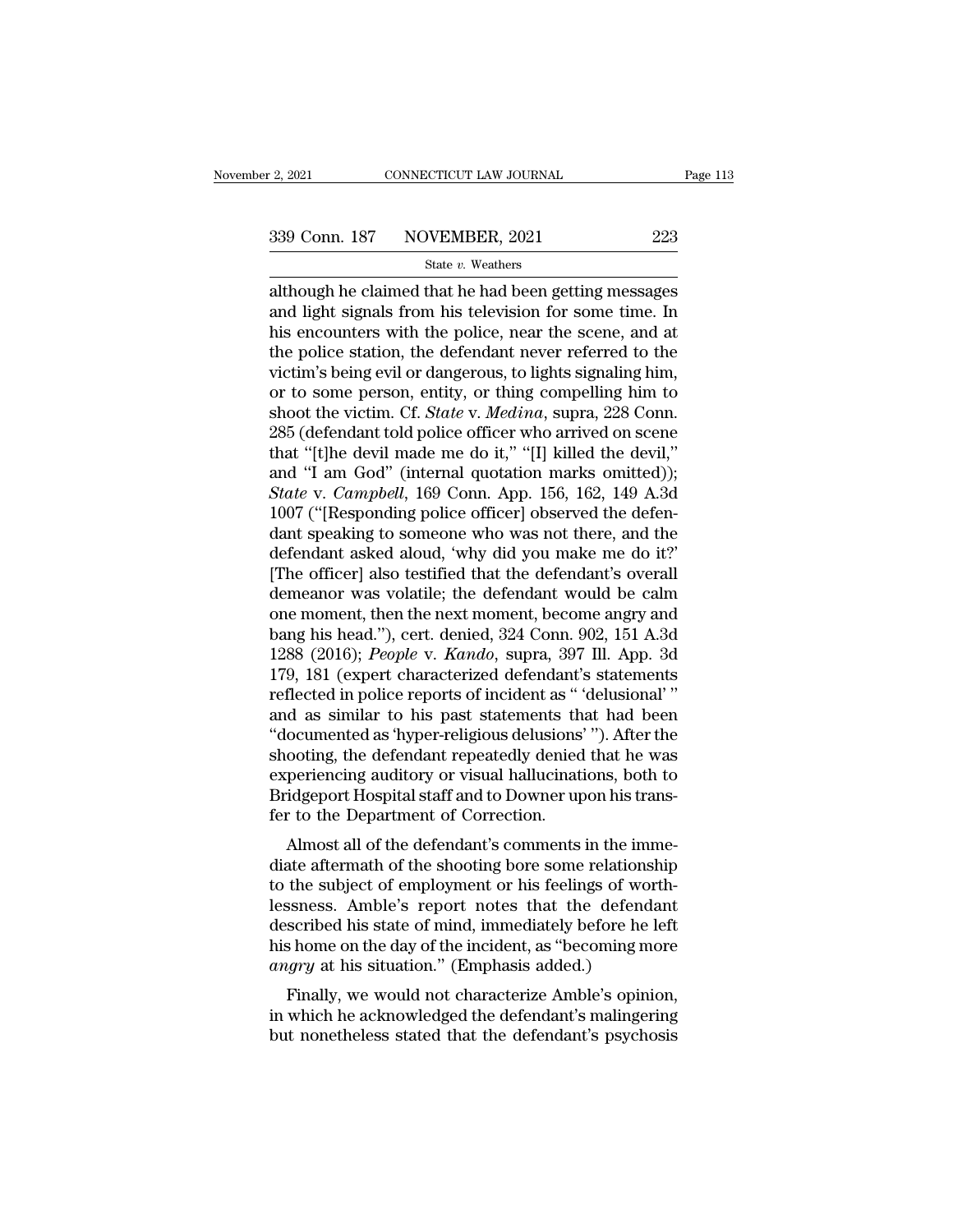although he claimed that he had been getting messages and light signals from his television for some time. In his encounters with the police, near the scene, and at the police station, the defendant never referred to the victim's being evil or dangerous, to lights signaling him, or to some person, entity, or thing compelling him to shoot the victim. Cf. *State* v. *Medina*, supra, 228 Conn. 285 (defendant told police officer who arrived on scene that "[t]he devil made me do it," "[I] killed the devil," and "I am God" (internal quotation marks omitted)); *State* v. *Campbell*, 169 Conn. App. 156, 162, 149 A.3d 1007 ("[Responding police officer] observed the defendant speaking to someone who was not there, and the defendant asked aloud, 'why did you make me do it?' [The officer] also testified that the defendant's overall demeanor was volatile; the defendant would be calm one moment, then the next moment, become angry and bang his head."), cert. denied, 324 Conn. 902, 151 A.3d 1288 (2016); *People* v. *Kando*, supra, 397 Ill. App. 3d 179, 181 (expert characterized defendant's statements reflected in police reports of incident as " 'delusional' " and as similar to his past statements that had been "documented as 'hyper-religious delusions' "). After the shooting, the defendant repeatedly denied that he was experiencing auditory or visual hallucinations, both to Bridgeport Hospital staff and to Downer upon his transfer to the Department of Correction.

Almost all of the defendant's comments in the immediate aftermath of the shooting bore some relationship to the subject of employment or his feelings of worthlessness. Amble's report notes that the defendant described his state of mind, immediately before he left his home on the day of the incident, as "becoming more *angry* at his situation." (Emphasis added.)

Finally, we would not characterize Amble's opinion, in which he acknowledged the defendant's malingering but nonetheless stated that the defendant's psychosis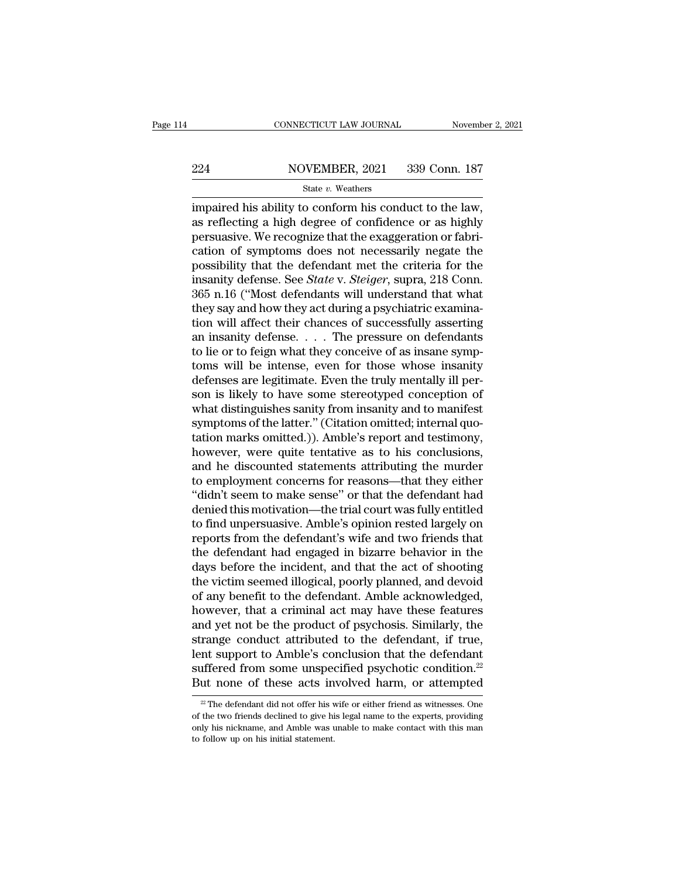impaired his ability to conform his conduct to the law, as reflecting a high degree of confidence or as highly persuasive. We recognize that the exaggeration or fabrication of symptoms does not necessarily negate the possibility that the defendant met the criteria for the insanity defense. See *State* v. *Steiger*, supra, 218 Conn. 365 n.16 ("Most defendants will understand that what they say and how they act during a psychiatric examination will affect their chances of successfully asserting an insanity defense. . . . The pressure on defendants to lie or to feign what they conceive of as insane symptoms will be intense, even for those whose insanity defenses are legitimate. Even the truly mentally ill person is likely to have some stereotyped conception of what distinguishes sanity from insanity and to manifest symptoms of the latter." (Citation omitted; internal quotation marks omitted.)). Amble's report and testimony, however, were quite tentative as to his conclusions, and he discounted statements attributing the murder to employment concerns for reasons—that they either "didn't seem to make sense" or that the defendant had denied this motivation—the trial court was fully entitled to find unpersuasive. Amble's opinion rested largely on reports from the defendant's wife and two friends that the defendant had engaged in bizarre behavior in the days before the incident, and that the act of shooting the victim seemed illogical, poorly planned, and devoid of any benefit to the defendant. Amble acknowledged, however, that a criminal act may have these features and yet not be the product of psychosis. Similarly, the strange conduct attributed to the defendant, if true, lent support to Amble's conclusion that the defendant suffered from some unspecified psychotic condition.[22] But none of these acts involved harm, or attempted

[22] The defendant did not offer his wife or either friend as witnesses. One of the two friends declined to give his legal name to the experts, providing only his nickname, and Amble was unable to make contact with this man to follow up on his initial statement.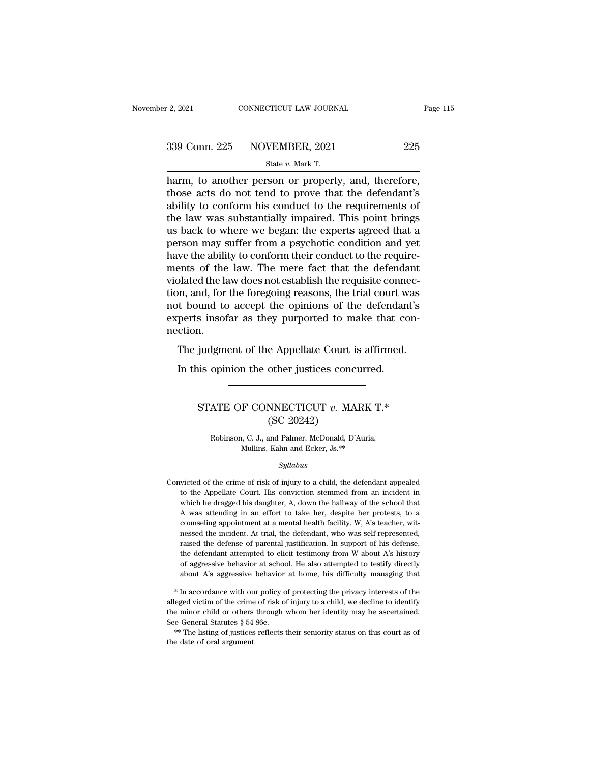harm, to another person or property, and, therefore, those acts do not tend to prove that the defendant's ability to conform his conduct to the requirements of the law was substantially impaired. This point brings us back to where we began: the experts agreed that a person may suffer from a psychotic condition and yet have the ability to conform their conduct to the requirements of the law. The mere fact that the defendant violated the law does not establish the requisite connection, and, for the foregoing reasons, the trial court was not bound to accept the opinions of the defendant's experts insofar as they purported to make that connection.

The judgment of the Appellate Court is affirmed.

In this opinion the other justices concurred.

---

## STATE OF CONNECTICUT *v.* MARK T.*
### (SC 20242)

Robinson, C. J., and Palmer, McDonald, D'Auria, Mullins, Kahn and Ecker, Js.**

*Syllabus*

Convicted of the crime of risk of injury to a child, the defendant appealed to the Appellate Court. His conviction stemmed from an incident in which he dragged his daughter, A, down the hallway of the school that A was attending in an effort to take her, despite her protests, to a counseling appointment at a mental health facility. W, A's teacher, witnessed the incident. At trial, the defendant, who was self-represented, raised the defense of parental justification. In support of his defense, the defendant attempted to elicit testimony from W about A's history of aggressive behavior at school. He also attempted to testify directly about A's aggressive behavior at home, his difficulty managing that

---

\* In accordance with our policy of protecting the privacy interests of the alleged victim of the crime of risk of injury to a child, we decline to identify the minor child or others through whom her identity may be ascertained. See General Statutes § 54-86e.

\*\* The listing of justices reflects their seniority status on this court as of the date of oral argument.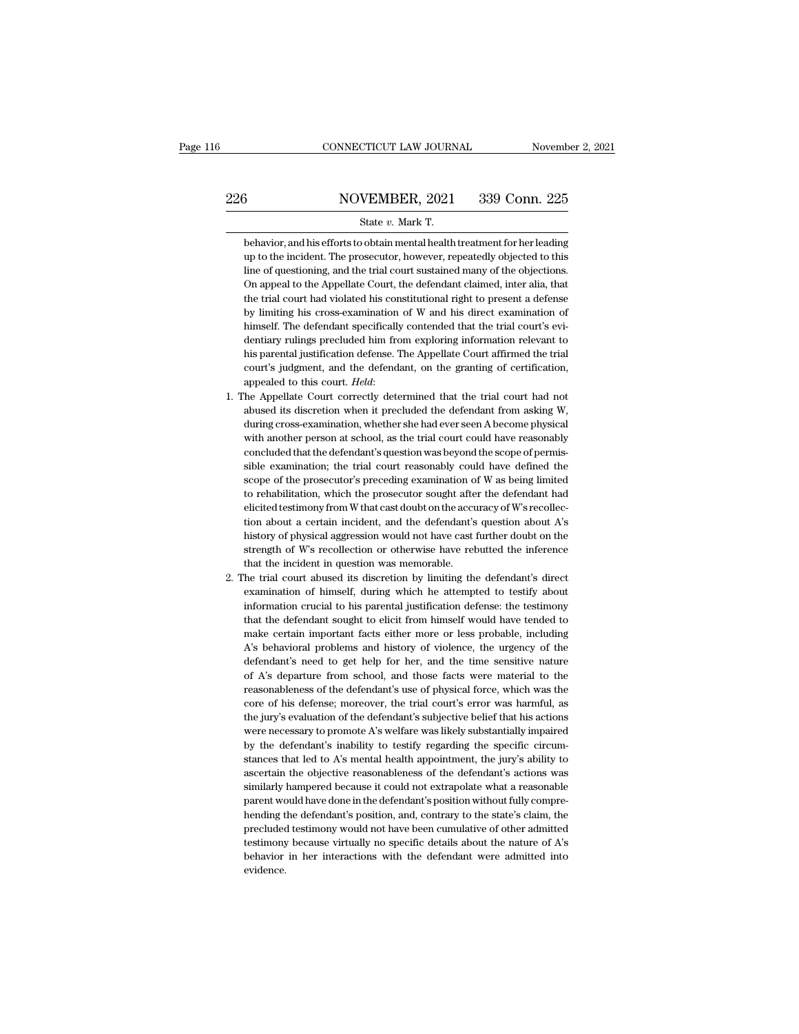behavior, and his efforts to obtain mental health treatment for her leading up to the incident. The prosecutor, however, repeatedly objected to this line of questioning, and the trial court sustained many of the objections. On appeal to the Appellate Court, the defendant claimed, inter alia, that the trial court had violated his constitutional right to present a defense by limiting his cross-examination of W and his direct examination of himself. The defendant specifically contended that the trial court's evidentiary rulings precluded him from exploring information relevant to his parental justification defense. The Appellate Court affirmed the trial court's judgment, and the defendant, on the granting of certification, appealed to this court. *Held*:

1. The Appellate Court correctly determined that the trial court had not abused its discretion when it precluded the defendant from asking W, during cross-examination, whether she had ever seen A become physical with another person at school, as the trial court could have reasonably concluded that the defendant's question was beyond the scope of permissible examination; the trial court reasonably could have defined the scope of the prosecutor's preceding examination of W as being limited to rehabilitation, which the prosecutor sought after the defendant had elicited testimony from W that cast doubt on the accuracy of W's recollection about a certain incident, and the defendant's question about A's history of physical aggression would not have cast further doubt on the strength of W's recollection or otherwise have rebutted the inference that the incident in question was memorable.

2. The trial court abused its discretion by limiting the defendant's direct examination of himself, during which he attempted to testify about information crucial to his parental justification defense: the testimony that the defendant sought to elicit from himself would have tended to make certain important facts either more or less probable, including A's behavioral problems and history of violence, the urgency of the defendant's need to get help for her, and the time sensitive nature of A's departure from school, and those facts were material to the reasonableness of the defendant's use of physical force, which was the core of his defense; moreover, the trial court's error was harmful, as the jury's evaluation of the defendant's subjective belief that his actions were necessary to promote A's welfare was likely substantially impaired by the defendant's inability to testify regarding the specific circumstances that led to A's mental health appointment, the jury's ability to ascertain the objective reasonableness of the defendant's actions was similarly hampered because it could not extrapolate what a reasonable parent would have done in the defendant's position without fully comprehending the defendant's position, and, contrary to the state's claim, the precluded testimony would not have been cumulative of other admitted testimony because virtually no specific details about the nature of A's behavior in her interactions with the defendant were admitted into evidence.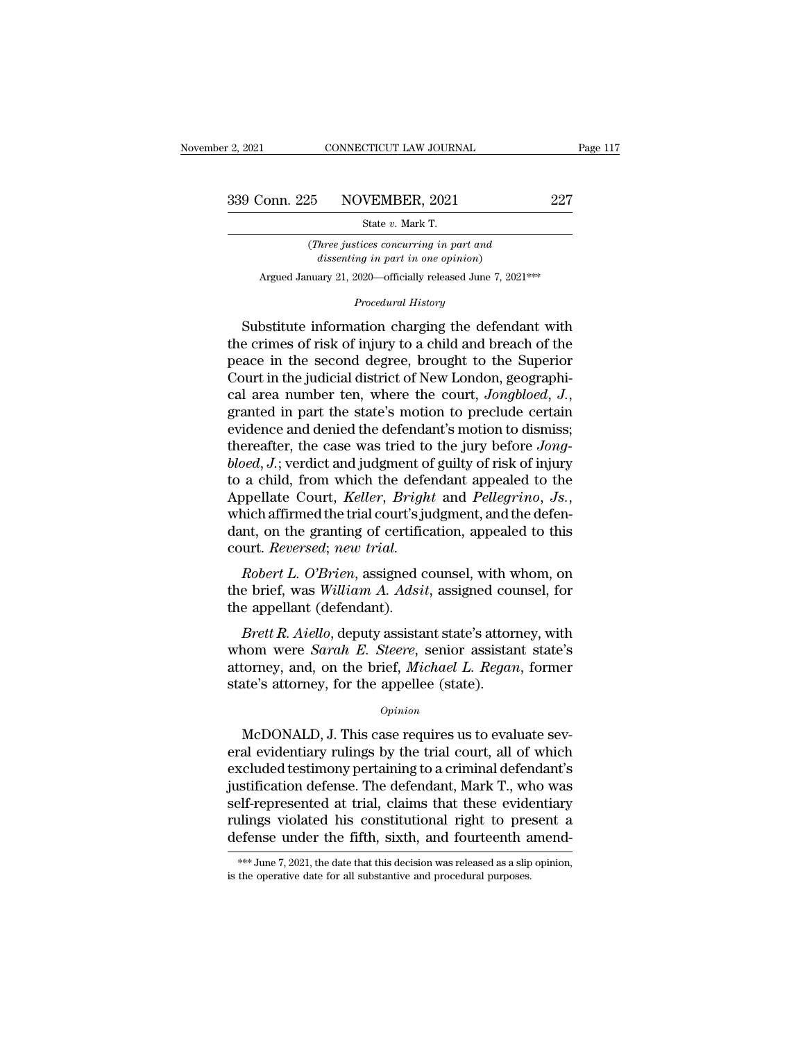(*Three justices concurring in part and dissenting in part in one opinion*)

Argued January 21, 2020—officially released June 7, 2021***

*Procedural History*

Substitute information charging the defendant with the crimes of risk of injury to a child and breach of the peace in the second degree, brought to the Superior Court in the judicial district of New London, geographical area number ten, where the court, *Jongbloed*, *J.*, granted in part the state's motion to preclude certain evidence and denied the defendant's motion to dismiss; thereafter, the case was tried to the jury before *Jongbloed*, *J.*; verdict and judgment of guilty of risk of injury to a child, from which the defendant appealed to the Appellate Court, *Keller*, *Bright* and *Pellegrino*, *Js.*, which affirmed the trial court's judgment, and the defendant, on the granting of certification, appealed to this court. *Reversed*; *new trial.*

*Robert L. O'Brien*, assigned counsel, with whom, on the brief, was *William A. Adsit*, assigned counsel, for the appellant (defendant).

*Brett R. Aiello*, deputy assistant state's attorney, with whom were *Sarah E. Steere*, senior assistant state's attorney, and, on the brief, *Michael L. Regan*, former state's attorney, for the appellee (state).

*Opinion*

McDONALD, J. This case requires us to evaluate several evidentiary rulings by the trial court, all of which excluded testimony pertaining to a criminal defendant's justification defense. The defendant, Mark T., who was self-represented at trial, claims that these evidentiary rulings violated his constitutional right to present a defense under the fifth, sixth, and fourteenth amend-

*** June 7, 2021, the date that this decision was released as a slip opinion, is the operative date for all substantive and procedural purposes.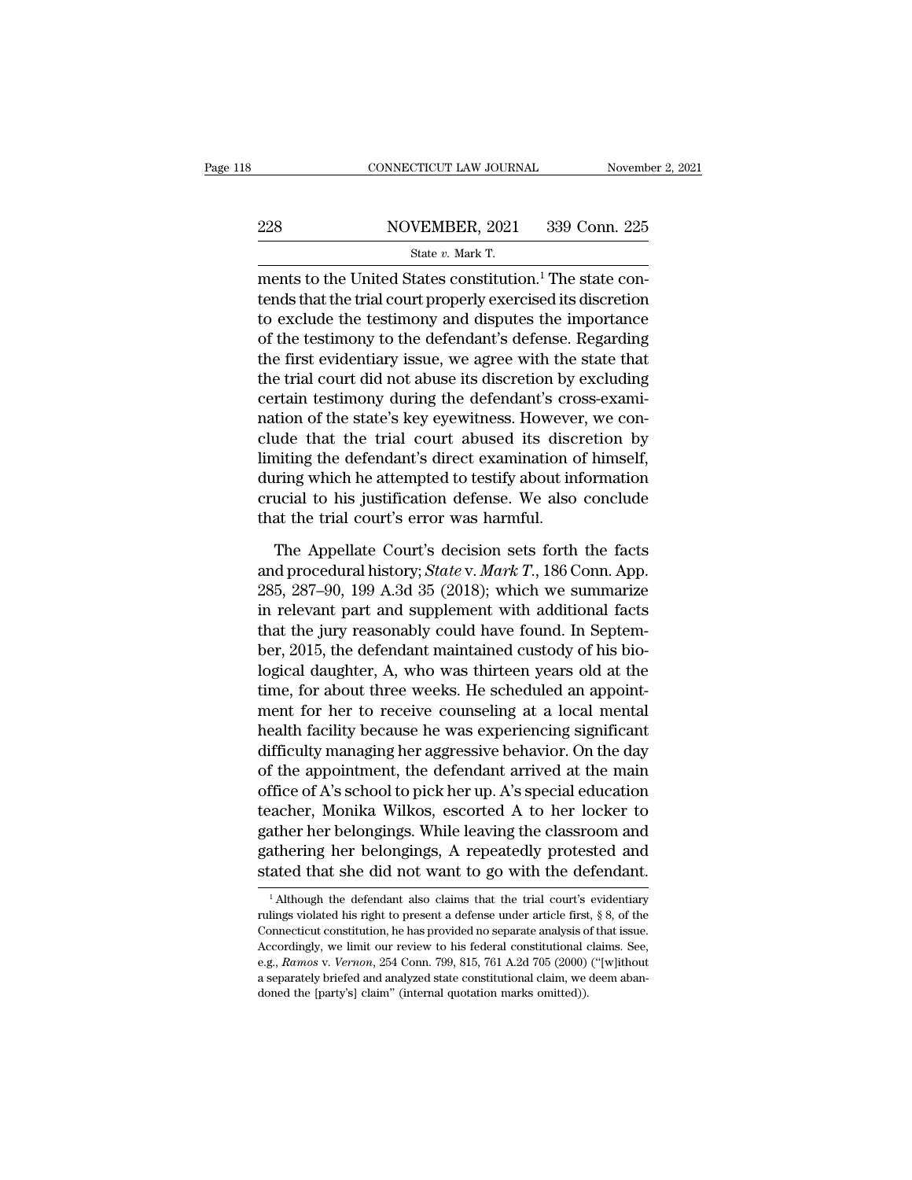ments to the United States constitution.[1] The state contends that the trial court properly exercised its discretion to exclude the testimony and disputes the importance of the testimony to the defendant's defense. Regarding the first evidentiary issue, we agree with the state that the trial court did not abuse its discretion by excluding certain testimony during the defendant's cross-examination of the state's key eyewitness. However, we conclude that the trial court abused its discretion by limiting the defendant's direct examination of himself, during which he attempted to testify about information crucial to his justification defense. We also conclude that the trial court's error was harmful.

The Appellate Court's decision sets forth the facts and procedural history; *State* v. *Mark T.*, 186 Conn. App. 285, 287–90, 199 A.3d 35 (2018); which we summarize in relevant part and supplement with additional facts that the jury reasonably could have found. In September, 2015, the defendant maintained custody of his biological daughter, A, who was thirteen years old at the time, for about three weeks. He scheduled an appointment for her to receive counseling at a local mental health facility because he was experiencing significant difficulty managing her aggressive behavior. On the day of the appointment, the defendant arrived at the main office of A's school to pick her up. A's special education teacher, Monika Wilkos, escorted A to her locker to gather her belongings. While leaving the classroom and gathering her belongings, A repeatedly protested and stated that she did not want to go with the defendant.

[1] Although the defendant also claims that the trial court's evidentiary rulings violated his right to present a defense under article first, § 8, of the Connecticut constitution, he has provided no separate analysis of that issue. Accordingly, we limit our review to his federal constitutional claims. See, e.g., *Ramos* v. *Vernon*, 254 Conn. 799, 815, 761 A.2d 705 (2000) ("[w]ithout a separately briefed and analyzed state constitutional claim, we deem abandoned the [party's] claim" (internal quotation marks omitted)).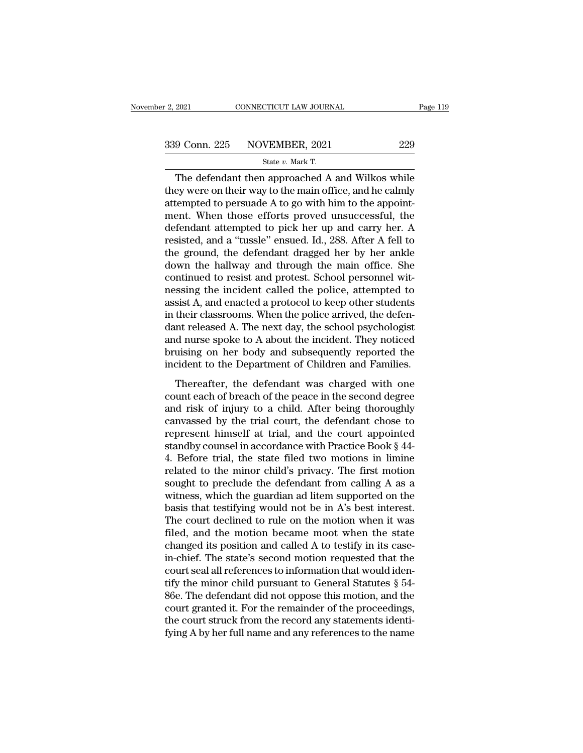The defendant then approached A and Wilkos while they were on their way to the main office, and he calmly attempted to persuade A to go with him to the appointment. When those efforts proved unsuccessful, the defendant attempted to pick her up and carry her. A resisted, and a "tussle" ensued. Id., 288. After A fell to the ground, the defendant dragged her by her ankle down the hallway and through the main office. She continued to resist and protest. School personnel witnessing the incident called the police, attempted to assist A, and enacted a protocol to keep other students in their classrooms. When the police arrived, the defendant released A. The next day, the school psychologist and nurse spoke to A about the incident. They noticed bruising on her body and subsequently reported the incident to the Department of Children and Families.

Thereafter, the defendant was charged with one count each of breach of the peace in the second degree and risk of injury to a child. After being thoroughly canvassed by the trial court, the defendant chose to represent himself at trial, and the court appointed standby counsel in accordance with Practice Book § 44-4. Before trial, the state filed two motions in limine related to the minor child's privacy. The first motion sought to preclude the defendant from calling A as a witness, which the guardian ad litem supported on the basis that testifying would not be in A's best interest. The court declined to rule on the motion when it was filed, and the motion became moot when the state changed its position and called A to testify in its case-in-chief. The state's second motion requested that the court seal all references to information that would identify the minor child pursuant to General Statutes § 54-86e. The defendant did not oppose this motion, and the court granted it. For the remainder of the proceedings, the court struck from the record any statements identifying A by her full name and any references to the name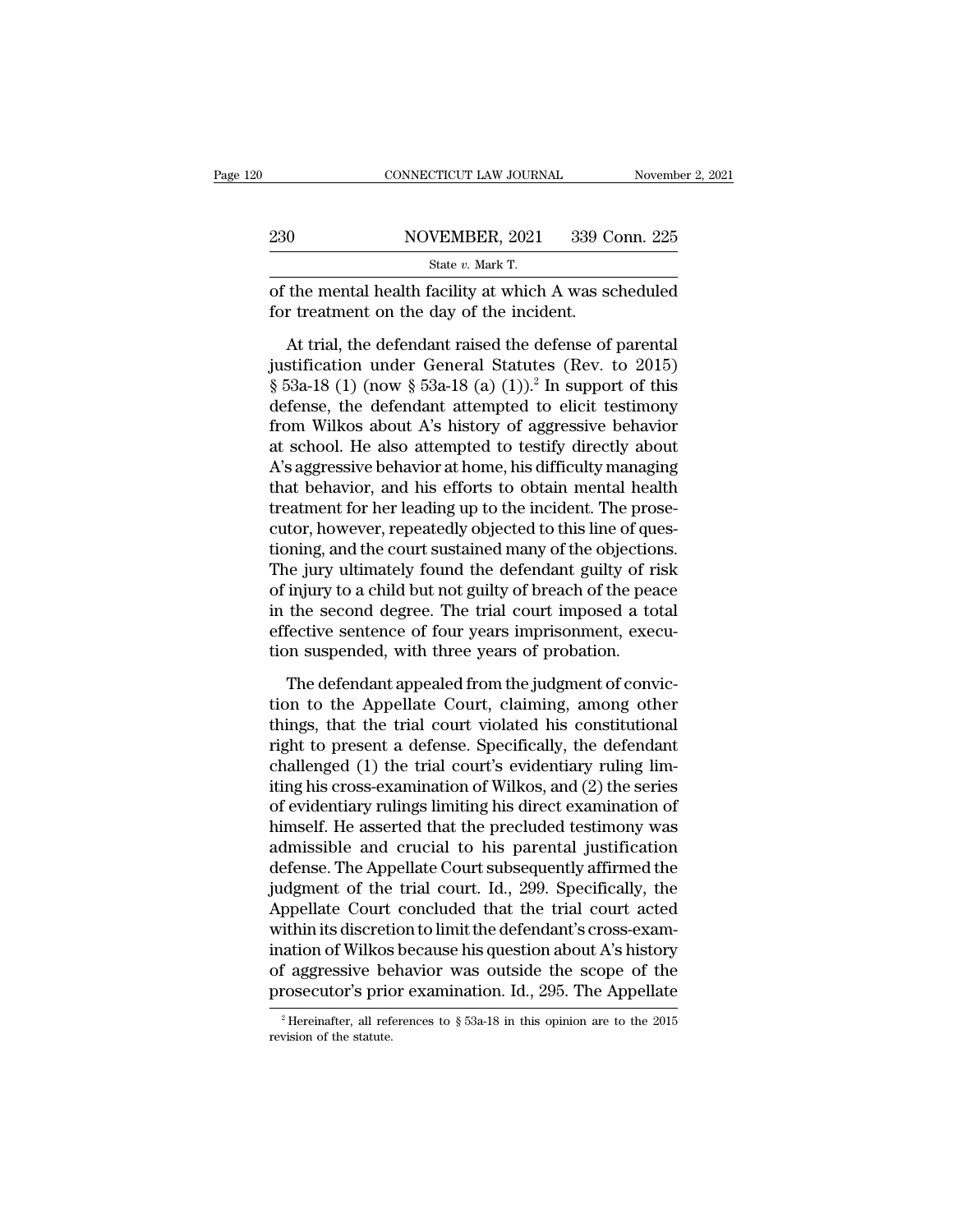of the mental health facility at which A was scheduled for treatment on the day of the incident.

At trial, the defendant raised the defense of parental justification under General Statutes (Rev. to 2015) § 53a-18 (1) (now § 53a-18 (a) (1)).[2] In support of this defense, the defendant attempted to elicit testimony from Wilkos about A's history of aggressive behavior at school. He also attempted to testify directly about A's aggressive behavior at home, his difficulty managing that behavior, and his efforts to obtain mental health treatment for her leading up to the incident. The prosecutor, however, repeatedly objected to this line of questioning, and the court sustained many of the objections. The jury ultimately found the defendant guilty of risk of injury to a child but not guilty of breach of the peace in the second degree. The trial court imposed a total effective sentence of four years imprisonment, execution suspended, with three years of probation.

The defendant appealed from the judgment of conviction to the Appellate Court, claiming, among other things, that the trial court violated his constitutional right to present a defense. Specifically, the defendant challenged (1) the trial court's evidentiary ruling limiting his cross-examination of Wilkos, and (2) the series of evidentiary rulings limiting his direct examination of himself. He asserted that the precluded testimony was admissible and crucial to his parental justification defense. The Appellate Court subsequently affirmed the judgment of the trial court. Id., 299. Specifically, the Appellate Court concluded that the trial court acted within its discretion to limit the defendant's cross-examination of Wilkos because his question about A's history of aggressive behavior was outside the scope of the prosecutor's prior examination. Id., 295. The Appellate

[2] Hereinafter, all references to § 53a-18 in this opinion are to the 2015 revision of the statute.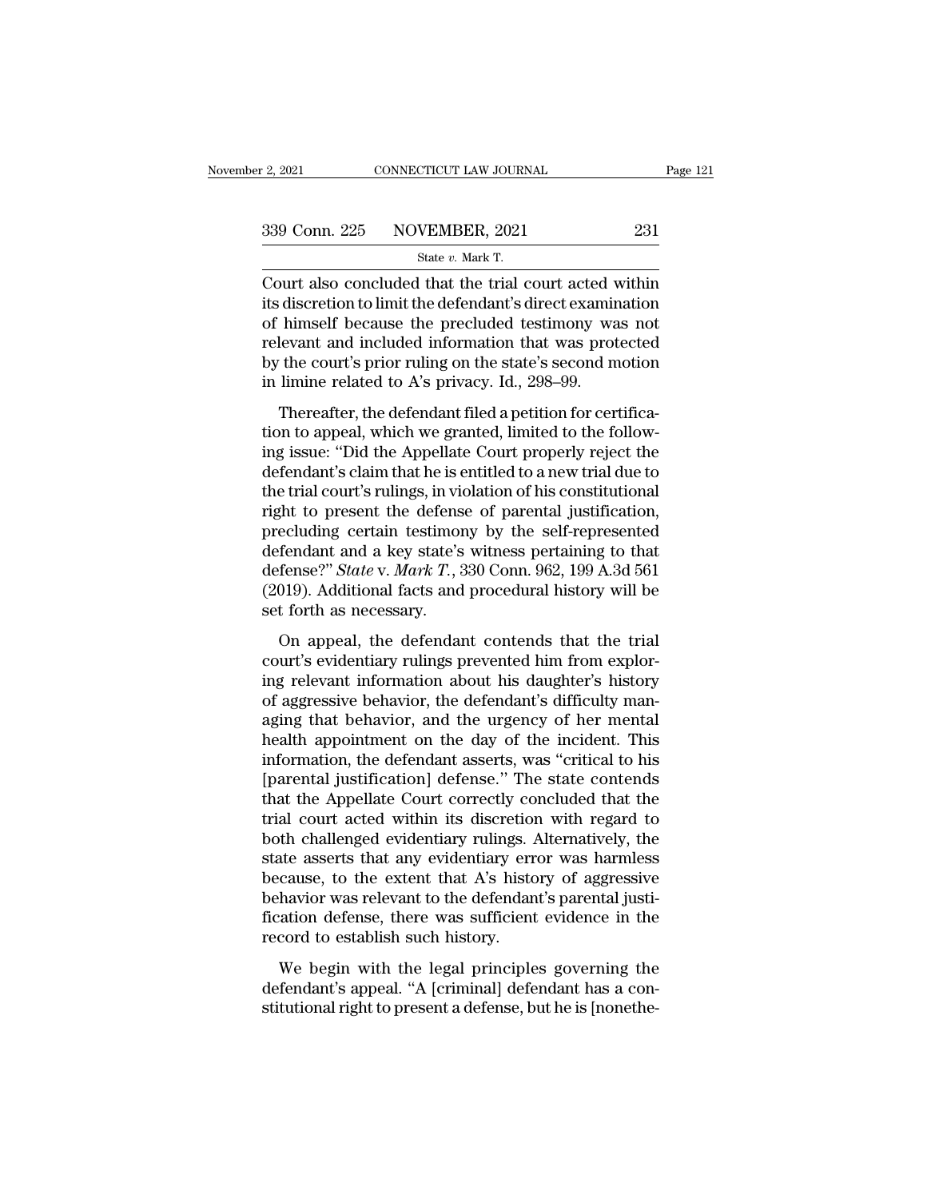Court also concluded that the trial court acted within its discretion to limit the defendant's direct examination of himself because the precluded testimony was not relevant and included information that was protected by the court's prior ruling on the state's second motion in limine related to A's privacy. Id., 298–99.

Thereafter, the defendant filed a petition for certification to appeal, which we granted, limited to the following issue: "Did the Appellate Court properly reject the defendant's claim that he is entitled to a new trial due to the trial court's rulings, in violation of his constitutional right to present the defense of parental justification, precluding certain testimony by the self-represented defendant and a key state's witness pertaining to that defense?" *State* v. *Mark T.*, 330 Conn. 962, 199 A.3d 561 (2019). Additional facts and procedural history will be set forth as necessary.

On appeal, the defendant contends that the trial court's evidentiary rulings prevented him from exploring relevant information about his daughter's history of aggressive behavior, the defendant's difficulty managing that behavior, and the urgency of her mental health appointment on the day of the incident. This information, the defendant asserts, was "critical to his [parental justification] defense." The state contends that the Appellate Court correctly concluded that the trial court acted within its discretion with regard to both challenged evidentiary rulings. Alternatively, the state asserts that any evidentiary error was harmless because, to the extent that A's history of aggressive behavior was relevant to the defendant's parental justification defense, there was sufficient evidence in the record to establish such history.

We begin with the legal principles governing the defendant's appeal. "A [criminal] defendant has a constitutional right to present a defense, but he is [nonethe-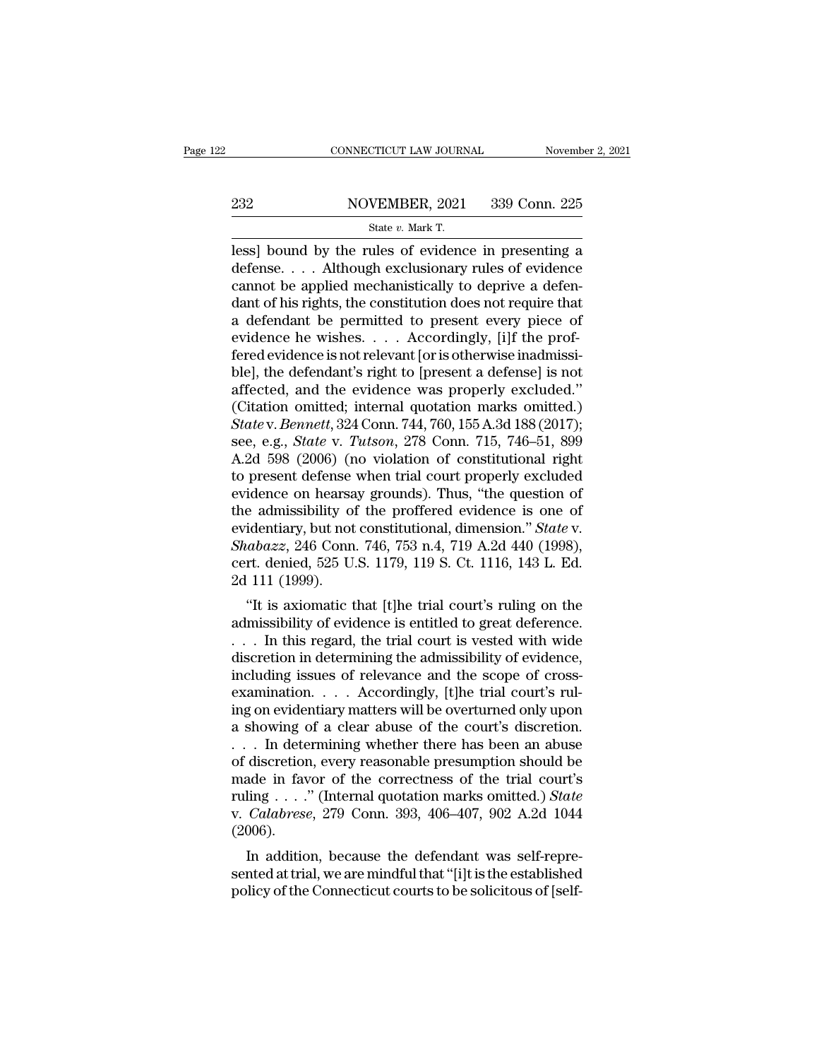less] bound by the rules of evidence in presenting a defense. . . . Although exclusionary rules of evidence cannot be applied mechanistically to deprive a defendant of his rights, the constitution does not require that a defendant be permitted to present every piece of evidence he wishes. . . . Accordingly, [i]f the proffered evidence is not relevant [or is otherwise inadmissible], the defendant's right to [present a defense] is not affected, and the evidence was properly excluded." (Citation omitted; internal quotation marks omitted.) *State* v. *Bennett*, 324 Conn. 744, 760, 155 A.3d 188 (2017); see, e.g., *State* v. *Tutson*, 278 Conn. 715, 746–51, 899 A.2d 598 (2006) (no violation of constitutional right to present defense when trial court properly excluded evidence on hearsay grounds). Thus, "the question of the admissibility of the proffered evidence is one of evidentiary, but not constitutional, dimension." *State* v. *Shabazz*, 246 Conn. 746, 753 n.4, 719 A.2d 440 (1998), cert. denied, 525 U.S. 1179, 119 S. Ct. 1116, 143 L. Ed. 2d 111 (1999).

"It is axiomatic that [t]he trial court's ruling on the admissibility of evidence is entitled to great deference. . . . In this regard, the trial court is vested with wide discretion in determining the admissibility of evidence, including issues of relevance and the scope of cross-examination. . . . Accordingly, [t]he trial court's ruling on evidentiary matters will be overturned only upon a showing of a clear abuse of the court's discretion. . . . In determining whether there has been an abuse of discretion, every reasonable presumption should be made in favor of the correctness of the trial court's ruling . . . ." (Internal quotation marks omitted.) *State* v. *Calabrese*, 279 Conn. 393, 406–407, 902 A.2d 1044 (2006).

In addition, because the defendant was self-represented at trial, we are mindful that "[i]t is the established policy of the Connecticut courts to be solicitous of [self-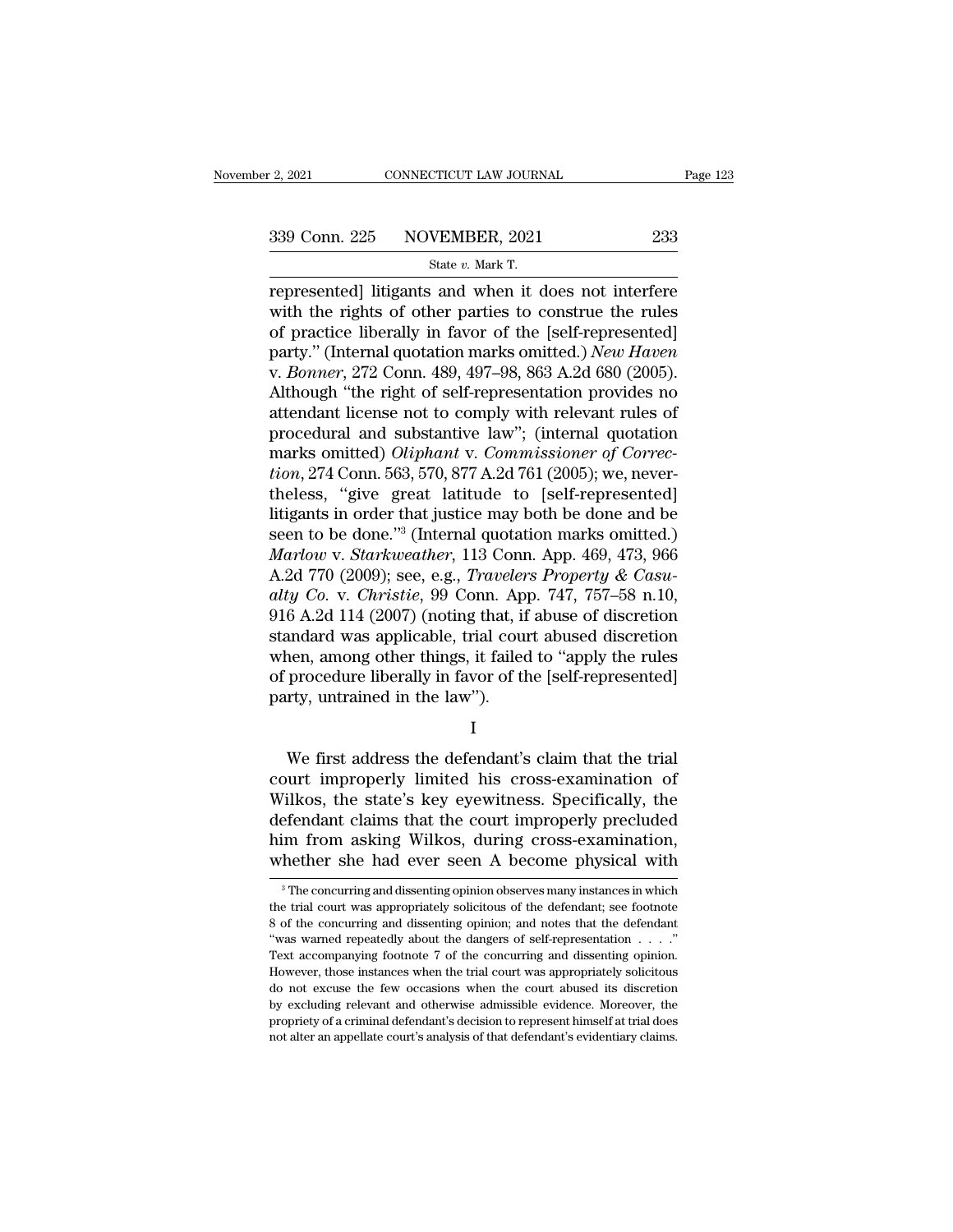represented] litigants and when it does not interfere with the rights of other parties to construe the rules of practice liberally in favor of the [self-represented] party." (Internal quotation marks omitted.) *New Haven* v. *Bonner*, 272 Conn. 489, 497–98, 863 A.2d 680 (2005). Although "the right of self-representation provides no attendant license not to comply with relevant rules of procedural and substantive law"; (internal quotation marks omitted) *Oliphant* v. *Commissioner of Correction*, 274 Conn. 563, 570, 877 A.2d 761 (2005); we, nevertheless, "give great latitude to [self-represented] litigants in order that justice may both be done and be seen to be done."[3] (Internal quotation marks omitted.) *Marlow* v. *Starkweather*, 113 Conn. App. 469, 473, 966 A.2d 770 (2009); see, e.g., *Travelers Property & Casualty Co.* v. *Christie*, 99 Conn. App. 747, 757–58 n.10, 916 A.2d 114 (2007) (noting that, if abuse of discretion standard was applicable, trial court abused discretion when, among other things, it failed to "apply the rules of procedure liberally in favor of the [self-represented] party, untrained in the law").

I

We first address the defendant's claim that the trial court improperly limited his cross-examination of Wilkos, the state's key eyewitness. Specifically, the defendant claims that the court improperly precluded him from asking Wilkos, during cross-examination, whether she had ever seen A become physical with

[3] The concurring and dissenting opinion observes many instances in which the trial court was appropriately solicitous of the defendant; see footnote 8 of the concurring and dissenting opinion; and notes that the defendant "was warned repeatedly about the dangers of self-representation . . . ." Text accompanying footnote 7 of the concurring and dissenting opinion. However, those instances when the trial court was appropriately solicitous do not excuse the few occasions when the court abused its discretion by excluding relevant and otherwise admissible evidence. Moreover, the propriety of a criminal defendant's decision to represent himself at trial does not alter an appellate court's analysis of that defendant's evidentiary claims.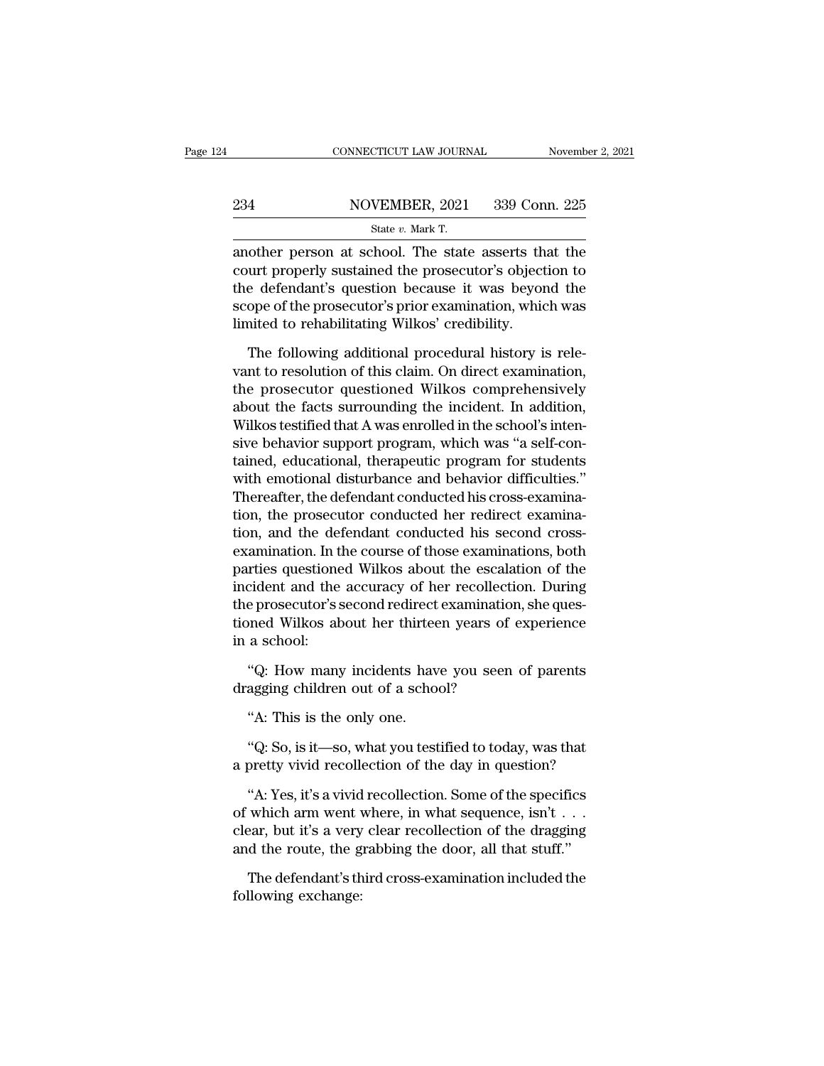another person at school. The state asserts that the court properly sustained the prosecutor's objection to the defendant's question because it was beyond the scope of the prosecutor's prior examination, which was limited to rehabilitating Wilkos' credibility.

The following additional procedural history is relevant to resolution of this claim. On direct examination, the prosecutor questioned Wilkos comprehensively about the facts surrounding the incident. In addition, Wilkos testified that A was enrolled in the school's intensive behavior support program, which was "a self-contained, educational, therapeutic program for students with emotional disturbance and behavior difficulties." Thereafter, the defendant conducted his cross-examination, the prosecutor conducted her redirect examination, and the defendant conducted his second cross-examination. In the course of those examinations, both parties questioned Wilkos about the escalation of the incident and the accuracy of her recollection. During the prosecutor's second redirect examination, she questioned Wilkos about her thirteen years of experience in a school:

"Q: How many incidents have you seen of parents dragging children out of a school?

"A: This is the only one.

"Q: So, is it—so, what you testified to today, was that a pretty vivid recollection of the day in question?

"A: Yes, it's a vivid recollection. Some of the specifics of which arm went where, in what sequence, isn't . . . clear, but it's a very clear recollection of the dragging and the route, the grabbing the door, all that stuff."

The defendant's third cross-examination included the following exchange: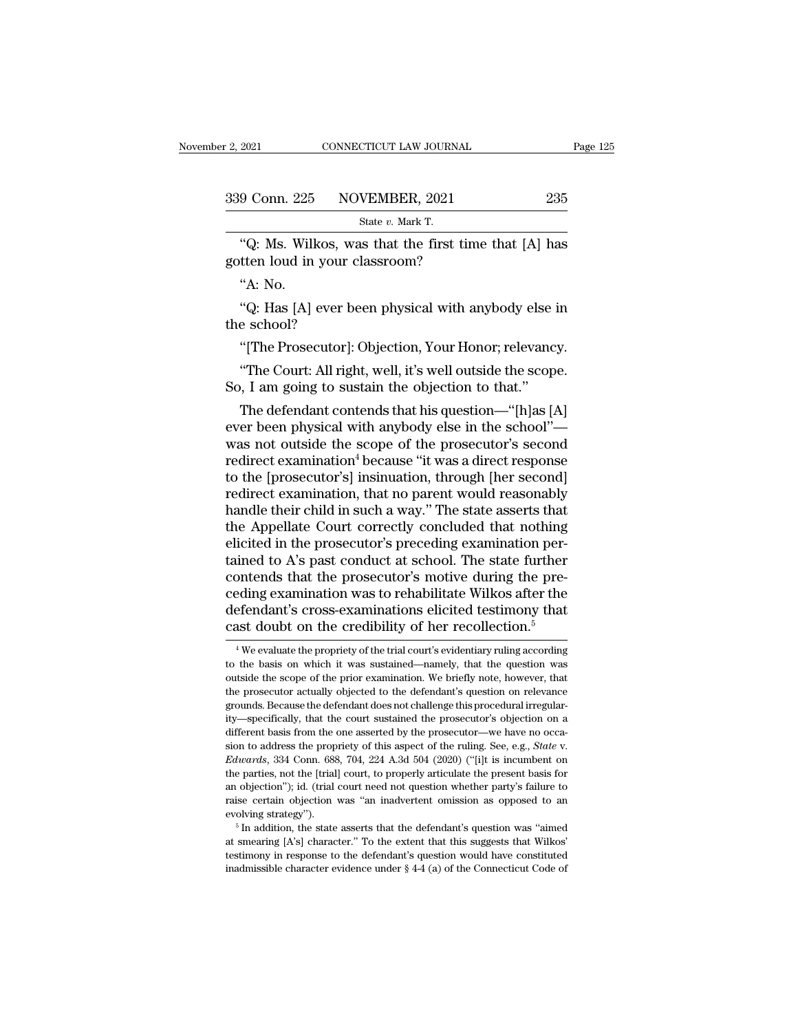"Q: Ms. Wilkos, was that the first time that [A] has gotten loud in your classroom?

"A: No.

"Q: Has [A] ever been physical with anybody else in the school?

"[The Prosecutor]: Objection, Your Honor; relevancy.

"The Court: All right, well, it's well outside the scope. So, I am going to sustain the objection to that."

The defendant contends that his question—"[h]as [A] ever been physical with anybody else in the school"—was not outside the scope of the prosecutor's second redirect examination[4] because "it was a direct response to the [prosecutor's] insinuation, through [her second] redirect examination, that no parent would reasonably handle their child in such a way." The state asserts that the Appellate Court correctly concluded that nothing elicited in the prosecutor's preceding examination pertained to A's past conduct at school. The state further contends that the prosecutor's motive during the preceding examination was to rehabilitate Wilkos after the defendant's cross-examinations elicited testimony that cast doubt on the credibility of her recollection.[5]

---

[4] We evaluate the propriety of the trial court's evidentiary ruling according to the basis on which it was sustained—namely, that the question was outside the scope of the prior examination. We briefly note, however, that the prosecutor actually objected to the defendant's question on relevance grounds. Because the defendant does not challenge this procedural irregularity—specifically, that the court sustained the prosecutor's objection on a different basis from the one asserted by the prosecutor—we have no occasion to address the propriety of this aspect of the ruling. See, e.g., *State* v. *Edwards*, 334 Conn. 688, 704, 224 A.3d 504 (2020) ("[i]t is incumbent on the parties, not the [trial] court, to properly articulate the present basis for an objection"); id. (trial court need not question whether party's failure to raise certain objection was "an inadvertent omission as opposed to an evolving strategy").

[5] In addition, the state asserts that the defendant's question was "aimed at smearing [A's] character." To the extent that this suggests that Wilkos' testimony in response to the defendant's question would have constituted inadmissible character evidence under § 4-4 (a) of the Connecticut Code of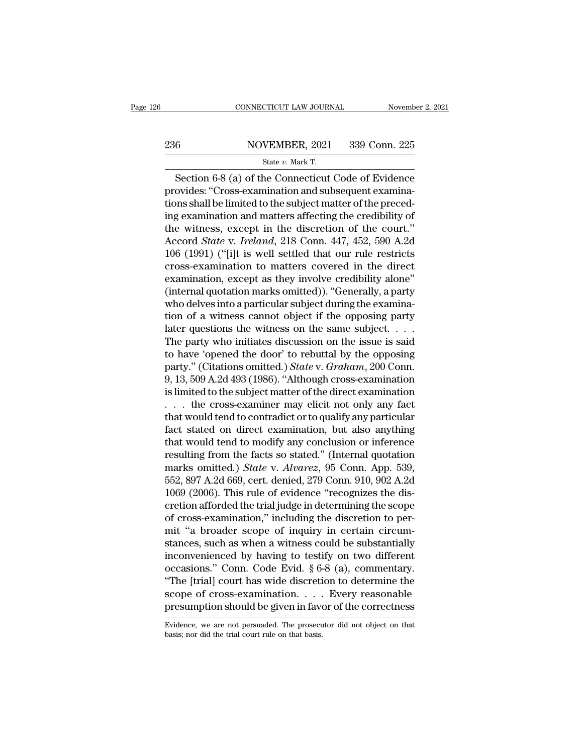Section 6-8 (a) of the Connecticut Code of Evidence provides: "Cross-examination and subsequent examinations shall be limited to the subject matter of the preceding examination and matters affecting the credibility of the witness, except in the discretion of the court." Accord *State* v. *Ireland*, 218 Conn. 447, 452, 590 A.2d 106 (1991) ("[i]t is well settled that our rule restricts cross-examination to matters covered in the direct examination, except as they involve credibility alone" (internal quotation marks omitted)). "Generally, a party who delves into a particular subject during the examination of a witness cannot object if the opposing party later questions the witness on the same subject. . . . The party who initiates discussion on the issue is said to have 'opened the door' to rebuttal by the opposing party." (Citations omitted.) *State* v. *Graham*, 200 Conn. 9, 13, 509 A.2d 493 (1986). "Although cross-examination is limited to the subject matter of the direct examination . . . the cross-examiner may elicit not only any fact that would tend to contradict or to qualify any particular fact stated on direct examination, but also anything that would tend to modify any conclusion or inference resulting from the facts so stated." (Internal quotation marks omitted.) *State* v. *Alvarez*, 95 Conn. App. 539, 552, 897 A.2d 669, cert. denied, 279 Conn. 910, 902 A.2d 1069 (2006). This rule of evidence "recognizes the discretion afforded the trial judge in determining the scope of cross-examination," including the discretion to permit "a broader scope of inquiry in certain circumstances, such as when a witness could be substantially inconvenienced by having to testify on two different occasions." Conn. Code Evid. § 6-8 (a), commentary. "The [trial] court has wide discretion to determine the scope of cross-examination. . . . Every reasonable presumption should be given in favor of the correctness

Evidence, we are not persuaded. The prosecutor did not object on that basis; nor did the trial court rule on that basis.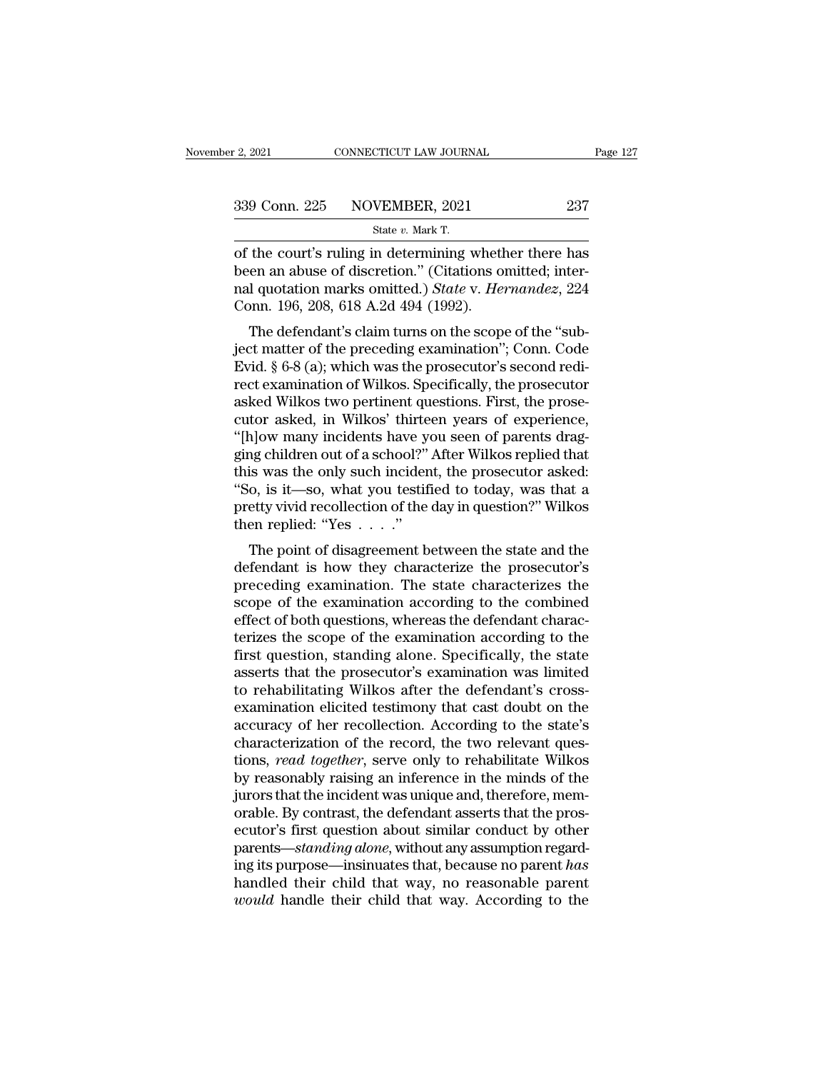of the court's ruling in determining whether there has been an abuse of discretion." (Citations omitted; internal quotation marks omitted.) *State* v. *Hernandez*, 224 Conn. 196, 208, 618 A.2d 494 (1992).

The defendant's claim turns on the scope of the "subject matter of the preceding examination"; Conn. Code Evid. § 6-8 (a); which was the prosecutor's second redirect examination of Wilkos. Specifically, the prosecutor asked Wilkos two pertinent questions. First, the prosecutor asked, in Wilkos' thirteen years of experience, "[h]ow many incidents have you seen of parents dragging children out of a school?" After Wilkos replied that this was the only such incident, the prosecutor asked: "So, is it—so, what you testified to today, was that a pretty vivid recollection of the day in question?" Wilkos then replied: "Yes . . . ."

The point of disagreement between the state and the defendant is how they characterize the prosecutor's preceding examination. The state characterizes the scope of the examination according to the combined effect of both questions, whereas the defendant characterizes the scope of the examination according to the first question, standing alone. Specifically, the state asserts that the prosecutor's examination was limited to rehabilitating Wilkos after the defendant's cross-examination elicited testimony that cast doubt on the accuracy of her recollection. According to the state's characterization of the record, the two relevant questions, *read together*, serve only to rehabilitate Wilkos by reasonably raising an inference in the minds of the jurors that the incident was unique and, therefore, memorable. By contrast, the defendant asserts that the prosecutor's first question about similar conduct by other parents—*standing alone*, without any assumption regarding its purpose—insinuates that, because no parent *has* handled their child that way, no reasonable parent *would* handle their child that way. According to the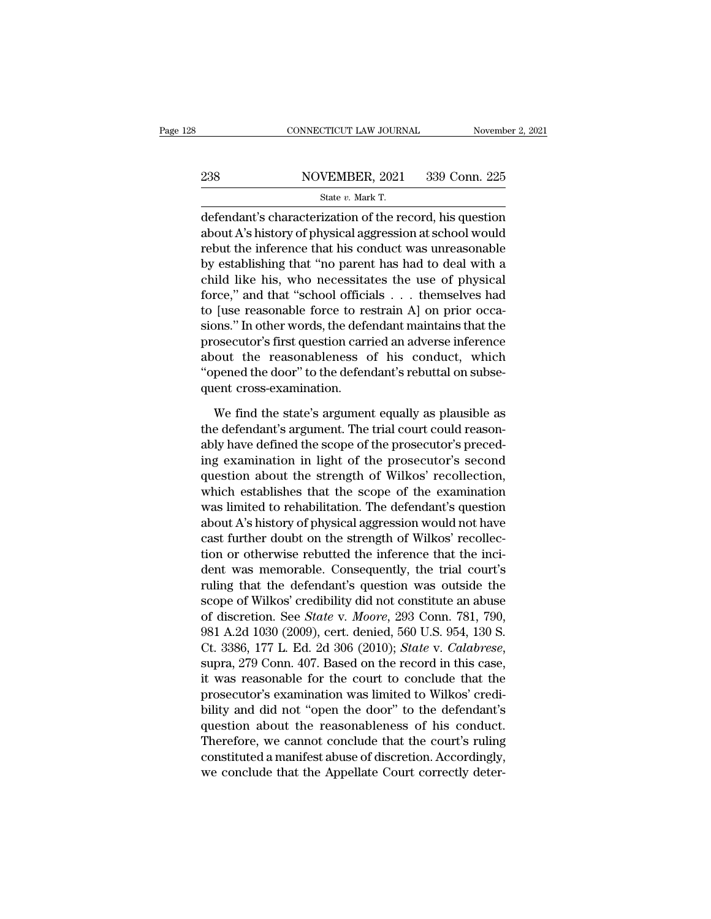defendant's characterization of the record, his question about A's history of physical aggression at school would rebut the inference that his conduct was unreasonable by establishing that "no parent has had to deal with a child like his, who necessitates the use of physical force," and that "school officials . . . themselves had to [use reasonable force to restrain A] on prior occasions." In other words, the defendant maintains that the prosecutor's first question carried an adverse inference about the reasonableness of his conduct, which "opened the door" to the defendant's rebuttal on subsequent cross-examination.

We find the state's argument equally as plausible as the defendant's argument. The trial court could reasonably have defined the scope of the prosecutor's preceding examination in light of the prosecutor's second question about the strength of Wilkos' recollection, which establishes that the scope of the examination was limited to rehabilitation. The defendant's question about A's history of physical aggression would not have cast further doubt on the strength of Wilkos' recollection or otherwise rebutted the inference that the incident was memorable. Consequently, the trial court's ruling that the defendant's question was outside the scope of Wilkos' credibility did not constitute an abuse of discretion. See *State* v. *Moore*, 293 Conn. 781, 790, 981 A.2d 1030 (2009), cert. denied, 560 U.S. 954, 130 S. Ct. 3386, 177 L. Ed. 2d 306 (2010); *State* v. *Calabrese*, supra, 279 Conn. 407. Based on the record in this case, it was reasonable for the court to conclude that the prosecutor's examination was limited to Wilkos' credibility and did not "open the door" to the defendant's question about the reasonableness of his conduct. Therefore, we cannot conclude that the court's ruling constituted a manifest abuse of discretion. Accordingly, we conclude that the Appellate Court correctly deter-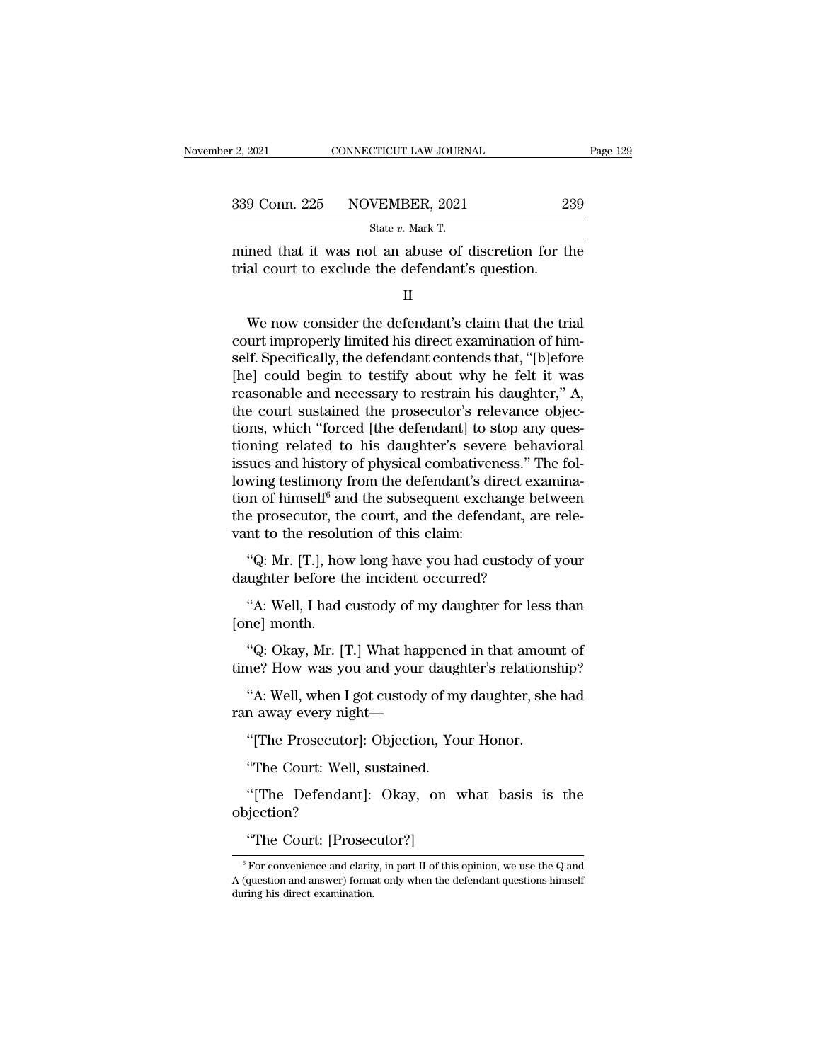mined that it was not an abuse of discretion for the trial court to exclude the defendant's question.

II

We now consider the defendant's claim that the trial court improperly limited his direct examination of himself. Specifically, the defendant contends that, "[b]efore [he] could begin to testify about why he felt it was reasonable and necessary to restrain his daughter," A, the court sustained the prosecutor's relevance objections, which "forced [the defendant] to stop any questioning related to his daughter's severe behavioral issues and history of physical combativeness." The following testimony from the defendant's direct examination of himself[6] and the subsequent exchange between the prosecutor, the court, and the defendant, are relevant to the resolution of this claim:

"Q: Mr. [T.], how long have you had custody of your daughter before the incident occurred?

"A: Well, I had custody of my daughter for less than [one] month.

"Q: Okay, Mr. [T.] What happened in that amount of time? How was you and your daughter's relationship?

"A: Well, when I got custody of my daughter, she had ran away every night—

"[The Prosecutor]: Objection, Your Honor.

"The Court: Well, sustained.

"[The Defendant]: Okay, on what basis is the objection?

"The Court: [Prosecutor?]

[6] For convenience and clarity, in part II of this opinion, we use the Q and A (question and answer) format only when the defendant questions himself during his direct examination.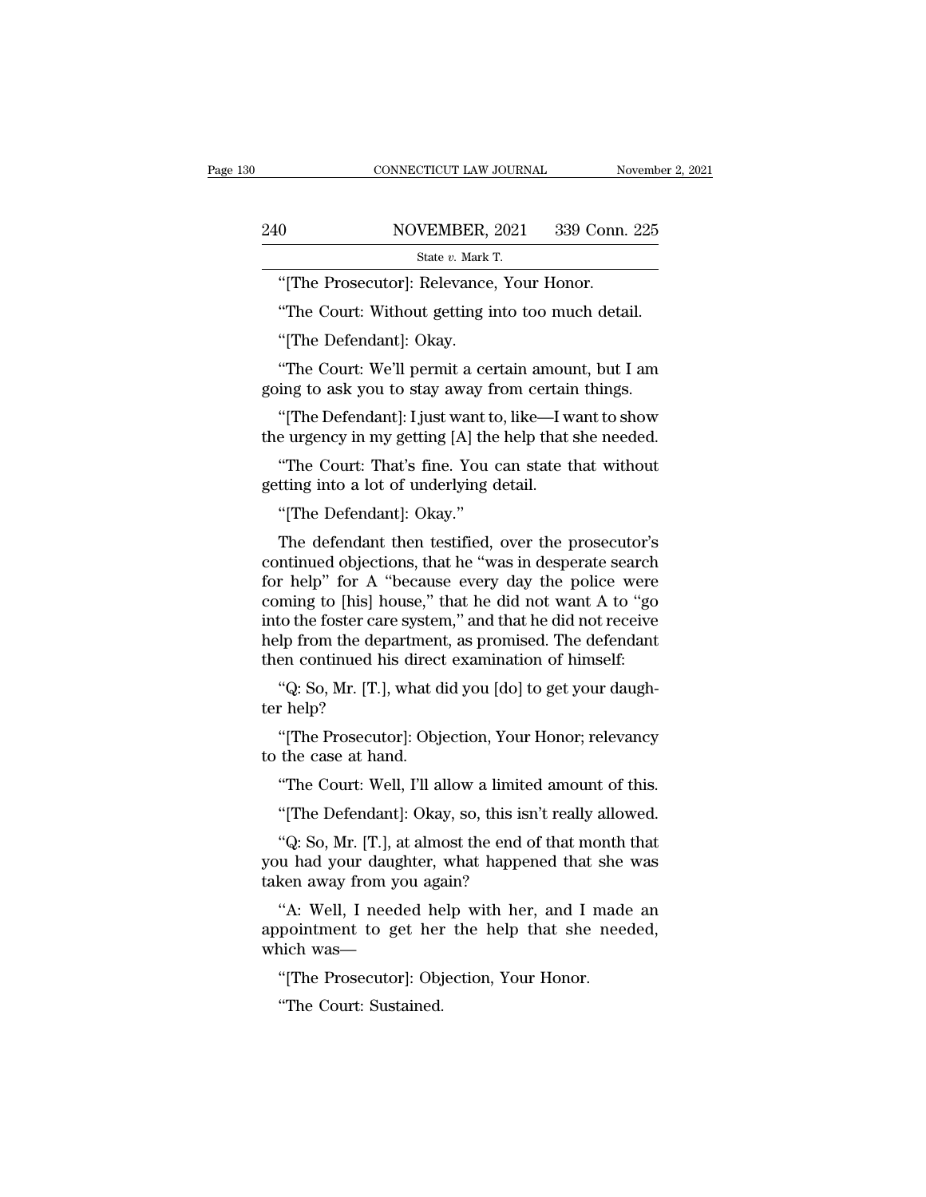"[The Prosecutor]: Relevance, Your Honor.

"The Court: Without getting into too much detail.

"[The Defendant]: Okay.

"The Court: We'll permit a certain amount, but I am going to ask you to stay away from certain things.

"[The Defendant]: I just want to, like—I want to show the urgency in my getting [A] the help that she needed.

"The Court: That's fine. You can state that without getting into a lot of underlying detail.

"[The Defendant]: Okay."

The defendant then testified, over the prosecutor's continued objections, that he "was in desperate search for help" for A "because every day the police were coming to [his] house," that he did not want A to "go into the foster care system," and that he did not receive help from the department, as promised. The defendant then continued his direct examination of himself:

"Q: So, Mr. [T.], what did you [do] to get your daughter help?

"[The Prosecutor]: Objection, Your Honor; relevancy to the case at hand.

"The Court: Well, I'll allow a limited amount of this.

"[The Defendant]: Okay, so, this isn't really allowed.

"Q: So, Mr. [T.], at almost the end of that month that you had your daughter, what happened that she was taken away from you again?

"A: Well, I needed help with her, and I made an appointment to get her the help that she needed, which was—

"[The Prosecutor]: Objection, Your Honor.

"The Court: Sustained.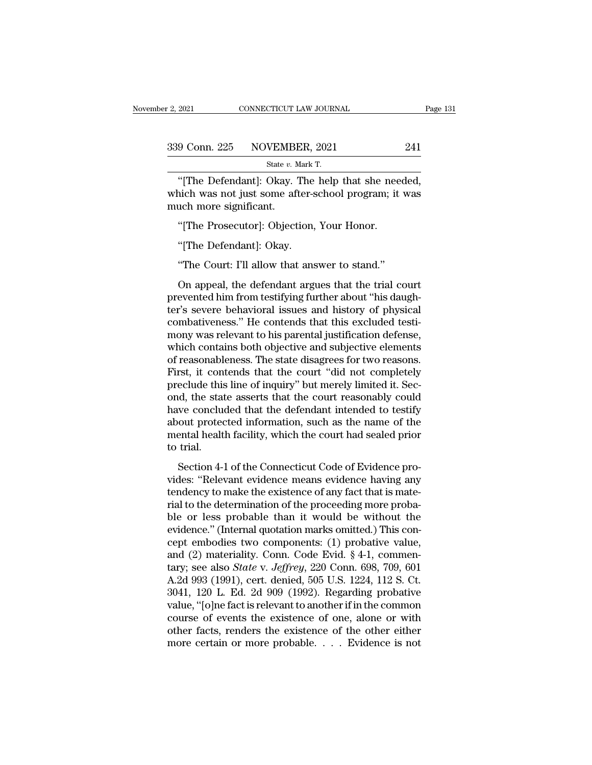"[The Defendant]: Okay. The help that she needed, which was not just some after-school program; it was much more significant.

"[The Prosecutor]: Objection, Your Honor.

"[The Defendant]: Okay.

"The Court: I'll allow that answer to stand."

On appeal, the defendant argues that the trial court prevented him from testifying further about "his daughter's severe behavioral issues and history of physical combativeness." He contends that this excluded testimony was relevant to his parental justification defense, which contains both objective and subjective elements of reasonableness. The state disagrees for two reasons. First, it contends that the court "did not completely preclude this line of inquiry" but merely limited it. Second, the state asserts that the court reasonably could have concluded that the defendant intended to testify about protected information, such as the name of the mental health facility, which the court had sealed prior to trial.

Section 4-1 of the Connecticut Code of Evidence provides: "Relevant evidence means evidence having any tendency to make the existence of any fact that is material to the determination of the proceeding more probable or less probable than it would be without the evidence." (Internal quotation marks omitted.) This concept embodies two components: (1) probative value, and (2) materiality. Conn. Code Evid. § 4-1, commentary; see also *State* v. *Jeffrey*, 220 Conn. 698, 709, 601 A.2d 993 (1991), cert. denied, 505 U.S. 1224, 112 S. Ct. 3041, 120 L. Ed. 2d 909 (1992). Regarding probative value, "[o]ne fact is relevant to another if in the common course of events the existence of one, alone or with other facts, renders the existence of the other either more certain or more probable. . . . Evidence is not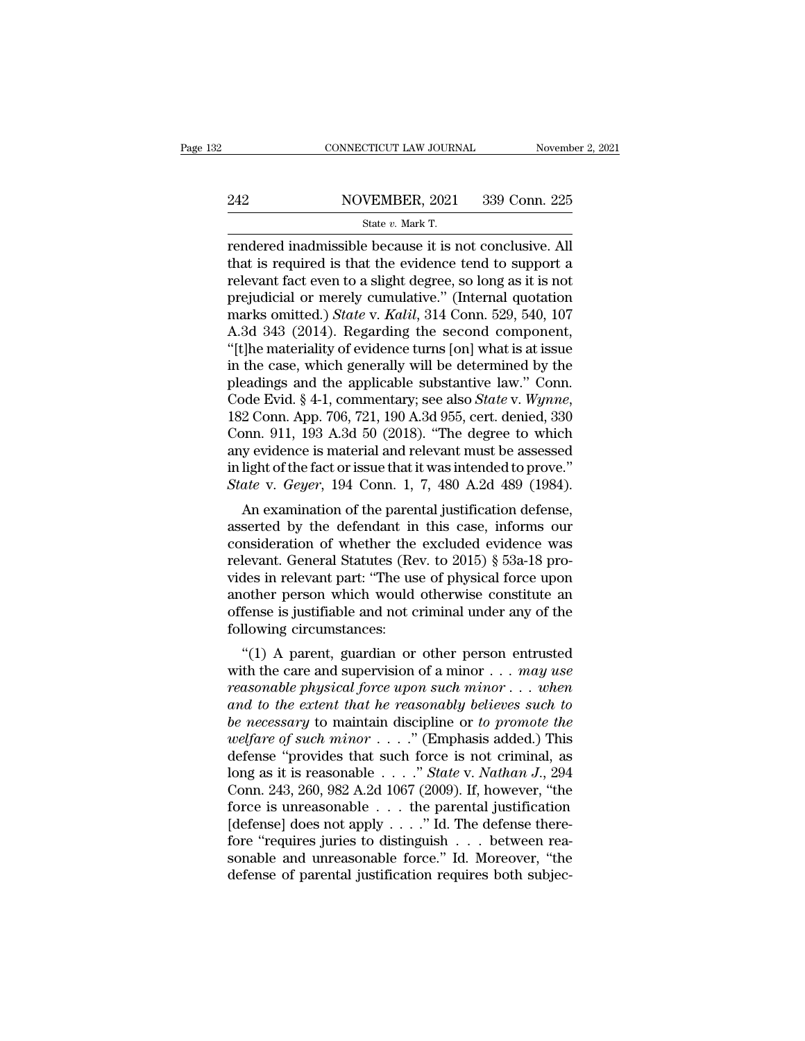rendered inadmissible because it is not conclusive. All that is required is that the evidence tend to support a relevant fact even to a slight degree, so long as it is not prejudicial or merely cumulative." (Internal quotation marks omitted.) *State* v. *Kalil*, 314 Conn. 529, 540, 107 A.3d 343 (2014). Regarding the second component, "[t]he materiality of evidence turns [on] what is at issue in the case, which generally will be determined by the pleadings and the applicable substantive law." Conn. Code Evid. § 4-1, commentary; see also *State* v. *Wynne*, 182 Conn. App. 706, 721, 190 A.3d 955, cert. denied, 330 Conn. 911, 193 A.3d 50 (2018). "The degree to which any evidence is material and relevant must be assessed in light of the fact or issue that it was intended to prove." *State* v. *Geyer*, 194 Conn. 1, 7, 480 A.2d 489 (1984).

An examination of the parental justification defense, asserted by the defendant in this case, informs our consideration of whether the excluded evidence was relevant. General Statutes (Rev. to 2015) § 53a-18 provides in relevant part: "The use of physical force upon another person which would otherwise constitute an offense is justifiable and not criminal under any of the following circumstances:

"(1) A parent, guardian or other person entrusted with the care and supervision of a minor . . . *may use reasonable physical force upon such minor . . . when and to the extent that he reasonably believes such to be necessary* to maintain discipline or *to promote the welfare of such minor* . . . ." (Emphasis added.) This defense "provides that such force is not criminal, as long as it is reasonable . . . ." *State* v. *Nathan J.*, 294 Conn. 243, 260, 982 A.2d 1067 (2009). If, however, "the force is unreasonable . . . the parental justification [defense] does not apply . . . ." Id. The defense therefore "requires juries to distinguish . . . between reasonable and unreasonable force." Id. Moreover, "the defense of parental justification requires both subjec-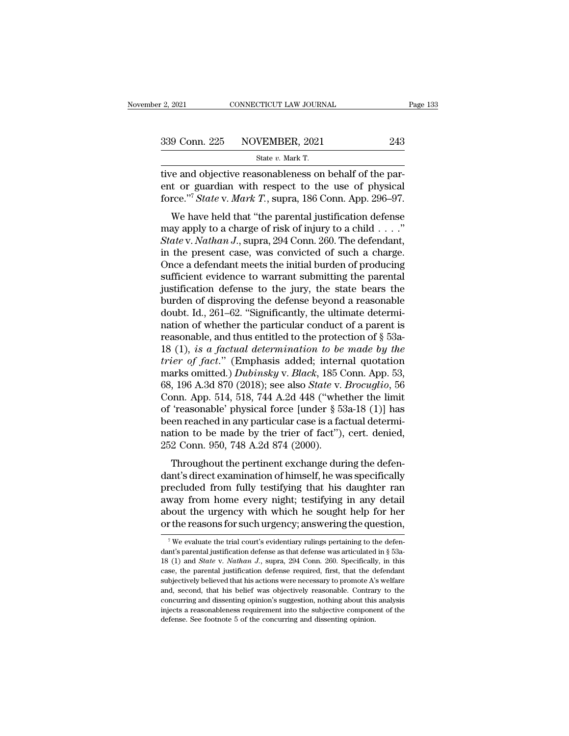tive and objective reasonableness on behalf of the parent or guardian with respect to the use of physical force."[7] *State* v. *Mark T.*, supra, 186 Conn. App. 296–97.

We have held that "the parental justification defense may apply to a charge of risk of injury to a child . . . ." *State* v. *Nathan J.*, supra, 294 Conn. 260. The defendant, in the present case, was convicted of such a charge. Once a defendant meets the initial burden of producing sufficient evidence to warrant submitting the parental justification defense to the jury, the state bears the burden of disproving the defense beyond a reasonable doubt. Id., 261–62. "Significantly, the ultimate determination of whether the particular conduct of a parent is reasonable, and thus entitled to the protection of § 53a-18 (1), *is a factual determination to be made by the trier of fact*." (Emphasis added; internal quotation marks omitted.) *Dubinsky* v. *Black*, 185 Conn. App. 53, 68, 196 A.3d 870 (2018); see also *State* v. *Brocuglio*, 56 Conn. App. 514, 518, 744 A.2d 448 ("whether the limit of 'reasonable' physical force [under § 53a-18 (1)] has been reached in any particular case is a factual determination to be made by the trier of fact"), cert. denied, 252 Conn. 950, 748 A.2d 874 (2000).

Throughout the pertinent exchange during the defendant's direct examination of himself, he was specifically precluded from fully testifying that his daughter ran away from home every night; testifying in any detail about the urgency with which he sought help for her or the reasons for such urgency; answering the question,

[7] We evaluate the trial court's evidentiary rulings pertaining to the defendant's parental justification defense as that defense was articulated in § 53a-18 (1) and *State* v. *Nathan J.*, supra, 294 Conn. 260. Specifically, in this case, the parental justification defense required, first, that the defendant subjectively believed that his actions were necessary to promote A's welfare and, second, that his belief was objectively reasonable. Contrary to the concurring and dissenting opinion's suggestion, nothing about this analysis injects a reasonableness requirement into the subjective component of the defense. See footnote 5 of the concurring and dissenting opinion.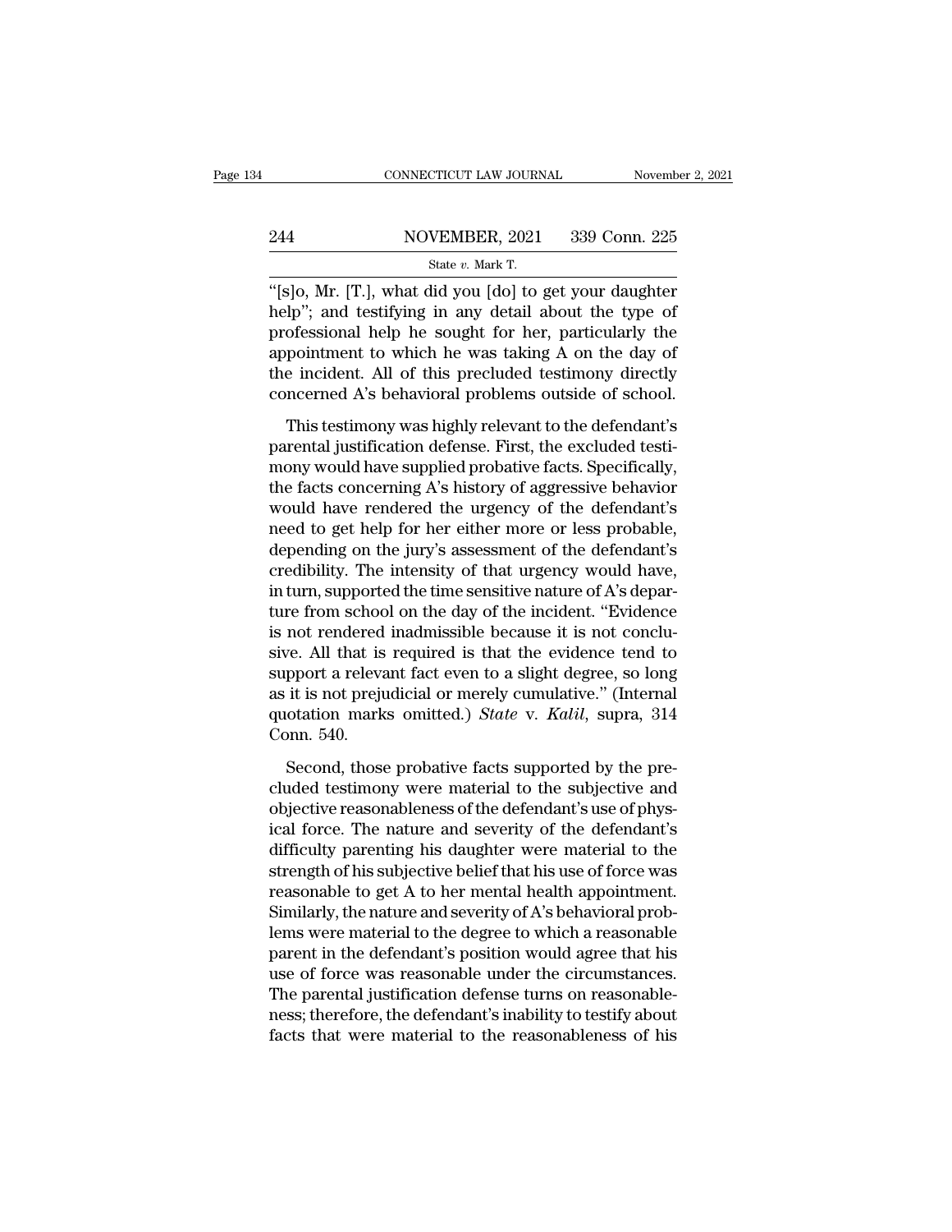"[s]o, Mr. [T.], what did you [do] to get your daughter help"; and testifying in any detail about the type of professional help he sought for her, particularly the appointment to which he was taking A on the day of the incident. All of this precluded testimony directly concerned A's behavioral problems outside of school.

This testimony was highly relevant to the defendant's parental justification defense. First, the excluded testimony would have supplied probative facts. Specifically, the facts concerning A's history of aggressive behavior would have rendered the urgency of the defendant's need to get help for her either more or less probable, depending on the jury's assessment of the defendant's credibility. The intensity of that urgency would have, in turn, supported the time sensitive nature of A's departure from school on the day of the incident. "Evidence is not rendered inadmissible because it is not conclusive. All that is required is that the evidence tend to support a relevant fact even to a slight degree, so long as it is not prejudicial or merely cumulative." (Internal quotation marks omitted.) *State* v. *Kalil*, supra, 314 Conn. 540.

Second, those probative facts supported by the precluded testimony were material to the subjective and objective reasonableness of the defendant's use of physical force. The nature and severity of the defendant's difficulty parenting his daughter were material to the strength of his subjective belief that his use of force was reasonable to get A to her mental health appointment. Similarly, the nature and severity of A's behavioral problems were material to the degree to which a reasonable parent in the defendant's position would agree that his use of force was reasonable under the circumstances. The parental justification defense turns on reasonableness; therefore, the defendant's inability to testify about facts that were material to the reasonableness of his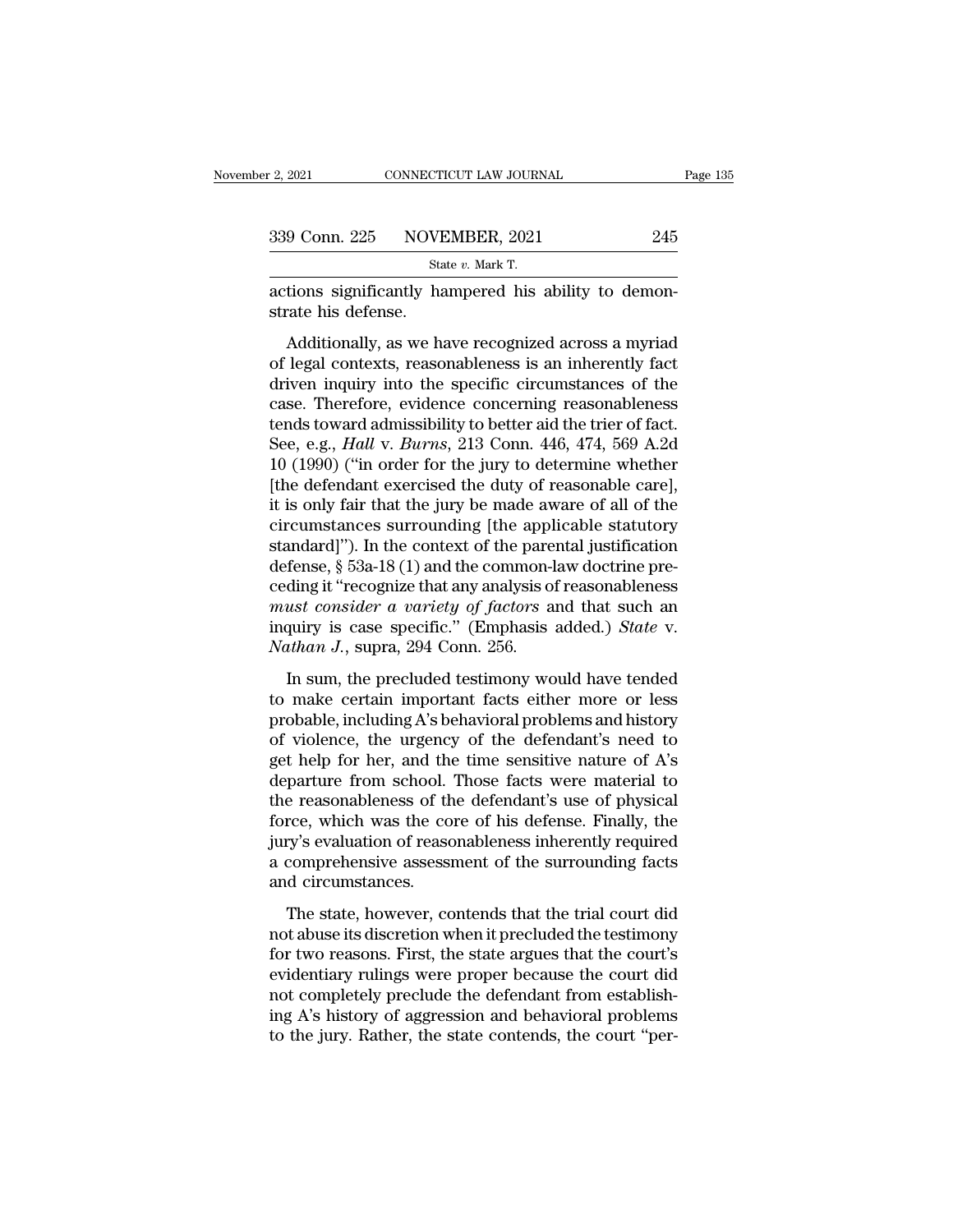actions significantly hampered his ability to demonstrate his defense.

Additionally, as we have recognized across a myriad of legal contexts, reasonableness is an inherently fact driven inquiry into the specific circumstances of the case. Therefore, evidence concerning reasonableness tends toward admissibility to better aid the trier of fact. See, e.g., *Hall* v. *Burns*, 213 Conn. 446, 474, 569 A.2d 10 (1990) ("in order for the jury to determine whether [the defendant exercised the duty of reasonable care], it is only fair that the jury be made aware of all of the circumstances surrounding [the applicable statutory standard]"). In the context of the parental justification defense, § 53a-18 (1) and the common-law doctrine preceding it "recognize that any analysis of reasonableness *must consider a variety of factors* and that such an inquiry is case specific." (Emphasis added.) *State* v. *Nathan J.*, supra, 294 Conn. 256.

In sum, the precluded testimony would have tended to make certain important facts either more or less probable, including A's behavioral problems and history of violence, the urgency of the defendant's need to get help for her, and the time sensitive nature of A's departure from school. Those facts were material to the reasonableness of the defendant's use of physical force, which was the core of his defense. Finally, the jury's evaluation of reasonableness inherently required a comprehensive assessment of the surrounding facts and circumstances.

The state, however, contends that the trial court did not abuse its discretion when it precluded the testimony for two reasons. First, the state argues that the court's evidentiary rulings were proper because the court did not completely preclude the defendant from establishing A's history of aggression and behavioral problems to the jury. Rather, the state contends, the court "per-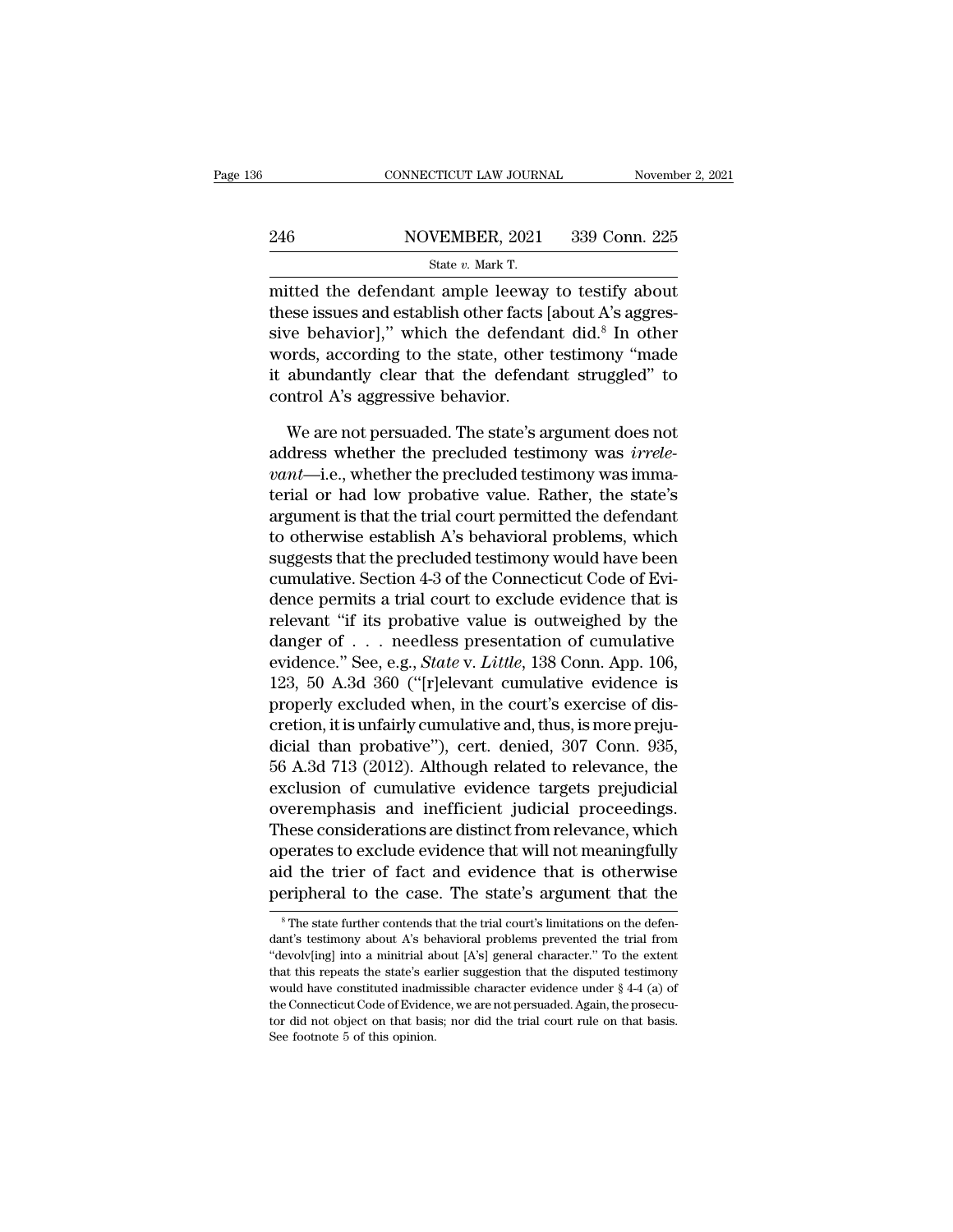mitted the defendant ample leeway to testify about these issues and establish other facts [about A's aggressive behavior]," which the defendant did.[8] In other words, according to the state, other testimony "made it abundantly clear that the defendant struggled" to control A's aggressive behavior.

We are not persuaded. The state's argument does not address whether the precluded testimony was *irrelevant*—i.e., whether the precluded testimony was immaterial or had low probative value. Rather, the state's argument is that the trial court permitted the defendant to otherwise establish A's behavioral problems, which suggests that the precluded testimony would have been cumulative. Section 4-3 of the Connecticut Code of Evidence permits a trial court to exclude evidence that is relevant "if its probative value is outweighed by the danger of . . . needless presentation of cumulative evidence." See, e.g., *State* v. *Little*, 138 Conn. App. 106, 123, 50 A.3d 360 ("[r]elevant cumulative evidence is properly excluded when, in the court's exercise of discretion, it is unfairly cumulative and, thus, is more prejudicial than probative"), cert. denied, 307 Conn. 935, 56 A.3d 713 (2012). Although related to relevance, the exclusion of cumulative evidence targets prejudicial overemphasis and inefficient judicial proceedings. These considerations are distinct from relevance, which operates to exclude evidence that will not meaningfully aid the trier of fact and evidence that is otherwise peripheral to the case. The state's argument that the

---

[8] The state further contends that the trial court's limitations on the defendant's testimony about A's behavioral problems prevented the trial from "devolv[ing] into a minitrial about [A's] general character." To the extent that this repeats the state's earlier suggestion that the disputed testimony would have constituted inadmissible character evidence under § 4-4 (a) of the Connecticut Code of Evidence, we are not persuaded. Again, the prosecutor did not object on that basis; nor did the trial court rule on that basis. See footnote 5 of this opinion.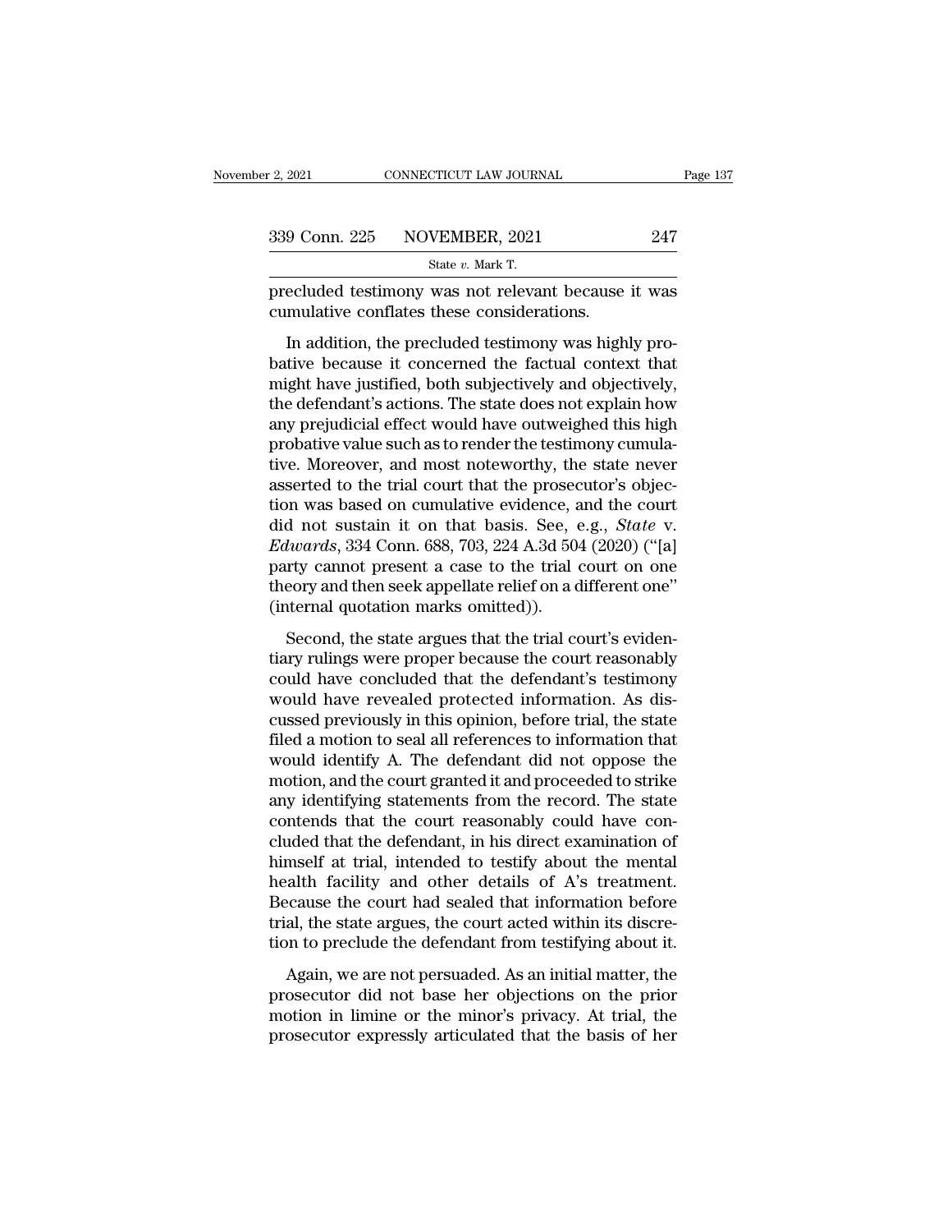precluded testimony was not relevant because it was cumulative conflates these considerations.

In addition, the precluded testimony was highly probative because it concerned the factual context that might have justified, both subjectively and objectively, the defendant's actions. The state does not explain how any prejudicial effect would have outweighed this high probative value such as to render the testimony cumulative. Moreover, and most noteworthy, the state never asserted to the trial court that the prosecutor's objection was based on cumulative evidence, and the court did not sustain it on that basis. See, e.g., *State* v. *Edwards*, 334 Conn. 688, 703, 224 A.3d 504 (2020) ("[a] party cannot present a case to the trial court on one theory and then seek appellate relief on a different one" (internal quotation marks omitted)).

Second, the state argues that the trial court's evidentiary rulings were proper because the court reasonably could have concluded that the defendant's testimony would have revealed protected information. As discussed previously in this opinion, before trial, the state filed a motion to seal all references to information that would identify A. The defendant did not oppose the motion, and the court granted it and proceeded to strike any identifying statements from the record. The state contends that the court reasonably could have concluded that the defendant, in his direct examination of himself at trial, intended to testify about the mental health facility and other details of A's treatment. Because the court had sealed that information before trial, the state argues, the court acted within its discretion to preclude the defendant from testifying about it.

Again, we are not persuaded. As an initial matter, the prosecutor did not base her objections on the prior motion in limine or the minor's privacy. At trial, the prosecutor expressly articulated that the basis of her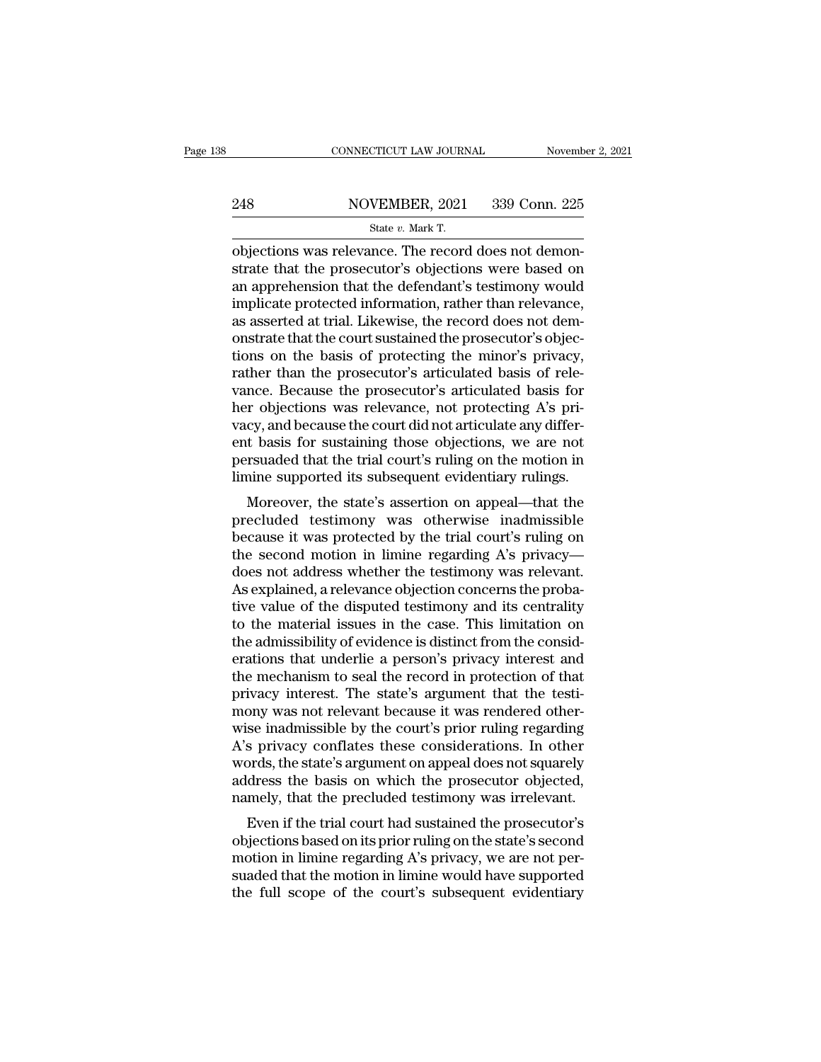objections was relevance. The record does not demonstrate that the prosecutor's objections were based on an apprehension that the defendant's testimony would implicate protected information, rather than relevance, as asserted at trial. Likewise, the record does not demonstrate that the court sustained the prosecutor's objections on the basis of protecting the minor's privacy, rather than the prosecutor's articulated basis of relevance. Because the prosecutor's articulated basis for her objections was relevance, not protecting A's privacy, and because the court did not articulate any different basis for sustaining those objections, we are not persuaded that the trial court's ruling on the motion in limine supported its subsequent evidentiary rulings.

Moreover, the state's assertion on appeal—that the precluded testimony was otherwise inadmissible because it was protected by the trial court's ruling on the second motion in limine regarding A's privacy—does not address whether the testimony was relevant. As explained, a relevance objection concerns the probative value of the disputed testimony and its centrality to the material issues in the case. This limitation on the admissibility of evidence is distinct from the considerations that underlie a person's privacy interest and the mechanism to seal the record in protection of that privacy interest. The state's argument that the testimony was not relevant because it was rendered otherwise inadmissible by the court's prior ruling regarding A's privacy conflates these considerations. In other words, the state's argument on appeal does not squarely address the basis on which the prosecutor objected, namely, that the precluded testimony was irrelevant.

Even if the trial court had sustained the prosecutor's objections based on its prior ruling on the state's second motion in limine regarding A's privacy, we are not persuaded that the motion in limine would have supported the full scope of the court's subsequent evidentiary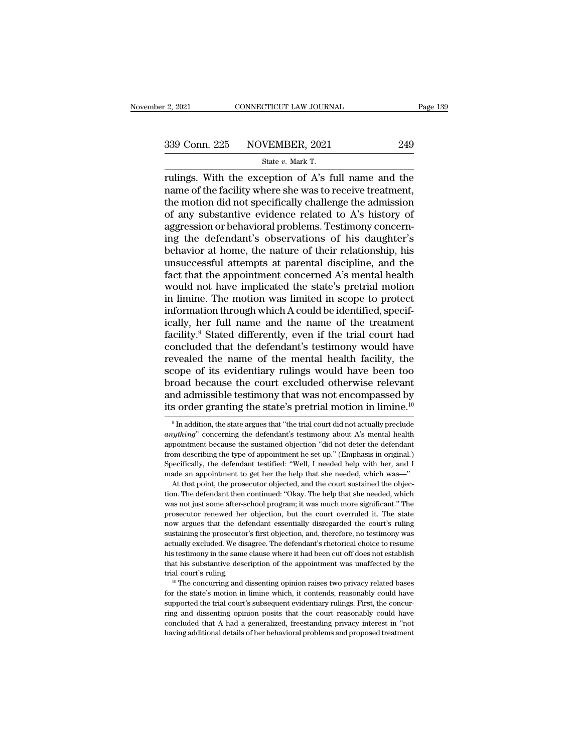rulings. With the exception of A's full name and the name of the facility where she was to receive treatment, the motion did not specifically challenge the admission of any substantive evidence related to A's history of aggression or behavioral problems. Testimony concerning the defendant's observations of his daughter's behavior at home, the nature of their relationship, his unsuccessful attempts at parental discipline, and the fact that the appointment concerned A's mental health would not have implicated the state's pretrial motion in limine. The motion was limited in scope to protect information through which A could be identified, specifically, her full name and the name of the treatment facility.[9] Stated differently, even if the trial court had concluded that the defendant's testimony would have revealed the name of the mental health facility, the scope of its evidentiary rulings would have been too broad because the court excluded otherwise relevant and admissible testimony that was not encompassed by its order granting the state's pretrial motion in limine.[10]

[9] In addition, the state argues that "the trial court did not actually preclude *anything*" concerning the defendant's testimony about A's mental health appointment because the sustained objection "did not deter the defendant from describing the type of appointment he set up." (Emphasis in original.) Specifically, the defendant testified: "Well, I needed help with her, and I made an appointment to get her the help that she needed, which was—"

At that point, the prosecutor objected, and the court sustained the objection. The defendant then continued: "Okay. The help that she needed, which was not just some after-school program; it was much more significant." The prosecutor renewed her objection, but the court overruled it. The state now argues that the defendant essentially disregarded the court's ruling sustaining the prosecutor's first objection, and, therefore, no testimony was actually excluded. We disagree. The defendant's rhetorical choice to resume his testimony in the same clause where it had been cut off does not establish that his substantive description of the appointment was unaffected by the trial court's ruling.

[10] The concurring and dissenting opinion raises two privacy related bases for the state's motion in limine which, it contends, reasonably could have supported the trial court's subsequent evidentiary rulings. First, the concurring and dissenting opinion posits that the court reasonably could have concluded that A had a generalized, freestanding privacy interest in "not having additional details of her behavioral problems and proposed treatment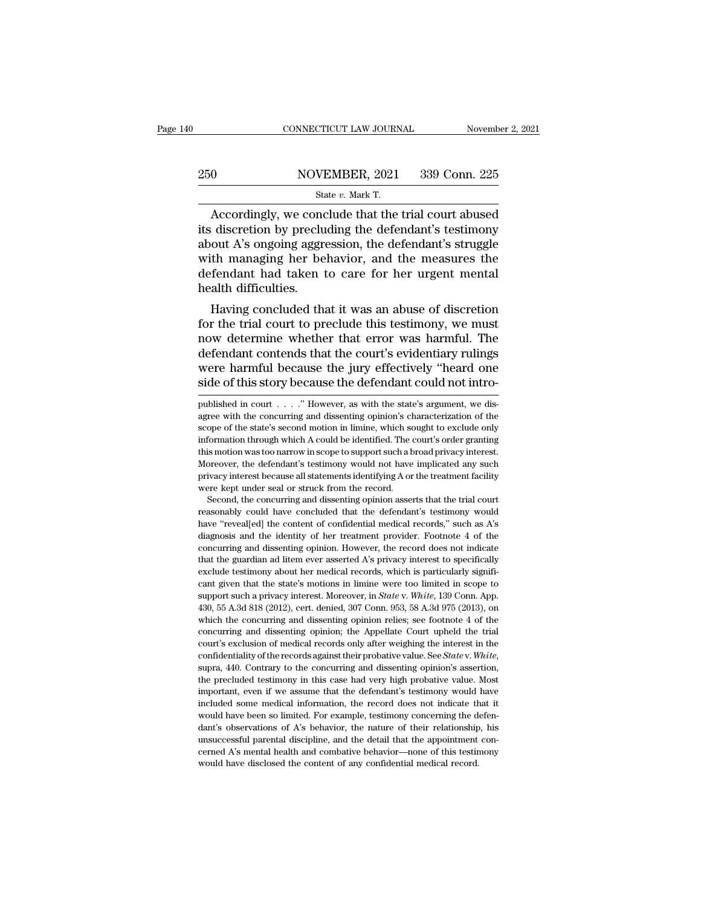Accordingly, we conclude that the trial court abused its discretion by precluding the defendant's testimony about A's ongoing aggression, the defendant's struggle with managing her behavior, and the measures the defendant had taken to care for her urgent mental health difficulties.

Having concluded that it was an abuse of discretion for the trial court to preclude this testimony, we must now determine whether that error was harmful. The defendant contends that the court's evidentiary rulings were harmful because the jury effectively "heard one side of this story because the defendant could not intro-

---

published in court . . . ." However, as with the state's argument, we disagree with the concurring and dissenting opinion's characterization of the scope of the state's second motion in limine, which sought to exclude only information through which A could be identified. The court's order granting this motion was too narrow in scope to support such a broad privacy interest. Moreover, the defendant's testimony would not have implicated any such privacy interest because all statements identifying A or the treatment facility were kept under seal or struck from the record.

Second, the concurring and dissenting opinion asserts that the trial court reasonably could have concluded that the defendant's testimony would have "reveal[ed] the content of confidential medical records," such as A's diagnosis and the identity of her treatment provider. Footnote 4 of the concurring and dissenting opinion. However, the record does not indicate that the guardian ad litem ever asserted A's privacy interest to specifically exclude testimony about her medical records, which is particularly significant given that the state's motions in limine were too limited in scope to support such a privacy interest. Moreover, in *State* v. *White*, 139 Conn. App. 430, 55 A.3d 818 (2012), cert. denied, 307 Conn. 953, 58 A.3d 975 (2013), on which the concurring and dissenting opinion relies; see footnote 4 of the concurring and dissenting opinion; the Appellate Court upheld the trial court's exclusion of medical records only after weighing the interest in the confidentiality of the records against their probative value. See *State* v. *White*, supra, 440. Contrary to the concurring and dissenting opinion's assertion, the precluded testimony in this case had very high probative value. Most important, even if we assume that the defendant's testimony would have included some medical information, the record does not indicate that it would have been so limited. For example, testimony concerning the defendant's observations of A's behavior, the nature of their relationship, his unsuccessful parental discipline, and the detail that the appointment concerned A's mental health and combative behavior—none of this testimony would have disclosed the content of any confidential medical record.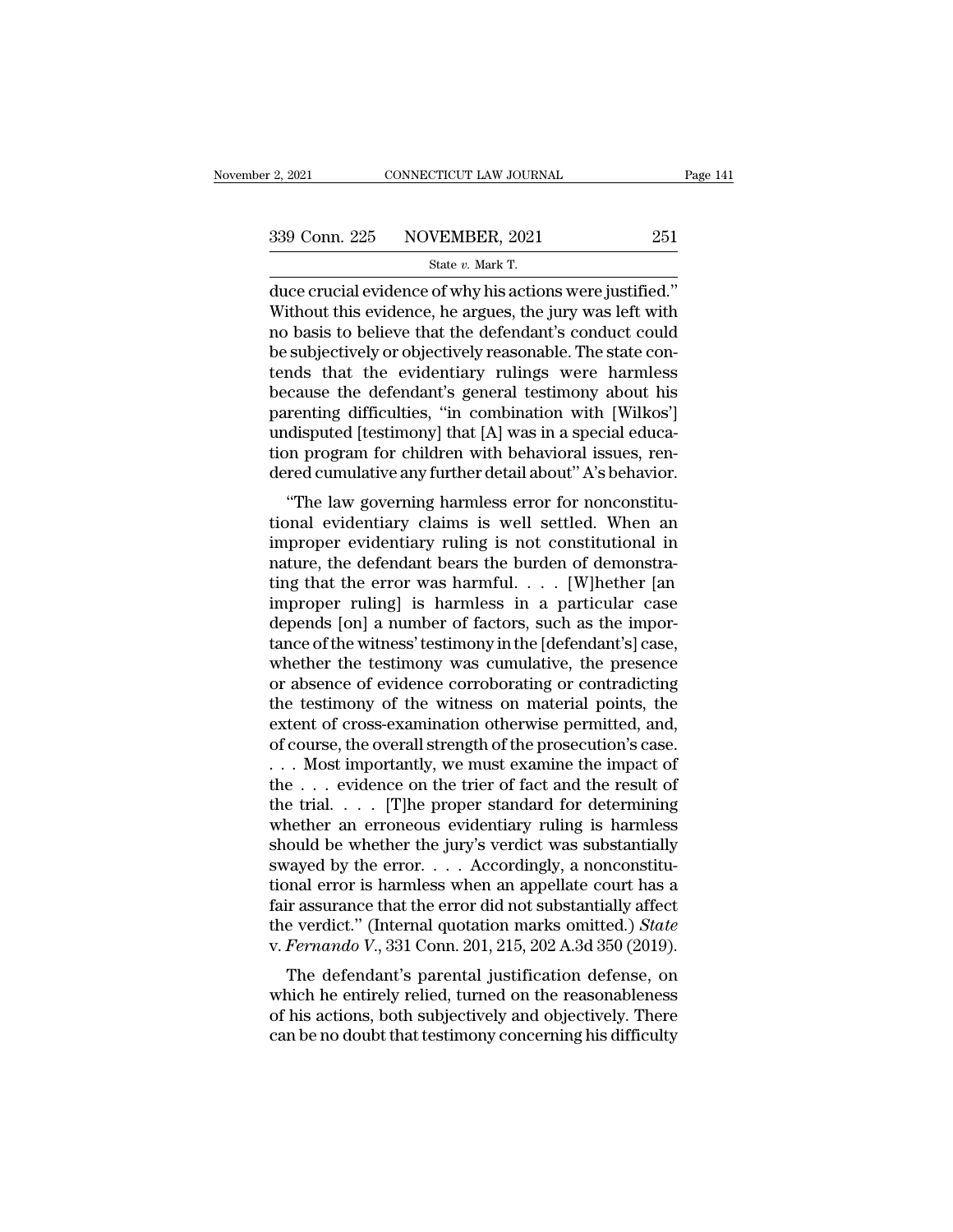duce crucial evidence of why his actions were justified." Without this evidence, he argues, the jury was left with no basis to believe that the defendant's conduct could be subjectively or objectively reasonable. The state contends that the evidentiary rulings were harmless because the defendant's general testimony about his parenting difficulties, "in combination with [Wilkos'] undisputed [testimony] that [A] was in a special education program for children with behavioral issues, rendered cumulative any further detail about" A's behavior.

"The law governing harmless error for nonconstitutional evidentiary claims is well settled. When an improper evidentiary ruling is not constitutional in nature, the defendant bears the burden of demonstrating that the error was harmful. . . . [W]hether [an improper ruling] is harmless in a particular case depends [on] a number of factors, such as the importance of the witness' testimony in the [defendant's] case, whether the testimony was cumulative, the presence or absence of evidence corroborating or contradicting the testimony of the witness on material points, the extent of cross-examination otherwise permitted, and, of course, the overall strength of the prosecution's case. . . . Most importantly, we must examine the impact of the . . . evidence on the trier of fact and the result of the trial. . . . [T]he proper standard for determining whether an erroneous evidentiary ruling is harmless should be whether the jury's verdict was substantially swayed by the error. . . . Accordingly, a nonconstitutional error is harmless when an appellate court has a fair assurance that the error did not substantially affect the verdict." (Internal quotation marks omitted.) *State* v. *Fernando V.*, 331 Conn. 201, 215, 202 A.3d 350 (2019).

The defendant's parental justification defense, on which he entirely relied, turned on the reasonableness of his actions, both subjectively and objectively. There can be no doubt that testimony concerning his difficulty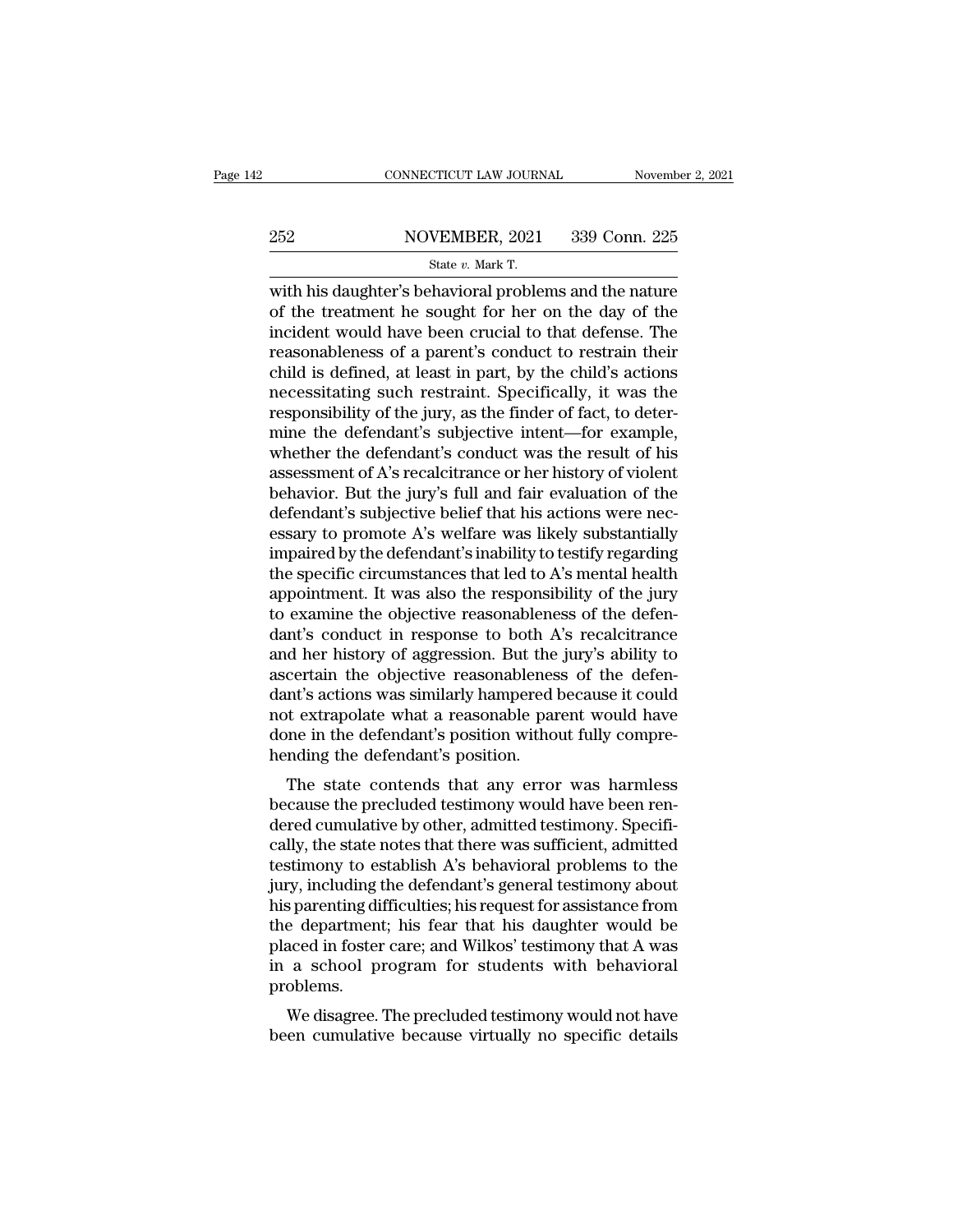with his daughter's behavioral problems and the nature of the treatment he sought for her on the day of the incident would have been crucial to that defense. The reasonableness of a parent's conduct to restrain their child is defined, at least in part, by the child's actions necessitating such restraint. Specifically, it was the responsibility of the jury, as the finder of fact, to determine the defendant's subjective intent—for example, whether the defendant's conduct was the result of his assessment of A's recalcitrance or her history of violent behavior. But the jury's full and fair evaluation of the defendant's subjective belief that his actions were necessary to promote A's welfare was likely substantially impaired by the defendant's inability to testify regarding the specific circumstances that led to A's mental health appointment. It was also the responsibility of the jury to examine the objective reasonableness of the defendant's conduct in response to both A's recalcitrance and her history of aggression. But the jury's ability to ascertain the objective reasonableness of the defendant's actions was similarly hampered because it could not extrapolate what a reasonable parent would have done in the defendant's position without fully comprehending the defendant's position.

The state contends that any error was harmless because the precluded testimony would have been rendered cumulative by other, admitted testimony. Specifically, the state notes that there was sufficient, admitted testimony to establish A's behavioral problems to the jury, including the defendant's general testimony about his parenting difficulties; his request for assistance from the department; his fear that his daughter would be placed in foster care; and Wilkos' testimony that A was in a school program for students with behavioral problems.

We disagree. The precluded testimony would not have been cumulative because virtually no specific details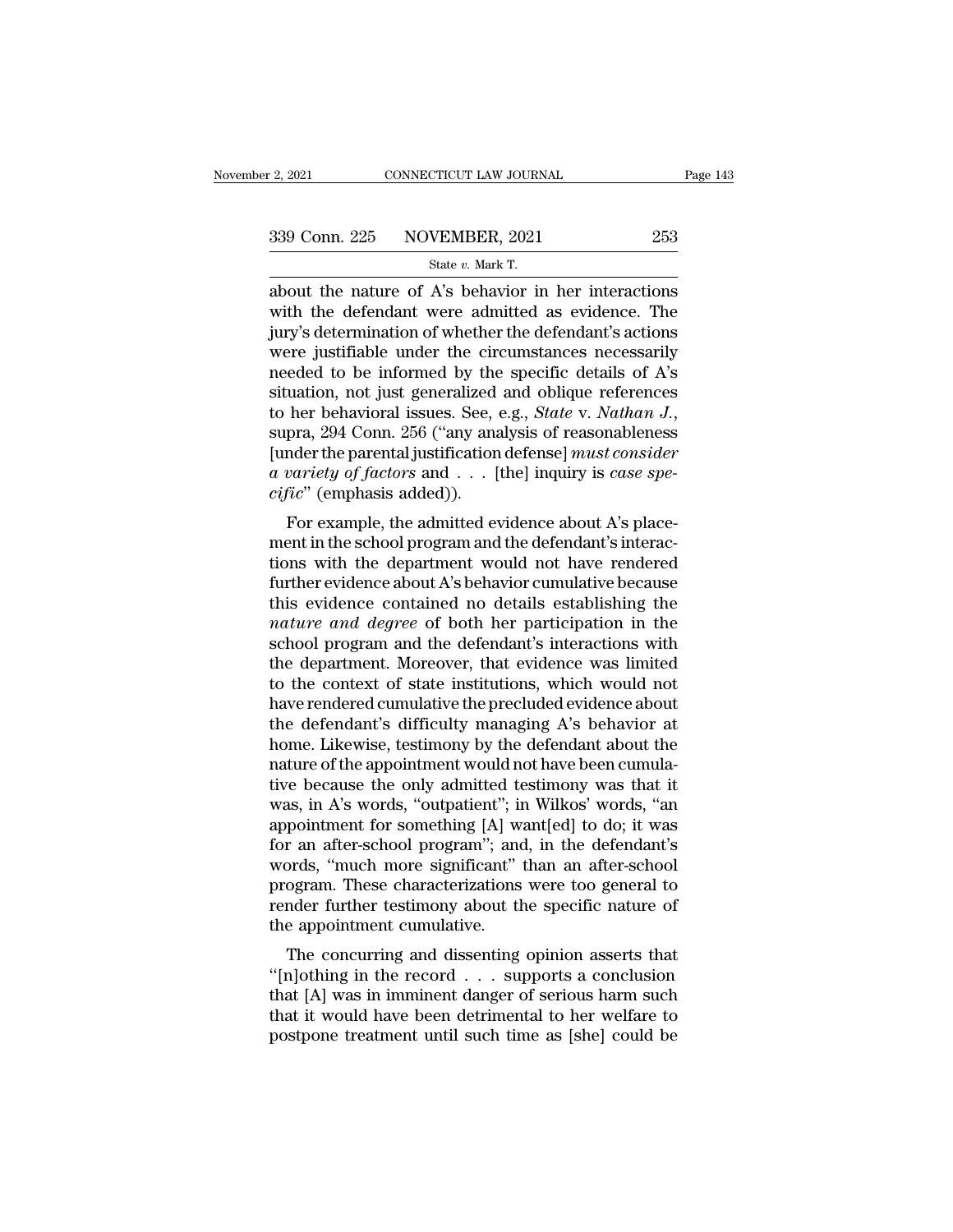about the nature of A's behavior in her interactions with the defendant were admitted as evidence. The jury's determination of whether the defendant's actions were justifiable under the circumstances necessarily needed to be informed by the specific details of A's situation, not just generalized and oblique references to her behavioral issues. See, e.g., *State* v. *Nathan J.*, supra, 294 Conn. 256 ("any analysis of reasonableness [under the parental justification defense] *must consider a variety of factors* and . . . [the] inquiry is *case specific*" (emphasis added)).

For example, the admitted evidence about A's placement in the school program and the defendant's interactions with the department would not have rendered further evidence about A's behavior cumulative because this evidence contained no details establishing the *nature and degree* of both her participation in the school program and the defendant's interactions with the department. Moreover, that evidence was limited to the context of state institutions, which would not have rendered cumulative the precluded evidence about the defendant's difficulty managing A's behavior at home. Likewise, testimony by the defendant about the nature of the appointment would not have been cumulative because the only admitted testimony was that it was, in A's words, "outpatient"; in Wilkos' words, "an appointment for something [A] want[ed] to do; it was for an after-school program"; and, in the defendant's words, "much more significant" than an after-school program. These characterizations were too general to render further testimony about the specific nature of the appointment cumulative.

The concurring and dissenting opinion asserts that "[n]othing in the record . . . supports a conclusion that [A] was in imminent danger of serious harm such that it would have been detrimental to her welfare to postpone treatment until such time as [she] could be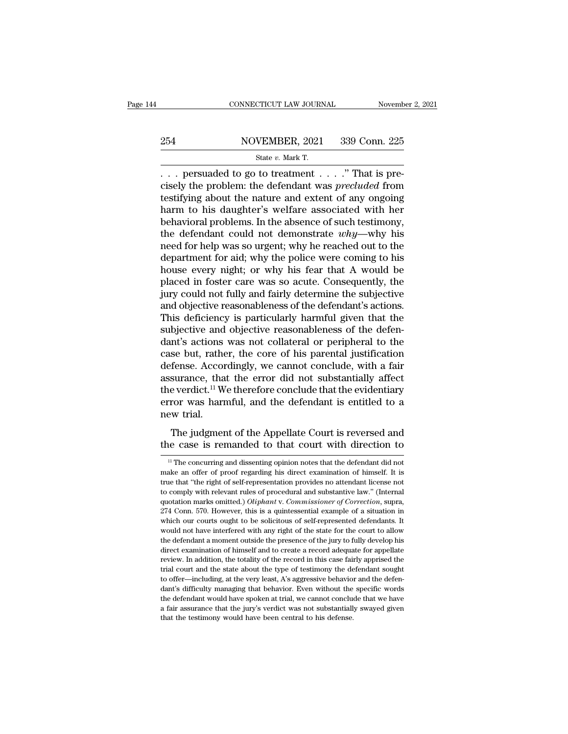. . . persuaded to go to treatment . . . ." That is precisely the problem: the defendant was *precluded* from testifying about the nature and extent of any ongoing harm to his daughter's welfare associated with her behavioral problems. In the absence of such testimony, the defendant could not demonstrate *why*—why his need for help was so urgent; why he reached out to the department for aid; why the police were coming to his house every night; or why his fear that A would be placed in foster care was so acute. Consequently, the jury could not fully and fairly determine the subjective and objective reasonableness of the defendant's actions. This deficiency is particularly harmful given that the subjective and objective reasonableness of the defendant's actions was not collateral or peripheral to the case but, rather, the core of his parental justification defense. Accordingly, we cannot conclude, with a fair assurance, that the error did not substantially affect the verdict.[11] We therefore conclude that the evidentiary error was harmful, and the defendant is entitled to a new trial.

The judgment of the Appellate Court is reversed and the case is remanded to that court with direction to

[11] The concurring and dissenting opinion notes that the defendant did not make an offer of proof regarding his direct examination of himself. It is true that "the right of self-representation provides no attendant license not to comply with relevant rules of procedural and substantive law." (Internal quotation marks omitted.) *Oliphant* v. *Commissioner of Correction*, supra, 274 Conn. 570. However, this is a quintessential example of a situation in which our courts ought to be solicitous of self-represented defendants. It would not have interfered with any right of the state for the court to allow the defendant a moment outside the presence of the jury to fully develop his direct examination of himself and to create a record adequate for appellate review. In addition, the totality of the record in this case fairly apprised the trial court and the state about the type of testimony the defendant sought to offer—including, at the very least, A's aggressive behavior and the defendant's difficulty managing that behavior. Even without the specific words the defendant would have spoken at trial, we cannot conclude that we have a fair assurance that the jury's verdict was not substantially swayed given that the testimony would have been central to his defense.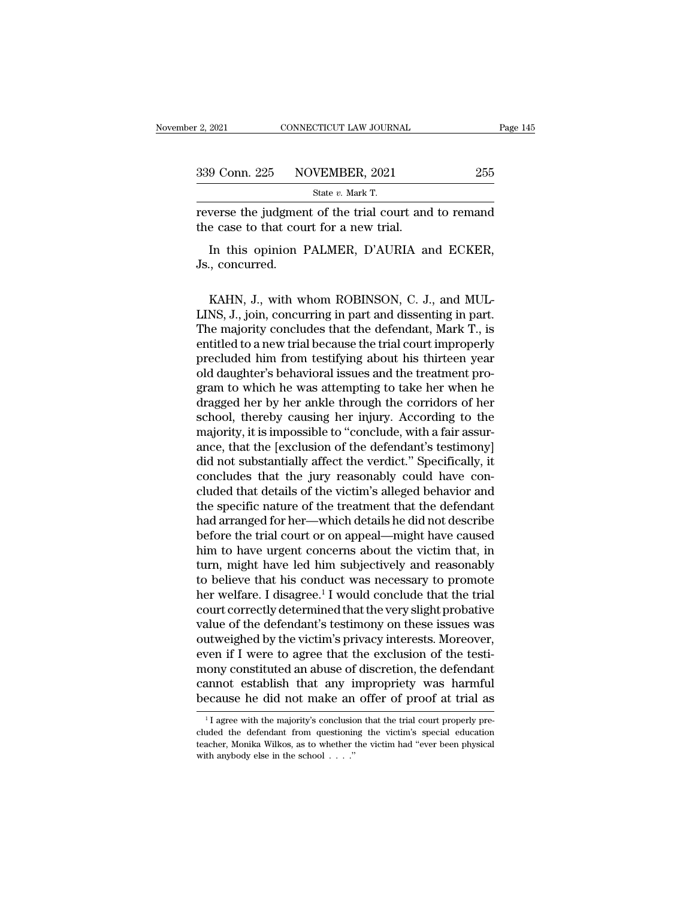reverse the judgment of the trial court and to remand the case to that court for a new trial.

In this opinion PALMER, D'AURIA and ECKER, Js., concurred.

KAHN, J., with whom ROBINSON, C. J., and MULLINS, J., join, concurring in part and dissenting in part. The majority concludes that the defendant, Mark T., is entitled to a new trial because the trial court improperly precluded him from testifying about his thirteen year old daughter's behavioral issues and the treatment program to which he was attempting to take her when he dragged her by her ankle through the corridors of her school, thereby causing her injury. According to the majority, it is impossible to "conclude, with a fair assurance, that the [exclusion of the defendant's testimony] did not substantially affect the verdict." Specifically, it concludes that the jury reasonably could have concluded that details of the victim's alleged behavior and the specific nature of the treatment that the defendant had arranged for her—which details he did not describe before the trial court or on appeal—might have caused him to have urgent concerns about the victim that, in turn, might have led him subjectively and reasonably to believe that his conduct was necessary to promote her welfare. I disagree.[1] I would conclude that the trial court correctly determined that the very slight probative value of the defendant's testimony on these issues was outweighed by the victim's privacy interests. Moreover, even if I were to agree that the exclusion of the testimony constituted an abuse of discretion, the defendant cannot establish that any impropriety was harmful because he did not make an offer of proof at trial as

[1] I agree with the majority's conclusion that the trial court properly precluded the defendant from questioning the victim's special education teacher, Monika Wilkos, as to whether the victim had "ever been physical with anybody else in the school . . . ."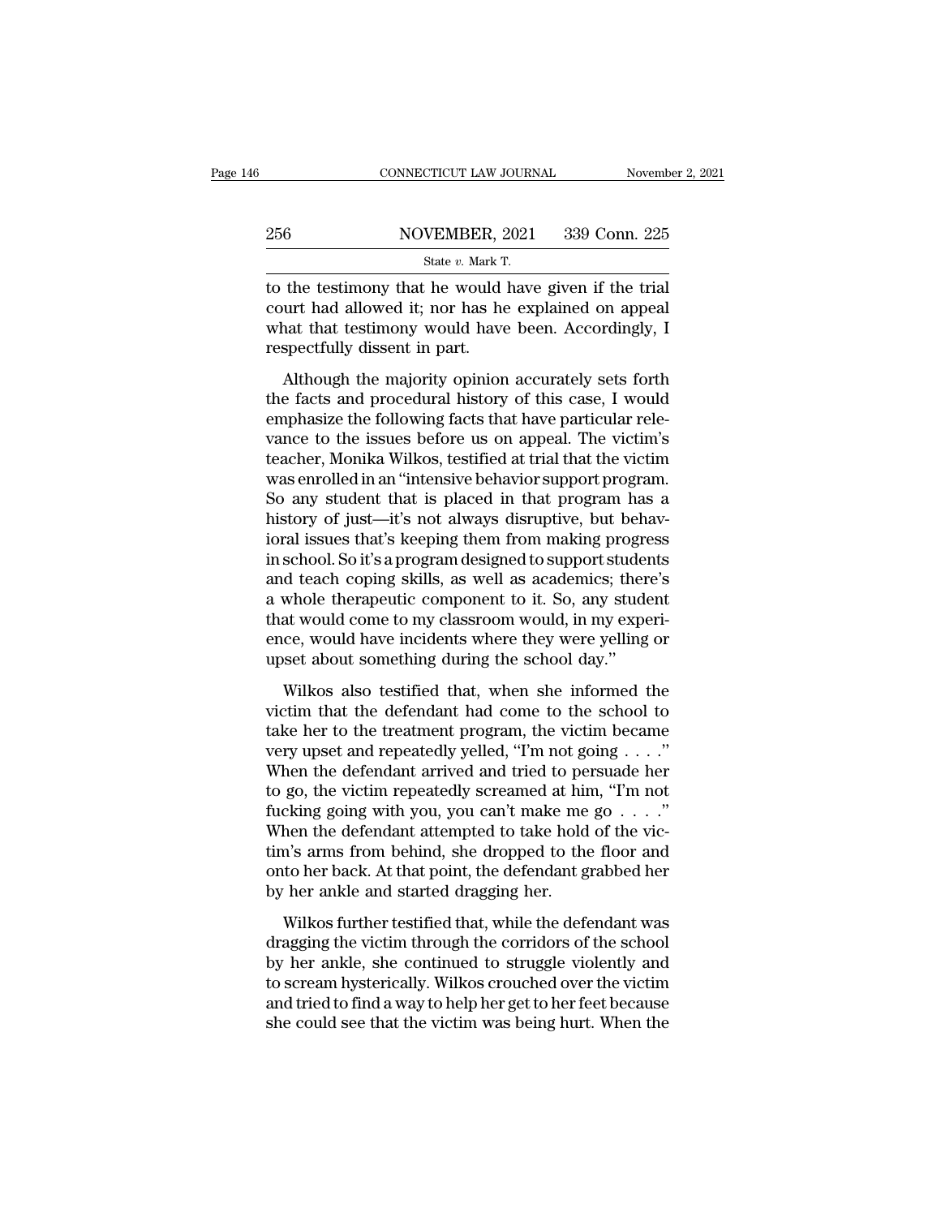to the testimony that he would have given if the trial court had allowed it; nor has he explained on appeal what that testimony would have been. Accordingly, I respectfully dissent in part.

Although the majority opinion accurately sets forth the facts and procedural history of this case, I would emphasize the following facts that have particular relevance to the issues before us on appeal. The victim's teacher, Monika Wilkos, testified at trial that the victim was enrolled in an "intensive behavior support program. So any student that is placed in that program has a history of just—it's not always disruptive, but behavioral issues that's keeping them from making progress in school. So it's a program designed to support students and teach coping skills, as well as academics; there's a whole therapeutic component to it. So, any student that would come to my classroom would, in my experience, would have incidents where they were yelling or upset about something during the school day."

Wilkos also testified that, when she informed the victim that the defendant had come to the school to take her to the treatment program, the victim became very upset and repeatedly yelled, "I'm not going . . . ." When the defendant arrived and tried to persuade her to go, the victim repeatedly screamed at him, "I'm not fucking going with you, you can't make me go . . . ." When the defendant attempted to take hold of the victim's arms from behind, she dropped to the floor and onto her back. At that point, the defendant grabbed her by her ankle and started dragging her.

Wilkos further testified that, while the defendant was dragging the victim through the corridors of the school by her ankle, she continued to struggle violently and to scream hysterically. Wilkos crouched over the victim and tried to find a way to help her get to her feet because she could see that the victim was being hurt. When the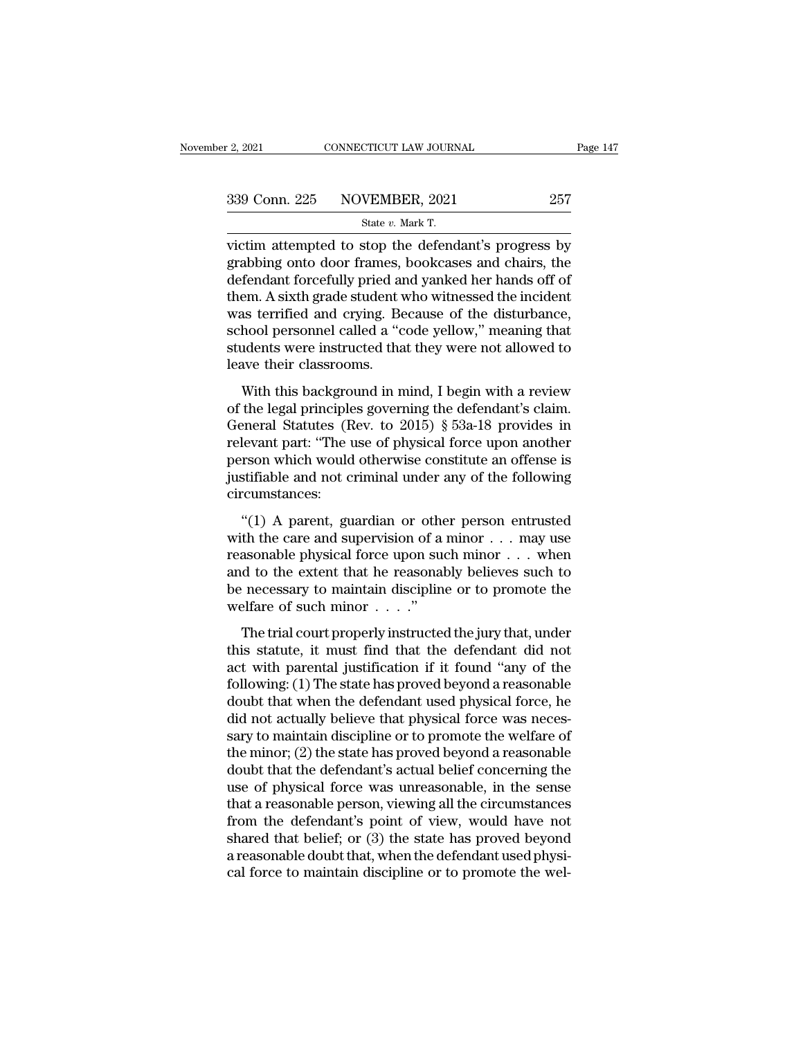victim attempted to stop the defendant's progress by grabbing onto door frames, bookcases and chairs, the defendant forcefully pried and yanked her hands off of them. A sixth grade student who witnessed the incident was terrified and crying. Because of the disturbance, school personnel called a "code yellow," meaning that students were instructed that they were not allowed to leave their classrooms.

With this background in mind, I begin with a review of the legal principles governing the defendant's claim. General Statutes (Rev. to 2015) § 53a-18 provides in relevant part: "The use of physical force upon another person which would otherwise constitute an offense is justifiable and not criminal under any of the following circumstances:

"(1) A parent, guardian or other person entrusted with the care and supervision of a minor . . . may use reasonable physical force upon such minor . . . when and to the extent that he reasonably believes such to be necessary to maintain discipline or to promote the welfare of such minor . . . ."

The trial court properly instructed the jury that, under this statute, it must find that the defendant did not act with parental justification if it found "any of the following: (1) The state has proved beyond a reasonable doubt that when the defendant used physical force, he did not actually believe that physical force was necessary to maintain discipline or to promote the welfare of the minor; (2) the state has proved beyond a reasonable doubt that the defendant's actual belief concerning the use of physical force was unreasonable, in the sense that a reasonable person, viewing all the circumstances from the defendant's point of view, would have not shared that belief; or (3) the state has proved beyond a reasonable doubt that, when the defendant used physical force to maintain discipline or to promote the wel-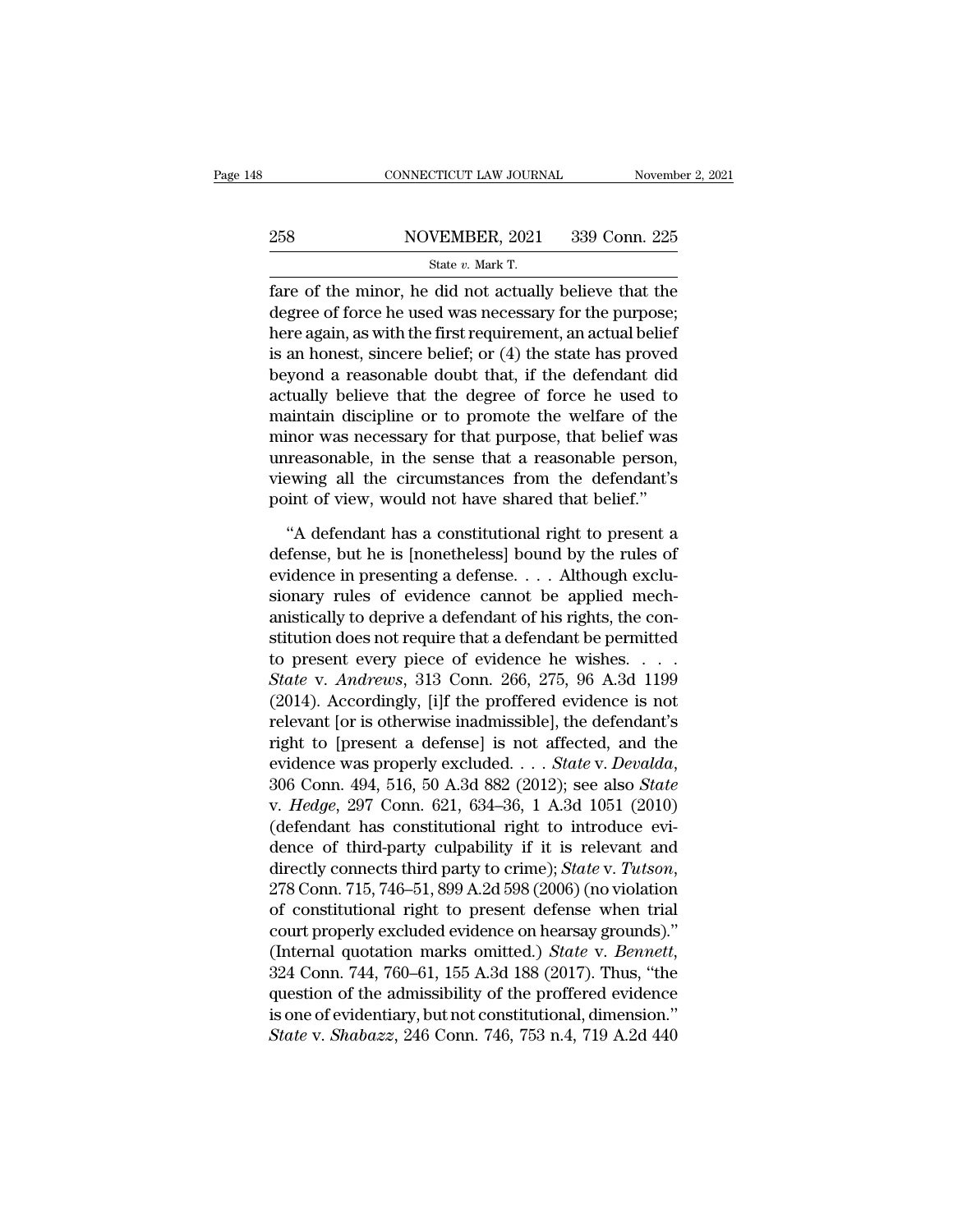fare of the minor, he did not actually believe that the degree of force he used was necessary for the purpose; here again, as with the first requirement, an actual belief is an honest, sincere belief; or (4) the state has proved beyond a reasonable doubt that, if the defendant did actually believe that the degree of force he used to maintain discipline or to promote the welfare of the minor was necessary for that purpose, that belief was unreasonable, in the sense that a reasonable person, viewing all the circumstances from the defendant's point of view, would not have shared that belief."

"A defendant has a constitutional right to present a defense, but he is [nonetheless] bound by the rules of evidence in presenting a defense. . . . Although exclusionary rules of evidence cannot be applied mechanistically to deprive a defendant of his rights, the constitution does not require that a defendant be permitted to present every piece of evidence he wishes. . . . *State* v. *Andrews*, 313 Conn. 266, 275, 96 A.3d 1199 (2014). Accordingly, [i]f the proffered evidence is not relevant [or is otherwise inadmissible], the defendant's right to [present a defense] is not affected, and the evidence was properly excluded. . . . *State* v. *Devalda*, 306 Conn. 494, 516, 50 A.3d 882 (2012); see also *State* v. *Hedge*, 297 Conn. 621, 634–36, 1 A.3d 1051 (2010) (defendant has constitutional right to introduce evidence of third-party culpability if it is relevant and directly connects third party to crime); *State* v. *Tutson*, 278 Conn. 715, 746–51, 899 A.2d 598 (2006) (no violation of constitutional right to present defense when trial court properly excluded evidence on hearsay grounds)." (Internal quotation marks omitted.) *State* v. *Bennett*, 324 Conn. 744, 760–61, 155 A.3d 188 (2017). Thus, "the question of the admissibility of the proffered evidence is one of evidentiary, but not constitutional, dimension." *State* v. *Shabazz*, 246 Conn. 746, 753 n.4, 719 A.2d 440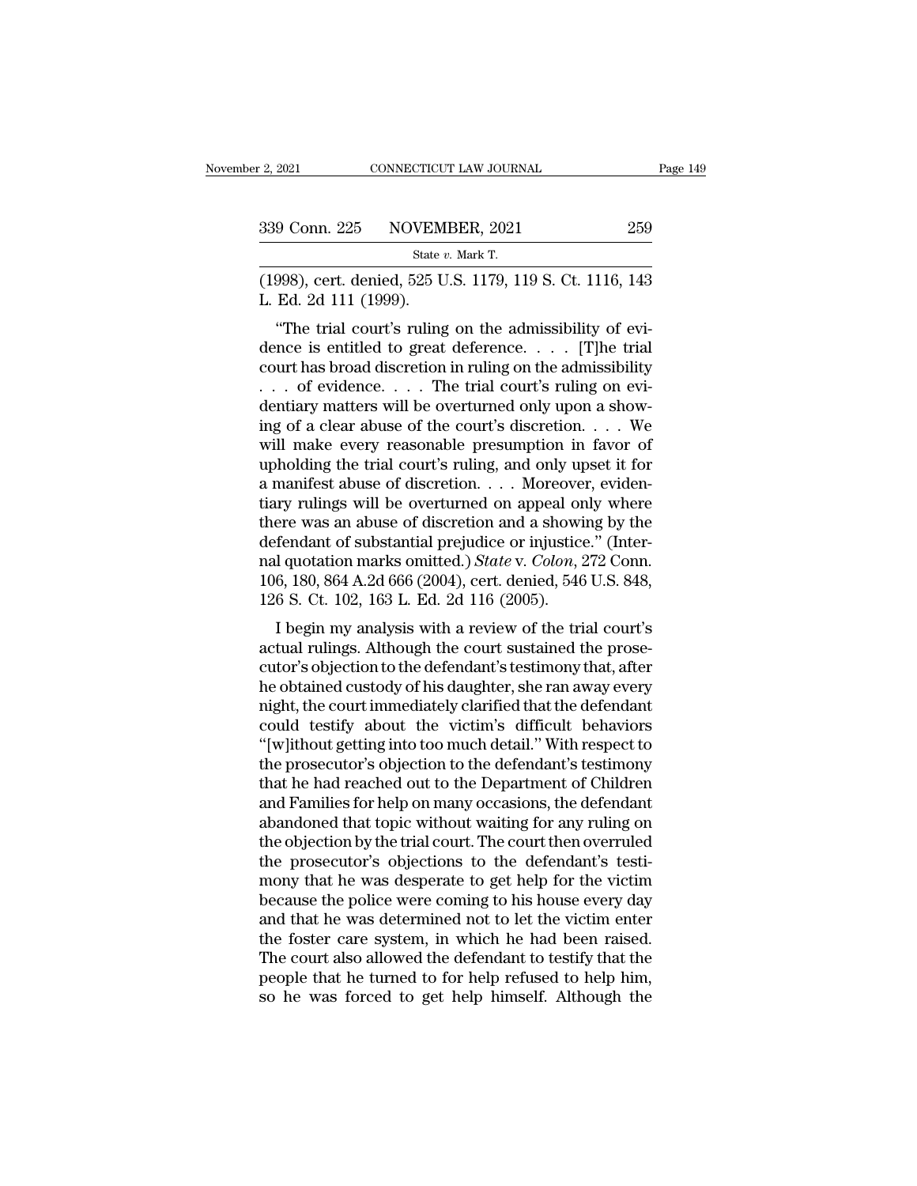(1998), cert. denied, 525 U.S. 1179, 119 S. Ct. 1116, 143 L. Ed. 2d 111 (1999).

"The trial court's ruling on the admissibility of evidence is entitled to great deference. . . . [T]he trial court has broad discretion in ruling on the admissibility . . . of evidence. . . . The trial court's ruling on evidentiary matters will be overturned only upon a showing of a clear abuse of the court's discretion. . . . We will make every reasonable presumption in favor of upholding the trial court's ruling, and only upset it for a manifest abuse of discretion. . . . Moreover, evidentiary rulings will be overturned on appeal only where there was an abuse of discretion and a showing by the defendant of substantial prejudice or injustice." (Internal quotation marks omitted.) *State* v. *Colon*, 272 Conn. 106, 180, 864 A.2d 666 (2004), cert. denied, 546 U.S. 848, 126 S. Ct. 102, 163 L. Ed. 2d 116 (2005).

I begin my analysis with a review of the trial court's actual rulings. Although the court sustained the prosecutor's objection to the defendant's testimony that, after he obtained custody of his daughter, she ran away every night, the court immediately clarified that the defendant could testify about the victim's difficult behaviors "[w]ithout getting into too much detail." With respect to the prosecutor's objection to the defendant's testimony that he had reached out to the Department of Children and Families for help on many occasions, the defendant abandoned that topic without waiting for any ruling on the objection by the trial court. The court then overruled the prosecutor's objections to the defendant's testimony that he was desperate to get help for the victim because the police were coming to his house every day and that he was determined not to let the victim enter the foster care system, in which he had been raised. The court also allowed the defendant to testify that the people that he turned to for help refused to help him, so he was forced to get help himself. Although the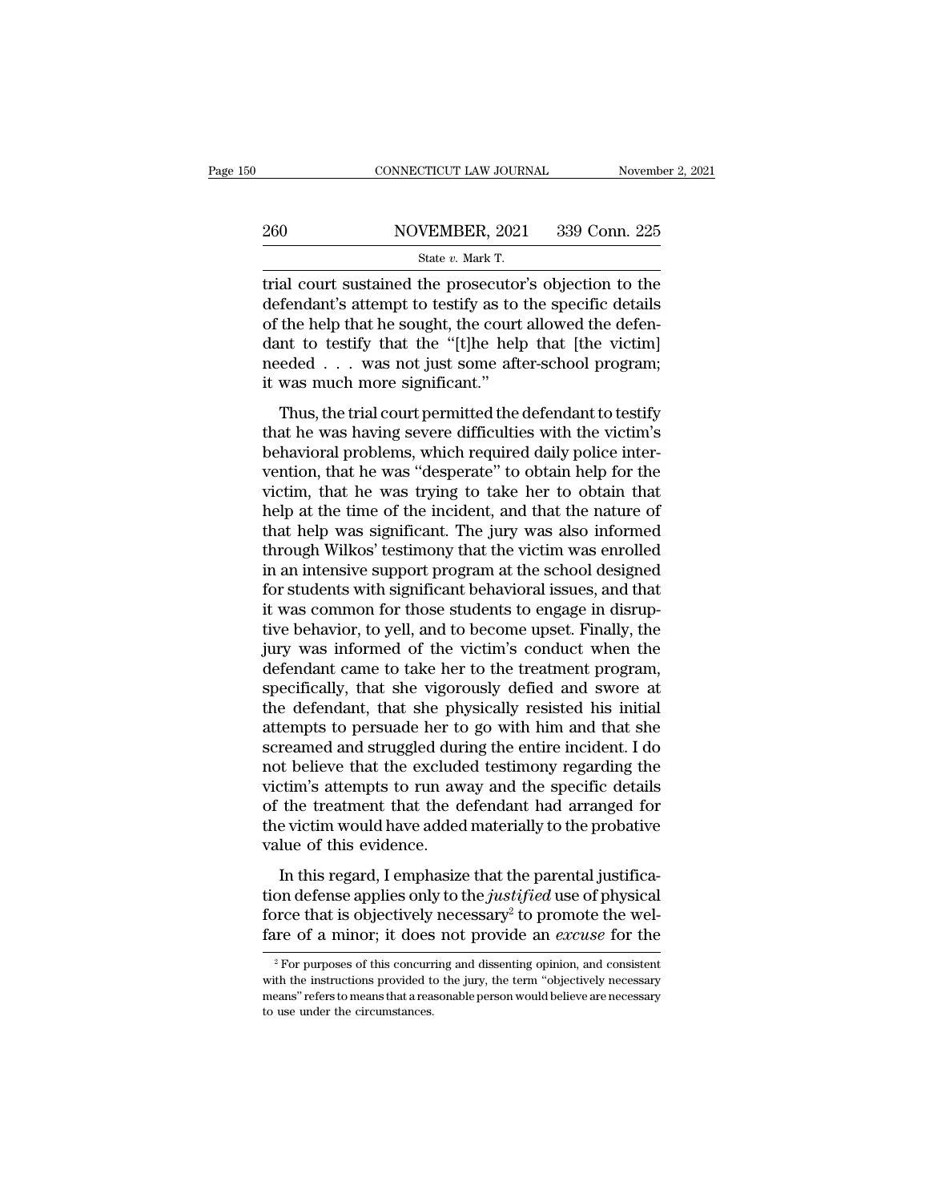trial court sustained the prosecutor's objection to the defendant's attempt to testify as to the specific details of the help that he sought, the court allowed the defendant to testify that the "[t]he help that [the victim] needed . . . was not just some after-school program; it was much more significant."

Thus, the trial court permitted the defendant to testify that he was having severe difficulties with the victim's behavioral problems, which required daily police intervention, that he was "desperate" to obtain help for the victim, that he was trying to take her to obtain that help at the time of the incident, and that the nature of that help was significant. The jury was also informed through Wilkos' testimony that the victim was enrolled in an intensive support program at the school designed for students with significant behavioral issues, and that it was common for those students to engage in disruptive behavior, to yell, and to become upset. Finally, the jury was informed of the victim's conduct when the defendant came to take her to the treatment program, specifically, that she vigorously defied and swore at the defendant, that she physically resisted his initial attempts to persuade her to go with him and that she screamed and struggled during the entire incident. I do not believe that the excluded testimony regarding the victim's attempts to run away and the specific details of the treatment that the defendant had arranged for the victim would have added materially to the probative value of this evidence.

In this regard, I emphasize that the parental justification defense applies only to the *justified* use of physical force that is objectively necessary[2] to promote the welfare of a minor; it does not provide an *excuse* for the

[2] For purposes of this concurring and dissenting opinion, and consistent with the instructions provided to the jury, the term "objectively necessary means" refers to means that a reasonable person would believe are necessary to use under the circumstances.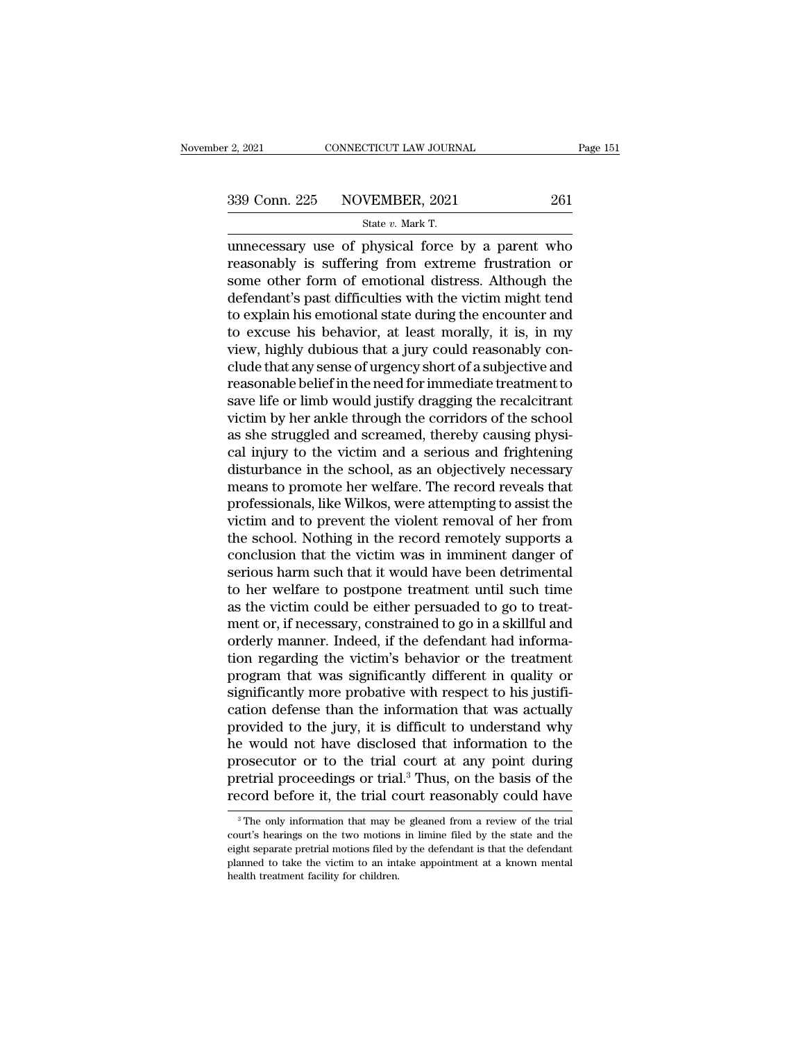unnecessary use of physical force by a parent who reasonably is suffering from extreme frustration or some other form of emotional distress. Although the defendant's past difficulties with the victim might tend to explain his emotional state during the encounter and to excuse his behavior, at least morally, it is, in my view, highly dubious that a jury could reasonably conclude that any sense of urgency short of a subjective and reasonable belief in the need for immediate treatment to save life or limb would justify dragging the recalcitrant victim by her ankle through the corridors of the school as she struggled and screamed, thereby causing physical injury to the victim and a serious and frightening disturbance in the school, as an objectively necessary means to promote her welfare. The record reveals that professionals, like Wilkos, were attempting to assist the victim and to prevent the violent removal of her from the school. Nothing in the record remotely supports a conclusion that the victim was in imminent danger of serious harm such that it would have been detrimental to her welfare to postpone treatment until such time as the victim could be either persuaded to go to treatment or, if necessary, constrained to go in a skillful and orderly manner. Indeed, if the defendant had information regarding the victim's behavior or the treatment program that was significantly different in quality or significantly more probative with respect to his justification defense than the information that was actually provided to the jury, it is difficult to understand why he would not have disclosed that information to the prosecutor or to the trial court at any point during pretrial proceedings or trial.[3] Thus, on the basis of the record before it, the trial court reasonably could have

[3] The only information that may be gleaned from a review of the trial court's hearings on the two motions in limine filed by the state and the eight separate pretrial motions filed by the defendant is that the defendant planned to take the victim to an intake appointment at a known mental health treatment facility for children.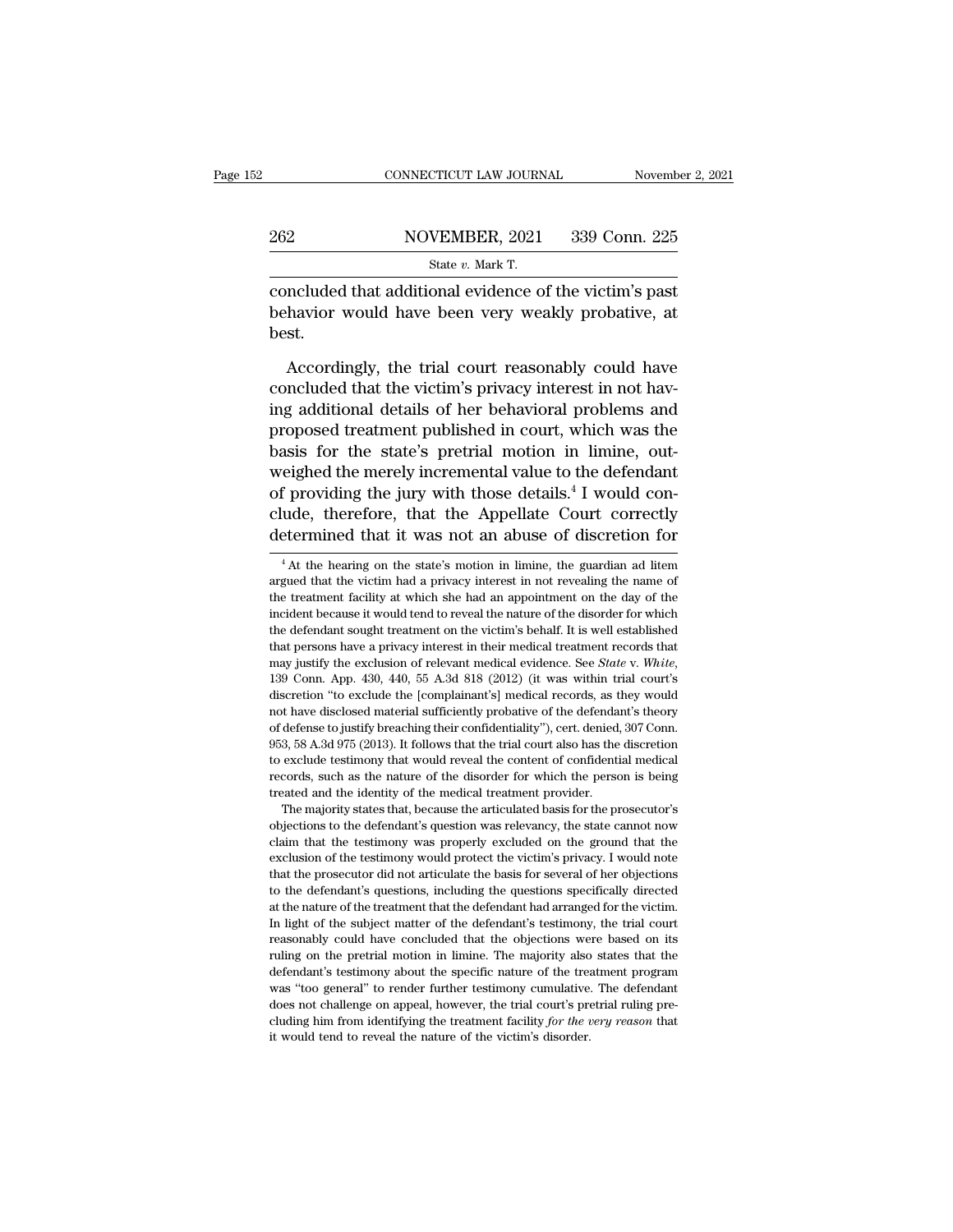concluded that additional evidence of the victim's past behavior would have been very weakly probative, at best.

Accordingly, the trial court reasonably could have concluded that the victim's privacy interest in not having additional details of her behavioral problems and proposed treatment published in court, which was the basis for the state's pretrial motion in limine, outweighed the merely incremental value to the defendant of providing the jury with those details.[4] I would conclude, therefore, that the Appellate Court correctly determined that it was not an abuse of discretion for

[4] At the hearing on the state's motion in limine, the guardian ad litem argued that the victim had a privacy interest in not revealing the name of the treatment facility at which she had an appointment on the day of the incident because it would tend to reveal the nature of the disorder for which the defendant sought treatment on the victim's behalf. It is well established that persons have a privacy interest in their medical treatment records that may justify the exclusion of relevant medical evidence. See *State* v. *White*, 139 Conn. App. 430, 440, 55 A.3d 818 (2012) (it was within trial court's discretion "to exclude the [complainant's] medical records, as they would not have disclosed material sufficiently probative of the defendant's theory of defense to justify breaching their confidentiality"), cert. denied, 307 Conn. 953, 58 A.3d 975 (2013). It follows that the trial court also has the discretion to exclude testimony that would reveal the content of confidential medical records, such as the nature of the disorder for which the person is being treated and the identity of the medical treatment provider.

The majority states that, because the articulated basis for the prosecutor's objections to the defendant's question was relevancy, the state cannot now claim that the testimony was properly excluded on the ground that the exclusion of the testimony would protect the victim's privacy. I would note that the prosecutor did not articulate the basis for several of her objections to the defendant's questions, including the questions specifically directed at the nature of the treatment that the defendant had arranged for the victim. In light of the subject matter of the defendant's testimony, the trial court reasonably could have concluded that the objections were based on its ruling on the pretrial motion in limine. The majority also states that the defendant's testimony about the specific nature of the treatment program was "too general" to render further testimony cumulative. The defendant does not challenge on appeal, however, the trial court's pretrial ruling precluding him from identifying the treatment facility *for the very reason* that it would tend to reveal the nature of the victim's disorder.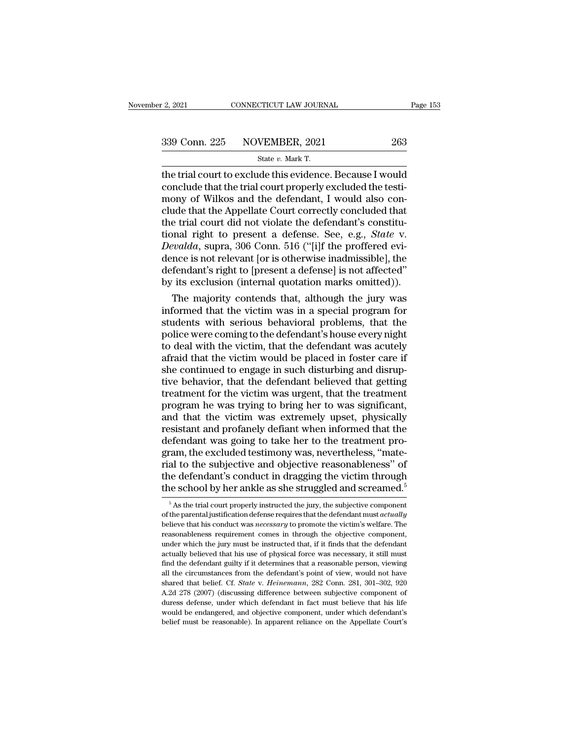the trial court to exclude this evidence. Because I would conclude that the trial court properly excluded the testimony of Wilkos and the defendant, I would also conclude that the Appellate Court correctly concluded that the trial court did not violate the defendant's constitutional right to present a defense. See, e.g., *State* v. *Devalda*, supra, 306 Conn. 516 ("[i]f the proffered evidence is not relevant [or is otherwise inadmissible], the defendant's right to [present a defense] is not affected" by its exclusion (internal quotation marks omitted)).

The majority contends that, although the jury was informed that the victim was in a special program for students with serious behavioral problems, that the police were coming to the defendant's house every night to deal with the victim, that the defendant was acutely afraid that the victim would be placed in foster care if she continued to engage in such disturbing and disruptive behavior, that the defendant believed that getting treatment for the victim was urgent, that the treatment program he was trying to bring her to was significant, and that the victim was extremely upset, physically resistant and profanely defiant when informed that the defendant was going to take her to the treatment program, the excluded testimony was, nevertheless, "material to the subjective and objective reasonableness" of the defendant's conduct in dragging the victim through the school by her ankle as she struggled and screamed.[5]

[5] As the trial court properly instructed the jury, the subjective component of the parental justification defense requires that the defendant must *actually* believe that his conduct was *necessary* to promote the victim's welfare. The reasonableness requirement comes in through the objective component, under which the jury must be instructed that, if it finds that the defendant actually believed that his use of physical force was necessary, it still must find the defendant guilty if it determines that a reasonable person, viewing all the circumstances from the defendant's point of view, would not have shared that belief. Cf. *State* v. *Heinemann*, 282 Conn. 281, 301–302, 920 A.2d 278 (2007) (discussing difference between subjective component of duress defense, under which defendant in fact must believe that his life would be endangered, and objective component, under which defendant's belief must be reasonable). In apparent reliance on the Appellate Court's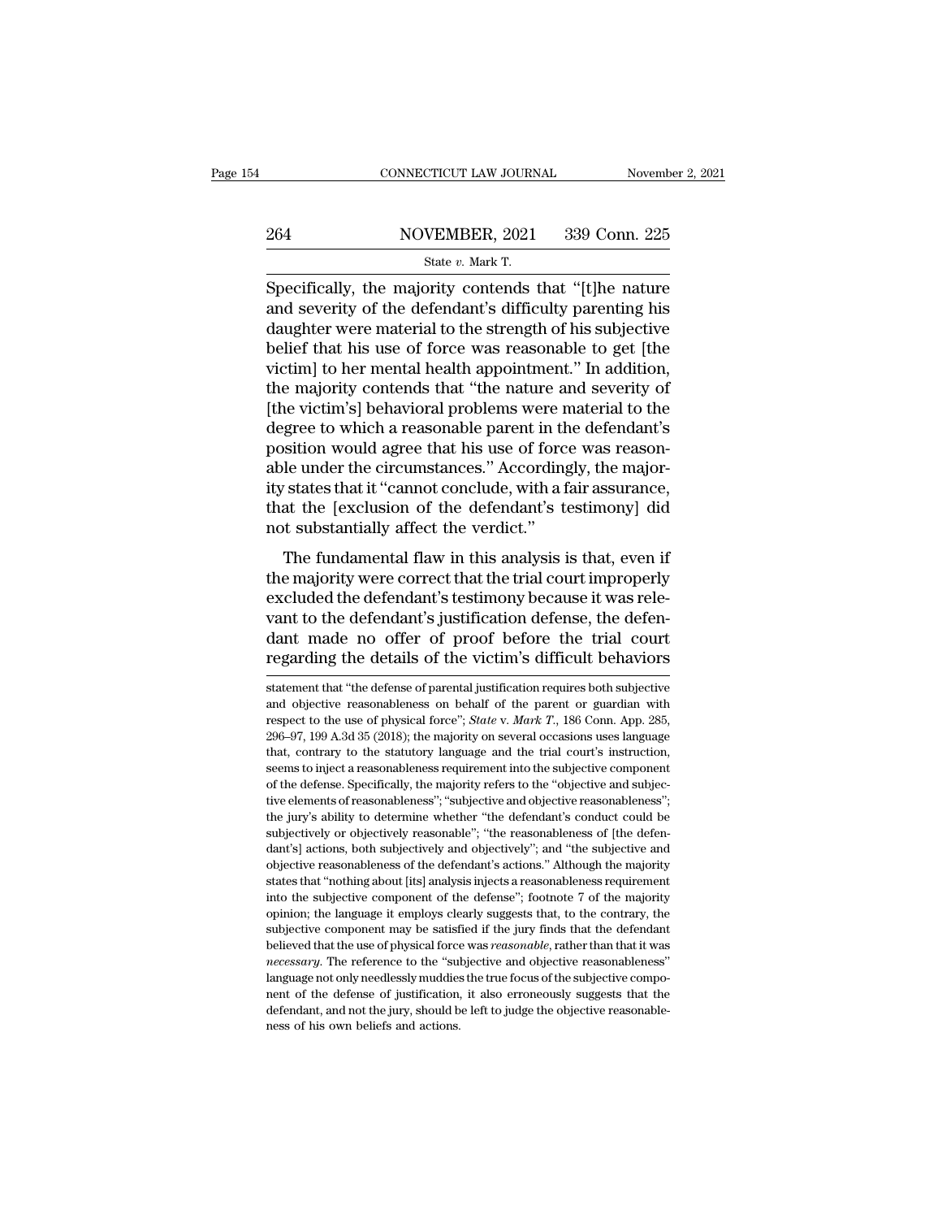Specifically, the majority contends that "[t]he nature and severity of the defendant's difficulty parenting his daughter were material to the strength of his subjective belief that his use of force was reasonable to get [the victim] to her mental health appointment." In addition, the majority contends that "the nature and severity of [the victim's] behavioral problems were material to the degree to which a reasonable parent in the defendant's position would agree that his use of force was reasonable under the circumstances." Accordingly, the majority states that it "cannot conclude, with a fair assurance, that the [exclusion of the defendant's testimony] did not substantially affect the verdict."

The fundamental flaw in this analysis is that, even if the majority were correct that the trial court improperly excluded the defendant's testimony because it was relevant to the defendant's justification defense, the defendant made no offer of proof before the trial court regarding the details of the victim's difficult behaviors

statement that "the defense of parental justification requires both subjective and objective reasonableness on behalf of the parent or guardian with respect to the use of physical force"; *State* v. *Mark T.*, 186 Conn. App. 285, 296–97, 199 A.3d 35 (2018); the majority on several occasions uses language that, contrary to the statutory language and the trial court's instruction, seems to inject a reasonableness requirement into the subjective component of the defense. Specifically, the majority refers to the "objective and subjective elements of reasonableness"; "subjective and objective reasonableness"; the jury's ability to determine whether "the defendant's conduct could be subjectively or objectively reasonable"; "the reasonableness of [the defendant's] actions, both subjectively and objectively"; and "the subjective and objective reasonableness of the defendant's actions." Although the majority states that "nothing about [its] analysis injects a reasonableness requirement into the subjective component of the defense"; footnote 7 of the majority opinion; the language it employs clearly suggests that, to the contrary, the subjective component may be satisfied if the jury finds that the defendant believed that the use of physical force was *reasonable*, rather than that it was *necessary*. The reference to the "subjective and objective reasonableness" language not only needlessly muddies the true focus of the subjective component of the defense of justification, it also erroneously suggests that the defendant, and not the jury, should be left to judge the objective reasonableness of his own beliefs and actions.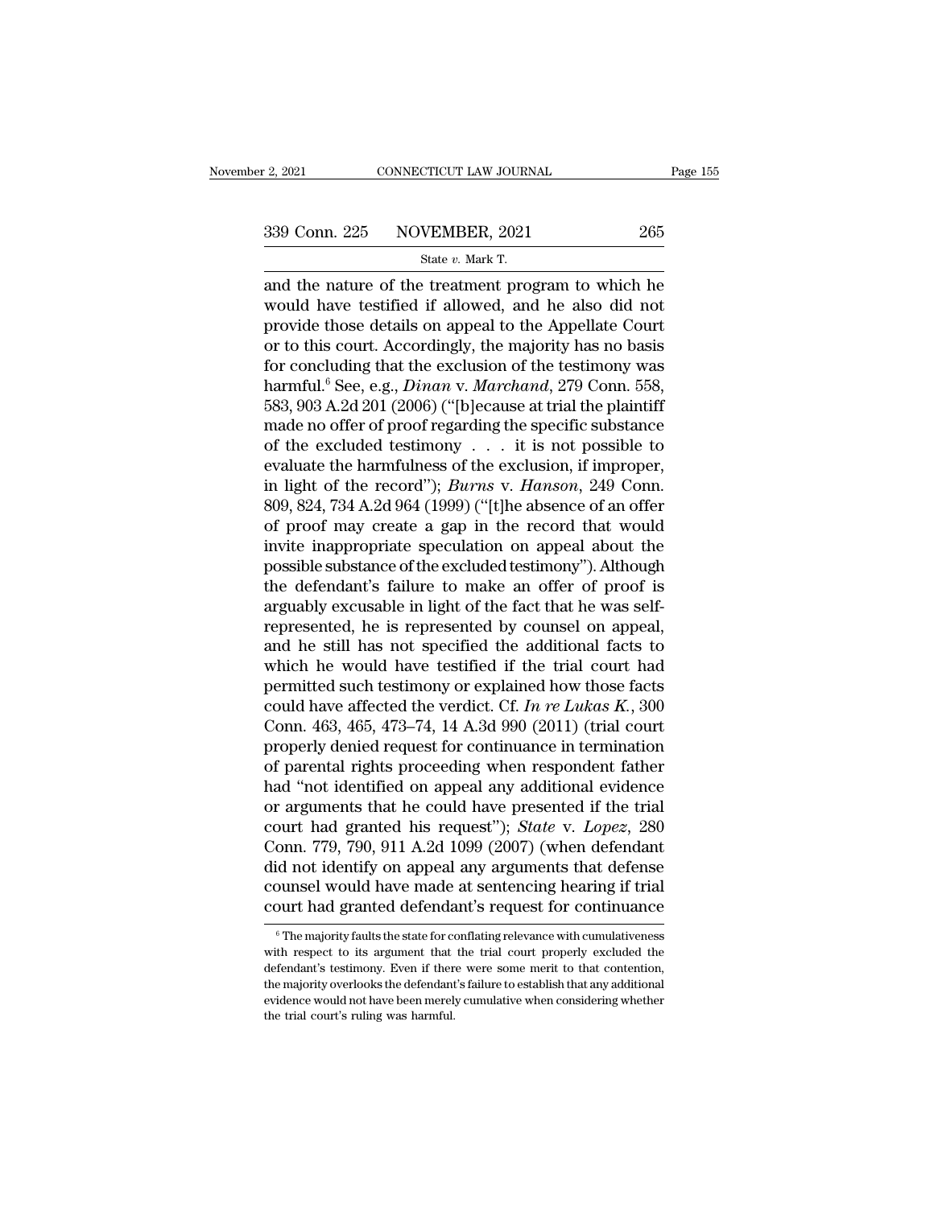and the nature of the treatment program to which he would have testified if allowed, and he also did not provide those details on appeal to the Appellate Court or to this court. Accordingly, the majority has no basis for concluding that the exclusion of the testimony was harmful.[6] See, e.g., *Dinan* v. *Marchand*, 279 Conn. 558, 583, 903 A.2d 201 (2006) ("[b]ecause at trial the plaintiff made no offer of proof regarding the specific substance of the excluded testimony . . . it is not possible to evaluate the harmfulness of the exclusion, if improper, in light of the record"); *Burns* v. *Hanson*, 249 Conn. 809, 824, 734 A.2d 964 (1999) ("[t]he absence of an offer of proof may create a gap in the record that would invite inappropriate speculation on appeal about the possible substance of the excluded testimony"). Although the defendant's failure to make an offer of proof is arguably excusable in light of the fact that he was self-represented, he is represented by counsel on appeal, and he still has not specified the additional facts to which he would have testified if the trial court had permitted such testimony or explained how those facts could have affected the verdict. Cf. *In re Lukas K.*, 300 Conn. 463, 465, 473–74, 14 A.3d 990 (2011) (trial court properly denied request for continuance in termination of parental rights proceeding when respondent father had "not identified on appeal any additional evidence or arguments that he could have presented if the trial court had granted his request"); *State* v. *Lopez*, 280 Conn. 779, 790, 911 A.2d 1099 (2007) (when defendant did not identify on appeal any arguments that defense counsel would have made at sentencing hearing if trial court had granted defendant's request for continuance

[6] The majority faults the state for conflating relevance with cumulativeness with respect to its argument that the trial court properly excluded the defendant's testimony. Even if there were some merit to that contention, the majority overlooks the defendant's failure to establish that any additional evidence would not have been merely cumulative when considering whether the trial court's ruling was harmful.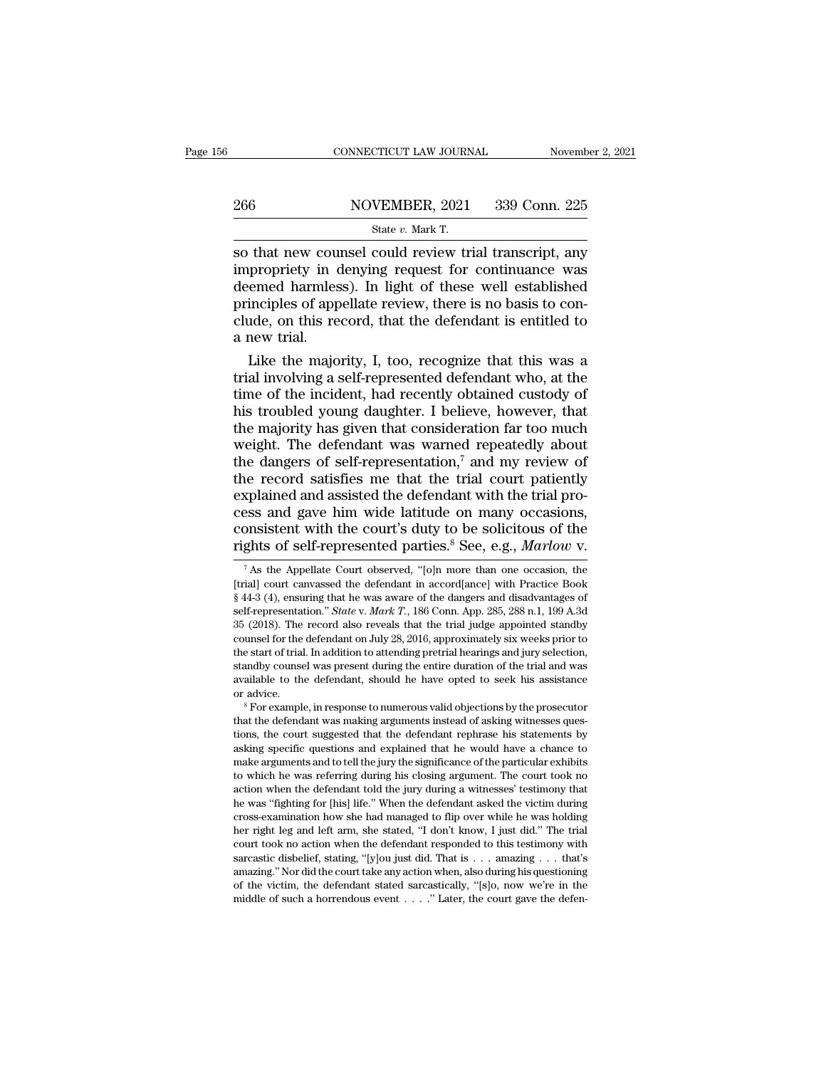so that new counsel could review trial transcript, any impropriety in denying request for continuance was deemed harmless). In light of these well established principles of appellate review, there is no basis to conclude, on this record, that the defendant is entitled to a new trial.

Like the majority, I, too, recognize that this was a trial involving a self-represented defendant who, at the time of the incident, had recently obtained custody of his troubled young daughter. I believe, however, that the majority has given that consideration far too much weight. The defendant was warned repeatedly about the dangers of self-representation,[7] and my review of the record satisfies me that the trial court patiently explained and assisted the defendant with the trial process and gave him wide latitude on many occasions, consistent with the court's duty to be solicitous of the rights of self-represented parties.[8] See, e.g., *Marlow* v.

[7] As the Appellate Court observed, "[o]n more than one occasion, the [trial] court canvassed the defendant in accord[ance] with Practice Book § 44-3 (4), ensuring that he was aware of the dangers and disadvantages of self-representation." *State* v. *Mark T.*, 186 Conn. App. 285, 288 n.1, 199 A.3d 35 (2018). The record also reveals that the trial judge appointed standby counsel for the defendant on July 28, 2016, approximately six weeks prior to the start of trial. In addition to attending pretrial hearings and jury selection, standby counsel was present during the entire duration of the trial and was available to the defendant, should he have opted to seek his assistance or advice.

[8] For example, in response to numerous valid objections by the prosecutor that the defendant was making arguments instead of asking witnesses questions, the court suggested that the defendant rephrase his statements by asking specific questions and explained that he would have a chance to make arguments and to tell the jury the significance of the particular exhibits to which he was referring during his closing argument. The court took no action when the defendant told the jury during a witnesses' testimony that he was "fighting for [his] life." When the defendant asked the victim during cross-examination how she had managed to flip over while he was holding her right leg and left arm, she stated, "I don't know, I just did." The trial court took no action when the defendant responded to this testimony with sarcastic disbelief, stating, "[y]ou just did. That is . . . amazing . . . that's amazing." Nor did the court take any action when, also during his questioning of the victim, the defendant stated sarcastically, "[s]o, now we're in the middle of such a horrendous event . . . ." Later, the court gave the defen-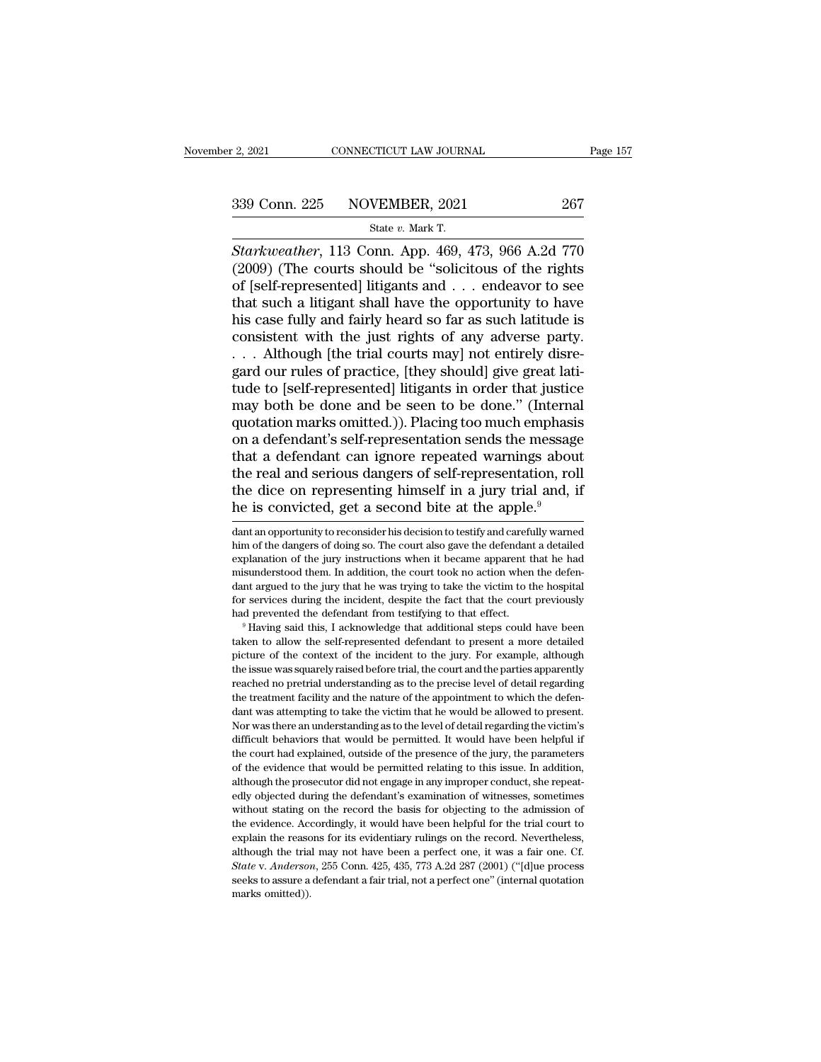*Starkweather*, 113 Conn. App. 469, 473, 966 A.2d 770 (2009) (The courts should be "solicitous of the rights of [self-represented] litigants and . . . endeavor to see that such a litigant shall have the opportunity to have his case fully and fairly heard so far as such latitude is consistent with the just rights of any adverse party. . . . Although [the trial courts may] not entirely disregard our rules of practice, [they should] give great latitude to [self-represented] litigants in order that justice may both be done and be seen to be done." (Internal quotation marks omitted.)). Placing too much emphasis on a defendant's self-representation sends the message that a defendant can ignore repeated warnings about the real and serious dangers of self-representation, roll the dice on representing himself in a jury trial and, if he is convicted, get a second bite at the apple.[9]

dant an opportunity to reconsider his decision to testify and carefully warned him of the dangers of doing so. The court also gave the defendant a detailed explanation of the jury instructions when it became apparent that he had misunderstood them. In addition, the court took no action when the defendant argued to the jury that he was trying to take the victim to the hospital for services during the incident, despite the fact that the court previously had prevented the defendant from testifying to that effect.

[9] Having said this, I acknowledge that additional steps could have been taken to allow the self-represented defendant to present a more detailed picture of the context of the incident to the jury. For example, although the issue was squarely raised before trial, the court and the parties apparently reached no pretrial understanding as to the precise level of detail regarding the treatment facility and the nature of the appointment to which the defendant was attempting to take the victim that he would be allowed to present. Nor was there an understanding as to the level of detail regarding the victim's difficult behaviors that would be permitted. It would have been helpful if the court had explained, outside of the presence of the jury, the parameters of the evidence that would be permitted relating to this issue. In addition, although the prosecutor did not engage in any improper conduct, she repeatedly objected during the defendant's examination of witnesses, sometimes without stating on the record the basis for objecting to the admission of the evidence. Accordingly, it would have been helpful for the trial court to explain the reasons for its evidentiary rulings on the record. Nevertheless, although the trial may not have been a perfect one, it was a fair one. Cf. *State* v. *Anderson*, 255 Conn. 425, 435, 773 A.2d 287 (2001) ("[d]ue process seeks to assure a defendant a fair trial, not a perfect one" (internal quotation marks omitted)).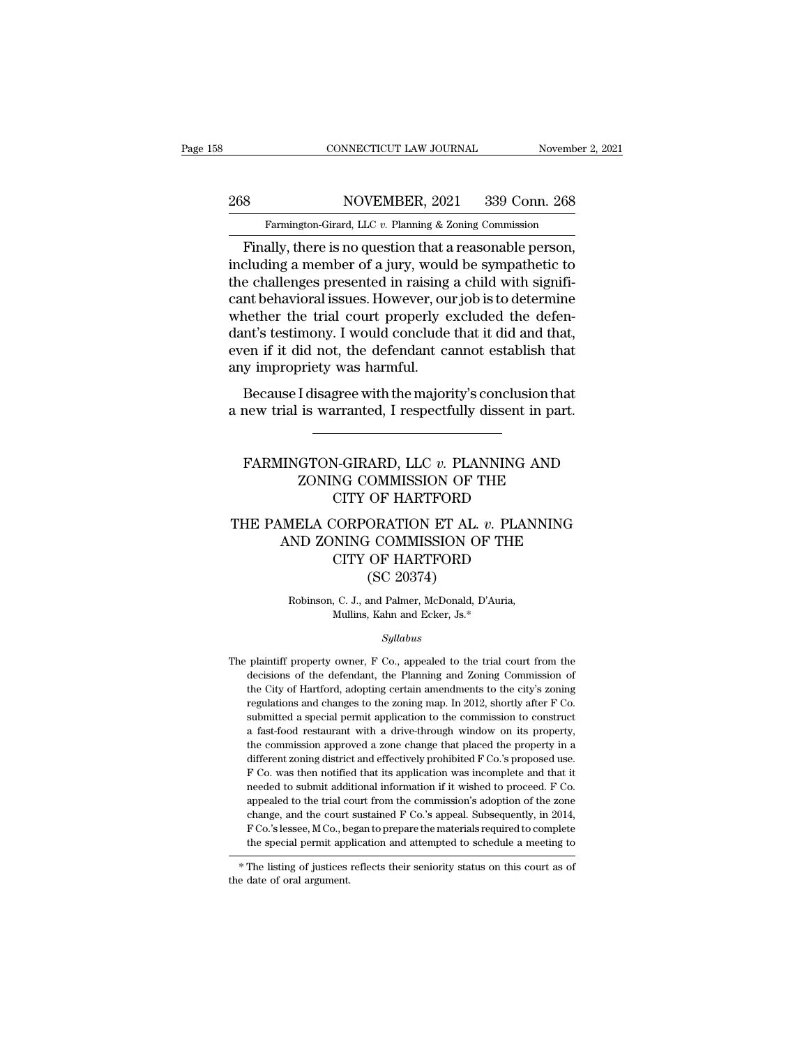Finally, there is no question that a reasonable person, including a member of a jury, would be sympathetic to the challenges presented in raising a child with significant behavioral issues. However, our job is to determine whether the trial court properly excluded the defendant's testimony. I would conclude that it did and that, even if it did not, the defendant cannot establish that any impropriety was harmful.

Because I disagree with the majority's conclusion that a new trial is warranted, I respectfully dissent in part.

---

# FARMINGTON-GIRARD, LLC *v.* PLANNING AND ZONING COMMISSION OF THE CITY OF HARTFORD

# THE PAMELA CORPORATION ET AL. *v.* PLANNING AND ZONING COMMISSION OF THE CITY OF HARTFORD (SC 20374)

Robinson, C. J., and Palmer, McDonald, D'Auria, Mullins, Kahn and Ecker, Js.*

*Syllabus*

The plaintiff property owner, F Co., appealed to the trial court from the decisions of the defendant, the Planning and Zoning Commission of the City of Hartford, adopting certain amendments to the city's zoning regulations and changes to the zoning map. In 2012, shortly after F Co. submitted a special permit application to the commission to construct a fast-food restaurant with a drive-through window on its property, the commission approved a zone change that placed the property in a different zoning district and effectively prohibited F Co.'s proposed use. F Co. was then notified that its application was incomplete and that it needed to submit additional information if it wished to proceed. F Co. appealed to the trial court from the commission's adoption of the zone change, and the court sustained F Co.'s appeal. Subsequently, in 2014, F Co.'s lessee, M Co., began to prepare the materials required to complete the special permit application and attempted to schedule a meeting to

\* The listing of justices reflects their seniority status on this court as of the date of oral argument.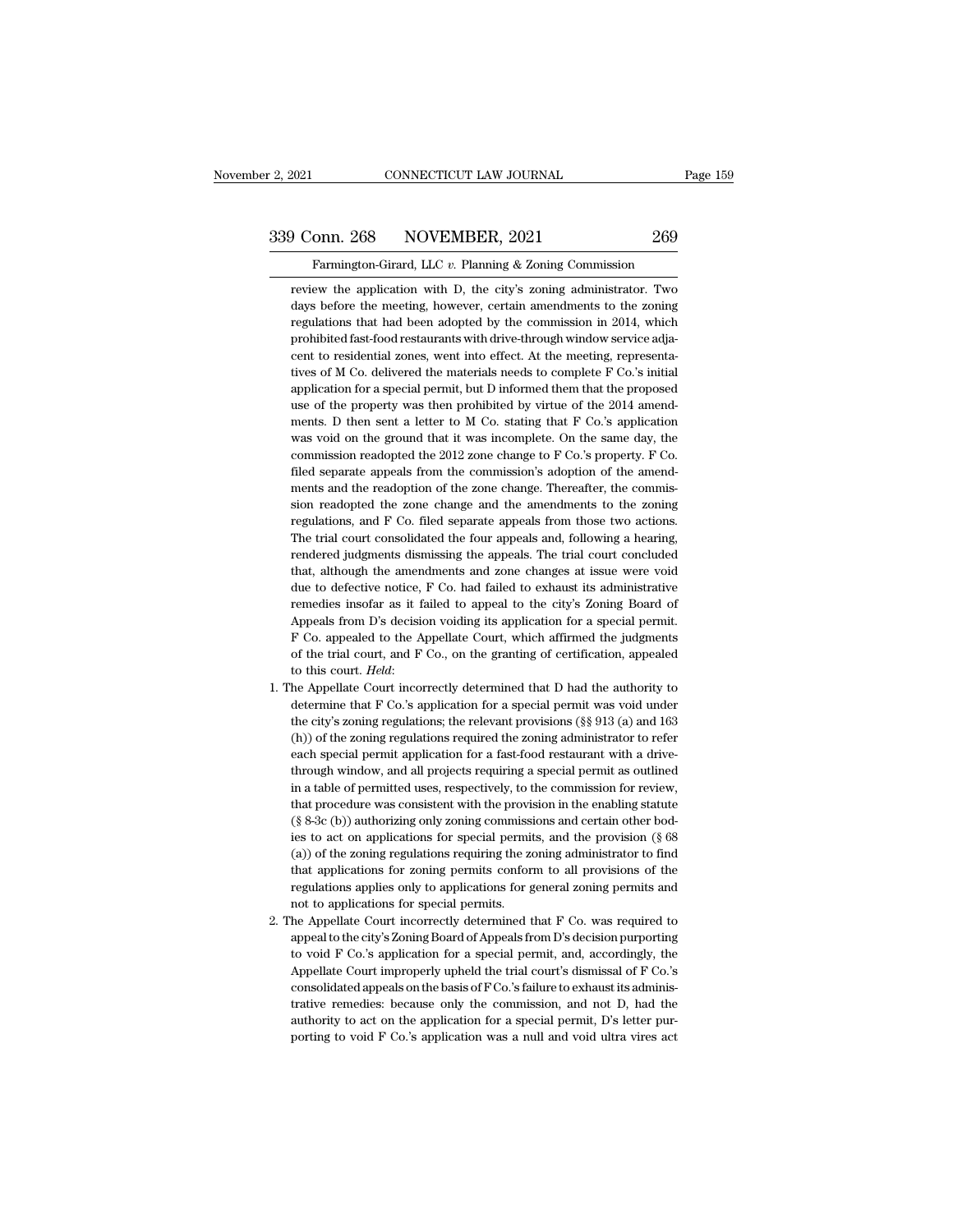review the application with D, the city's zoning administrator. Two days before the meeting, however, certain amendments to the zoning regulations that had been adopted by the commission in 2014, which prohibited fast-food restaurants with drive-through window service adjacent to residential zones, went into effect. At the meeting, representatives of M Co. delivered the materials needs to complete F Co.'s initial application for a special permit, but D informed them that the proposed use of the property was then prohibited by virtue of the 2014 amendments. D then sent a letter to M Co. stating that F Co.'s application was void on the ground that it was incomplete. On the same day, the commission readopted the 2012 zone change to F Co.'s property. F Co. filed separate appeals from the commission's adoption of the amendments and the readoption of the zone change. Thereafter, the commission readopted the zone change and the amendments to the zoning regulations, and F Co. filed separate appeals from those two actions. The trial court consolidated the four appeals and, following a hearing, rendered judgments dismissing the appeals. The trial court concluded that, although the amendments and zone changes at issue were void due to defective notice, F Co. had failed to exhaust its administrative remedies insofar as it failed to appeal to the city's Zoning Board of Appeals from D's decision voiding its application for a special permit. F Co. appealed to the Appellate Court, which affirmed the judgments of the trial court, and F Co., on the granting of certification, appealed to this court. *Held*:

1. The Appellate Court incorrectly determined that D had the authority to determine that F Co.'s application for a special permit was void under the city's zoning regulations; the relevant provisions (§§ 913 (a) and 163 (h)) of the zoning regulations required the zoning administrator to refer each special permit application for a fast-food restaurant with a drive-through window, and all projects requiring a special permit as outlined in a table of permitted uses, respectively, to the commission for review, that procedure was consistent with the provision in the enabling statute (§ 8-3c (b)) authorizing only zoning commissions and certain other bodies to act on applications for special permits, and the provision (§ 68 (a)) of the zoning regulations requiring the zoning administrator to find that applications for zoning permits conform to all provisions of the regulations applies only to applications for general zoning permits and not to applications for special permits.

2. The Appellate Court incorrectly determined that F Co. was required to appeal to the city's Zoning Board of Appeals from D's decision purporting to void F Co.'s application for a special permit, and, accordingly, the Appellate Court improperly upheld the trial court's dismissal of F Co.'s consolidated appeals on the basis of F Co.'s failure to exhaust its administrative remedies: because only the commission, and not D, had the authority to act on the application for a special permit, D's letter purporting to void F Co.'s application was a null and void ultra vires act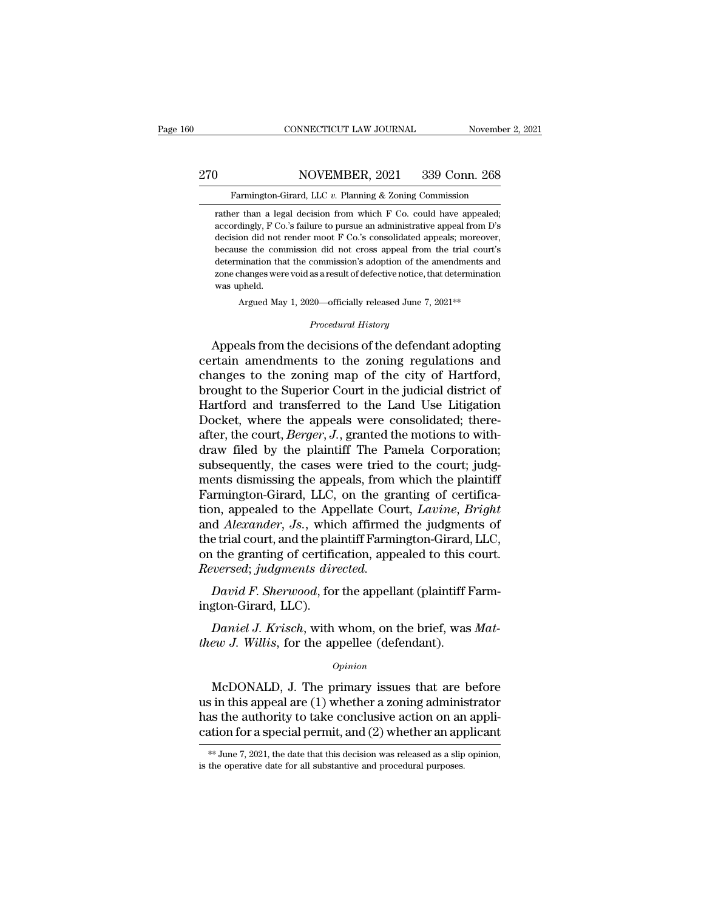rather than a legal decision from which F Co. could have appealed; accordingly, F Co.'s failure to pursue an administrative appeal from D's decision did not render moot F Co.'s consolidated appeals; moreover, because the commission did not cross appeal from the trial court's determination that the commission's adoption of the amendments and zone changes were void as a result of defective notice, that determination was upheld.

Argued May 1, 2020—officially released June 7, 2021**

*Procedural History*

Appeals from the decisions of the defendant adopting certain amendments to the zoning regulations and changes to the zoning map of the city of Hartford, brought to the Superior Court in the judicial district of Hartford and transferred to the Land Use Litigation Docket, where the appeals were consolidated; thereafter, the court, *Berger, J.*, granted the motions to withdraw filed by the plaintiff The Pamela Corporation; subsequently, the cases were tried to the court; judgments dismissing the appeals, from which the plaintiff Farmington-Girard, LLC, on the granting of certification, appealed to the Appellate Court, *Lavine*, *Bright* and *Alexander*, *Js.*, which affirmed the judgments of the trial court, and the plaintiff Farmington-Girard, LLC, on the granting of certification, appealed to this court. *Reversed; judgments directed.*

*David F. Sherwood*, for the appellant (plaintiff Farmington-Girard, LLC).

*Daniel J. Krisch*, with whom, on the brief, was *Matthew J. Willis*, for the appellee (defendant).

*Opinion*

McDONALD, J. The primary issues that are before us in this appeal are (1) whether a zoning administrator has the authority to take conclusive action on an application for a special permit, and (2) whether an applicant

** June 7, 2021, the date that this decision was released as a slip opinion, is the operative date for all substantive and procedural purposes.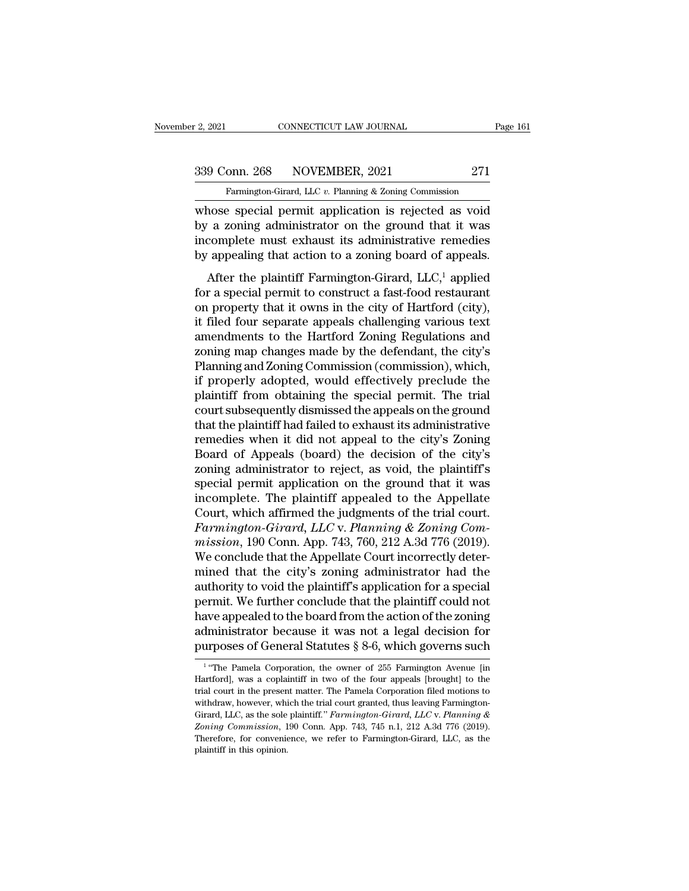whose special permit application is rejected as void by a zoning administrator on the ground that it was incomplete must exhaust its administrative remedies by appealing that action to a zoning board of appeals.

After the plaintiff Farmington-Girard, LLC,[1] applied for a special permit to construct a fast-food restaurant on property that it owns in the city of Hartford (city), it filed four separate appeals challenging various text amendments to the Hartford Zoning Regulations and zoning map changes made by the defendant, the city's Planning and Zoning Commission (commission), which, if properly adopted, would effectively preclude the plaintiff from obtaining the special permit. The trial court subsequently dismissed the appeals on the ground that the plaintiff had failed to exhaust its administrative remedies when it did not appeal to the city's Zoning Board of Appeals (board) the decision of the city's zoning administrator to reject, as void, the plaintiff's special permit application on the ground that it was incomplete. The plaintiff appealed to the Appellate Court, which affirmed the judgments of the trial court. *Farmington-Girard, LLC* v. *Planning & Zoning Commission*, 190 Conn. App. 743, 760, 212 A.3d 776 (2019). We conclude that the Appellate Court incorrectly determined that the city's zoning administrator had the authority to void the plaintiff's application for a special permit. We further conclude that the plaintiff could not have appealed to the board from the action of the zoning administrator because it was not a legal decision for purposes of General Statutes § 8-6, which governs such

[1] "The Pamela Corporation, the owner of 255 Farmington Avenue [in Hartford], was a coplaintiff in two of the four appeals [brought] to the trial court in the present matter. The Pamela Corporation filed motions to withdraw, however, which the trial court granted, thus leaving Farmington-Girard, LLC, as the sole plaintiff." *Farmington-Girard, LLC* v. *Planning & Zoning Commission*, 190 Conn. App. 743, 745 n.1, 212 A.3d 776 (2019). Therefore, for convenience, we refer to Farmington-Girard, LLC, as the plaintiff in this opinion.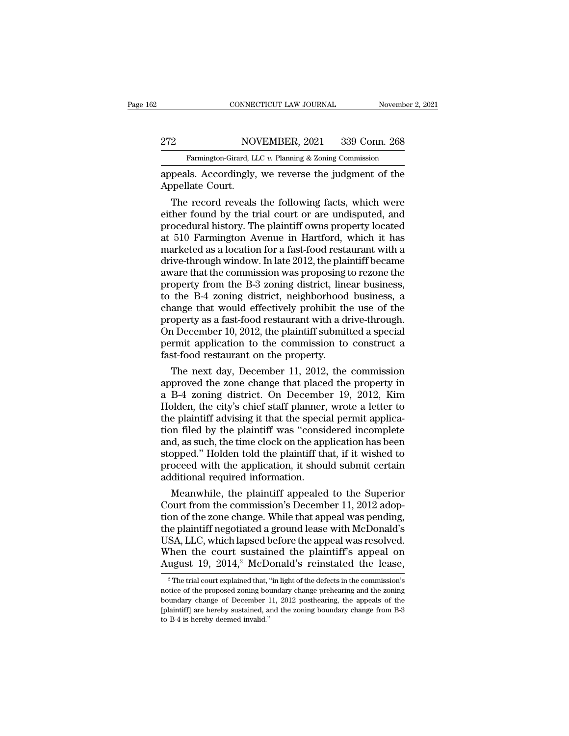appeals. Accordingly, we reverse the judgment of the Appellate Court.

The record reveals the following facts, which were either found by the trial court or are undisputed, and procedural history. The plaintiff owns property located at 510 Farmington Avenue in Hartford, which it has marketed as a location for a fast-food restaurant with a drive-through window. In late 2012, the plaintiff became aware that the commission was proposing to rezone the property from the B-3 zoning district, linear business, to the B-4 zoning district, neighborhood business, a change that would effectively prohibit the use of the property as a fast-food restaurant with a drive-through. On December 10, 2012, the plaintiff submitted a special permit application to the commission to construct a fast-food restaurant on the property.

The next day, December 11, 2012, the commission approved the zone change that placed the property in a B-4 zoning district. On December 19, 2012, Kim Holden, the city's chief staff planner, wrote a letter to the plaintiff advising it that the special permit application filed by the plaintiff was "considered incomplete and, as such, the time clock on the application has been stopped." Holden told the plaintiff that, if it wished to proceed with the application, it should submit certain additional required information.

Meanwhile, the plaintiff appealed to the Superior Court from the commission's December 11, 2012 adoption of the zone change. While that appeal was pending, the plaintiff negotiated a ground lease with McDonald's USA, LLC, which lapsed before the appeal was resolved. When the court sustained the plaintiff's appeal on August 19, 2014,[2] McDonald's reinstated the lease,

[2] The trial court explained that, "in light of the defects in the commission's notice of the proposed zoning boundary change prehearing and the zoning boundary change of December 11, 2012 posthearing, the appeals of the [plaintiff] are hereby sustained, and the zoning boundary change from B-3 to B-4 is hereby deemed invalid."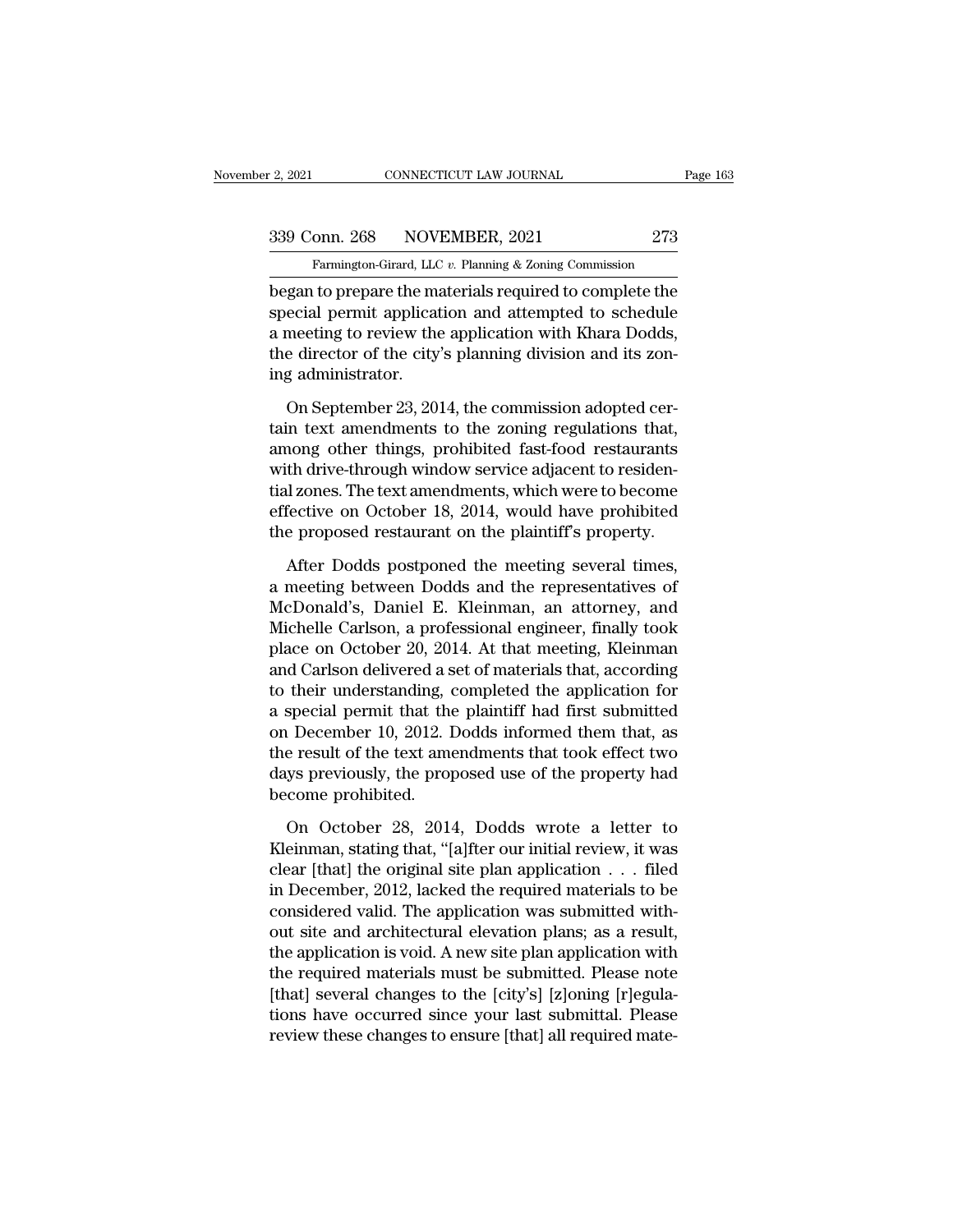began to prepare the materials required to complete the special permit application and attempted to schedule a meeting to review the application with Khara Dodds, the director of the city's planning division and its zoning administrator.

On September 23, 2014, the commission adopted certain text amendments to the zoning regulations that, among other things, prohibited fast-food restaurants with drive-through window service adjacent to residential zones. The text amendments, which were to become effective on October 18, 2014, would have prohibited the proposed restaurant on the plaintiff's property.

After Dodds postponed the meeting several times, a meeting between Dodds and the representatives of McDonald's, Daniel E. Kleinman, an attorney, and Michelle Carlson, a professional engineer, finally took place on October 20, 2014. At that meeting, Kleinman and Carlson delivered a set of materials that, according to their understanding, completed the application for a special permit that the plaintiff had first submitted on December 10, 2012. Dodds informed them that, as the result of the text amendments that took effect two days previously, the proposed use of the property had become prohibited.

On October 28, 2014, Dodds wrote a letter to Kleinman, stating that, "[a]fter our initial review, it was clear [that] the original site plan application . . . filed in December, 2012, lacked the required materials to be considered valid. The application was submitted without site and architectural elevation plans; as a result, the application is void. A new site plan application with the required materials must be submitted. Please note [that] several changes to the [city's] [z]oning [r]egulations have occurred since your last submittal. Please review these changes to ensure [that] all required mate-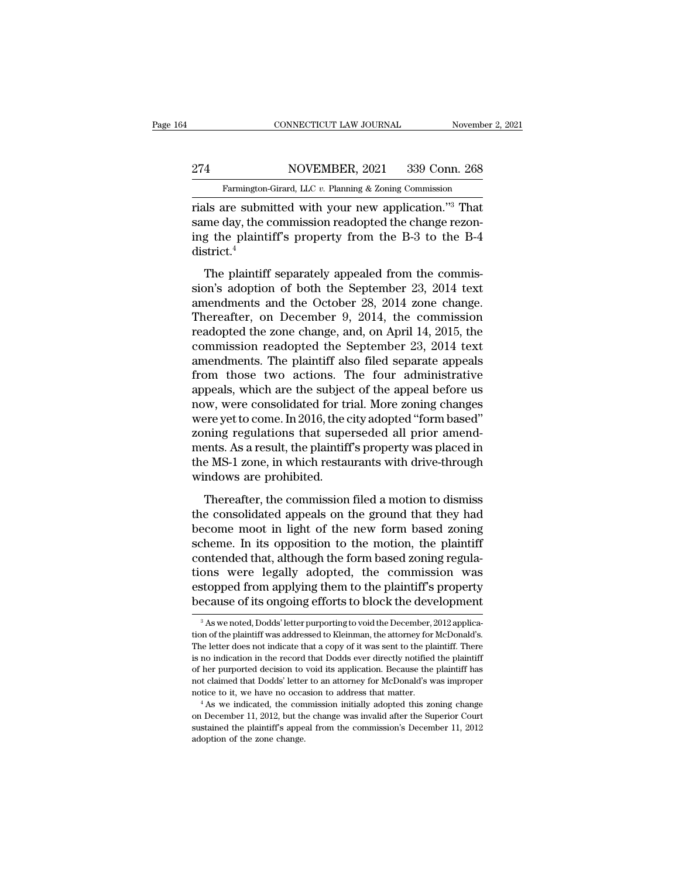rials are submitted with your new application."[3] That same day, the commission readopted the change rezoning the plaintiff's property from the B-3 to the B-4 district.[4]

The plaintiff separately appealed from the commission's adoption of both the September 23, 2014 text amendments and the October 28, 2014 zone change. Thereafter, on December 9, 2014, the commission readopted the zone change, and, on April 14, 2015, the commission readopted the September 23, 2014 text amendments. The plaintiff also filed separate appeals from those two actions. The four administrative appeals, which are the subject of the appeal before us now, were consolidated for trial. More zoning changes were yet to come. In 2016, the city adopted "form based" zoning regulations that superseded all prior amendments. As a result, the plaintiff's property was placed in the MS-1 zone, in which restaurants with drive-through windows are prohibited.

Thereafter, the commission filed a motion to dismiss the consolidated appeals on the ground that they had become moot in light of the new form based zoning scheme. In its opposition to the motion, the plaintiff contended that, although the form based zoning regulations were legally adopted, the commission was estopped from applying them to the plaintiff's property because of its ongoing efforts to block the development

[3] As we noted, Dodds' letter purporting to void the December, 2012 application of the plaintiff was addressed to Kleinman, the attorney for McDonald's. The letter does not indicate that a copy of it was sent to the plaintiff. There is no indication in the record that Dodds ever directly notified the plaintiff of her purported decision to void its application. Because the plaintiff has not claimed that Dodds' letter to an attorney for McDonald's was improper notice to it, we have no occasion to address that matter.

[4] As we indicated, the commission initially adopted this zoning change on December 11, 2012, but the change was invalid after the Superior Court sustained the plaintiff's appeal from the commission's December 11, 2012 adoption of the zone change.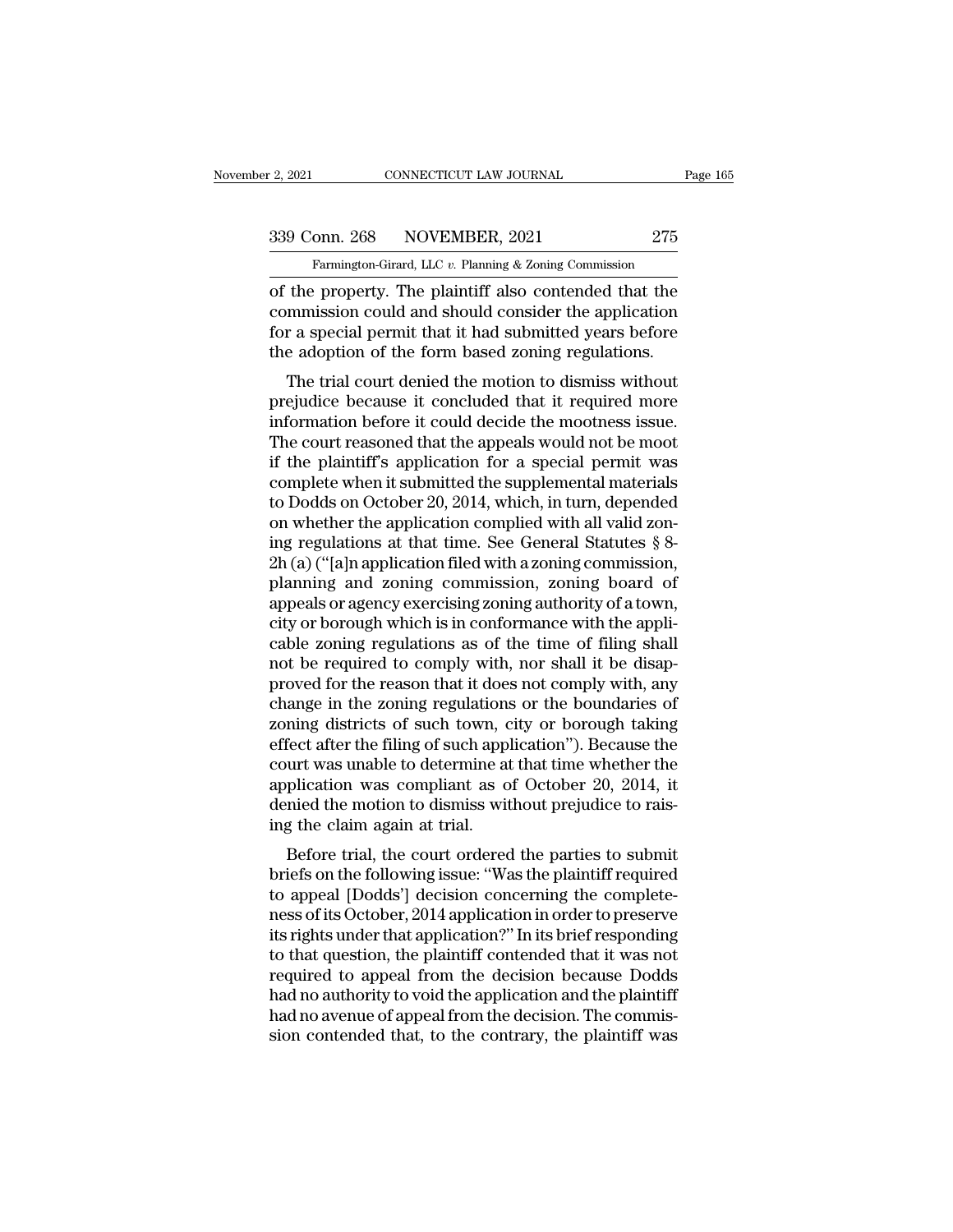of the property. The plaintiff also contended that the commission could and should consider the application for a special permit that it had submitted years before the adoption of the form based zoning regulations.

The trial court denied the motion to dismiss without prejudice because it concluded that it required more information before it could decide the mootness issue. The court reasoned that the appeals would not be moot if the plaintiff's application for a special permit was complete when it submitted the supplemental materials to Dodds on October 20, 2014, which, in turn, depended on whether the application complied with all valid zoning regulations at that time. See General Statutes § 8-2h (a) ("[a]n application filed with a zoning commission, planning and zoning commission, zoning board of appeals or agency exercising zoning authority of a town, city or borough which is in conformance with the applicable zoning regulations as of the time of filing shall not be required to comply with, nor shall it be disapproved for the reason that it does not comply with, any change in the zoning regulations or the boundaries of zoning districts of such town, city or borough taking effect after the filing of such application"). Because the court was unable to determine at that time whether the application was compliant as of October 20, 2014, it denied the motion to dismiss without prejudice to raising the claim again at trial.

Before trial, the court ordered the parties to submit briefs on the following issue: "Was the plaintiff required to appeal [Dodds'] decision concerning the completeness of its October, 2014 application in order to preserve its rights under that application?" In its brief responding to that question, the plaintiff contended that it was not required to appeal from the decision because Dodds had no authority to void the application and the plaintiff had no avenue of appeal from the decision. The commission contended that, to the contrary, the plaintiff was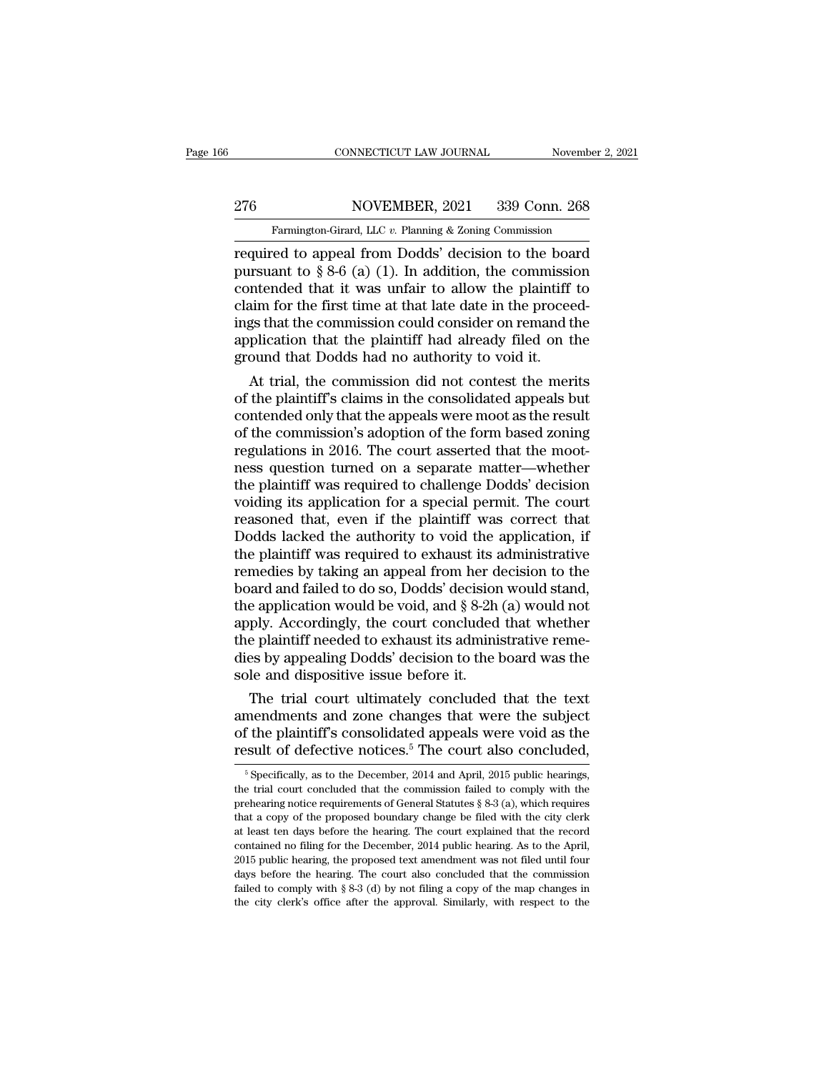required to appeal from Dodds' decision to the board pursuant to § 8-6 (a) (1). In addition, the commission contended that it was unfair to allow the plaintiff to claim for the first time at that late date in the proceedings that the commission could consider on remand the application that the plaintiff had already filed on the ground that Dodds had no authority to void it.

At trial, the commission did not contest the merits of the plaintiff's claims in the consolidated appeals but contended only that the appeals were moot as the result of the commission's adoption of the form based zoning regulations in 2016. The court asserted that the mootness question turned on a separate matter—whether the plaintiff was required to challenge Dodds' decision voiding its application for a special permit. The court reasoned that, even if the plaintiff was correct that Dodds lacked the authority to void the application, if the plaintiff was required to exhaust its administrative remedies by taking an appeal from her decision to the board and failed to do so, Dodds' decision would stand, the application would be void, and § 8-2h (a) would not apply. Accordingly, the court concluded that whether the plaintiff needed to exhaust its administrative remedies by appealing Dodds' decision to the board was the sole and dispositive issue before it.

The trial court ultimately concluded that the text amendments and zone changes that were the subject of the plaintiff's consolidated appeals were void as the result of defective notices.[5] The court also concluded,

[5] Specifically, as to the December, 2014 and April, 2015 public hearings, the trial court concluded that the commission failed to comply with the prehearing notice requirements of General Statutes § 8-3 (a), which requires that a copy of the proposed boundary change be filed with the city clerk at least ten days before the hearing. The court explained that the record contained no filing for the December, 2014 public hearing. As to the April, 2015 public hearing, the proposed text amendment was not filed until four days before the hearing. The court also concluded that the commission failed to comply with § 8-3 (d) by not filing a copy of the map changes in the city clerk's office after the approval. Similarly, with respect to the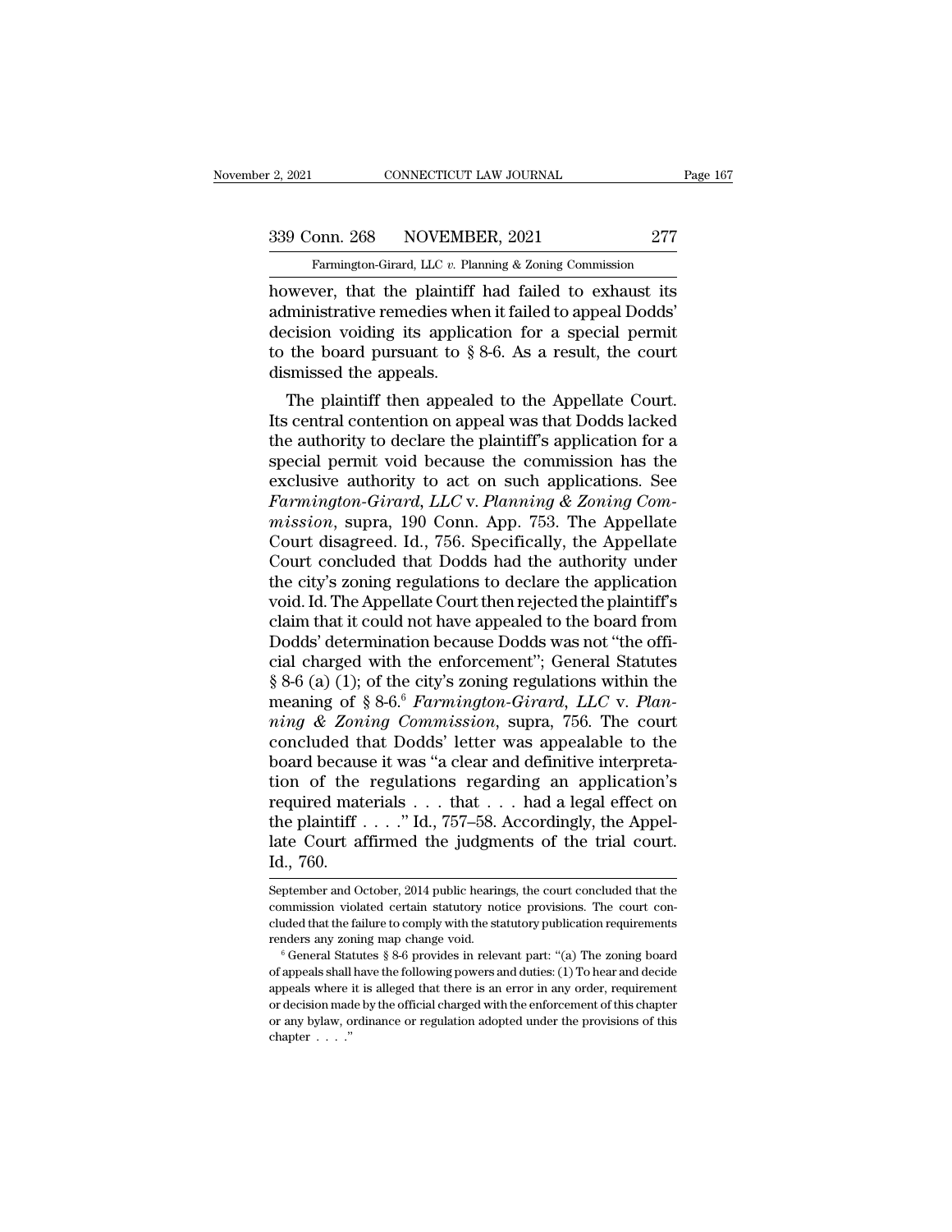however, that the plaintiff had failed to exhaust its administrative remedies when it failed to appeal Dodds' decision voiding its application for a special permit to the board pursuant to § 8-6. As a result, the court dismissed the appeals.

The plaintiff then appealed to the Appellate Court. Its central contention on appeal was that Dodds lacked the authority to declare the plaintiff's application for a special permit void because the commission has the exclusive authority to act on such applications. See *Farmington-Girard, LLC* v. *Planning & Zoning Commission*, supra, 190 Conn. App. 753. The Appellate Court disagreed. Id., 756. Specifically, the Appellate Court concluded that Dodds had the authority under the city's zoning regulations to declare the application void. Id. The Appellate Court then rejected the plaintiff's claim that it could not have appealed to the board from Dodds' determination because Dodds was not "the official charged with the enforcement"; General Statutes § 8-6 (a) (1); of the city's zoning regulations within the meaning of § 8-6.[6] *Farmington-Girard, LLC* v. *Planning & Zoning Commission*, supra, 756. The court concluded that Dodds' letter was appealable to the board because it was "a clear and definitive interpretation of the regulations regarding an application's required materials . . . that . . . had a legal effect on the plaintiff . . . ." Id., 757–58. Accordingly, the Appellate Court affirmed the judgments of the trial court. Id., 760.

September and October, 2014 public hearings, the court concluded that the commission violated certain statutory notice provisions. The court concluded that the failure to comply with the statutory publication requirements renders any zoning map change void.

[6] General Statutes § 8-6 provides in relevant part: "(a) The zoning board of appeals shall have the following powers and duties: (1) To hear and decide appeals where it is alleged that there is an error in any order, requirement or decision made by the official charged with the enforcement of this chapter or any bylaw, ordinance or regulation adopted under the provisions of this chapter . . . ."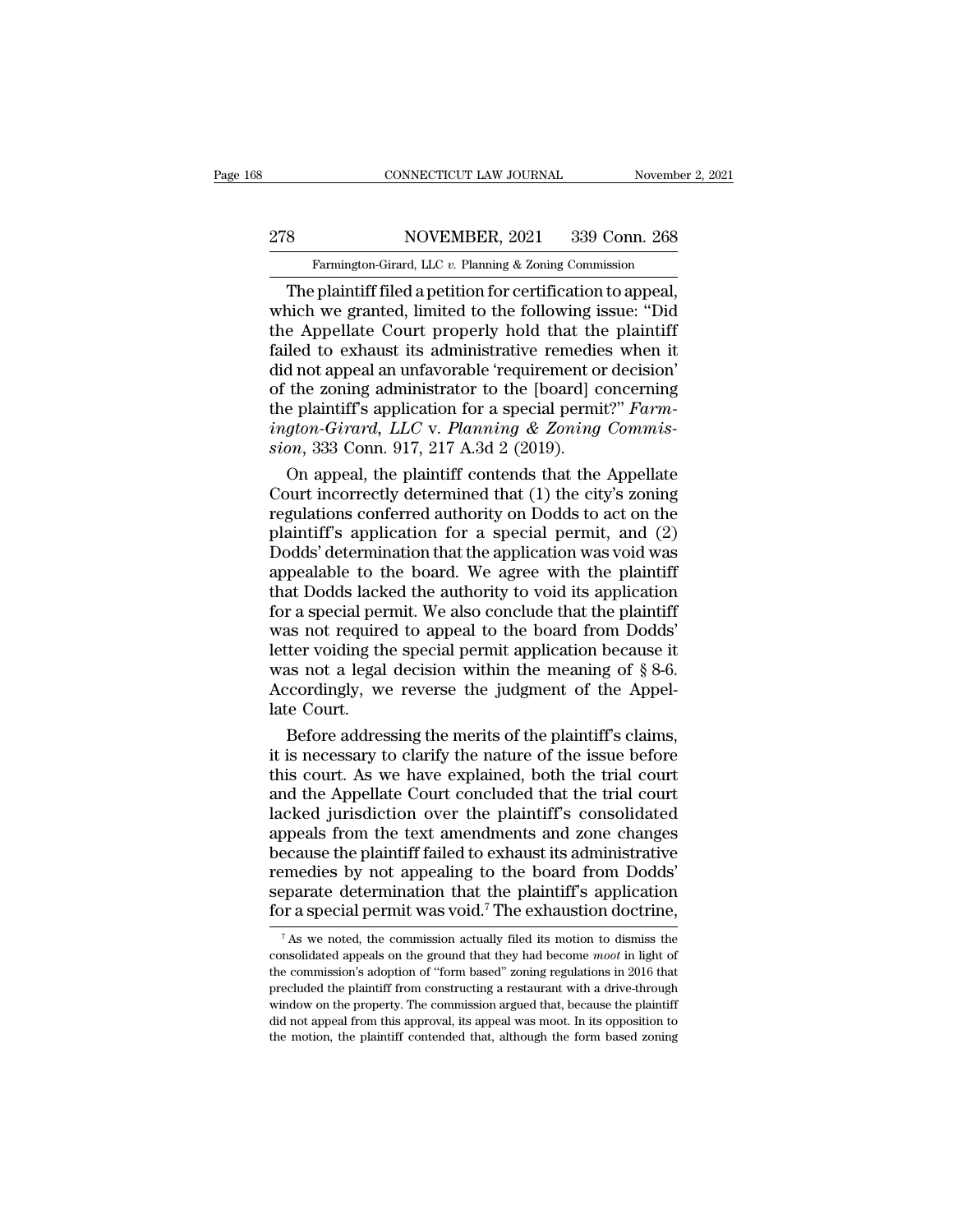The plaintiff filed a petition for certification to appeal, which we granted, limited to the following issue: "Did the Appellate Court properly hold that the plaintiff failed to exhaust its administrative remedies when it did not appeal an unfavorable 'requirement or decision' of the zoning administrator to the [board] concerning the plaintiff's application for a special permit?" *Farmington-Girard, LLC* v. *Planning & Zoning Commission*, 333 Conn. 917, 217 A.3d 2 (2019).

On appeal, the plaintiff contends that the Appellate Court incorrectly determined that (1) the city's zoning regulations conferred authority on Dodds to act on the plaintiff's application for a special permit, and (2) Dodds' determination that the application was void was appealable to the board. We agree with the plaintiff that Dodds lacked the authority to void its application for a special permit. We also conclude that the plaintiff was not required to appeal to the board from Dodds' letter voiding the special permit application because it was not a legal decision within the meaning of § 8-6. Accordingly, we reverse the judgment of the Appellate Court.

Before addressing the merits of the plaintiff's claims, it is necessary to clarify the nature of the issue before this court. As we have explained, both the trial court and the Appellate Court concluded that the trial court lacked jurisdiction over the plaintiff's consolidated appeals from the text amendments and zone changes because the plaintiff failed to exhaust its administrative remedies by not appealing to the board from Dodds' separate determination that the plaintiff's application for a special permit was void.[7] The exhaustion doctrine,

[7] As we noted, the commission actually filed its motion to dismiss the consolidated appeals on the ground that they had become *moot* in light of the commission's adoption of "form based" zoning regulations in 2016 that precluded the plaintiff from constructing a restaurant with a drive-through window on the property. The commission argued that, because the plaintiff did not appeal from this approval, its appeal was moot. In its opposition to the motion, the plaintiff contended that, although the form based zoning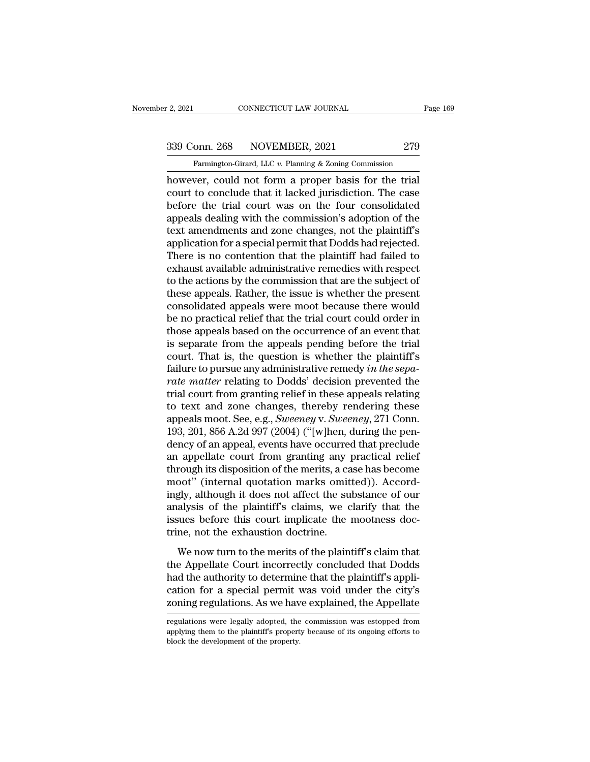however, could not form a proper basis for the trial court to conclude that it lacked jurisdiction. The case before the trial court was on the four consolidated appeals dealing with the commission's adoption of the text amendments and zone changes, not the plaintiff's application for a special permit that Dodds had rejected. There is no contention that the plaintiff had failed to exhaust available administrative remedies with respect to the actions by the commission that are the subject of these appeals. Rather, the issue is whether the present consolidated appeals were moot because there would be no practical relief that the trial court could order in those appeals based on the occurrence of an event that is separate from the appeals pending before the trial court. That is, the question is whether the plaintiff's failure to pursue any administrative remedy *in the separate matter* relating to Dodds' decision prevented the trial court from granting relief in these appeals relating to text and zone changes, thereby rendering these appeals moot. See, e.g., *Sweeney* v. *Sweeney*, 271 Conn. 193, 201, 856 A.2d 997 (2004) ("[w]hen, during the pendency of an appeal, events have occurred that preclude an appellate court from granting any practical relief through its disposition of the merits, a case has become moot" (internal quotation marks omitted)). Accordingly, although it does not affect the substance of our analysis of the plaintiff's claims, we clarify that the issues before this court implicate the mootness doctrine, not the exhaustion doctrine.

We now turn to the merits of the plaintiff's claim that the Appellate Court incorrectly concluded that Dodds had the authority to determine that the plaintiff's application for a special permit was void under the city's zoning regulations. As we have explained, the Appellate

regulations were legally adopted, the commission was estopped from applying them to the plaintiff's property because of its ongoing efforts to block the development of the property.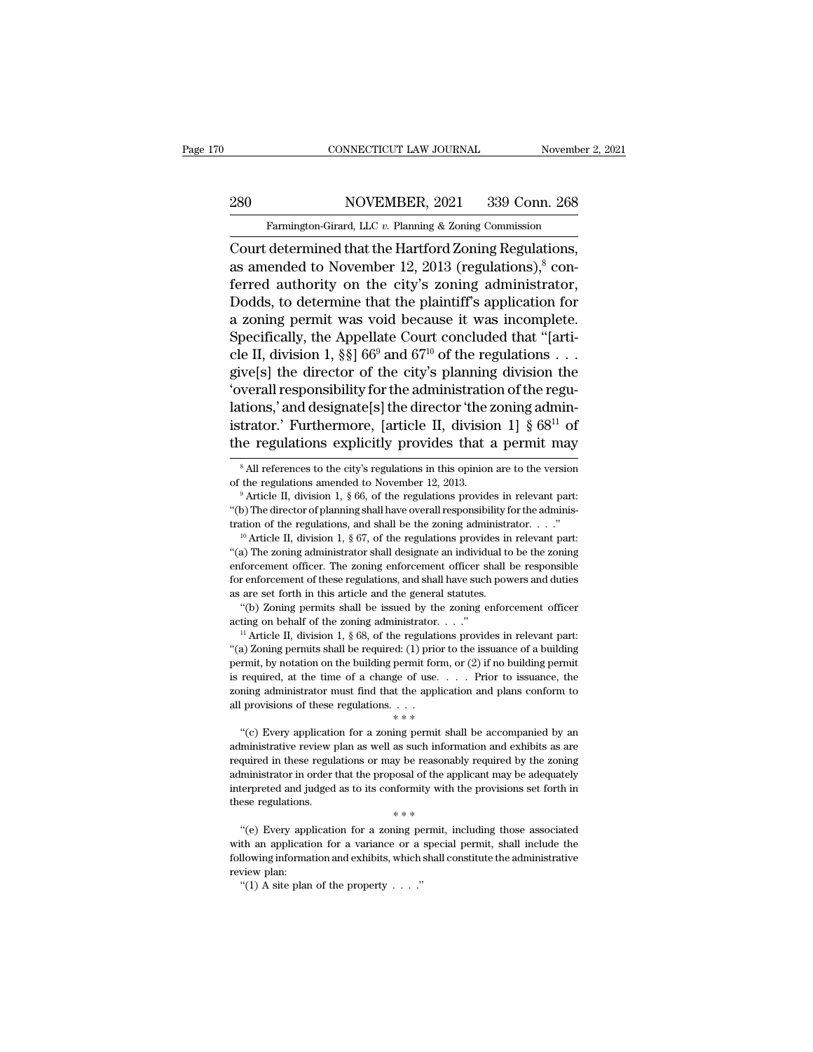Court determined that the Hartford Zoning Regulations, as amended to November 12, 2013 (regulations),[8] conferred authority on the city's zoning administrator, Dodds, to determine that the plaintiff's application for a zoning permit was void because it was incomplete. Specifically, the Appellate Court concluded that "[article II, division 1, §§] 66[9] and 67[10] of the regulations . . . give[s] the director of the city's planning division the 'overall responsibility for the administration of the regulations,' and designate[s] the director 'the zoning administrator.' Furthermore, [article II, division 1] § 68[11] of the regulations explicitly provides that a permit may

---

[8] All references to the city's regulations in this opinion are to the version of the regulations amended to November 12, 2013.

[9] Article II, division 1, § 66, of the regulations provides in relevant part: "(b) The director of planning shall have overall responsibility for the administration of the regulations, and shall be the zoning administrator. . . ."

[10] Article II, division 1, § 67, of the regulations provides in relevant part: "(a) The zoning administrator shall designate an individual to be the zoning enforcement officer. The zoning enforcement officer shall be responsible for enforcement of these regulations, and shall have such powers and duties as are set forth in this article and the general statutes.

"(b) Zoning permits shall be issued by the zoning enforcement officer acting on behalf of the zoning administrator. . . ."

[11] Article II, division 1, § 68, of the regulations provides in relevant part: "(a) Zoning permits shall be required: (1) prior to the issuance of a building permit, by notation on the building permit form, or (2) if no building permit is required, at the time of a change of use. . . . Prior to issuance, the zoning administrator must find that the application and plans conform to all provisions of these regulations. . . .

\* \* \*

"(c) Every application for a zoning permit shall be accompanied by an administrative review plan as well as such information and exhibits as are required in these regulations or may be reasonably required by the zoning administrator in order that the proposal of the applicant may be adequately interpreted and judged as to its conformity with the provisions set forth in these regulations.

\* \* \*

"(e) Every application for a zoning permit, including those associated with an application for a variance or a special permit, shall include the following information and exhibits, which shall constitute the administrative review plan:

"(1) A site plan of the property . . . ."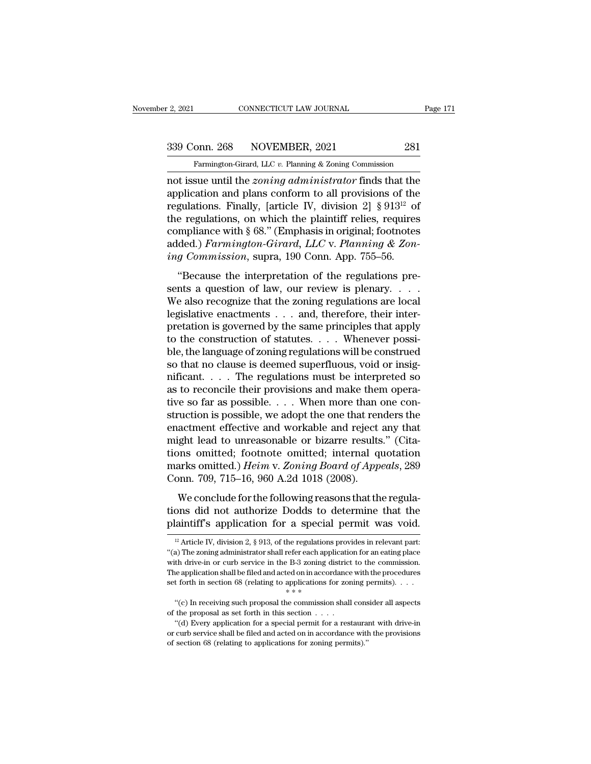not issue until the *zoning administrator* finds that the application and plans conform to all provisions of the regulations. Finally, [article IV, division 2] § 913[12] of the regulations, on which the plaintiff relies, requires compliance with § 68." (Emphasis in original; footnotes added.) *Farmington-Girard, LLC* v. *Planning & Zoning Commission*, supra, 190 Conn. App. 755–56.

"Because the interpretation of the regulations presents a question of law, our review is plenary. . . . We also recognize that the zoning regulations are local legislative enactments . . . and, therefore, their interpretation is governed by the same principles that apply to the construction of statutes. . . . Whenever possible, the language of zoning regulations will be construed so that no clause is deemed superfluous, void or insignificant. . . . The regulations must be interpreted so as to reconcile their provisions and make them operative so far as possible. . . . When more than one construction is possible, we adopt the one that renders the enactment effective and workable and reject any that might lead to unreasonable or bizarre results." (Citations omitted; footnote omitted; internal quotation marks omitted.) *Heim* v. *Zoning Board of Appeals*, 289 Conn. 709, 715–16, 960 A.2d 1018 (2008).

We conclude for the following reasons that the regulations did not authorize Dodds to determine that the plaintiff's application for a special permit was void.

[12] Article IV, division 2, § 913, of the regulations provides in relevant part: "(a) The zoning administrator shall refer each application for an eating place with drive-in or curb service in the B-3 zoning district to the commission. The application shall be filed and acted on in accordance with the procedures set forth in section 68 (relating to applications for zoning permits). . . .

\* \* \*

"(c) In receiving such proposal the commission shall consider all aspects of the proposal as set forth in this section . . . .

"(d) Every application for a special permit for a restaurant with drive-in or curb service shall be filed and acted on in accordance with the provisions of section 68 (relating to applications for zoning permits)."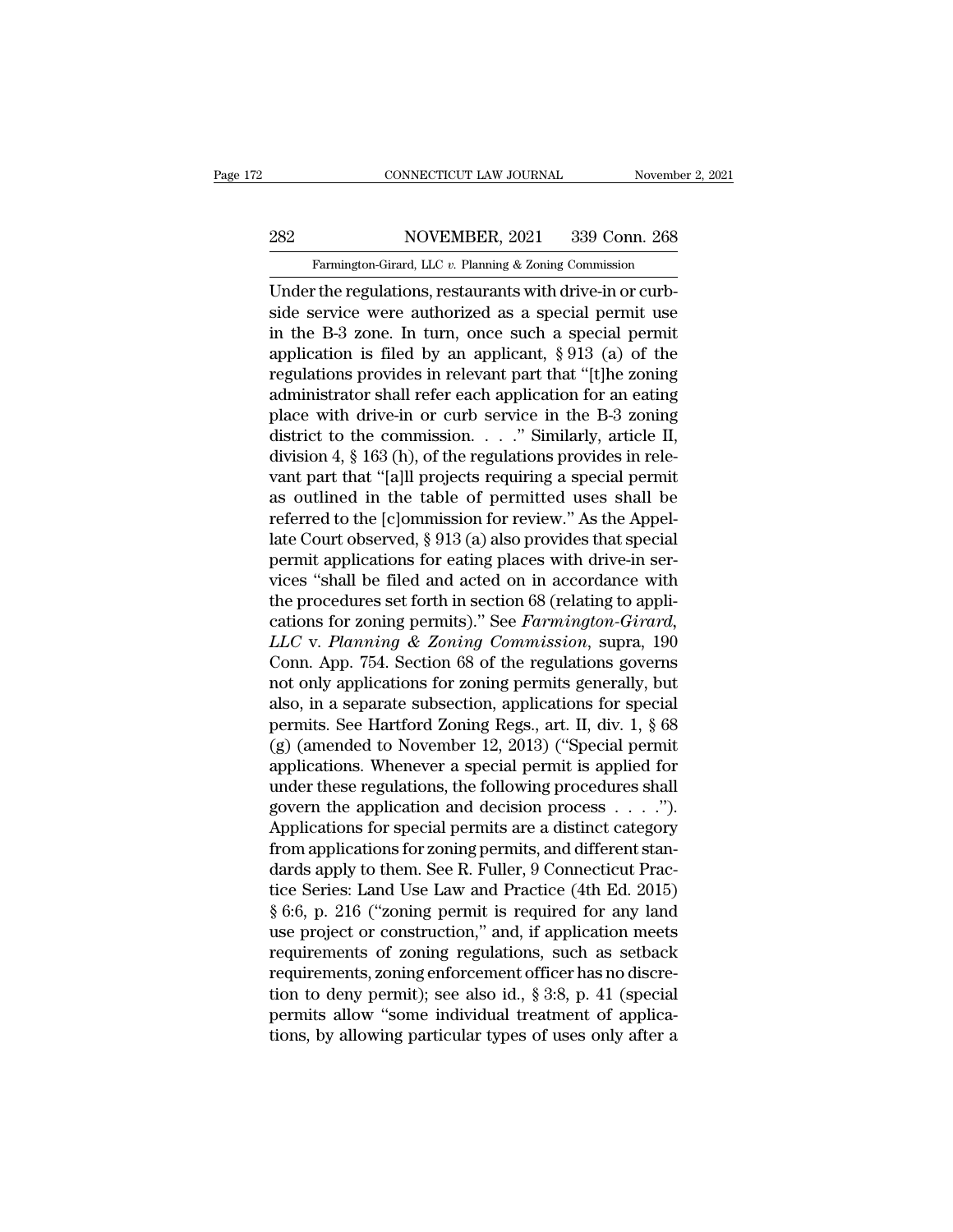Under the regulations, restaurants with drive-in or curbside service were authorized as a special permit use in the B-3 zone. In turn, once such a special permit application is filed by an applicant, § 913 (a) of the regulations provides in relevant part that "[t]he zoning administrator shall refer each application for an eating place with drive-in or curb service in the B-3 zoning district to the commission. . . ." Similarly, article II, division 4, § 163 (h), of the regulations provides in relevant part that "[a]ll projects requiring a special permit as outlined in the table of permitted uses shall be referred to the [c]ommission for review." As the Appellate Court observed, § 913 (a) also provides that special permit applications for eating places with drive-in services "shall be filed and acted on in accordance with the procedures set forth in section 68 (relating to applications for zoning permits)." See *Farmington-Girard, LLC* v. *Planning & Zoning Commission*, supra, 190 Conn. App. 754. Section 68 of the regulations governs not only applications for zoning permits generally, but also, in a separate subsection, applications for special permits. See Hartford Zoning Regs., art. II, div. 1, § 68 (g) (amended to November 12, 2013) ("Special permit applications. Whenever a special permit is applied for under these regulations, the following procedures shall govern the application and decision process . . . ."). Applications for special permits are a distinct category from applications for zoning permits, and different standards apply to them. See R. Fuller, 9 Connecticut Practice Series: Land Use Law and Practice (4th Ed. 2015) § 6:6, p. 216 ("zoning permit is required for any land use project or construction," and, if application meets requirements of zoning regulations, such as setback requirements, zoning enforcement officer has no discretion to deny permit); see also id., § 3:8, p. 41 (special permits allow "some individual treatment of applications, by allowing particular types of uses only after a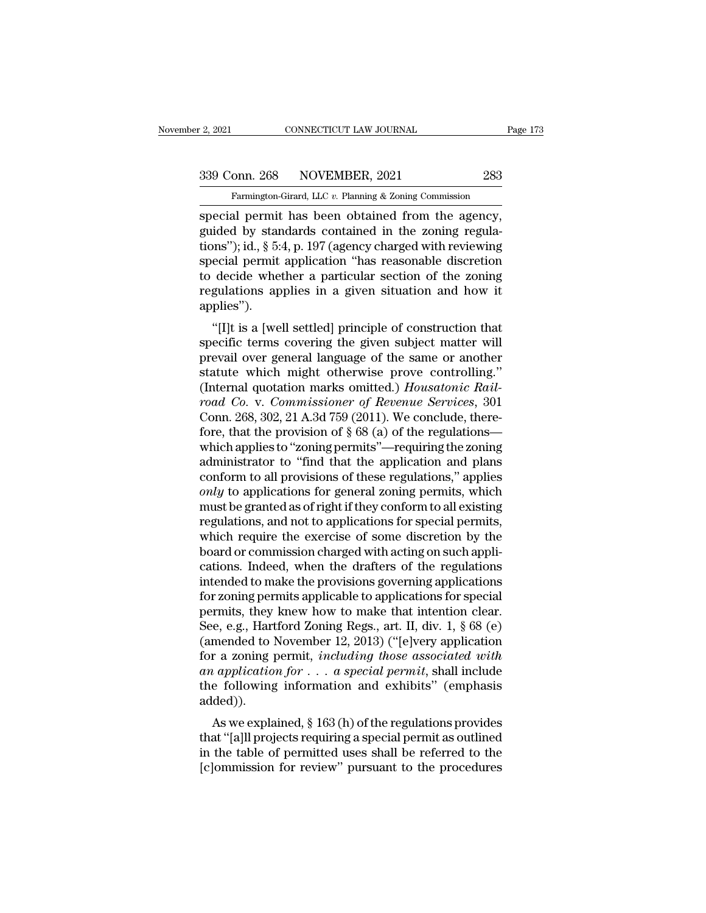special permit has been obtained from the agency, guided by standards contained in the zoning regulations"); id., § 5:4, p. 197 (agency charged with reviewing special permit application "has reasonable discretion to decide whether a particular section of the zoning regulations applies in a given situation and how it applies").

"[I]t is a [well settled] principle of construction that specific terms covering the given subject matter will prevail over general language of the same or another statute which might otherwise prove controlling." (Internal quotation marks omitted.) *Housatonic Railroad Co.* v. *Commissioner of Revenue Services*, 301 Conn. 268, 302, 21 A.3d 759 (2011). We conclude, therefore, that the provision of § 68 (a) of the regulations—which applies to "zoning permits"—requiring the zoning administrator to "find that the application and plans conform to all provisions of these regulations," applies *only* to applications for general zoning permits, which must be granted as of right if they conform to all existing regulations, and not to applications for special permits, which require the exercise of some discretion by the board or commission charged with acting on such applications. Indeed, when the drafters of the regulations intended to make the provisions governing applications for zoning permits applicable to applications for special permits, they knew how to make that intention clear. See, e.g., Hartford Zoning Regs., art. II, div. 1, § 68 (e) (amended to November 12, 2013) ("[e]very application for a zoning permit, *including those associated with an application for . . . a special permit*, shall include the following information and exhibits" (emphasis added)).

As we explained, § 163 (h) of the regulations provides that "[a]ll projects requiring a special permit as outlined in the table of permitted uses shall be referred to the [c]ommission for review" pursuant to the procedures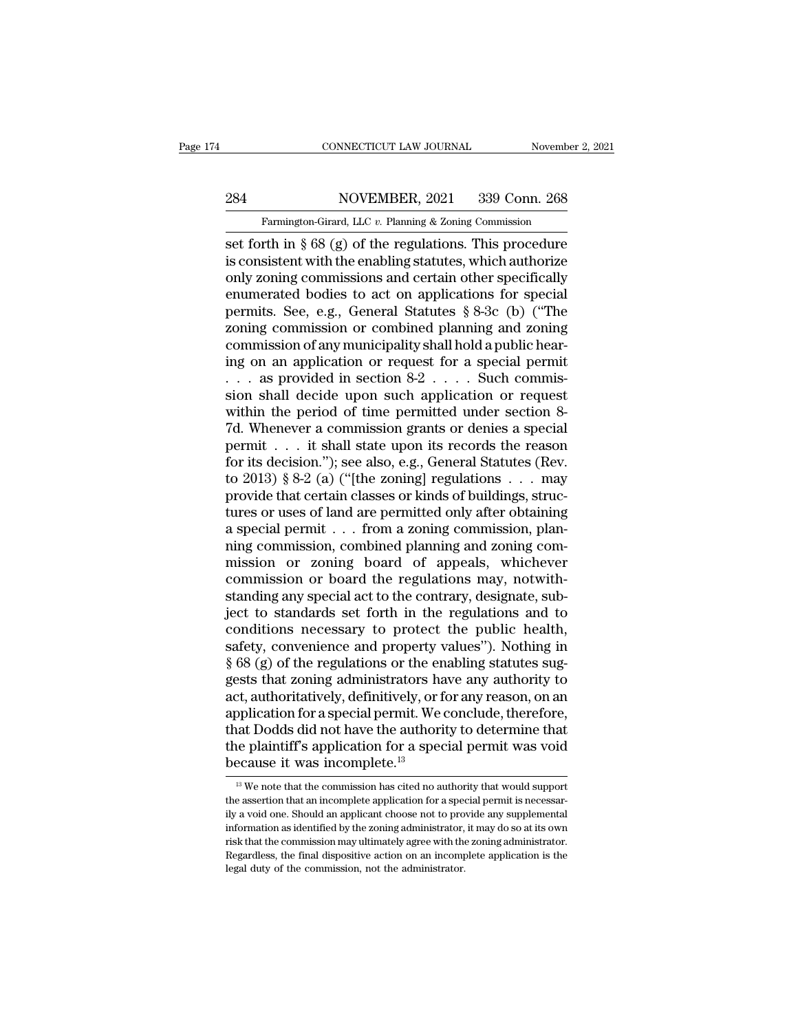set forth in § 68 (g) of the regulations. This procedure is consistent with the enabling statutes, which authorize only zoning commissions and certain other specifically enumerated bodies to act on applications for special permits. See, e.g., General Statutes § 8-3c (b) ("The zoning commission or combined planning and zoning commission of any municipality shall hold a public hearing on an application or request for a special permit . . . as provided in section 8-2 . . . . Such commission shall decide upon such application or request within the period of time permitted under section 8-7d. Whenever a commission grants or denies a special permit . . . it shall state upon its records the reason for its decision."); see also, e.g., General Statutes (Rev. to 2013) § 8-2 (a) ("[the zoning] regulations . . . may provide that certain classes or kinds of buildings, structures or uses of land are permitted only after obtaining a special permit . . . from a zoning commission, planning commission, combined planning and zoning commission or zoning board of appeals, whichever commission or board the regulations may, notwithstanding any special act to the contrary, designate, subject to standards set forth in the regulations and to conditions necessary to protect the public health, safety, convenience and property values"). Nothing in § 68 (g) of the regulations or the enabling statutes suggests that zoning administrators have any authority to act, authoritatively, definitively, or for any reason, on an application for a special permit. We conclude, therefore, that Dodds did not have the authority to determine that the plaintiff's application for a special permit was void because it was incomplete.[13]

[13] We note that the commission has cited no authority that would support the assertion that an incomplete application for a special permit is necessarily a void one. Should an applicant choose not to provide any supplemental information as identified by the zoning administrator, it may do so at its own risk that the commission may ultimately agree with the zoning administrator. Regardless, the final dispositive action on an incomplete application is the legal duty of the commission, not the administrator.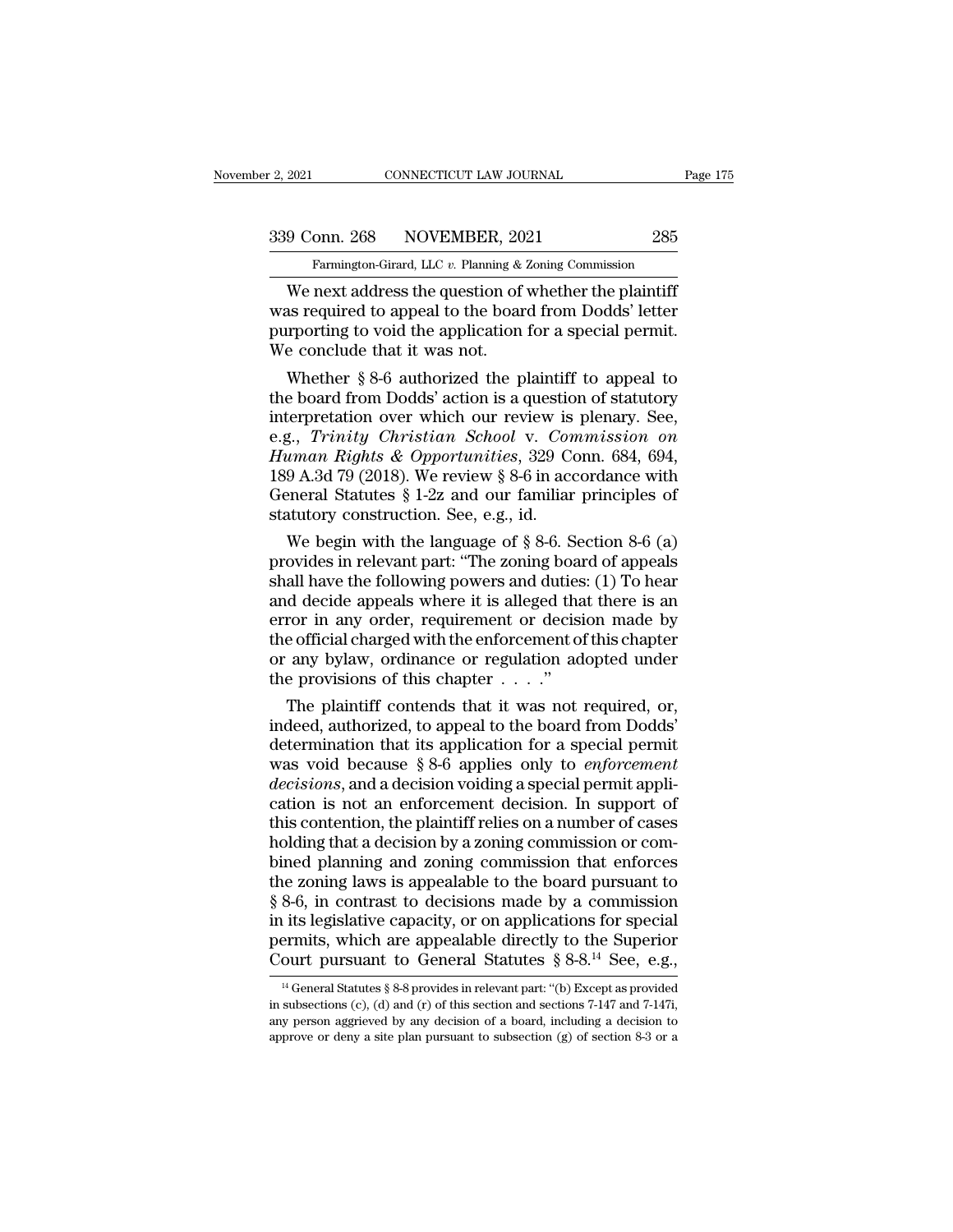We next address the question of whether the plaintiff was required to appeal to the board from Dodds' letter purporting to void the application for a special permit. We conclude that it was not.

Whether § 8-6 authorized the plaintiff to appeal to the board from Dodds' action is a question of statutory interpretation over which our review is plenary. See, e.g., *Trinity Christian School* v. *Commission on Human Rights & Opportunities*, 329 Conn. 684, 694, 189 A.3d 79 (2018). We review § 8-6 in accordance with General Statutes § 1-2z and our familiar principles of statutory construction. See, e.g., id.

We begin with the language of § 8-6. Section 8-6 (a) provides in relevant part: "The zoning board of appeals shall have the following powers and duties: (1) To hear and decide appeals where it is alleged that there is an error in any order, requirement or decision made by the official charged with the enforcement of this chapter or any bylaw, ordinance or regulation adopted under the provisions of this chapter . . . ."

The plaintiff contends that it was not required, or, indeed, authorized, to appeal to the board from Dodds' determination that its application for a special permit was void because § 8-6 applies only to *enforcement decisions*, and a decision voiding a special permit application is not an enforcement decision. In support of this contention, the plaintiff relies on a number of cases holding that a decision by a zoning commission or combined planning and zoning commission that enforces the zoning laws is appealable to the board pursuant to § 8-6, in contrast to decisions made by a commission in its legislative capacity, or on applications for special permits, which are appealable directly to the Superior Court pursuant to General Statutes § 8-8.[14] See, e.g.,

[14] General Statutes § 8-8 provides in relevant part: "(b) Except as provided in subsections (c), (d) and (r) of this section and sections 7-147 and 7-147i, any person aggrieved by any decision of a board, including a decision to approve or deny a site plan pursuant to subsection (g) of section 8-3 or a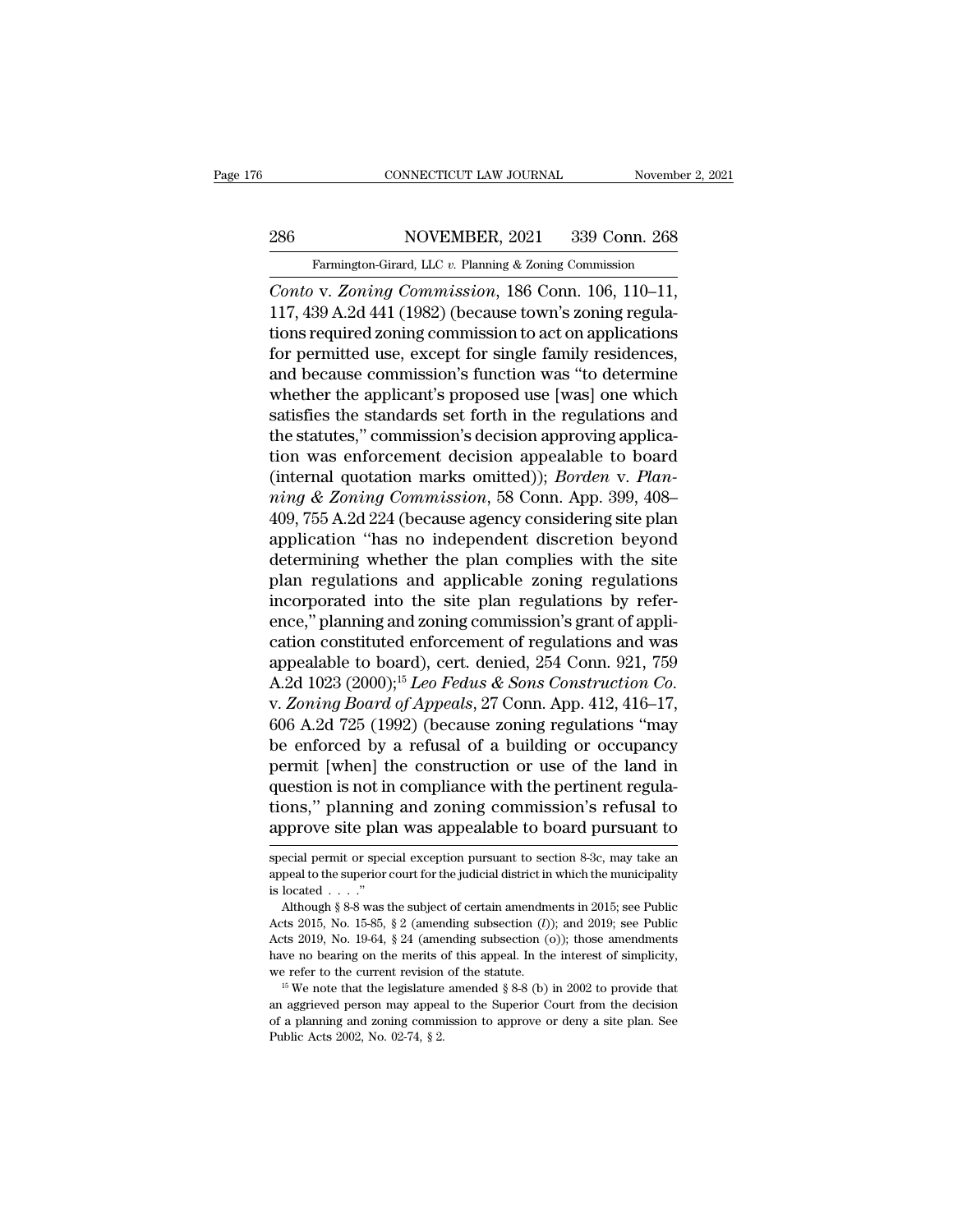*Conto* v. *Zoning Commission*, 186 Conn. 106, 110–11, 117, 439 A.2d 441 (1982) (because town's zoning regulations required zoning commission to act on applications for permitted use, except for single family residences, and because commission's function was ''to determine whether the applicant's proposed use [was] one which satisfies the standards set forth in the regulations and the statutes,'' commission's decision approving application was enforcement decision appealable to board (internal quotation marks omitted)); *Borden* v. *Planning & Zoning Commission*, 58 Conn. App. 399, 408–409, 755 A.2d 224 (because agency considering site plan application ''has no independent discretion beyond determining whether the plan complies with the site plan regulations and applicable zoning regulations incorporated into the site plan regulations by reference,'' planning and zoning commission's grant of application constituted enforcement of regulations and was appealable to board), cert. denied, 254 Conn. 921, 759 A.2d 1023 (2000);[15] *Leo Fedus & Sons Construction Co.* v. *Zoning Board of Appeals*, 27 Conn. App. 412, 416–17, 606 A.2d 725 (1992) (because zoning regulations ''may be enforced by a refusal of a building or occupancy permit [when] the construction or use of the land in question is not in compliance with the pertinent regulations,'' planning and zoning commission's refusal to approve site plan was appealable to board pursuant to

---

special permit or special exception pursuant to section 8-3c, may take an appeal to the superior court for the judicial district in which the municipality is located . . . .''

Although § 8-8 was the subject of certain amendments in 2015; see Public Acts 2015, No. 15-85, § 2 (amending subsection (*l*)); and 2019; see Public Acts 2019, No. 19-64, § 24 (amending subsection (o)); those amendments have no bearing on the merits of this appeal. In the interest of simplicity, we refer to the current revision of the statute.

[15] We note that the legislature amended § 8-8 (b) in 2002 to provide that an aggrieved person may appeal to the Superior Court from the decision of a planning and zoning commission to approve or deny a site plan. See Public Acts 2002, No. 02-74, § 2.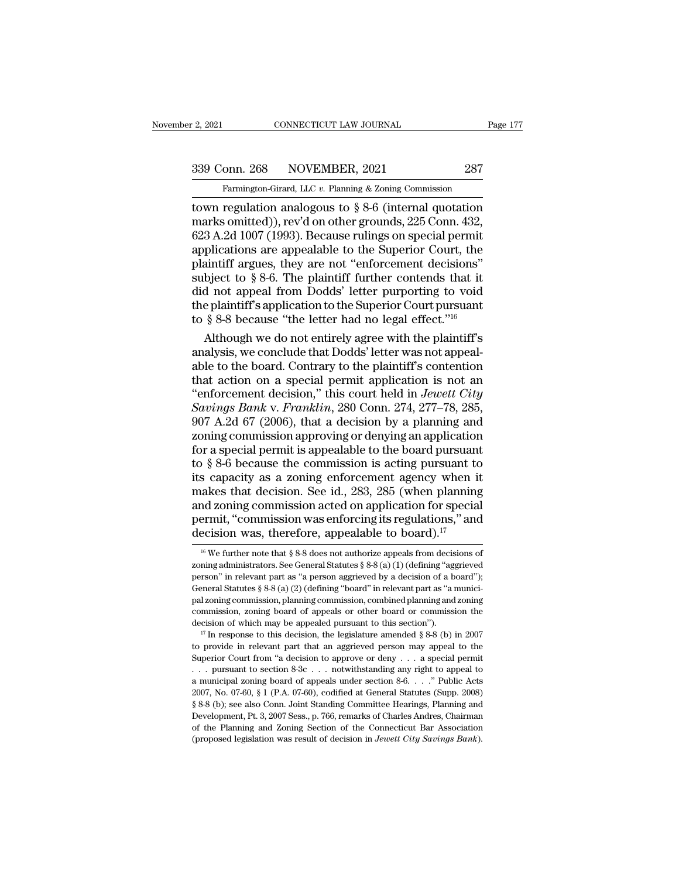town regulation analogous to § 8-6 (internal quotation marks omitted)), rev'd on other grounds, 225 Conn. 432, 623 A.2d 1007 (1993). Because rulings on special permit applications are appealable to the Superior Court, the plaintiff argues, they are not "enforcement decisions" subject to § 8-6. The plaintiff further contends that it did not appeal from Dodds' letter purporting to void the plaintiff's application to the Superior Court pursuant to § 8-8 because "the letter had no legal effect."[16]

Although we do not entirely agree with the plaintiff's analysis, we conclude that Dodds' letter was not appealable to the board. Contrary to the plaintiff's contention that action on a special permit application is not an "enforcement decision," this court held in *Jewett City Savings Bank* v. *Franklin*, 280 Conn. 274, 277–78, 285, 907 A.2d 67 (2006), that a decision by a planning and zoning commission approving or denying an application for a special permit is appealable to the board pursuant to § 8-6 because the commission is acting pursuant to its capacity as a zoning enforcement agency when it makes that decision. See id., 283, 285 (when planning and zoning commission acted on application for special permit, "commission was enforcing its regulations," and decision was, therefore, appealable to board).[17]

[16] We further note that § 8-8 does not authorize appeals from decisions of zoning administrators. See General Statutes § 8-8 (a) (1) (defining "aggrieved person" in relevant part as "a person aggrieved by a decision of a board"); General Statutes § 8-8 (a) (2) (defining "board" in relevant part as "a municipal zoning commission, planning commission, combined planning and zoning commission, zoning board of appeals or other board or commission the decision of which may be appealed pursuant to this section").

[17] In response to this decision, the legislature amended § 8-8 (b) in 2007 to provide in relevant part that an aggrieved person may appeal to the Superior Court from "a decision to approve or deny . . . a special permit . . . pursuant to section 8-3c . . . notwithstanding any right to appeal to a municipal zoning board of appeals under section 8-6. . . ." Public Acts 2007, No. 07-60, § 1 (P.A. 07-60), codified at General Statutes (Supp. 2008) § 8-8 (b); see also Conn. Joint Standing Committee Hearings, Planning and Development, Pt. 3, 2007 Sess., p. 766, remarks of Charles Andres, Chairman of the Planning and Zoning Section of the Connecticut Bar Association (proposed legislation was result of decision in *Jewett City Savings Bank*).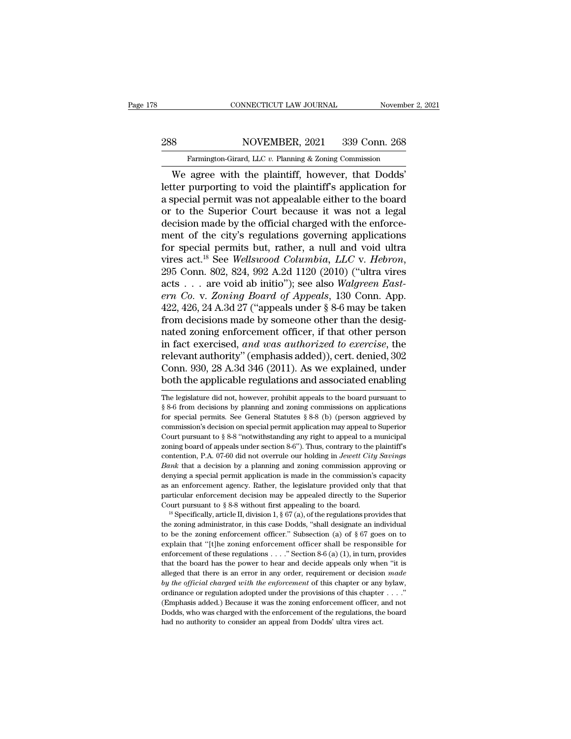We agree with the plaintiff, however, that Dodds' letter purporting to void the plaintiff's application for a special permit was not appealable either to the board or to the Superior Court because it was not a legal decision made by the official charged with the enforcement of the city's regulations governing applications for special permits but, rather, a null and void ultra vires act.[18] See *Wellswood Columbia, LLC* v. *Hebron*, 295 Conn. 802, 824, 992 A.2d 1120 (2010) ("ultra vires acts . . . are void ab initio"); see also *Walgreen Eastern Co.* v. *Zoning Board of Appeals*, 130 Conn. App. 422, 426, 24 A.3d 27 ("appeals under § 8-6 may be taken from decisions made by someone other than the designated zoning enforcement officer, if that other person in fact exercised, *and was authorized to exercise*, the relevant authority" (emphasis added)), cert. denied, 302 Conn. 930, 28 A.3d 346 (2011). As we explained, under both the applicable regulations and associated enabling

The legislature did not, however, prohibit appeals to the board pursuant to § 8-6 from decisions by planning and zoning commissions on applications for special permits. See General Statutes § 8-8 (b) (person aggrieved by commission's decision on special permit application may appeal to Superior Court pursuant to § 8-8 "notwithstanding any right to appeal to a municipal zoning board of appeals under section 8-6"). Thus, contrary to the plaintiff's contention, P.A. 07-60 did not overrule our holding in *Jewett City Savings Bank* that a decision by a planning and zoning commission approving or denying a special permit application is made in the commission's capacity as an enforcement agency. Rather, the legislature provided only that that particular enforcement decision may be appealed directly to the Superior Court pursuant to § 8-8 without first appealing to the board.

[18] Specifically, article II, division 1, § 67 (a), of the regulations provides that the zoning administrator, in this case Dodds, "shall designate an individual to be the zoning enforcement officer." Subsection (a) of § 67 goes on to explain that "[t]he zoning enforcement officer shall be responsible for enforcement of these regulations . . . ." Section 8-6 (a) (1), in turn, provides that the board has the power to hear and decide appeals only when "it is alleged that there is an error in any order, requirement or decision *made by the official charged with the enforcement* of this chapter or any bylaw, ordinance or regulation adopted under the provisions of this chapter . . . ." (Emphasis added.) Because it was the zoning enforcement officer, and not Dodds, who was charged with the enforcement of the regulations, the board had no authority to consider an appeal from Dodds' ultra vires act.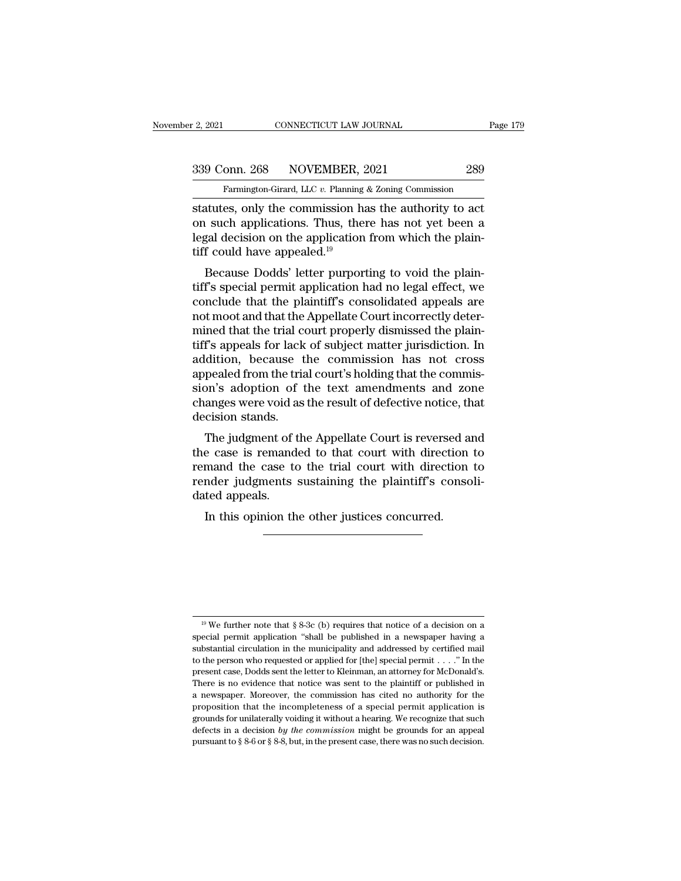statutes, only the commission has the authority to act on such applications. Thus, there has not yet been a legal decision on the application from which the plaintiff could have appealed.[19]

Because Dodds' letter purporting to void the plaintiff's special permit application had no legal effect, we conclude that the plaintiff's consolidated appeals are not moot and that the Appellate Court incorrectly determined that the trial court properly dismissed the plaintiff's appeals for lack of subject matter jurisdiction. In addition, because the commission has not cross appealed from the trial court's holding that the commission's adoption of the text amendments and zone changes were void as the result of defective notice, that decision stands.

The judgment of the Appellate Court is reversed and the case is remanded to that court with direction to remand the case to the trial court with direction to render judgments sustaining the plaintiff's consolidated appeals.

In this opinion the other justices concurred.

---

[19] We further note that § 8-3c (b) requires that notice of a decision on a special permit application "shall be published in a newspaper having a substantial circulation in the municipality and addressed by certified mail to the person who requested or applied for [the] special permit . . . ." In the present case, Dodds sent the letter to Kleinman, an attorney for McDonald's. There is no evidence that notice was sent to the plaintiff or published in a newspaper. Moreover, the commission has cited no authority for the proposition that the incompleteness of a special permit application is grounds for unilaterally voiding it without a hearing. We recognize that such defects in a decision *by the commission* might be grounds for an appeal pursuant to § 8-6 or § 8-8, but, in the present case, there was no such decision.